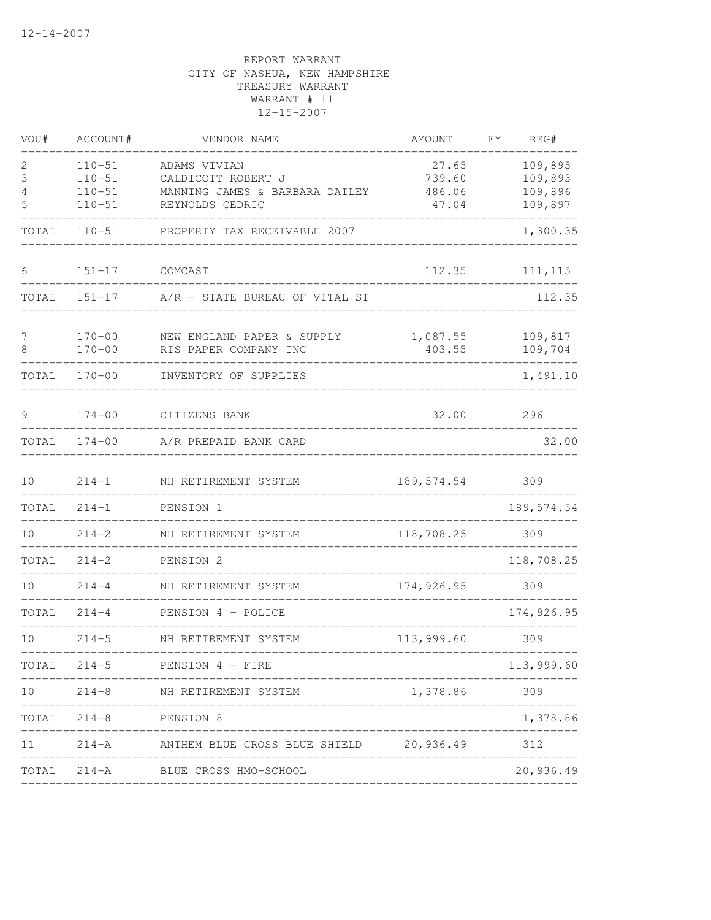12-14-2007

REPORT WARRANT
CITY OF NASHUA, NEW HAMPSHIRE
TREASURY WARRANT
WARRANT # 11
12-15-2007

| VOU# | ACCOUNT# | VENDOR NAME | AMOUNT | FY | REG# |
|---|---|---|---|---|---|
| 2 | 110-51 | ADAMS VIVIAN | 27.65 | | 109,895 |
| 3 | 110-51 | CALDICOTT ROBERT J | 739.60 | | 109,893 |
| 4 | 110-51 | MANNING JAMES & BARBARA DAILEY | 486.06 | | 109,896 |
| 5 | 110-51 | REYNOLDS CEDRIC | 47.04 | | 109,897 |
| TOTAL | 110-51 | PROPERTY TAX RECEIVABLE 2007 | | | 1,300.35 |
| 6 | 151-17 | COMCAST | 112.35 | | 111,115 |
| TOTAL | 151-17 | A/R - STATE BUREAU OF VITAL ST | | | 112.35 |
| 7 | 170-00 | NEW ENGLAND PAPER & SUPPLY | 1,087.55 | | 109,817 |
| 8 | 170-00 | RIS PAPER COMPANY INC | 403.55 | | 109,704 |
| TOTAL | 170-00 | INVENTORY OF SUPPLIES | | | 1,491.10 |
| 9 | 174-00 | CITIZENS BANK | 32.00 | | 296 |
| TOTAL | 174-00 | A/R PREPAID BANK CARD | | | 32.00 |
| 10 | 214-1 | NH RETIREMENT SYSTEM | 189,574.54 | | 309 |
| TOTAL | 214-1 | PENSION 1 | | | 189,574.54 |
| 10 | 214-2 | NH RETIREMENT SYSTEM | 118,708.25 | | 309 |
| TOTAL | 214-2 | PENSION 2 | | | 118,708.25 |
| 10 | 214-4 | NH RETIREMENT SYSTEM | 174,926.95 | | 309 |
| TOTAL | 214-4 | PENSION 4 - POLICE | | | 174,926.95 |
| 10 | 214-5 | NH RETIREMENT SYSTEM | 113,999.60 | | 309 |
| TOTAL | 214-5 | PENSION 4 - FIRE | | | 113,999.60 |
| 10 | 214-8 | NH RETIREMENT SYSTEM | 1,378.86 | | 309 |
| TOTAL | 214-8 | PENSION 8 | | | 1,378.86 |
| 11 | 214-A | ANTHEM BLUE CROSS BLUE SHIELD | 20,936.49 | | 312 |
| TOTAL | 214-A | BLUE CROSS HMO-SCHOOL | | | 20,936.49 |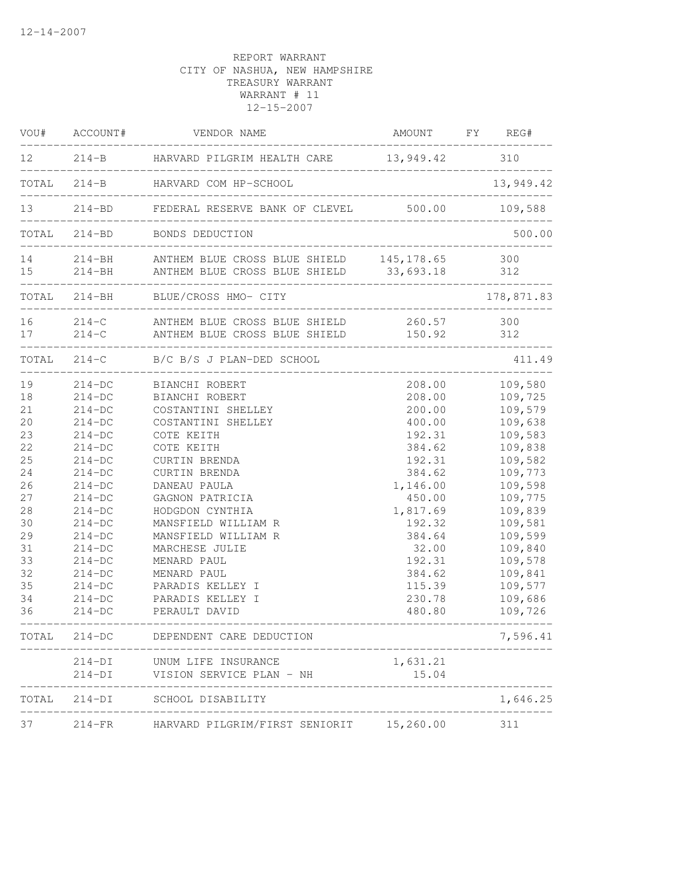12-14-2007

REPORT WARRANT
CITY OF NASHUA, NEW HAMPSHIRE
TREASURY WARRANT
WARRANT # 11
12-15-2007

| VOU# | ACCOUNT# | VENDOR NAME | AMOUNT | FY | REG# |
|---|---|---|---|---|---|
| 12 | 214-B | HARVARD PILGRIM HEALTH CARE | 13,949.42 | | 310 |
| TOTAL | 214-B | HARVARD COM HP-SCHOOL | | | 13,949.42 |
| 13 | 214-BD | FEDERAL RESERVE BANK OF CLEVEL | 500.00 | | 109,588 |
| TOTAL | 214-BD | BONDS DEDUCTION | | | 500.00 |
| 14 | 214-BH | ANTHEM BLUE CROSS BLUE SHIELD | 145,178.65 | | 300 |
| 15 | 214-BH | ANTHEM BLUE CROSS BLUE SHIELD | 33,693.18 | | 312 |
| TOTAL | 214-BH | BLUE/CROSS HMO- CITY | | | 178,871.83 |
| 16 | 214-C | ANTHEM BLUE CROSS BLUE SHIELD | 260.57 | | 300 |
| 17 | 214-C | ANTHEM BLUE CROSS BLUE SHIELD | 150.92 | | 312 |
| TOTAL | 214-C | B/C B/S J PLAN-DED SCHOOL | | | 411.49 |
| 19 | 214-DC | BIANCHI ROBERT | 208.00 | | 109,580 |
| 18 | 214-DC | BIANCHI ROBERT | 208.00 | | 109,725 |
| 21 | 214-DC | COSTANTINI SHELLEY | 200.00 | | 109,579 |
| 20 | 214-DC | COSTANTINI SHELLEY | 400.00 | | 109,638 |
| 23 | 214-DC | COTE KEITH | 192.31 | | 109,583 |
| 22 | 214-DC | COTE KEITH | 384.62 | | 109,838 |
| 25 | 214-DC | CURTIN BRENDA | 192.31 | | 109,582 |
| 24 | 214-DC | CURTIN BRENDA | 384.62 | | 109,773 |
| 26 | 214-DC | DANEAU PAULA | 1,146.00 | | 109,598 |
| 27 | 214-DC | GAGNON PATRICIA | 450.00 | | 109,775 |
| 28 | 214-DC | HODGDON CYNTHIA | 1,817.69 | | 109,839 |
| 30 | 214-DC | MANSFIELD WILLIAM R | 192.32 | | 109,581 |
| 29 | 214-DC | MANSFIELD WILLIAM R | 384.64 | | 109,599 |
| 31 | 214-DC | MARCHESE JULIE | 32.00 | | 109,840 |
| 33 | 214-DC | MENARD PAUL | 192.31 | | 109,578 |
| 32 | 214-DC | MENARD PAUL | 384.62 | | 109,841 |
| 35 | 214-DC | PARADIS KELLEY I | 115.39 | | 109,577 |
| 34 | 214-DC | PARADIS KELLEY I | 230.78 | | 109,686 |
| 36 | 214-DC | PERAULT DAVID | 480.80 | | 109,726 |
| TOTAL | 214-DC | DEPENDENT CARE DEDUCTION | | | 7,596.41 |
| | 214-DI | UNUM LIFE INSURANCE | 1,631.21 | | |
| | 214-DI | VISION SERVICE PLAN - NH | 15.04 | | |
| TOTAL | 214-DI | SCHOOL DISABILITY | | | 1,646.25 |
| 37 | 214-FR | HARVARD PILGRIM/FIRST SENIORIT | 15,260.00 | | 311 |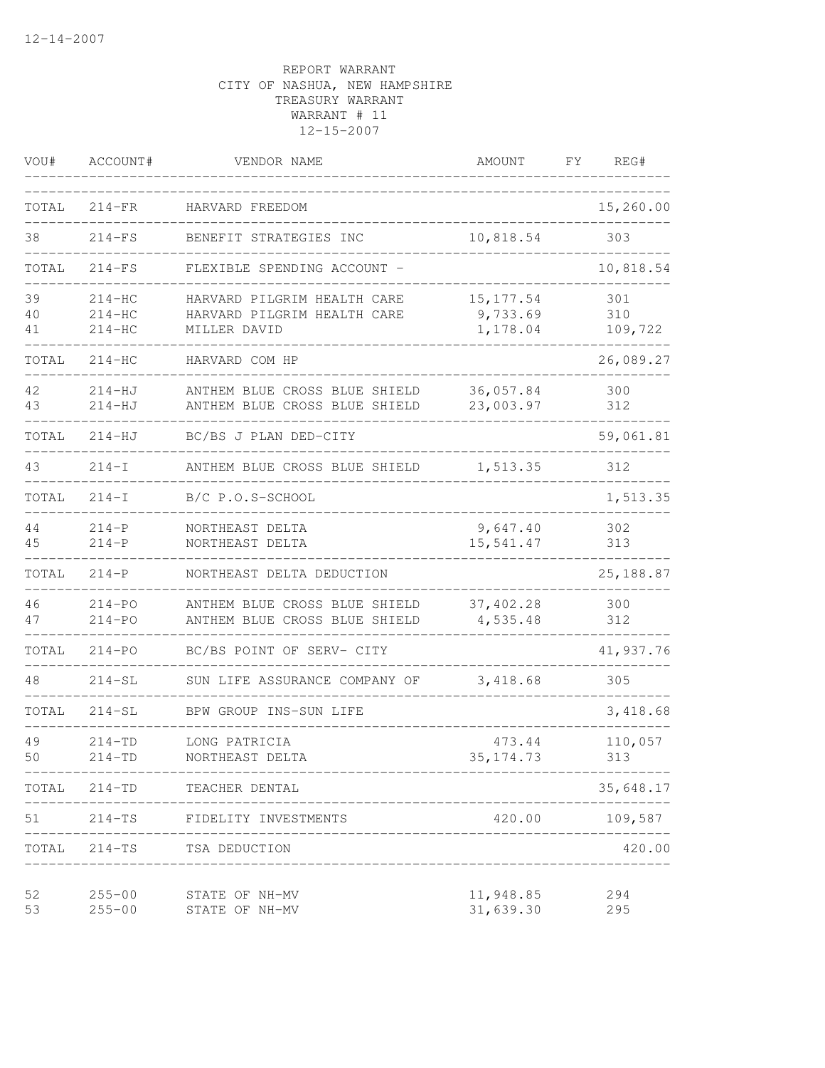12-14-2007

REPORT WARRANT
CITY OF NASHUA, NEW HAMPSHIRE
TREASURY WARRANT
WARRANT # 11
12-15-2007

| VOU# | ACCOUNT# | VENDOR NAME | AMOUNT | FY | REG# |
|---|---|---|---|---|---|
| TOTAL | 214-FR | HARVARD FREEDOM | | | 15,260.00 |
| 38 | 214-FS | BENEFIT STRATEGIES INC | 10,818.54 | | 303 |
| TOTAL | 214-FS | FLEXIBLE SPENDING ACCOUNT - | | | 10,818.54 |
| 39 | 214-HC | HARVARD PILGRIM HEALTH CARE | 15,177.54 | | 301 |
| 40 | 214-HC | HARVARD PILGRIM HEALTH CARE | 9,733.69 | | 310 |
| 41 | 214-HC | MILLER DAVID | 1,178.04 | | 109,722 |
| TOTAL | 214-HC | HARVARD COM HP | | | 26,089.27 |
| 42 | 214-HJ | ANTHEM BLUE CROSS BLUE SHIELD | 36,057.84 | | 300 |
| 43 | 214-HJ | ANTHEM BLUE CROSS BLUE SHIELD | 23,003.97 | | 312 |
| TOTAL | 214-HJ | BC/BS J PLAN DED-CITY | | | 59,061.81 |
| 43 | 214-I | ANTHEM BLUE CROSS BLUE SHIELD | 1,513.35 | | 312 |
| TOTAL | 214-I | B/C P.O.S-SCHOOL | | | 1,513.35 |
| 44 | 214-P | NORTHEAST DELTA | 9,647.40 | | 302 |
| 45 | 214-P | NORTHEAST DELTA | 15,541.47 | | 313 |
| TOTAL | 214-P | NORTHEAST DELTA DEDUCTION | | | 25,188.87 |
| 46 | 214-PO | ANTHEM BLUE CROSS BLUE SHIELD | 37,402.28 | | 300 |
| 47 | 214-PO | ANTHEM BLUE CROSS BLUE SHIELD | 4,535.48 | | 312 |
| TOTAL | 214-PO | BC/BS POINT OF SERV- CITY | | | 41,937.76 |
| 48 | 214-SL | SUN LIFE ASSURANCE COMPANY OF | 3,418.68 | | 305 |
| TOTAL | 214-SL | BPW GROUP INS-SUN LIFE | | | 3,418.68 |
| 49 | 214-TD | LONG PATRICIA | 473.44 | | 110,057 |
| 50 | 214-TD | NORTHEAST DELTA | 35,174.73 | | 313 |
| TOTAL | 214-TD | TEACHER DENTAL | | | 35,648.17 |
| 51 | 214-TS | FIDELITY INVESTMENTS | 420.00 | | 109,587 |
| TOTAL | 214-TS | TSA DEDUCTION | | | 420.00 |
| 52 | 255-00 | STATE OF NH-MV | 11,948.85 | | 294 |
| 53 | 255-00 | STATE OF NH-MV | 31,639.30 | | 295 |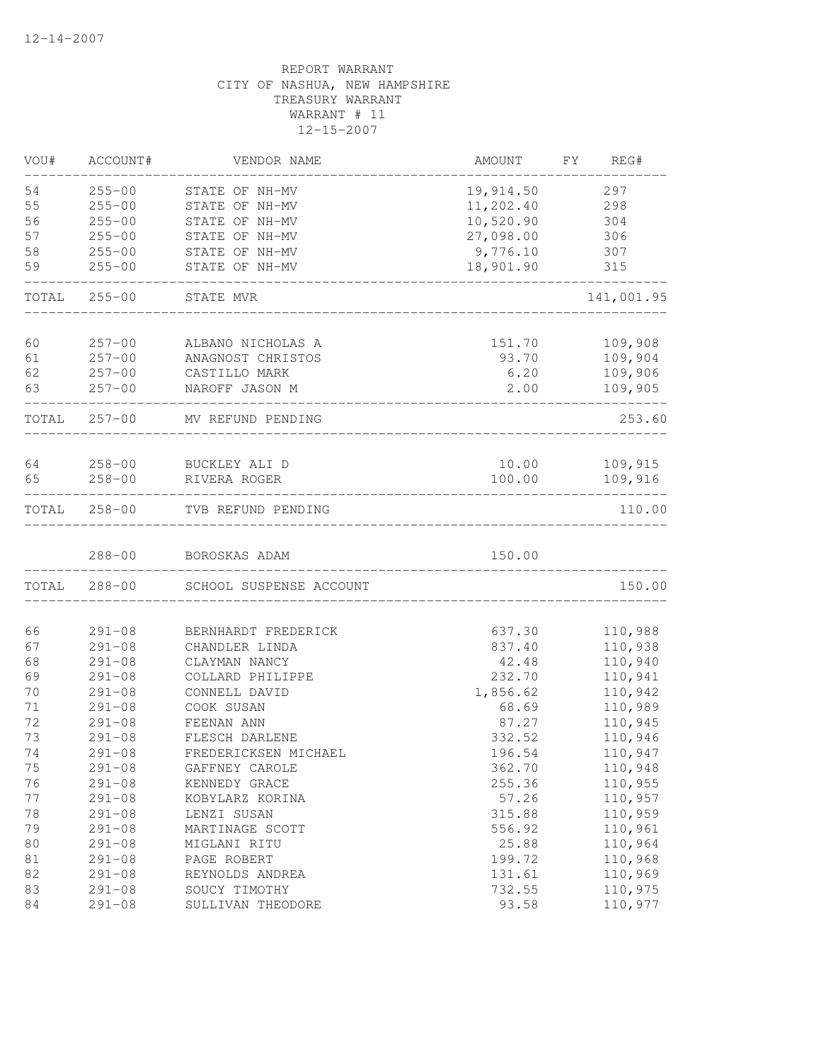12-14-2007

REPORT WARRANT
CITY OF NASHUA, NEW HAMPSHIRE
TREASURY WARRANT
WARRANT # 11
12-15-2007

| VOU# | ACCOUNT# | VENDOR NAME | AMOUNT | FY | REG# |
|---|---|---|---|---|---|
| 54 | 255-00 | STATE OF NH-MV | 19,914.50 | | 297 |
| 55 | 255-00 | STATE OF NH-MV | 11,202.40 | | 298 |
| 56 | 255-00 | STATE OF NH-MV | 10,520.90 | | 304 |
| 57 | 255-00 | STATE OF NH-MV | 27,098.00 | | 306 |
| 58 | 255-00 | STATE OF NH-MV | 9,776.10 | | 307 |
| 59 | 255-00 | STATE OF NH-MV | 18,901.90 | | 315 |
| TOTAL | 255-00 | STATE MVR | | | 141,001.95 |
| 60 | 257-00 | ALBANO NICHOLAS A | 151.70 | | 109,908 |
| 61 | 257-00 | ANAGNOST CHRISTOS | 93.70 | | 109,904 |
| 62 | 257-00 | CASTILLO MARK | 6.20 | | 109,906 |
| 63 | 257-00 | NAROFF JASON M | 2.00 | | 109,905 |
| TOTAL | 257-00 | MV REFUND PENDING | | | 253.60 |
| 64 | 258-00 | BUCKLEY ALI D | 10.00 | | 109,915 |
| 65 | 258-00 | RIVERA ROGER | 100.00 | | 109,916 |
| TOTAL | 258-00 | TVB REFUND PENDING | | | 110.00 |
| | 288-00 | BOROSKAS ADAM | 150.00 | | |
| TOTAL | 288-00 | SCHOOL SUSPENSE ACCOUNT | | | 150.00 |
| 66 | 291-08 | BERNHARDT FREDERICK | 637.30 | | 110,988 |
| 67 | 291-08 | CHANDLER LINDA | 837.40 | | 110,938 |
| 68 | 291-08 | CLAYMAN NANCY | 42.48 | | 110,940 |
| 69 | 291-08 | COLLARD PHILIPPE | 232.70 | | 110,941 |
| 70 | 291-08 | CONNELL DAVID | 1,856.62 | | 110,942 |
| 71 | 291-08 | COOK SUSAN | 68.69 | | 110,989 |
| 72 | 291-08 | FEENAN ANN | 87.27 | | 110,945 |
| 73 | 291-08 | FLESCH DARLENE | 332.52 | | 110,946 |
| 74 | 291-08 | FREDERICKSEN MICHAEL | 196.54 | | 110,947 |
| 75 | 291-08 | GAFFNEY CAROLE | 362.70 | | 110,948 |
| 76 | 291-08 | KENNEDY GRACE | 255.36 | | 110,955 |
| 77 | 291-08 | KOBYLARZ KORINA | 57.26 | | 110,957 |
| 78 | 291-08 | LENZI SUSAN | 315.88 | | 110,959 |
| 79 | 291-08 | MARTINAGE SCOTT | 556.92 | | 110,961 |
| 80 | 291-08 | MIGLANI RITU | 25.88 | | 110,964 |
| 81 | 291-08 | PAGE ROBERT | 199.72 | | 110,968 |
| 82 | 291-08 | REYNOLDS ANDREA | 131.61 | | 110,969 |
| 83 | 291-08 | SOUCY TIMOTHY | 732.55 | | 110,975 |
| 84 | 291-08 | SULLIVAN THEODORE | 93.58 | | 110,977 |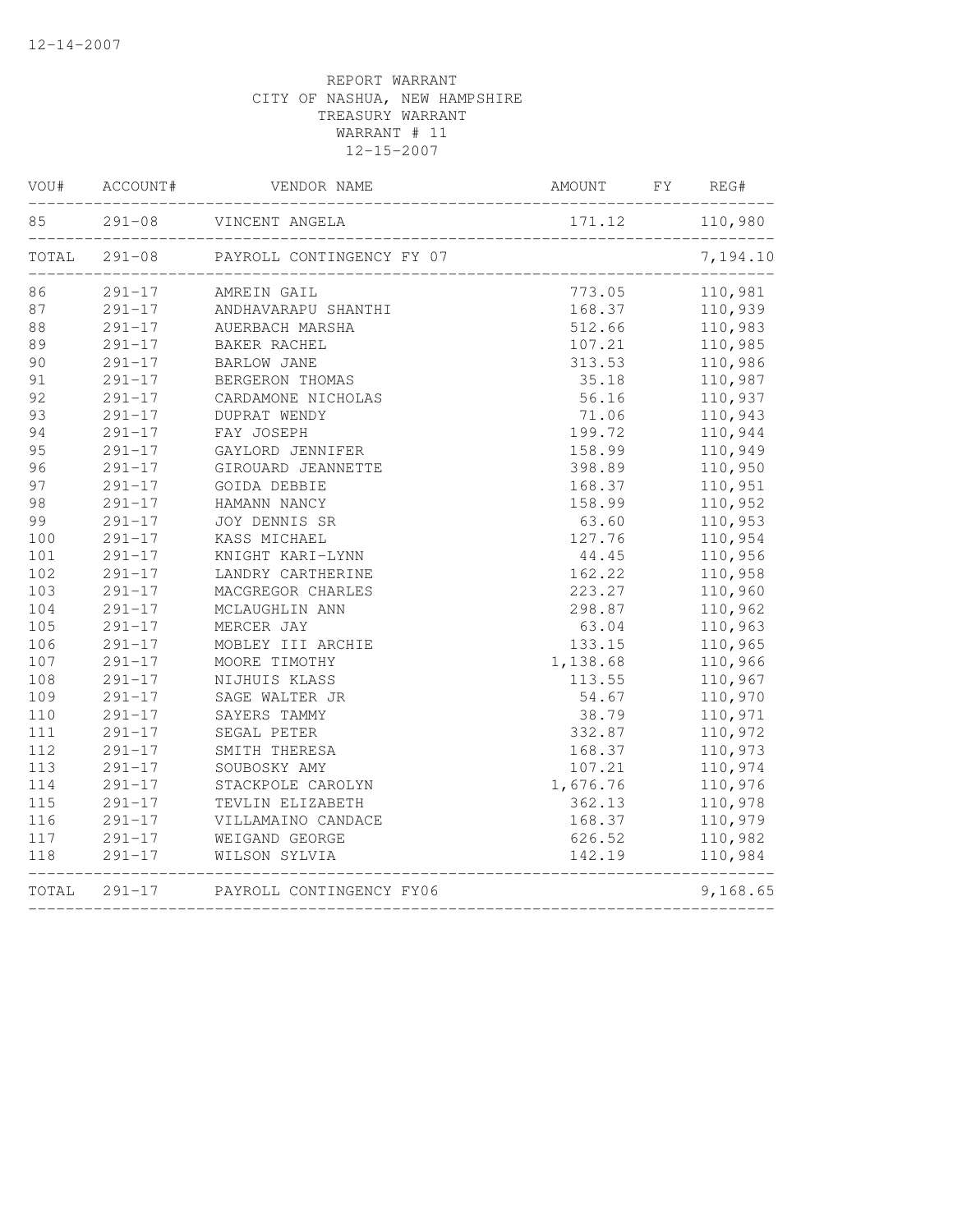REPORT WARRANT
CITY OF NASHUA, NEW HAMPSHIRE
TREASURY WARRANT
WARRANT # 11
12-15-2007

| VOU# | ACCOUNT# | VENDOR NAME | AMOUNT | FY | REG# |
|---|---|---|---|---|---|
| 85 | 291-08 | VINCENT ANGELA | 171.12 | | 110,980 |
| TOTAL | 291-08 | PAYROLL CONTINGENCY FY 07 | | | 7,194.10 |
| 86 | 291-17 | AMREIN GAIL | 773.05 | | 110,981 |
| 87 | 291-17 | ANDHAVARAPU SHANTHI | 168.37 | | 110,939 |
| 88 | 291-17 | AUERBACH MARSHA | 512.66 | | 110,983 |
| 89 | 291-17 | BAKER RACHEL | 107.21 | | 110,985 |
| 90 | 291-17 | BARLOW JANE | 313.53 | | 110,986 |
| 91 | 291-17 | BERGERON THOMAS | 35.18 | | 110,987 |
| 92 | 291-17 | CARDAMONE NICHOLAS | 56.16 | | 110,937 |
| 93 | 291-17 | DUPRAT WENDY | 71.06 | | 110,943 |
| 94 | 291-17 | FAY JOSEPH | 199.72 | | 110,944 |
| 95 | 291-17 | GAYLORD JENNIFER | 158.99 | | 110,949 |
| 96 | 291-17 | GIROUARD JEANNETTE | 398.89 | | 110,950 |
| 97 | 291-17 | GOIDA DEBBIE | 168.37 | | 110,951 |
| 98 | 291-17 | HAMANN NANCY | 158.99 | | 110,952 |
| 99 | 291-17 | JOY DENNIS SR | 63.60 | | 110,953 |
| 100 | 291-17 | KASS MICHAEL | 127.76 | | 110,954 |
| 101 | 291-17 | KNIGHT KARI-LYNN | 44.45 | | 110,956 |
| 102 | 291-17 | LANDRY CARTHERINE | 162.22 | | 110,958 |
| 103 | 291-17 | MACGREGOR CHARLES | 223.27 | | 110,960 |
| 104 | 291-17 | MCLAUGHLIN ANN | 298.87 | | 110,962 |
| 105 | 291-17 | MERCER JAY | 63.04 | | 110,963 |
| 106 | 291-17 | MOBLEY III ARCHIE | 133.15 | | 110,965 |
| 107 | 291-17 | MOORE TIMOTHY | 1,138.68 | | 110,966 |
| 108 | 291-17 | NIJHUIS KLASS | 113.55 | | 110,967 |
| 109 | 291-17 | SAGE WALTER JR | 54.67 | | 110,970 |
| 110 | 291-17 | SAYERS TAMMY | 38.79 | | 110,971 |
| 111 | 291-17 | SEGAL PETER | 332.87 | | 110,972 |
| 112 | 291-17 | SMITH THERESA | 168.37 | | 110,973 |
| 113 | 291-17 | SOUBOSKY AMY | 107.21 | | 110,974 |
| 114 | 291-17 | STACKPOLE CAROLYN | 1,676.76 | | 110,976 |
| 115 | 291-17 | TEVLIN ELIZABETH | 362.13 | | 110,978 |
| 116 | 291-17 | VILLAMAINO CANDACE | 168.37 | | 110,979 |
| 117 | 291-17 | WEIGAND GEORGE | 626.52 | | 110,982 |
| 118 | 291-17 | WILSON SYLVIA | 142.19 | | 110,984 |
| TOTAL | 291-17 | PAYROLL CONTINGENCY FY06 | | | 9,168.65 |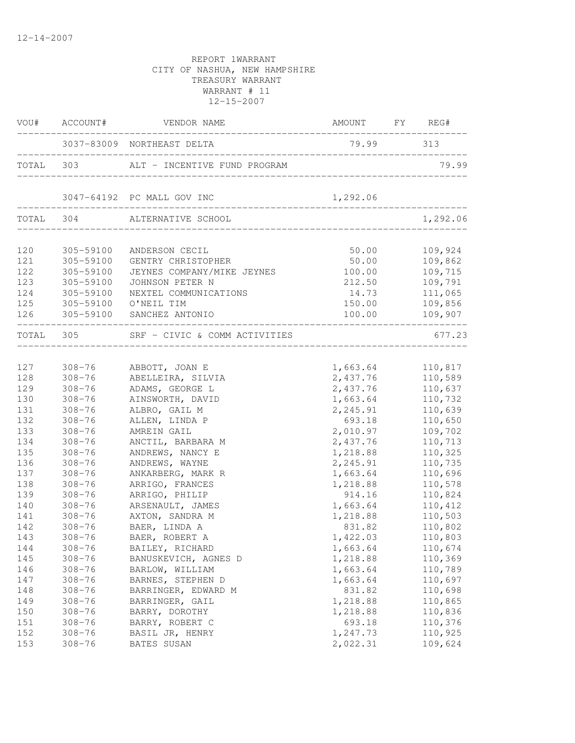12-14-2007

REPORT 1WARRANT
CITY OF NASHUA, NEW HAMPSHIRE
TREASURY WARRANT
WARRANT # 11
12-15-2007

| VOU# | ACCOUNT# | VENDOR NAME | AMOUNT | FY | REG# |
|---|---|---|---|---|---|
| | 3037-83009 | NORTHEAST DELTA | 79.99 | | 313 |
| TOTAL | 303 | ALT - INCENTIVE FUND PROGRAM | | | 79.99 |
| | 3047-64192 | PC MALL GOV INC | 1,292.06 | | |
| TOTAL | 304 | ALTERNATIVE SCHOOL | | | 1,292.06 |
| 120 | 305-59100 | ANDERSON CECIL | 50.00 | | 109,924 |
| 121 | 305-59100 | GENTRY CHRISTOPHER | 50.00 | | 109,862 |
| 122 | 305-59100 | JEYNES COMPANY/MIKE JEYNES | 100.00 | | 109,715 |
| 123 | 305-59100 | JOHNSON PETER N | 212.50 | | 109,791 |
| 124 | 305-59100 | NEXTEL COMMUNICATIONS | 14.73 | | 111,065 |
| 125 | 305-59100 | O'NEIL TIM | 150.00 | | 109,856 |
| 126 | 305-59100 | SANCHEZ ANTONIO | 100.00 | | 109,907 |
| TOTAL | 305 | SRF - CIVIC & COMM ACTIVITIES | | | 677.23 |
| 127 | 308-76 | ABBOTT, JOAN E | 1,663.64 | | 110,817 |
| 128 | 308-76 | ABELLEIRA, SILVIA | 2,437.76 | | 110,589 |
| 129 | 308-76 | ADAMS, GEORGE L | 2,437.76 | | 110,637 |
| 130 | 308-76 | AINSWORTH, DAVID | 1,663.64 | | 110,732 |
| 131 | 308-76 | ALBRO, GAIL M | 2,245.91 | | 110,639 |
| 132 | 308-76 | ALLEN, LINDA P | 693.18 | | 110,650 |
| 133 | 308-76 | AMREIN GAIL | 2,010.97 | | 109,702 |
| 134 | 308-76 | ANCTIL, BARBARA M | 2,437.76 | | 110,713 |
| 135 | 308-76 | ANDREWS, NANCY E | 1,218.88 | | 110,325 |
| 136 | 308-76 | ANDREWS, WAYNE | 2,245.91 | | 110,735 |
| 137 | 308-76 | ANKARBERG, MARK R | 1,663.64 | | 110,696 |
| 138 | 308-76 | ARRIGO, FRANCES | 1,218.88 | | 110,578 |
| 139 | 308-76 | ARRIGO, PHILIP | 914.16 | | 110,824 |
| 140 | 308-76 | ARSENAULT, JAMES | 1,663.64 | | 110,412 |
| 141 | 308-76 | AXTON, SANDRA M | 1,218.88 | | 110,503 |
| 142 | 308-76 | BAER, LINDA A | 831.82 | | 110,802 |
| 143 | 308-76 | BAER, ROBERT A | 1,422.03 | | 110,803 |
| 144 | 308-76 | BAILEY, RICHARD | 1,663.64 | | 110,674 |
| 145 | 308-76 | BANUSKEVICH, AGNES D | 1,218.88 | | 110,369 |
| 146 | 308-76 | BARLOW, WILLIAM | 1,663.64 | | 110,789 |
| 147 | 308-76 | BARNES, STEPHEN D | 1,663.64 | | 110,697 |
| 148 | 308-76 | BARRINGER, EDWARD M | 831.82 | | 110,698 |
| 149 | 308-76 | BARRINGER, GAIL | 1,218.88 | | 110,865 |
| 150 | 308-76 | BARRY, DOROTHY | 1,218.88 | | 110,836 |
| 151 | 308-76 | BARRY, ROBERT C | 693.18 | | 110,376 |
| 152 | 308-76 | BASIL JR, HENRY | 1,247.73 | | 110,925 |
| 153 | 308-76 | BATES SUSAN | 2,022.31 | | 109,624 |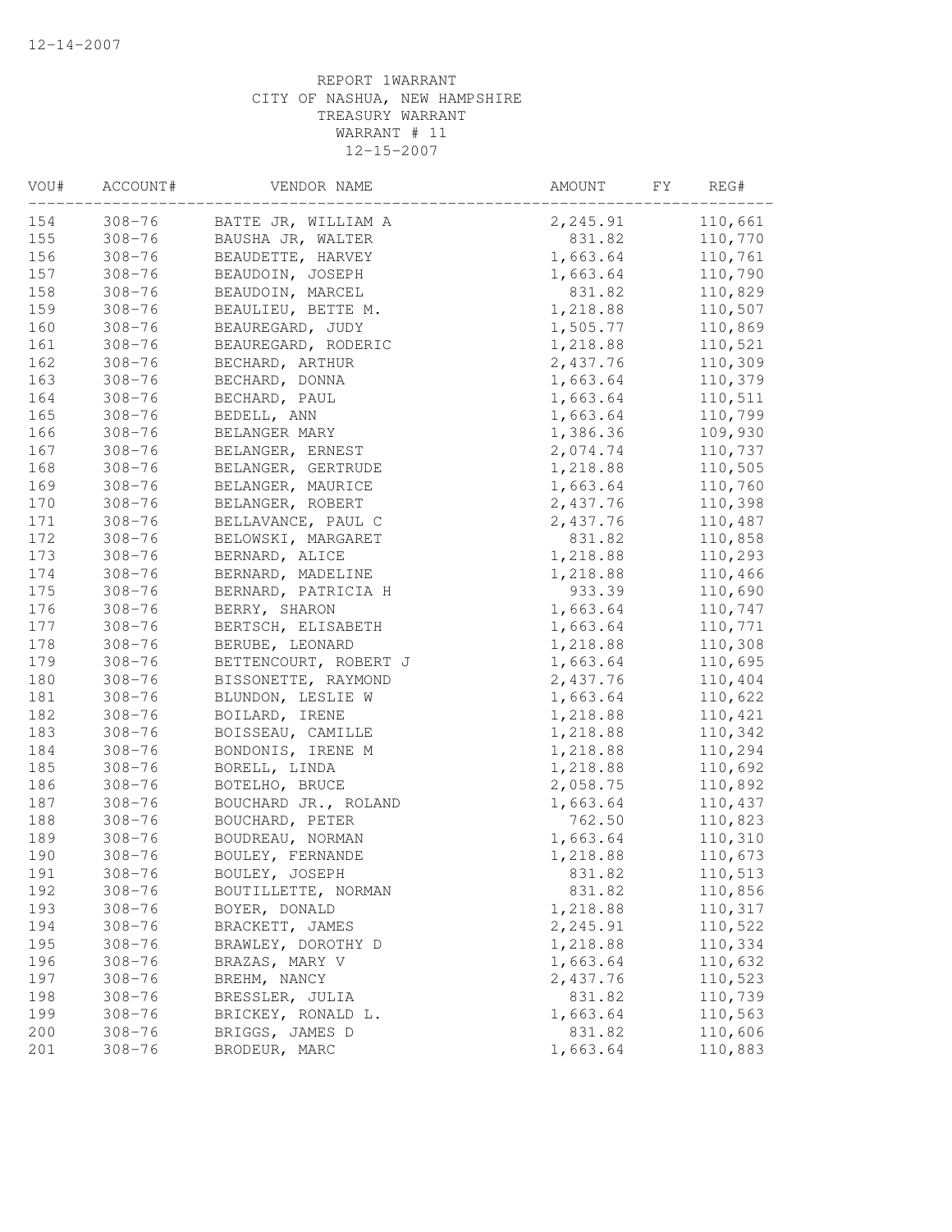12-14-2007

REPORT 1WARRANT
CITY OF NASHUA, NEW HAMPSHIRE
TREASURY WARRANT
WARRANT # 11
12-15-2007

| VOU# | ACCOUNT# | VENDOR NAME | AMOUNT | FY | REG# |
|---|---|---|---|---|---|
| 154 | 308-76 | BATTE JR, WILLIAM A | 2,245.91 | | 110,661 |
| 155 | 308-76 | BAUSHA JR, WALTER | 831.82 | | 110,770 |
| 156 | 308-76 | BEAUDETTE, HARVEY | 1,663.64 | | 110,761 |
| 157 | 308-76 | BEAUDOIN, JOSEPH | 1,663.64 | | 110,790 |
| 158 | 308-76 | BEAUDOIN, MARCEL | 831.82 | | 110,829 |
| 159 | 308-76 | BEAULIEU, BETTE M. | 1,218.88 | | 110,507 |
| 160 | 308-76 | BEAUREGARD, JUDY | 1,505.77 | | 110,869 |
| 161 | 308-76 | BEAUREGARD, RODERIC | 1,218.88 | | 110,521 |
| 162 | 308-76 | BECHARD, ARTHUR | 2,437.76 | | 110,309 |
| 163 | 308-76 | BECHARD, DONNA | 1,663.64 | | 110,379 |
| 164 | 308-76 | BECHARD, PAUL | 1,663.64 | | 110,511 |
| 165 | 308-76 | BEDELL, ANN | 1,663.64 | | 110,799 |
| 166 | 308-76 | BELANGER MARY | 1,386.36 | | 109,930 |
| 167 | 308-76 | BELANGER, ERNEST | 2,074.74 | | 110,737 |
| 168 | 308-76 | BELANGER, GERTRUDE | 1,218.88 | | 110,505 |
| 169 | 308-76 | BELANGER, MAURICE | 1,663.64 | | 110,760 |
| 170 | 308-76 | BELANGER, ROBERT | 2,437.76 | | 110,398 |
| 171 | 308-76 | BELLAVANCE, PAUL C | 2,437.76 | | 110,487 |
| 172 | 308-76 | BELOWSKI, MARGARET | 831.82 | | 110,858 |
| 173 | 308-76 | BERNARD, ALICE | 1,218.88 | | 110,293 |
| 174 | 308-76 | BERNARD, MADELINE | 1,218.88 | | 110,466 |
| 175 | 308-76 | BERNARD, PATRICIA H | 933.39 | | 110,690 |
| 176 | 308-76 | BERRY, SHARON | 1,663.64 | | 110,747 |
| 177 | 308-76 | BERTSCH, ELISABETH | 1,663.64 | | 110,771 |
| 178 | 308-76 | BERUBE, LEONARD | 1,218.88 | | 110,308 |
| 179 | 308-76 | BETTENCOURT, ROBERT J | 1,663.64 | | 110,695 |
| 180 | 308-76 | BISSONETTE, RAYMOND | 2,437.76 | | 110,404 |
| 181 | 308-76 | BLUNDON, LESLIE W | 1,663.64 | | 110,622 |
| 182 | 308-76 | BOILARD, IRENE | 1,218.88 | | 110,421 |
| 183 | 308-76 | BOISSEAU, CAMILLE | 1,218.88 | | 110,342 |
| 184 | 308-76 | BONDONIS, IRENE M | 1,218.88 | | 110,294 |
| 185 | 308-76 | BORELL, LINDA | 1,218.88 | | 110,692 |
| 186 | 308-76 | BOTELHO, BRUCE | 2,058.75 | | 110,892 |
| 187 | 308-76 | BOUCHARD JR., ROLAND | 1,663.64 | | 110,437 |
| 188 | 308-76 | BOUCHARD, PETER | 762.50 | | 110,823 |
| 189 | 308-76 | BOUDREAU, NORMAN | 1,663.64 | | 110,310 |
| 190 | 308-76 | BOULEY, FERNANDE | 1,218.88 | | 110,673 |
| 191 | 308-76 | BOULEY, JOSEPH | 831.82 | | 110,513 |
| 192 | 308-76 | BOUTILLETTE, NORMAN | 831.82 | | 110,856 |
| 193 | 308-76 | BOYER, DONALD | 1,218.88 | | 110,317 |
| 194 | 308-76 | BRACKETT, JAMES | 2,245.91 | | 110,522 |
| 195 | 308-76 | BRAWLEY, DOROTHY D | 1,218.88 | | 110,334 |
| 196 | 308-76 | BRAZAS, MARY V | 1,663.64 | | 110,632 |
| 197 | 308-76 | BREHM, NANCY | 2,437.76 | | 110,523 |
| 198 | 308-76 | BRESSLER, JULIA | 831.82 | | 110,739 |
| 199 | 308-76 | BRICKEY, RONALD L. | 1,663.64 | | 110,563 |
| 200 | 308-76 | BRIGGS, JAMES D | 831.82 | | 110,606 |
| 201 | 308-76 | BRODEUR, MARC | 1,663.64 | | 110,883 |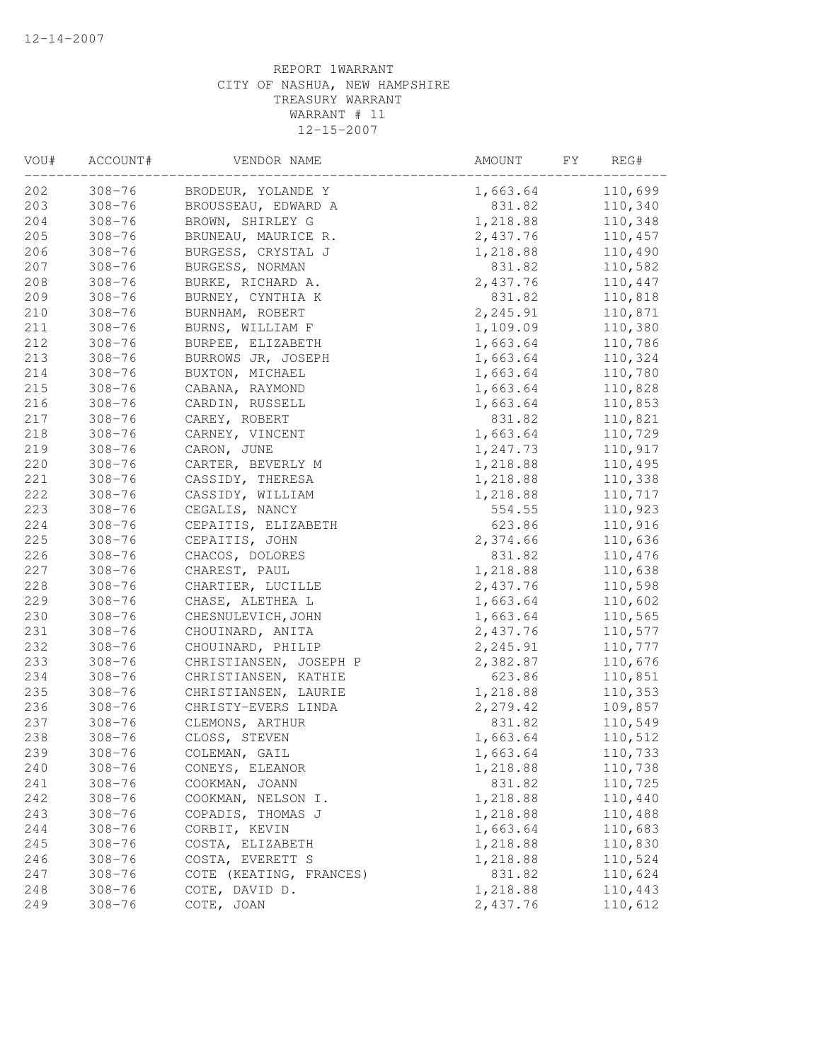12-14-2007

REPORT 1WARRANT
CITY OF NASHUA, NEW HAMPSHIRE
TREASURY WARRANT
WARRANT # 11
12-15-2007

| VOU# | ACCOUNT# | VENDOR NAME | AMOUNT | FY | REG# |
|---|---|---|---|---|---|
| 202 | 308-76 | BRODEUR, YOLANDE Y | 1,663.64 | | 110,699 |
| 203 | 308-76 | BROUSSEAU, EDWARD A | 831.82 | | 110,340 |
| 204 | 308-76 | BROWN, SHIRLEY G | 1,218.88 | | 110,348 |
| 205 | 308-76 | BRUNEAU, MAURICE R. | 2,437.76 | | 110,457 |
| 206 | 308-76 | BURGESS, CRYSTAL J | 1,218.88 | | 110,490 |
| 207 | 308-76 | BURGESS, NORMAN | 831.82 | | 110,582 |
| 208 | 308-76 | BURKE, RICHARD A. | 2,437.76 | | 110,447 |
| 209 | 308-76 | BURNEY, CYNTHIA K | 831.82 | | 110,818 |
| 210 | 308-76 | BURNHAM, ROBERT | 2,245.91 | | 110,871 |
| 211 | 308-76 | BURNS, WILLIAM F | 1,109.09 | | 110,380 |
| 212 | 308-76 | BURPEE, ELIZABETH | 1,663.64 | | 110,786 |
| 213 | 308-76 | BURROWS JR, JOSEPH | 1,663.64 | | 110,324 |
| 214 | 308-76 | BUXTON, MICHAEL | 1,663.64 | | 110,780 |
| 215 | 308-76 | CABANA, RAYMOND | 1,663.64 | | 110,828 |
| 216 | 308-76 | CARDIN, RUSSELL | 1,663.64 | | 110,853 |
| 217 | 308-76 | CAREY, ROBERT | 831.82 | | 110,821 |
| 218 | 308-76 | CARNEY, VINCENT | 1,663.64 | | 110,729 |
| 219 | 308-76 | CARON, JUNE | 1,247.73 | | 110,917 |
| 220 | 308-76 | CARTER, BEVERLY M | 1,218.88 | | 110,495 |
| 221 | 308-76 | CASSIDY, THERESA | 1,218.88 | | 110,338 |
| 222 | 308-76 | CASSIDY, WILLIAM | 1,218.88 | | 110,717 |
| 223 | 308-76 | CEGALIS, NANCY | 554.55 | | 110,923 |
| 224 | 308-76 | CEPAITIS, ELIZABETH | 623.86 | | 110,916 |
| 225 | 308-76 | CEPAITIS, JOHN | 2,374.66 | | 110,636 |
| 226 | 308-76 | CHACOS, DOLORES | 831.82 | | 110,476 |
| 227 | 308-76 | CHAREST, PAUL | 1,218.88 | | 110,638 |
| 228 | 308-76 | CHARTIER, LUCILLE | 2,437.76 | | 110,598 |
| 229 | 308-76 | CHASE, ALETHEA L | 1,663.64 | | 110,602 |
| 230 | 308-76 | CHESNULEVICH,JOHN | 1,663.64 | | 110,565 |
| 231 | 308-76 | CHOUINARD, ANITA | 2,437.76 | | 110,577 |
| 232 | 308-76 | CHOUINARD, PHILIP | 2,245.91 | | 110,777 |
| 233 | 308-76 | CHRISTIANSEN, JOSEPH P | 2,382.87 | | 110,676 |
| 234 | 308-76 | CHRISTIANSEN, KATHIE | 623.86 | | 110,851 |
| 235 | 308-76 | CHRISTIANSEN, LAURIE | 1,218.88 | | 110,353 |
| 236 | 308-76 | CHRISTY-EVERS LINDA | 2,279.42 | | 109,857 |
| 237 | 308-76 | CLEMONS, ARTHUR | 831.82 | | 110,549 |
| 238 | 308-76 | CLOSS, STEVEN | 1,663.64 | | 110,512 |
| 239 | 308-76 | COLEMAN, GAIL | 1,663.64 | | 110,733 |
| 240 | 308-76 | CONEYS, ELEANOR | 1,218.88 | | 110,738 |
| 241 | 308-76 | COOKMAN, JOANN | 831.82 | | 110,725 |
| 242 | 308-76 | COOKMAN, NELSON I. | 1,218.88 | | 110,440 |
| 243 | 308-76 | COPADIS, THOMAS J | 1,218.88 | | 110,488 |
| 244 | 308-76 | CORBIT, KEVIN | 1,663.64 | | 110,683 |
| 245 | 308-76 | COSTA, ELIZABETH | 1,218.88 | | 110,830 |
| 246 | 308-76 | COSTA, EVERETT S | 1,218.88 | | 110,524 |
| 247 | 308-76 | COTE (KEATING, FRANCES) | 831.82 | | 110,624 |
| 248 | 308-76 | COTE, DAVID D. | 1,218.88 | | 110,443 |
| 249 | 308-76 | COTE, JOAN | 2,437.76 | | 110,612 |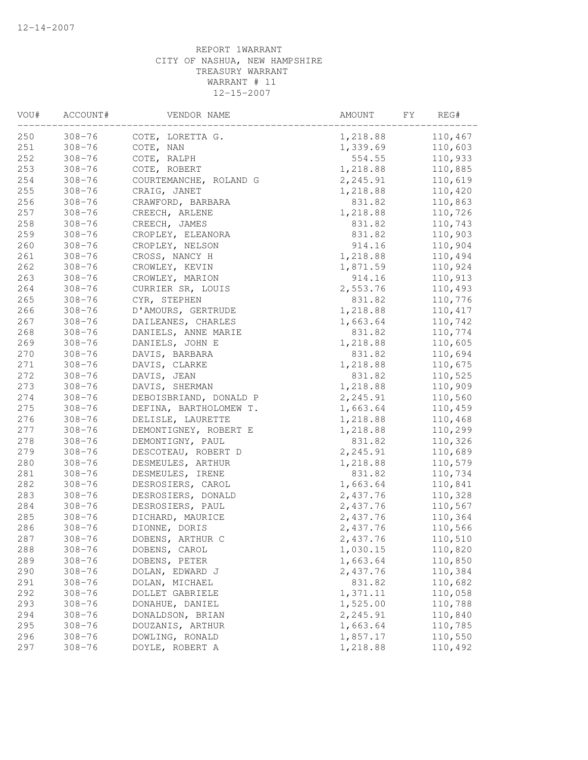12-14-2007

REPORT 1WARRANT
CITY OF NASHUA, NEW HAMPSHIRE
TREASURY WARRANT
WARRANT # 11
12-15-2007

| VOU# | ACCOUNT# | VENDOR NAME | AMOUNT | FY | REG# |
|---|---|---|---|---|---|
| 250 | 308-76 | COTE, LORETTA G. | 1,218.88 | | 110,467 |
| 251 | 308-76 | COTE, NAN | 1,339.69 | | 110,603 |
| 252 | 308-76 | COTE, RALPH | 554.55 | | 110,933 |
| 253 | 308-76 | COTE, ROBERT | 1,218.88 | | 110,885 |
| 254 | 308-76 | COURTEMANCHE, ROLAND G | 2,245.91 | | 110,619 |
| 255 | 308-76 | CRAIG, JANET | 1,218.88 | | 110,420 |
| 256 | 308-76 | CRAWFORD, BARBARA | 831.82 | | 110,863 |
| 257 | 308-76 | CREECH, ARLENE | 1,218.88 | | 110,726 |
| 258 | 308-76 | CREECH, JAMES | 831.82 | | 110,743 |
| 259 | 308-76 | CROPLEY, ELEANORA | 831.82 | | 110,903 |
| 260 | 308-76 | CROPLEY, NELSON | 914.16 | | 110,904 |
| 261 | 308-76 | CROSS, NANCY H | 1,218.88 | | 110,494 |
| 262 | 308-76 | CROWLEY, KEVIN | 1,871.59 | | 110,924 |
| 263 | 308-76 | CROWLEY, MARION | 914.16 | | 110,913 |
| 264 | 308-76 | CURRIER SR, LOUIS | 2,553.76 | | 110,493 |
| 265 | 308-76 | CYR, STEPHEN | 831.82 | | 110,776 |
| 266 | 308-76 | D'AMOURS, GERTRUDE | 1,218.88 | | 110,417 |
| 267 | 308-76 | DAILEANES, CHARLES | 1,663.64 | | 110,742 |
| 268 | 308-76 | DANIELS, ANNE MARIE | 831.82 | | 110,774 |
| 269 | 308-76 | DANIELS, JOHN E | 1,218.88 | | 110,605 |
| 270 | 308-76 | DAVIS, BARBARA | 831.82 | | 110,694 |
| 271 | 308-76 | DAVIS, CLARKE | 1,218.88 | | 110,675 |
| 272 | 308-76 | DAVIS, JEAN | 831.82 | | 110,525 |
| 273 | 308-76 | DAVIS, SHERMAN | 1,218.88 | | 110,909 |
| 274 | 308-76 | DEBOISBRIAND, DONALD P | 2,245.91 | | 110,560 |
| 275 | 308-76 | DEFINA, BARTHOLOMEW T. | 1,663.64 | | 110,459 |
| 276 | 308-76 | DELISLE, LAURETTE | 1,218.88 | | 110,468 |
| 277 | 308-76 | DEMONTIGNEY, ROBERT E | 1,218.88 | | 110,299 |
| 278 | 308-76 | DEMONTIGNY, PAUL | 831.82 | | 110,326 |
| 279 | 308-76 | DESCOTEAU, ROBERT D | 2,245.91 | | 110,689 |
| 280 | 308-76 | DESMEULES, ARTHUR | 1,218.88 | | 110,579 |
| 281 | 308-76 | DESMEULES, IRENE | 831.82 | | 110,734 |
| 282 | 308-76 | DESROSIERS, CAROL | 1,663.64 | | 110,841 |
| 283 | 308-76 | DESROSIERS, DONALD | 2,437.76 | | 110,328 |
| 284 | 308-76 | DESROSIERS, PAUL | 2,437.76 | | 110,567 |
| 285 | 308-76 | DICHARD, MAURICE | 2,437.76 | | 110,364 |
| 286 | 308-76 | DIONNE, DORIS | 2,437.76 | | 110,566 |
| 287 | 308-76 | DOBENS, ARTHUR C | 2,437.76 | | 110,510 |
| 288 | 308-76 | DOBENS, CAROL | 1,030.15 | | 110,820 |
| 289 | 308-76 | DOBENS, PETER | 1,663.64 | | 110,850 |
| 290 | 308-76 | DOLAN, EDWARD J | 2,437.76 | | 110,384 |
| 291 | 308-76 | DOLAN, MICHAEL | 831.82 | | 110,682 |
| 292 | 308-76 | DOLLET GABRIELE | 1,371.11 | | 110,058 |
| 293 | 308-76 | DONAHUE, DANIEL | 1,525.00 | | 110,788 |
| 294 | 308-76 | DONALDSON, BRIAN | 2,245.91 | | 110,840 |
| 295 | 308-76 | DOUZANIS, ARTHUR | 1,663.64 | | 110,785 |
| 296 | 308-76 | DOWLING, RONALD | 1,857.17 | | 110,550 |
| 297 | 308-76 | DOYLE, ROBERT A | 1,218.88 | | 110,492 |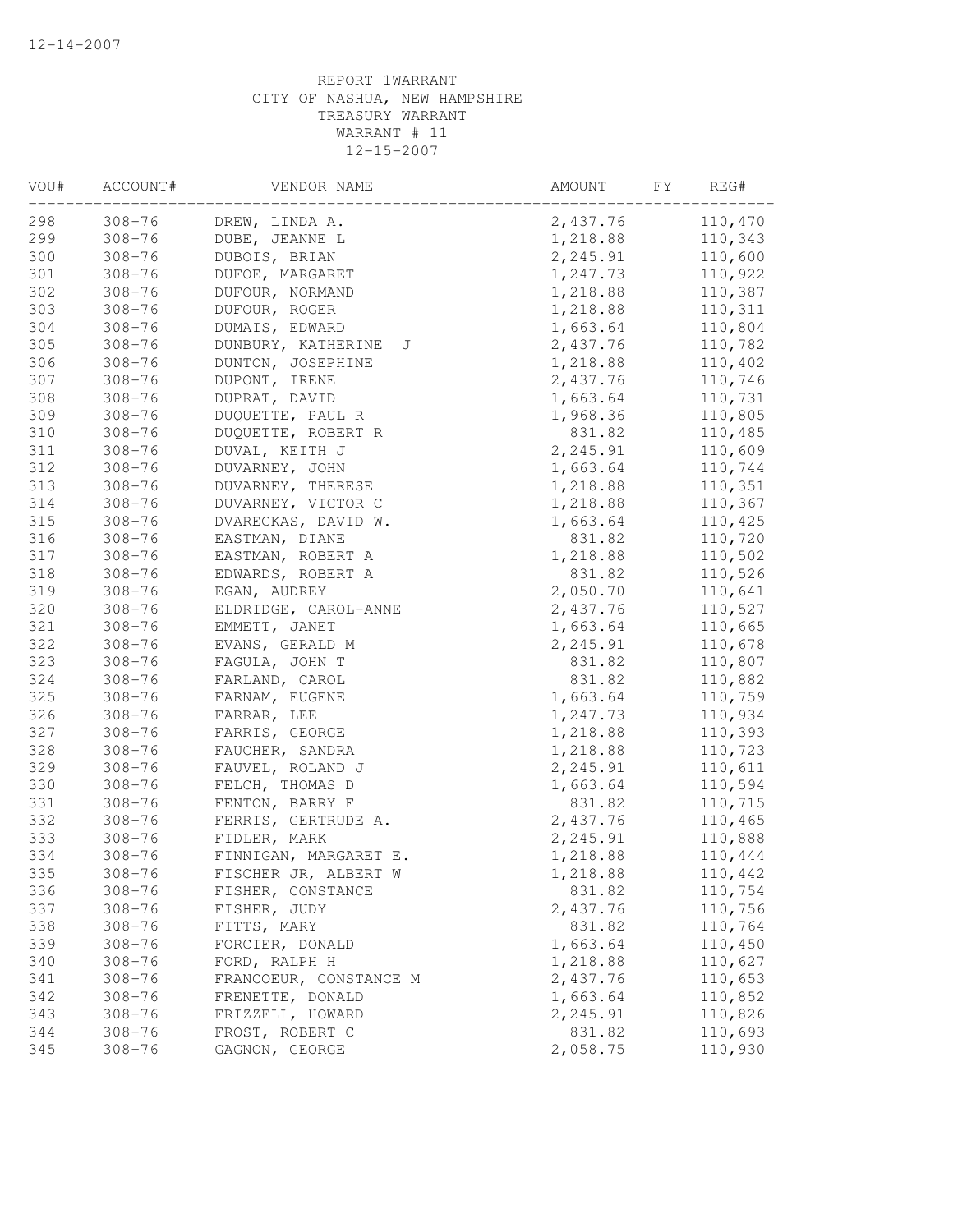12-14-2007

REPORT 1WARRANT
CITY OF NASHUA, NEW HAMPSHIRE
TREASURY WARRANT
WARRANT # 11
12-15-2007

| VOU# | ACCOUNT# | VENDOR NAME | AMOUNT | FY | REG# |
|---|---|---|---|---|---|
| 298 | 308-76 | DREW, LINDA A. | 2,437.76 | | 110,470 |
| 299 | 308-76 | DUBE, JEANNE L | 1,218.88 | | 110,343 |
| 300 | 308-76 | DUBOIS, BRIAN | 2,245.91 | | 110,600 |
| 301 | 308-76 | DUFOE, MARGARET | 1,247.73 | | 110,922 |
| 302 | 308-76 | DUFOUR, NORMAND | 1,218.88 | | 110,387 |
| 303 | 308-76 | DUFOUR, ROGER | 1,218.88 | | 110,311 |
| 304 | 308-76 | DUMAIS, EDWARD | 1,663.64 | | 110,804 |
| 305 | 308-76 | DUNBURY, KATHERINE J | 2,437.76 | | 110,782 |
| 306 | 308-76 | DUNTON, JOSEPHINE | 1,218.88 | | 110,402 |
| 307 | 308-76 | DUPONT, IRENE | 2,437.76 | | 110,746 |
| 308 | 308-76 | DUPRAT, DAVID | 1,663.64 | | 110,731 |
| 309 | 308-76 | DUQUETTE, PAUL R | 1,968.36 | | 110,805 |
| 310 | 308-76 | DUQUETTE, ROBERT R | 831.82 | | 110,485 |
| 311 | 308-76 | DUVAL, KEITH J | 2,245.91 | | 110,609 |
| 312 | 308-76 | DUVARNEY, JOHN | 1,663.64 | | 110,744 |
| 313 | 308-76 | DUVARNEY, THERESE | 1,218.88 | | 110,351 |
| 314 | 308-76 | DUVARNEY, VICTOR C | 1,218.88 | | 110,367 |
| 315 | 308-76 | DVARECKAS, DAVID W. | 1,663.64 | | 110,425 |
| 316 | 308-76 | EASTMAN, DIANE | 831.82 | | 110,720 |
| 317 | 308-76 | EASTMAN, ROBERT A | 1,218.88 | | 110,502 |
| 318 | 308-76 | EDWARDS, ROBERT A | 831.82 | | 110,526 |
| 319 | 308-76 | EGAN, AUDREY | 2,050.70 | | 110,641 |
| 320 | 308-76 | ELDRIDGE, CAROL-ANNE | 2,437.76 | | 110,527 |
| 321 | 308-76 | EMMETT, JANET | 1,663.64 | | 110,665 |
| 322 | 308-76 | EVANS, GERALD M | 2,245.91 | | 110,678 |
| 323 | 308-76 | FAGULA, JOHN T | 831.82 | | 110,807 |
| 324 | 308-76 | FARLAND, CAROL | 831.82 | | 110,882 |
| 325 | 308-76 | FARNAM, EUGENE | 1,663.64 | | 110,759 |
| 326 | 308-76 | FARRAR, LEE | 1,247.73 | | 110,934 |
| 327 | 308-76 | FARRIS, GEORGE | 1,218.88 | | 110,393 |
| 328 | 308-76 | FAUCHER, SANDRA | 1,218.88 | | 110,723 |
| 329 | 308-76 | FAUVEL, ROLAND J | 2,245.91 | | 110,611 |
| 330 | 308-76 | FELCH, THOMAS D | 1,663.64 | | 110,594 |
| 331 | 308-76 | FENTON, BARRY F | 831.82 | | 110,715 |
| 332 | 308-76 | FERRIS, GERTRUDE A. | 2,437.76 | | 110,465 |
| 333 | 308-76 | FIDLER, MARK | 2,245.91 | | 110,888 |
| 334 | 308-76 | FINNIGAN, MARGARET E. | 1,218.88 | | 110,444 |
| 335 | 308-76 | FISCHER JR, ALBERT W | 1,218.88 | | 110,442 |
| 336 | 308-76 | FISHER, CONSTANCE | 831.82 | | 110,754 |
| 337 | 308-76 | FISHER, JUDY | 2,437.76 | | 110,756 |
| 338 | 308-76 | FITTS, MARY | 831.82 | | 110,764 |
| 339 | 308-76 | FORCIER, DONALD | 1,663.64 | | 110,450 |
| 340 | 308-76 | FORD, RALPH H | 1,218.88 | | 110,627 |
| 341 | 308-76 | FRANCOEUR, CONSTANCE M | 2,437.76 | | 110,653 |
| 342 | 308-76 | FRENETTE, DONALD | 1,663.64 | | 110,852 |
| 343 | 308-76 | FRIZZELL, HOWARD | 2,245.91 | | 110,826 |
| 344 | 308-76 | FROST, ROBERT C | 831.82 | | 110,693 |
| 345 | 308-76 | GAGNON, GEORGE | 2,058.75 | | 110,930 |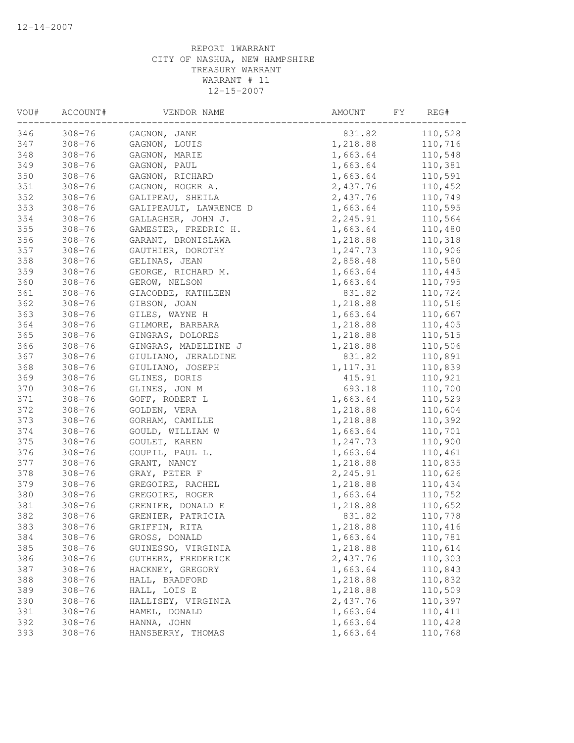12-14-2007

REPORT 1WARRANT
CITY OF NASHUA, NEW HAMPSHIRE
TREASURY WARRANT
WARRANT # 11
12-15-2007

| VOU# | ACCOUNT# | VENDOR NAME | AMOUNT | FY | REG# |
|---|---|---|---|---|---|
| 346 | 308-76 | GAGNON, JANE | 831.82 | | 110,528 |
| 347 | 308-76 | GAGNON, LOUIS | 1,218.88 | | 110,716 |
| 348 | 308-76 | GAGNON, MARIE | 1,663.64 | | 110,548 |
| 349 | 308-76 | GAGNON, PAUL | 1,663.64 | | 110,381 |
| 350 | 308-76 | GAGNON, RICHARD | 1,663.64 | | 110,591 |
| 351 | 308-76 | GAGNON, ROGER A. | 2,437.76 | | 110,452 |
| 352 | 308-76 | GALIPEAU, SHEILA | 2,437.76 | | 110,749 |
| 353 | 308-76 | GALIPEAULT, LAWRENCE D | 1,663.64 | | 110,595 |
| 354 | 308-76 | GALLAGHER, JOHN J. | 2,245.91 | | 110,564 |
| 355 | 308-76 | GAMESTER, FREDRIC H. | 1,663.64 | | 110,480 |
| 356 | 308-76 | GARANT, BRONISLAWA | 1,218.88 | | 110,318 |
| 357 | 308-76 | GAUTHIER, DOROTHY | 1,247.73 | | 110,906 |
| 358 | 308-76 | GELINAS, JEAN | 2,858.48 | | 110,580 |
| 359 | 308-76 | GEORGE, RICHARD M. | 1,663.64 | | 110,445 |
| 360 | 308-76 | GEROW, NELSON | 1,663.64 | | 110,795 |
| 361 | 308-76 | GIACOBBE, KATHLEEN | 831.82 | | 110,724 |
| 362 | 308-76 | GIBSON, JOAN | 1,218.88 | | 110,516 |
| 363 | 308-76 | GILES, WAYNE H | 1,663.64 | | 110,667 |
| 364 | 308-76 | GILMORE, BARBARA | 1,218.88 | | 110,405 |
| 365 | 308-76 | GINGRAS, DOLORES | 1,218.88 | | 110,515 |
| 366 | 308-76 | GINGRAS, MADELEINE J | 1,218.88 | | 110,506 |
| 367 | 308-76 | GIULIANO, JERALDINE | 831.82 | | 110,891 |
| 368 | 308-76 | GIULIANO, JOSEPH | 1,117.31 | | 110,839 |
| 369 | 308-76 | GLINES, DORIS | 415.91 | | 110,921 |
| 370 | 308-76 | GLINES, JON M | 693.18 | | 110,700 |
| 371 | 308-76 | GOFF, ROBERT L | 1,663.64 | | 110,529 |
| 372 | 308-76 | GOLDEN, VERA | 1,218.88 | | 110,604 |
| 373 | 308-76 | GORHAM, CAMILLE | 1,218.88 | | 110,392 |
| 374 | 308-76 | GOULD, WILLIAM W | 1,663.64 | | 110,701 |
| 375 | 308-76 | GOULET, KAREN | 1,247.73 | | 110,900 |
| 376 | 308-76 | GOUPIL, PAUL L. | 1,663.64 | | 110,461 |
| 377 | 308-76 | GRANT, NANCY | 1,218.88 | | 110,835 |
| 378 | 308-76 | GRAY, PETER F | 2,245.91 | | 110,626 |
| 379 | 308-76 | GREGOIRE, RACHEL | 1,218.88 | | 110,434 |
| 380 | 308-76 | GREGOIRE, ROGER | 1,663.64 | | 110,752 |
| 381 | 308-76 | GRENIER, DONALD E | 1,218.88 | | 110,652 |
| 382 | 308-76 | GRENIER, PATRICIA | 831.82 | | 110,778 |
| 383 | 308-76 | GRIFFIN, RITA | 1,218.88 | | 110,416 |
| 384 | 308-76 | GROSS, DONALD | 1,663.64 | | 110,781 |
| 385 | 308-76 | GUINESSO, VIRGINIA | 1,218.88 | | 110,614 |
| 386 | 308-76 | GUTHERZ, FREDERICK | 2,437.76 | | 110,303 |
| 387 | 308-76 | HACKNEY, GREGORY | 1,663.64 | | 110,843 |
| 388 | 308-76 | HALL, BRADFORD | 1,218.88 | | 110,832 |
| 389 | 308-76 | HALL, LOIS E | 1,218.88 | | 110,509 |
| 390 | 308-76 | HALLISEY, VIRGINIA | 2,437.76 | | 110,397 |
| 391 | 308-76 | HAMEL, DONALD | 1,663.64 | | 110,411 |
| 392 | 308-76 | HANNA, JOHN | 1,663.64 | | 110,428 |
| 393 | 308-76 | HANSBERRY, THOMAS | 1,663.64 | | 110,768 |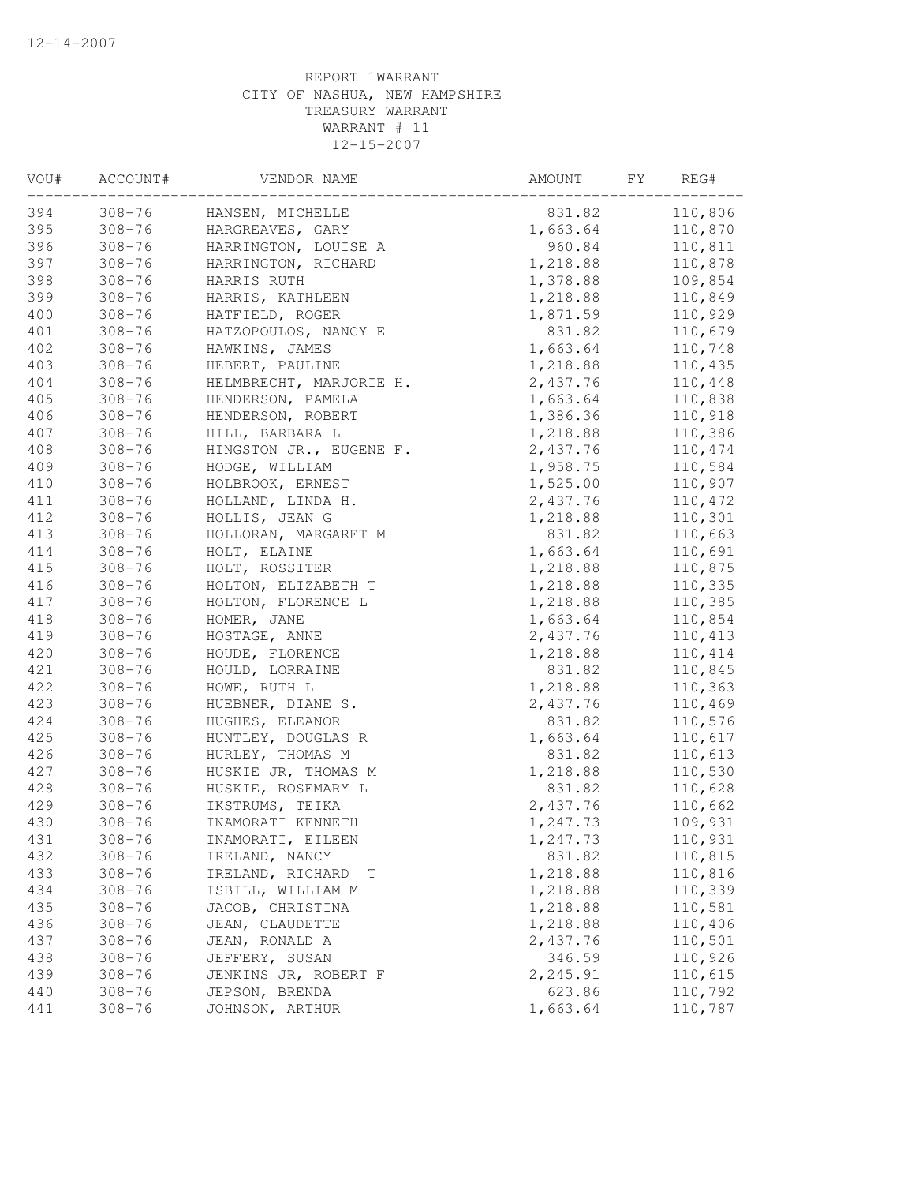12-14-2007

REPORT 1WARRANT
CITY OF NASHUA, NEW HAMPSHIRE
TREASURY WARRANT
WARRANT # 11
12-15-2007

| VOU# | ACCOUNT# | VENDOR NAME | AMOUNT | FY | REG# |
|---|---|---|---|---|---|
| 394 | 308-76 | HANSEN, MICHELLE | 831.82 | | 110,806 |
| 395 | 308-76 | HARGREAVES, GARY | 1,663.64 | | 110,870 |
| 396 | 308-76 | HARRINGTON, LOUISE A | 960.84 | | 110,811 |
| 397 | 308-76 | HARRINGTON, RICHARD | 1,218.88 | | 110,878 |
| 398 | 308-76 | HARRIS RUTH | 1,378.88 | | 109,854 |
| 399 | 308-76 | HARRIS, KATHLEEN | 1,218.88 | | 110,849 |
| 400 | 308-76 | HATFIELD, ROGER | 1,871.59 | | 110,929 |
| 401 | 308-76 | HATZOPOULOS, NANCY E | 831.82 | | 110,679 |
| 402 | 308-76 | HAWKINS, JAMES | 1,663.64 | | 110,748 |
| 403 | 308-76 | HEBERT, PAULINE | 1,218.88 | | 110,435 |
| 404 | 308-76 | HELMBRECHT, MARJORIE H. | 2,437.76 | | 110,448 |
| 405 | 308-76 | HENDERSON, PAMELA | 1,663.64 | | 110,838 |
| 406 | 308-76 | HENDERSON, ROBERT | 1,386.36 | | 110,918 |
| 407 | 308-76 | HILL, BARBARA L | 1,218.88 | | 110,386 |
| 408 | 308-76 | HINGSTON JR., EUGENE F. | 2,437.76 | | 110,474 |
| 409 | 308-76 | HODGE, WILLIAM | 1,958.75 | | 110,584 |
| 410 | 308-76 | HOLBROOK, ERNEST | 1,525.00 | | 110,907 |
| 411 | 308-76 | HOLLAND, LINDA H. | 2,437.76 | | 110,472 |
| 412 | 308-76 | HOLLIS, JEAN G | 1,218.88 | | 110,301 |
| 413 | 308-76 | HOLLORAN, MARGARET M | 831.82 | | 110,663 |
| 414 | 308-76 | HOLT, ELAINE | 1,663.64 | | 110,691 |
| 415 | 308-76 | HOLT, ROSSITER | 1,218.88 | | 110,875 |
| 416 | 308-76 | HOLTON, ELIZABETH T | 1,218.88 | | 110,335 |
| 417 | 308-76 | HOLTON, FLORENCE L | 1,218.88 | | 110,385 |
| 418 | 308-76 | HOMER, JANE | 1,663.64 | | 110,854 |
| 419 | 308-76 | HOSTAGE, ANNE | 2,437.76 | | 110,413 |
| 420 | 308-76 | HOUDE, FLORENCE | 1,218.88 | | 110,414 |
| 421 | 308-76 | HOULD, LORRAINE | 831.82 | | 110,845 |
| 422 | 308-76 | HOWE, RUTH L | 1,218.88 | | 110,363 |
| 423 | 308-76 | HUEBNER, DIANE S. | 2,437.76 | | 110,469 |
| 424 | 308-76 | HUGHES, ELEANOR | 831.82 | | 110,576 |
| 425 | 308-76 | HUNTLEY, DOUGLAS R | 1,663.64 | | 110,617 |
| 426 | 308-76 | HURLEY, THOMAS M | 831.82 | | 110,613 |
| 427 | 308-76 | HUSKIE JR, THOMAS M | 1,218.88 | | 110,530 |
| 428 | 308-76 | HUSKIE, ROSEMARY L | 831.82 | | 110,628 |
| 429 | 308-76 | IKSTRUMS, TEIKA | 2,437.76 | | 110,662 |
| 430 | 308-76 | INAMORATI KENNETH | 1,247.73 | | 109,931 |
| 431 | 308-76 | INAMORATI, EILEEN | 1,247.73 | | 110,931 |
| 432 | 308-76 | IRELAND, NANCY | 831.82 | | 110,815 |
| 433 | 308-76 | IRELAND, RICHARD T | 1,218.88 | | 110,816 |
| 434 | 308-76 | ISBILL, WILLIAM M | 1,218.88 | | 110,339 |
| 435 | 308-76 | JACOB, CHRISTINA | 1,218.88 | | 110,581 |
| 436 | 308-76 | JEAN, CLAUDETTE | 1,218.88 | | 110,406 |
| 437 | 308-76 | JEAN, RONALD A | 2,437.76 | | 110,501 |
| 438 | 308-76 | JEFFERY, SUSAN | 346.59 | | 110,926 |
| 439 | 308-76 | JENKINS JR, ROBERT F | 2,245.91 | | 110,615 |
| 440 | 308-76 | JEPSON, BRENDA | 623.86 | | 110,792 |
| 441 | 308-76 | JOHNSON, ARTHUR | 1,663.64 | | 110,787 |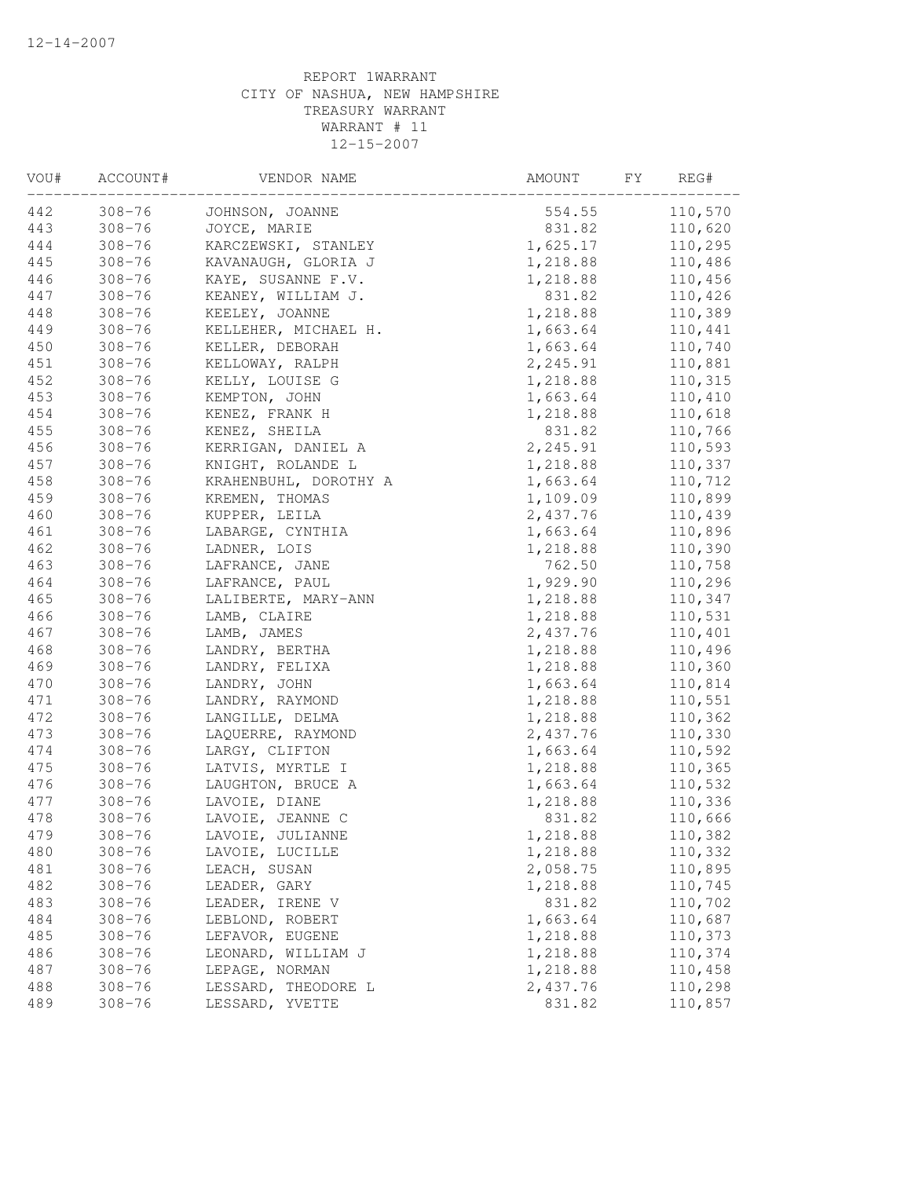REPORT 1WARRANT
CITY OF NASHUA, NEW HAMPSHIRE
TREASURY WARRANT
WARRANT # 11
12-15-2007

| VOU# | ACCOUNT# | VENDOR NAME | AMOUNT | FY | REG# |
|---|---|---|---|---|---|
| 442 | 308-76 | JOHNSON, JOANNE | 554.55 | | 110,570 |
| 443 | 308-76 | JOYCE, MARIE | 831.82 | | 110,620 |
| 444 | 308-76 | KARCZEWSKI, STANLEY | 1,625.17 | | 110,295 |
| 445 | 308-76 | KAVANAUGH, GLORIA J | 1,218.88 | | 110,486 |
| 446 | 308-76 | KAYE, SUSANNE F.V. | 1,218.88 | | 110,456 |
| 447 | 308-76 | KEANEY, WILLIAM J. | 831.82 | | 110,426 |
| 448 | 308-76 | KEELEY, JOANNE | 1,218.88 | | 110,389 |
| 449 | 308-76 | KELLEHER, MICHAEL H. | 1,663.64 | | 110,441 |
| 450 | 308-76 | KELLER, DEBORAH | 1,663.64 | | 110,740 |
| 451 | 308-76 | KELLOWAY, RALPH | 2,245.91 | | 110,881 |
| 452 | 308-76 | KELLY, LOUISE G | 1,218.88 | | 110,315 |
| 453 | 308-76 | KEMPTON, JOHN | 1,663.64 | | 110,410 |
| 454 | 308-76 | KENEZ, FRANK H | 1,218.88 | | 110,618 |
| 455 | 308-76 | KENEZ, SHEILA | 831.82 | | 110,766 |
| 456 | 308-76 | KERRIGAN, DANIEL A | 2,245.91 | | 110,593 |
| 457 | 308-76 | KNIGHT, ROLANDE L | 1,218.88 | | 110,337 |
| 458 | 308-76 | KRAHENBUHL, DOROTHY A | 1,663.64 | | 110,712 |
| 459 | 308-76 | KREMEN, THOMAS | 1,109.09 | | 110,899 |
| 460 | 308-76 | KUPPER, LEILA | 2,437.76 | | 110,439 |
| 461 | 308-76 | LABARGE, CYNTHIA | 1,663.64 | | 110,896 |
| 462 | 308-76 | LADNER, LOIS | 1,218.88 | | 110,390 |
| 463 | 308-76 | LAFRANCE, JANE | 762.50 | | 110,758 |
| 464 | 308-76 | LAFRANCE, PAUL | 1,929.90 | | 110,296 |
| 465 | 308-76 | LALIBERTE, MARY-ANN | 1,218.88 | | 110,347 |
| 466 | 308-76 | LAMB, CLAIRE | 1,218.88 | | 110,531 |
| 467 | 308-76 | LAMB, JAMES | 2,437.76 | | 110,401 |
| 468 | 308-76 | LANDRY, BERTHA | 1,218.88 | | 110,496 |
| 469 | 308-76 | LANDRY, FELIXA | 1,218.88 | | 110,360 |
| 470 | 308-76 | LANDRY, JOHN | 1,663.64 | | 110,814 |
| 471 | 308-76 | LANDRY, RAYMOND | 1,218.88 | | 110,551 |
| 472 | 308-76 | LANGILLE, DELMA | 1,218.88 | | 110,362 |
| 473 | 308-76 | LAQUERRE, RAYMOND | 2,437.76 | | 110,330 |
| 474 | 308-76 | LARGY, CLIFTON | 1,663.64 | | 110,592 |
| 475 | 308-76 | LATVIS, MYRTLE I | 1,218.88 | | 110,365 |
| 476 | 308-76 | LAUGHTON, BRUCE A | 1,663.64 | | 110,532 |
| 477 | 308-76 | LAVOIE, DIANE | 1,218.88 | | 110,336 |
| 478 | 308-76 | LAVOIE, JEANNE C | 831.82 | | 110,666 |
| 479 | 308-76 | LAVOIE, JULIANNE | 1,218.88 | | 110,382 |
| 480 | 308-76 | LAVOIE, LUCILLE | 1,218.88 | | 110,332 |
| 481 | 308-76 | LEACH, SUSAN | 2,058.75 | | 110,895 |
| 482 | 308-76 | LEADER, GARY | 1,218.88 | | 110,745 |
| 483 | 308-76 | LEADER, IRENE V | 831.82 | | 110,702 |
| 484 | 308-76 | LEBLOND, ROBERT | 1,663.64 | | 110,687 |
| 485 | 308-76 | LEFAVOR, EUGENE | 1,218.88 | | 110,373 |
| 486 | 308-76 | LEONARD, WILLIAM J | 1,218.88 | | 110,374 |
| 487 | 308-76 | LEPAGE, NORMAN | 1,218.88 | | 110,458 |
| 488 | 308-76 | LESSARD, THEODORE L | 2,437.76 | | 110,298 |
| 489 | 308-76 | LESSARD, YVETTE | 831.82 | | 110,857 |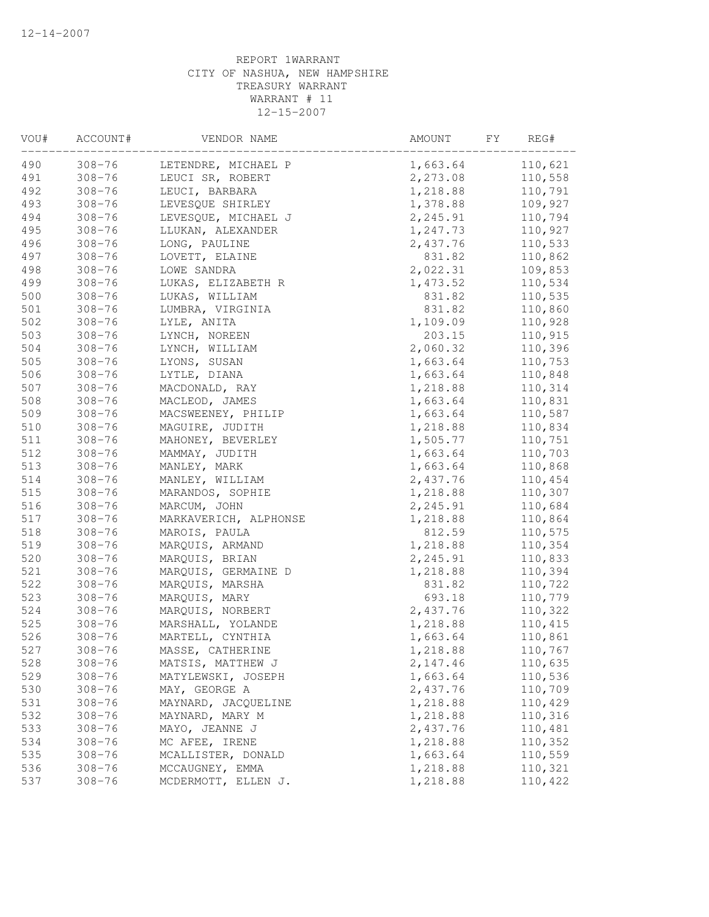REPORT 1WARRANT
CITY OF NASHUA, NEW HAMPSHIRE
TREASURY WARRANT
WARRANT # 11
12-15-2007

| VOU# | ACCOUNT# | VENDOR NAME | AMOUNT | FY | REG# |
|---|---|---|---|---|---|
| 490 | 308-76 | LETENDRE, MICHAEL P | 1,663.64 | | 110,621 |
| 491 | 308-76 | LEUCI SR, ROBERT | 2,273.08 | | 110,558 |
| 492 | 308-76 | LEUCI, BARBARA | 1,218.88 | | 110,791 |
| 493 | 308-76 | LEVESQUE SHIRLEY | 1,378.88 | | 109,927 |
| 494 | 308-76 | LEVESQUE, MICHAEL J | 2,245.91 | | 110,794 |
| 495 | 308-76 | LLUKAN, ALEXANDER | 1,247.73 | | 110,927 |
| 496 | 308-76 | LONG, PAULINE | 2,437.76 | | 110,533 |
| 497 | 308-76 | LOVETT, ELAINE | 831.82 | | 110,862 |
| 498 | 308-76 | LOWE SANDRA | 2,022.31 | | 109,853 |
| 499 | 308-76 | LUKAS, ELIZABETH R | 1,473.52 | | 110,534 |
| 500 | 308-76 | LUKAS, WILLIAM | 831.82 | | 110,535 |
| 501 | 308-76 | LUMBRA, VIRGINIA | 831.82 | | 110,860 |
| 502 | 308-76 | LYLE, ANITA | 1,109.09 | | 110,928 |
| 503 | 308-76 | LYNCH, NOREEN | 203.15 | | 110,915 |
| 504 | 308-76 | LYNCH, WILLIAM | 2,060.32 | | 110,396 |
| 505 | 308-76 | LYONS, SUSAN | 1,663.64 | | 110,753 |
| 506 | 308-76 | LYTLE, DIANA | 1,663.64 | | 110,848 |
| 507 | 308-76 | MACDONALD, RAY | 1,218.88 | | 110,314 |
| 508 | 308-76 | MACLEOD, JAMES | 1,663.64 | | 110,831 |
| 509 | 308-76 | MACSWEENEY, PHILIP | 1,663.64 | | 110,587 |
| 510 | 308-76 | MAGUIRE, JUDITH | 1,218.88 | | 110,834 |
| 511 | 308-76 | MAHONEY, BEVERLEY | 1,505.77 | | 110,751 |
| 512 | 308-76 | MAMMAY, JUDITH | 1,663.64 | | 110,703 |
| 513 | 308-76 | MANLEY, MARK | 1,663.64 | | 110,868 |
| 514 | 308-76 | MANLEY, WILLIAM | 2,437.76 | | 110,454 |
| 515 | 308-76 | MARANDOS, SOPHIE | 1,218.88 | | 110,307 |
| 516 | 308-76 | MARCUM, JOHN | 2,245.91 | | 110,684 |
| 517 | 308-76 | MARKAVERICH, ALPHONSE | 1,218.88 | | 110,864 |
| 518 | 308-76 | MAROIS, PAULA | 812.59 | | 110,575 |
| 519 | 308-76 | MARQUIS, ARMAND | 1,218.88 | | 110,354 |
| 520 | 308-76 | MARQUIS, BRIAN | 2,245.91 | | 110,833 |
| 521 | 308-76 | MARQUIS, GERMAINE D | 1,218.88 | | 110,394 |
| 522 | 308-76 | MARQUIS, MARSHA | 831.82 | | 110,722 |
| 523 | 308-76 | MARQUIS, MARY | 693.18 | | 110,779 |
| 524 | 308-76 | MARQUIS, NORBERT | 2,437.76 | | 110,322 |
| 525 | 308-76 | MARSHALL, YOLANDE | 1,218.88 | | 110,415 |
| 526 | 308-76 | MARTELL, CYNTHIA | 1,663.64 | | 110,861 |
| 527 | 308-76 | MASSE, CATHERINE | 1,218.88 | | 110,767 |
| 528 | 308-76 | MATSIS, MATTHEW J | 2,147.46 | | 110,635 |
| 529 | 308-76 | MATYLEWSKI, JOSEPH | 1,663.64 | | 110,536 |
| 530 | 308-76 | MAY, GEORGE A | 2,437.76 | | 110,709 |
| 531 | 308-76 | MAYNARD, JACQUELINE | 1,218.88 | | 110,429 |
| 532 | 308-76 | MAYNARD, MARY M | 1,218.88 | | 110,316 |
| 533 | 308-76 | MAYO, JEANNE J | 2,437.76 | | 110,481 |
| 534 | 308-76 | MC AFEE, IRENE | 1,218.88 | | 110,352 |
| 535 | 308-76 | MCALLISTER, DONALD | 1,663.64 | | 110,559 |
| 536 | 308-76 | MCCAUGNEY, EMMA | 1,218.88 | | 110,321 |
| 537 | 308-76 | MCDERMOTT, ELLEN J. | 1,218.88 | | 110,422 |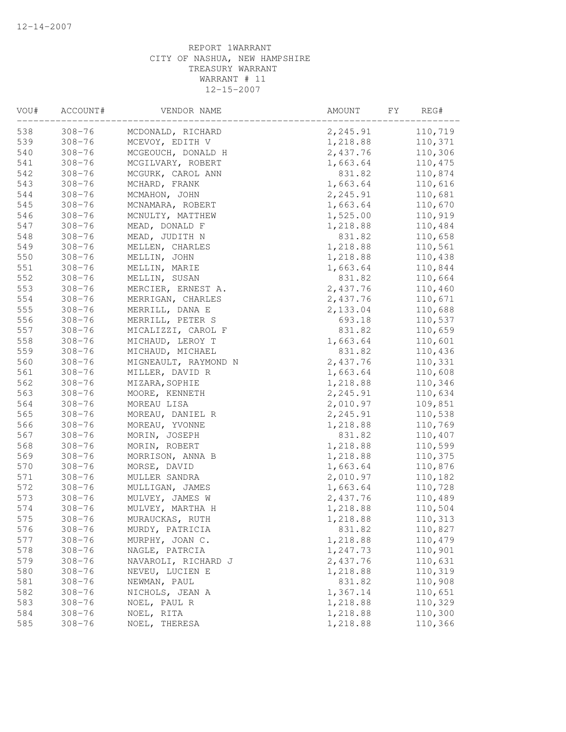REPORT 1WARRANT
CITY OF NASHUA, NEW HAMPSHIRE
TREASURY WARRANT
WARRANT # 11
12-15-2007

| VOU# | ACCOUNT# | VENDOR NAME | AMOUNT | FY | REG# |
|---|---|---|---|---|---|
| 538 | 308-76 | MCDONALD, RICHARD | 2,245.91 | | 110,719 |
| 539 | 308-76 | MCEVOY, EDITH V | 1,218.88 | | 110,371 |
| 540 | 308-76 | MCGEOUCH, DONALD H | 2,437.76 | | 110,306 |
| 541 | 308-76 | MCGILVARY, ROBERT | 1,663.64 | | 110,475 |
| 542 | 308-76 | MCGURK, CAROL ANN | 831.82 | | 110,874 |
| 543 | 308-76 | MCHARD, FRANK | 1,663.64 | | 110,616 |
| 544 | 308-76 | MCMAHON, JOHN | 2,245.91 | | 110,681 |
| 545 | 308-76 | MCNAMARA, ROBERT | 1,663.64 | | 110,670 |
| 546 | 308-76 | MCNULTY, MATTHEW | 1,525.00 | | 110,919 |
| 547 | 308-76 | MEAD, DONALD F | 1,218.88 | | 110,484 |
| 548 | 308-76 | MEAD, JUDITH N | 831.82 | | 110,658 |
| 549 | 308-76 | MELLEN, CHARLES | 1,218.88 | | 110,561 |
| 550 | 308-76 | MELLIN, JOHN | 1,218.88 | | 110,438 |
| 551 | 308-76 | MELLIN, MARIE | 1,663.64 | | 110,844 |
| 552 | 308-76 | MELLIN, SUSAN | 831.82 | | 110,664 |
| 553 | 308-76 | MERCIER, ERNEST A. | 2,437.76 | | 110,460 |
| 554 | 308-76 | MERRIGAN, CHARLES | 2,437.76 | | 110,671 |
| 555 | 308-76 | MERRILL, DANA E | 2,133.04 | | 110,688 |
| 556 | 308-76 | MERRILL, PETER S | 693.18 | | 110,537 |
| 557 | 308-76 | MICALIZZI, CAROL F | 831.82 | | 110,659 |
| 558 | 308-76 | MICHAUD, LEROY T | 1,663.64 | | 110,601 |
| 559 | 308-76 | MICHAUD, MICHAEL | 831.82 | | 110,436 |
| 560 | 308-76 | MIGNEAULT, RAYMOND N | 2,437.76 | | 110,331 |
| 561 | 308-76 | MILLER, DAVID R | 1,663.64 | | 110,608 |
| 562 | 308-76 | MIZARA,SOPHIE | 1,218.88 | | 110,346 |
| 563 | 308-76 | MOORE, KENNETH | 2,245.91 | | 110,634 |
| 564 | 308-76 | MOREAU LISA | 2,010.97 | | 109,851 |
| 565 | 308-76 | MOREAU, DANIEL R | 2,245.91 | | 110,538 |
| 566 | 308-76 | MOREAU, YVONNE | 1,218.88 | | 110,769 |
| 567 | 308-76 | MORIN, JOSEPH | 831.82 | | 110,407 |
| 568 | 308-76 | MORIN, ROBERT | 1,218.88 | | 110,599 |
| 569 | 308-76 | MORRISON, ANNA B | 1,218.88 | | 110,375 |
| 570 | 308-76 | MORSE, DAVID | 1,663.64 | | 110,876 |
| 571 | 308-76 | MULLER SANDRA | 2,010.97 | | 110,182 |
| 572 | 308-76 | MULLIGAN, JAMES | 1,663.64 | | 110,728 |
| 573 | 308-76 | MULVEY, JAMES W | 2,437.76 | | 110,489 |
| 574 | 308-76 | MULVEY, MARTHA H | 1,218.88 | | 110,504 |
| 575 | 308-76 | MURAUCKAS, RUTH | 1,218.88 | | 110,313 |
| 576 | 308-76 | MURDY, PATRICIA | 831.82 | | 110,827 |
| 577 | 308-76 | MURPHY, JOAN C. | 1,218.88 | | 110,479 |
| 578 | 308-76 | NAGLE, PATRCIA | 1,247.73 | | 110,901 |
| 579 | 308-76 | NAVAROLI, RICHARD J | 2,437.76 | | 110,631 |
| 580 | 308-76 | NEVEU, LUCIEN E | 1,218.88 | | 110,319 |
| 581 | 308-76 | NEWMAN, PAUL | 831.82 | | 110,908 |
| 582 | 308-76 | NICHOLS, JEAN A | 1,367.14 | | 110,651 |
| 583 | 308-76 | NOEL, PAUL R | 1,218.88 | | 110,329 |
| 584 | 308-76 | NOEL, RITA | 1,218.88 | | 110,300 |
| 585 | 308-76 | NOEL, THERESA | 1,218.88 | | 110,366 |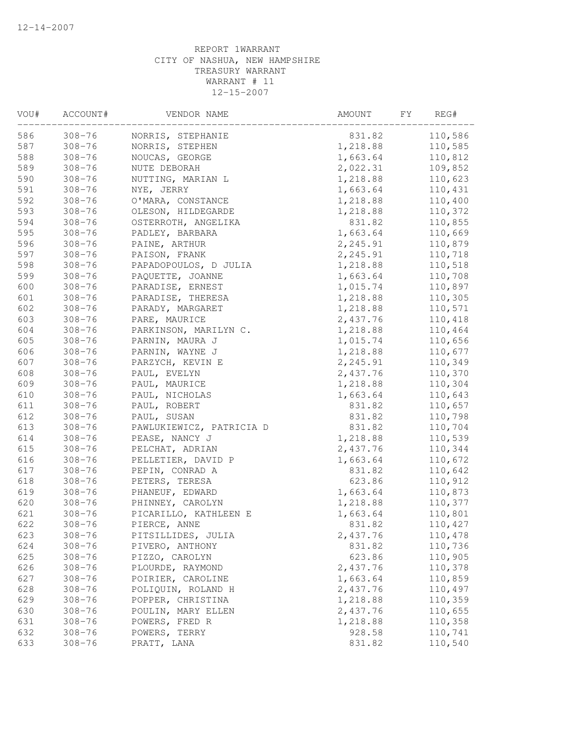12-14-2007

REPORT 1WARRANT
CITY OF NASHUA, NEW HAMPSHIRE
TREASURY WARRANT
WARRANT # 11
12-15-2007

| VOU# | ACCOUNT# | VENDOR NAME | AMOUNT | FY | REG# |
|---|---|---|---|---|---|
| 586 | 308-76 | NORRIS, STEPHANIE | 831.82 | | 110,586 |
| 587 | 308-76 | NORRIS, STEPHEN | 1,218.88 | | 110,585 |
| 588 | 308-76 | NOUCAS, GEORGE | 1,663.64 | | 110,812 |
| 589 | 308-76 | NUTE DEBORAH | 2,022.31 | | 109,852 |
| 590 | 308-76 | NUTTING, MARIAN L | 1,218.88 | | 110,623 |
| 591 | 308-76 | NYE, JERRY | 1,663.64 | | 110,431 |
| 592 | 308-76 | O'MARA, CONSTANCE | 1,218.88 | | 110,400 |
| 593 | 308-76 | OLESON, HILDEGARDE | 1,218.88 | | 110,372 |
| 594 | 308-76 | OSTERROTH, ANGELIKA | 831.82 | | 110,855 |
| 595 | 308-76 | PADLEY, BARBARA | 1,663.64 | | 110,669 |
| 596 | 308-76 | PAINE, ARTHUR | 2,245.91 | | 110,879 |
| 597 | 308-76 | PAISON, FRANK | 2,245.91 | | 110,718 |
| 598 | 308-76 | PAPADOPOULOS, D JULIA | 1,218.88 | | 110,518 |
| 599 | 308-76 | PAQUETTE, JOANNE | 1,663.64 | | 110,708 |
| 600 | 308-76 | PARADISE, ERNEST | 1,015.74 | | 110,897 |
| 601 | 308-76 | PARADISE, THERESA | 1,218.88 | | 110,305 |
| 602 | 308-76 | PARADY, MARGARET | 1,218.88 | | 110,571 |
| 603 | 308-76 | PARE, MAURICE | 2,437.76 | | 110,418 |
| 604 | 308-76 | PARKINSON, MARILYN C. | 1,218.88 | | 110,464 |
| 605 | 308-76 | PARNIN, MAURA J | 1,015.74 | | 110,656 |
| 606 | 308-76 | PARNIN, WAYNE J | 1,218.88 | | 110,677 |
| 607 | 308-76 | PARZYCH, KEVIN E | 2,245.91 | | 110,349 |
| 608 | 308-76 | PAUL, EVELYN | 2,437.76 | | 110,370 |
| 609 | 308-76 | PAUL, MAURICE | 1,218.88 | | 110,304 |
| 610 | 308-76 | PAUL, NICHOLAS | 1,663.64 | | 110,643 |
| 611 | 308-76 | PAUL, ROBERT | 831.82 | | 110,657 |
| 612 | 308-76 | PAUL, SUSAN | 831.82 | | 110,798 |
| 613 | 308-76 | PAWLUKIEWICZ, PATRICIA D | 831.82 | | 110,704 |
| 614 | 308-76 | PEASE, NANCY J | 1,218.88 | | 110,539 |
| 615 | 308-76 | PELCHAT, ADRIAN | 2,437.76 | | 110,344 |
| 616 | 308-76 | PELLETIER, DAVID P | 1,663.64 | | 110,672 |
| 617 | 308-76 | PEPIN, CONRAD A | 831.82 | | 110,642 |
| 618 | 308-76 | PETERS, TERESA | 623.86 | | 110,912 |
| 619 | 308-76 | PHANEUF, EDWARD | 1,663.64 | | 110,873 |
| 620 | 308-76 | PHINNEY, CAROLYN | 1,218.88 | | 110,377 |
| 621 | 308-76 | PICARILLO, KATHLEEN E | 1,663.64 | | 110,801 |
| 622 | 308-76 | PIERCE, ANNE | 831.82 | | 110,427 |
| 623 | 308-76 | PITSILLIDES, JULIA | 2,437.76 | | 110,478 |
| 624 | 308-76 | PIVERO, ANTHONY | 831.82 | | 110,736 |
| 625 | 308-76 | PIZZO, CAROLYN | 623.86 | | 110,905 |
| 626 | 308-76 | PLOURDE, RAYMOND | 2,437.76 | | 110,378 |
| 627 | 308-76 | POIRIER, CAROLINE | 1,663.64 | | 110,859 |
| 628 | 308-76 | POLIQUIN, ROLAND H | 2,437.76 | | 110,497 |
| 629 | 308-76 | POPPER, CHRISTINA | 1,218.88 | | 110,359 |
| 630 | 308-76 | POULIN, MARY ELLEN | 2,437.76 | | 110,655 |
| 631 | 308-76 | POWERS, FRED R | 1,218.88 | | 110,358 |
| 632 | 308-76 | POWERS, TERRY | 928.58 | | 110,741 |
| 633 | 308-76 | PRATT, LANA | 831.82 | | 110,540 |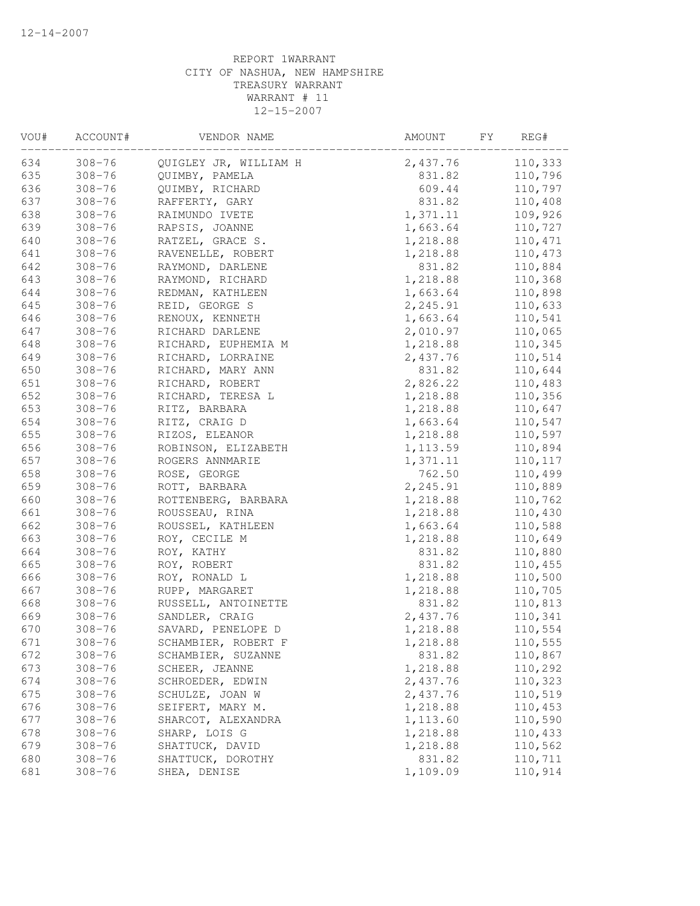REPORT 1WARRANT
CITY OF NASHUA, NEW HAMPSHIRE
TREASURY WARRANT
WARRANT # 11
12-15-2007

| VOU# | ACCOUNT# | VENDOR NAME | AMOUNT | FY | REG# |
|---|---|---|---|---|---|
| 634 | 308-76 | QUIGLEY JR, WILLIAM H | 2,437.76 | | 110,333 |
| 635 | 308-76 | QUIMBY, PAMELA | 831.82 | | 110,796 |
| 636 | 308-76 | QUIMBY, RICHARD | 609.44 | | 110,797 |
| 637 | 308-76 | RAFFERTY, GARY | 831.82 | | 110,408 |
| 638 | 308-76 | RAIMUNDO IVETE | 1,371.11 | | 109,926 |
| 639 | 308-76 | RAPSIS, JOANNE | 1,663.64 | | 110,727 |
| 640 | 308-76 | RATZEL, GRACE S. | 1,218.88 | | 110,471 |
| 641 | 308-76 | RAVENELLE, ROBERT | 1,218.88 | | 110,473 |
| 642 | 308-76 | RAYMOND, DARLENE | 831.82 | | 110,884 |
| 643 | 308-76 | RAYMOND, RICHARD | 1,218.88 | | 110,368 |
| 644 | 308-76 | REDMAN, KATHLEEN | 1,663.64 | | 110,898 |
| 645 | 308-76 | REID, GEORGE S | 2,245.91 | | 110,633 |
| 646 | 308-76 | RENOUX, KENNETH | 1,663.64 | | 110,541 |
| 647 | 308-76 | RICHARD DARLENE | 2,010.97 | | 110,065 |
| 648 | 308-76 | RICHARD, EUPHEMIA M | 1,218.88 | | 110,345 |
| 649 | 308-76 | RICHARD, LORRAINE | 2,437.76 | | 110,514 |
| 650 | 308-76 | RICHARD, MARY ANN | 831.82 | | 110,644 |
| 651 | 308-76 | RICHARD, ROBERT | 2,826.22 | | 110,483 |
| 652 | 308-76 | RICHARD, TERESA L | 1,218.88 | | 110,356 |
| 653 | 308-76 | RITZ, BARBARA | 1,218.88 | | 110,647 |
| 654 | 308-76 | RITZ, CRAIG D | 1,663.64 | | 110,547 |
| 655 | 308-76 | RIZOS, ELEANOR | 1,218.88 | | 110,597 |
| 656 | 308-76 | ROBINSON, ELIZABETH | 1,113.59 | | 110,894 |
| 657 | 308-76 | ROGERS ANNMARIE | 1,371.11 | | 110,117 |
| 658 | 308-76 | ROSE, GEORGE | 762.50 | | 110,499 |
| 659 | 308-76 | ROTT, BARBARA | 2,245.91 | | 110,889 |
| 660 | 308-76 | ROTTENBERG, BARBARA | 1,218.88 | | 110,762 |
| 661 | 308-76 | ROUSSEAU, RINA | 1,218.88 | | 110,430 |
| 662 | 308-76 | ROUSSEL, KATHLEEN | 1,663.64 | | 110,588 |
| 663 | 308-76 | ROY, CECILE M | 1,218.88 | | 110,649 |
| 664 | 308-76 | ROY, KATHY | 831.82 | | 110,880 |
| 665 | 308-76 | ROY, ROBERT | 831.82 | | 110,455 |
| 666 | 308-76 | ROY, RONALD L | 1,218.88 | | 110,500 |
| 667 | 308-76 | RUPP, MARGARET | 1,218.88 | | 110,705 |
| 668 | 308-76 | RUSSELL, ANTOINETTE | 831.82 | | 110,813 |
| 669 | 308-76 | SANDLER, CRAIG | 2,437.76 | | 110,341 |
| 670 | 308-76 | SAVARD, PENELOPE D | 1,218.88 | | 110,554 |
| 671 | 308-76 | SCHAMBIER, ROBERT F | 1,218.88 | | 110,555 |
| 672 | 308-76 | SCHAMBIER, SUZANNE | 831.82 | | 110,867 |
| 673 | 308-76 | SCHEER, JEANNE | 1,218.88 | | 110,292 |
| 674 | 308-76 | SCHROEDER, EDWIN | 2,437.76 | | 110,323 |
| 675 | 308-76 | SCHULZE, JOAN W | 2,437.76 | | 110,519 |
| 676 | 308-76 | SEIFERT, MARY M. | 1,218.88 | | 110,453 |
| 677 | 308-76 | SHARCOT, ALEXANDRA | 1,113.60 | | 110,590 |
| 678 | 308-76 | SHARP, LOIS G | 1,218.88 | | 110,433 |
| 679 | 308-76 | SHATTUCK, DAVID | 1,218.88 | | 110,562 |
| 680 | 308-76 | SHATTUCK, DOROTHY | 831.82 | | 110,711 |
| 681 | 308-76 | SHEA, DENISE | 1,109.09 | | 110,914 |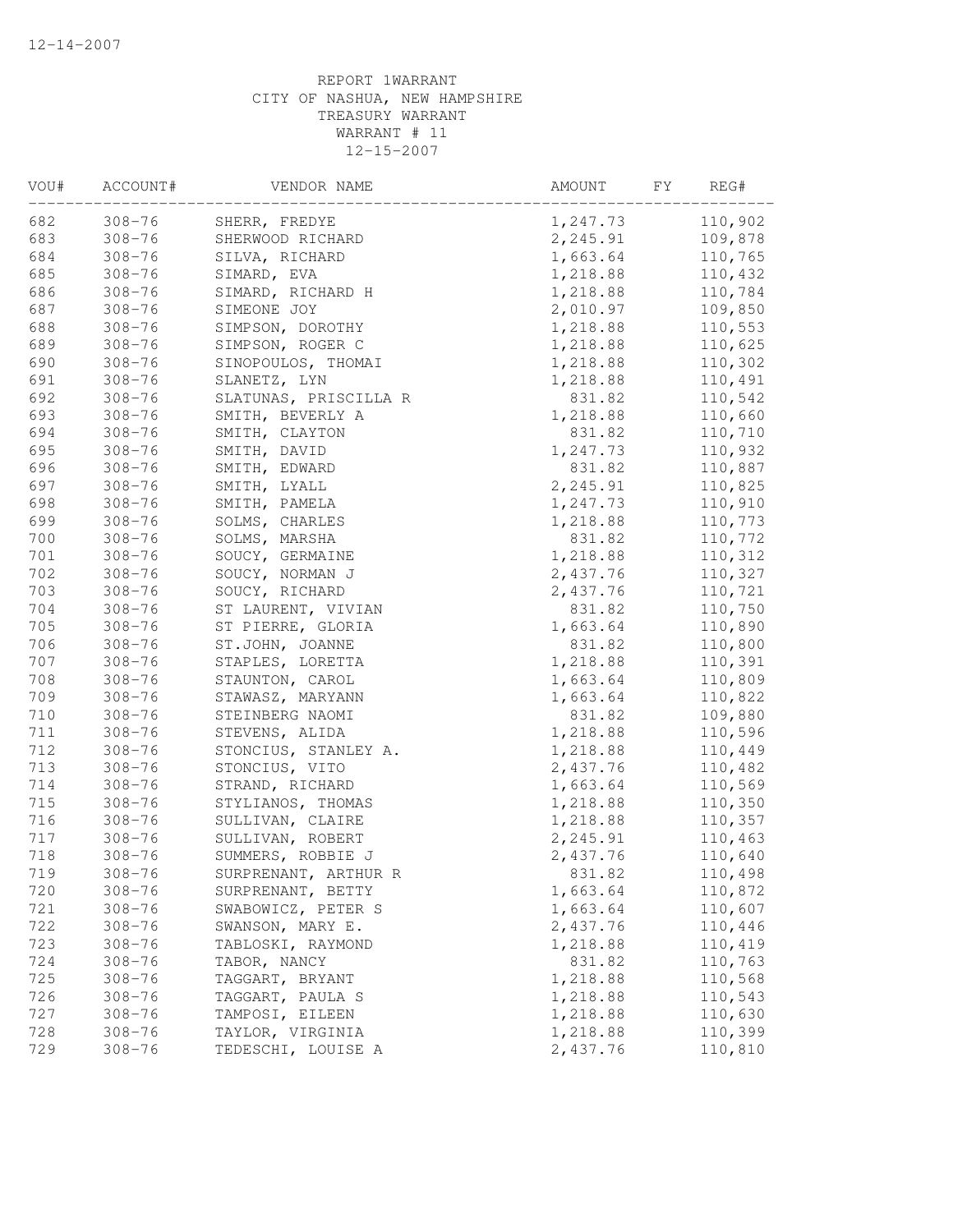12-14-2007

REPORT 1WARRANT
CITY OF NASHUA, NEW HAMPSHIRE
TREASURY WARRANT
WARRANT # 11
12-15-2007

| VOU# | ACCOUNT# | VENDOR NAME | AMOUNT | FY | REG# |
|---|---|---|---|---|---|
| 682 | 308-76 | SHERR, FREDYE | 1,247.73 | | 110,902 |
| 683 | 308-76 | SHERWOOD RICHARD | 2,245.91 | | 109,878 |
| 684 | 308-76 | SILVA, RICHARD | 1,663.64 | | 110,765 |
| 685 | 308-76 | SIMARD, EVA | 1,218.88 | | 110,432 |
| 686 | 308-76 | SIMARD, RICHARD H | 1,218.88 | | 110,784 |
| 687 | 308-76 | SIMEONE JOY | 2,010.97 | | 109,850 |
| 688 | 308-76 | SIMPSON, DOROTHY | 1,218.88 | | 110,553 |
| 689 | 308-76 | SIMPSON, ROGER C | 1,218.88 | | 110,625 |
| 690 | 308-76 | SINOPOULOS, THOMAI | 1,218.88 | | 110,302 |
| 691 | 308-76 | SLANETZ, LYN | 1,218.88 | | 110,491 |
| 692 | 308-76 | SLATUNAS, PRISCILLA R | 831.82 | | 110,542 |
| 693 | 308-76 | SMITH, BEVERLY A | 1,218.88 | | 110,660 |
| 694 | 308-76 | SMITH, CLAYTON | 831.82 | | 110,710 |
| 695 | 308-76 | SMITH, DAVID | 1,247.73 | | 110,932 |
| 696 | 308-76 | SMITH, EDWARD | 831.82 | | 110,887 |
| 697 | 308-76 | SMITH, LYALL | 2,245.91 | | 110,825 |
| 698 | 308-76 | SMITH, PAMELA | 1,247.73 | | 110,910 |
| 699 | 308-76 | SOLMS, CHARLES | 1,218.88 | | 110,773 |
| 700 | 308-76 | SOLMS, MARSHA | 831.82 | | 110,772 |
| 701 | 308-76 | SOUCY, GERMAINE | 1,218.88 | | 110,312 |
| 702 | 308-76 | SOUCY, NORMAN J | 2,437.76 | | 110,327 |
| 703 | 308-76 | SOUCY, RICHARD | 2,437.76 | | 110,721 |
| 704 | 308-76 | ST LAURENT, VIVIAN | 831.82 | | 110,750 |
| 705 | 308-76 | ST PIERRE, GLORIA | 1,663.64 | | 110,890 |
| 706 | 308-76 | ST.JOHN, JOANNE | 831.82 | | 110,800 |
| 707 | 308-76 | STAPLES, LORETTA | 1,218.88 | | 110,391 |
| 708 | 308-76 | STAUNTON, CAROL | 1,663.64 | | 110,809 |
| 709 | 308-76 | STAWASZ, MARYANN | 1,663.64 | | 110,822 |
| 710 | 308-76 | STEINBERG NAOMI | 831.82 | | 109,880 |
| 711 | 308-76 | STEVENS, ALIDA | 1,218.88 | | 110,596 |
| 712 | 308-76 | STONCIUS, STANLEY A. | 1,218.88 | | 110,449 |
| 713 | 308-76 | STONCIUS, VITO | 2,437.76 | | 110,482 |
| 714 | 308-76 | STRAND, RICHARD | 1,663.64 | | 110,569 |
| 715 | 308-76 | STYLIANOS, THOMAS | 1,218.88 | | 110,350 |
| 716 | 308-76 | SULLIVAN, CLAIRE | 1,218.88 | | 110,357 |
| 717 | 308-76 | SULLIVAN, ROBERT | 2,245.91 | | 110,463 |
| 718 | 308-76 | SUMMERS, ROBBIE J | 2,437.76 | | 110,640 |
| 719 | 308-76 | SURPRENANT, ARTHUR R | 831.82 | | 110,498 |
| 720 | 308-76 | SURPRENANT, BETTY | 1,663.64 | | 110,872 |
| 721 | 308-76 | SWABOWICZ, PETER S | 1,663.64 | | 110,607 |
| 722 | 308-76 | SWANSON, MARY E. | 2,437.76 | | 110,446 |
| 723 | 308-76 | TABLOSKI, RAYMOND | 1,218.88 | | 110,419 |
| 724 | 308-76 | TABOR, NANCY | 831.82 | | 110,763 |
| 725 | 308-76 | TAGGART, BRYANT | 1,218.88 | | 110,568 |
| 726 | 308-76 | TAGGART, PAULA S | 1,218.88 | | 110,543 |
| 727 | 308-76 | TAMPOSI, EILEEN | 1,218.88 | | 110,630 |
| 728 | 308-76 | TAYLOR, VIRGINIA | 1,218.88 | | 110,399 |
| 729 | 308-76 | TEDESCHI, LOUISE A | 2,437.76 | | 110,810 |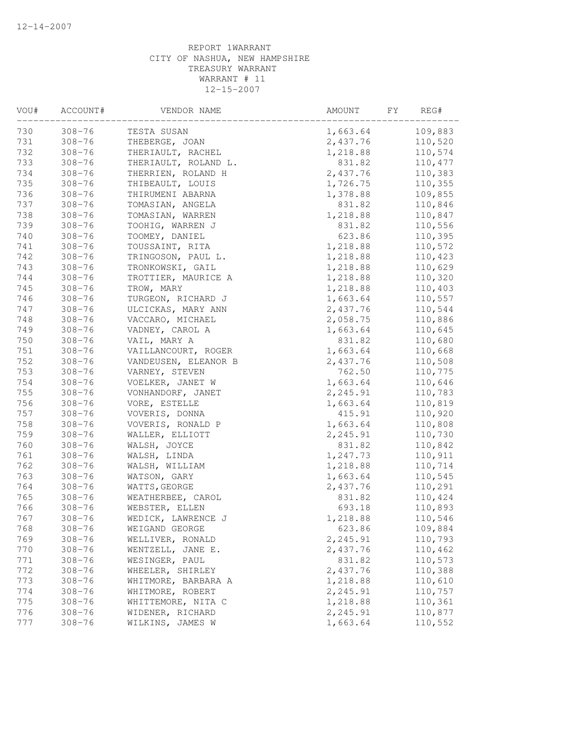12-14-2007

REPORT 1WARRANT
CITY OF NASHUA, NEW HAMPSHIRE
TREASURY WARRANT
WARRANT # 11
12-15-2007

| VOU# | ACCOUNT# | VENDOR NAME | AMOUNT | FY | REG# |
|---|---|---|---|---|---|
| 730 | 308-76 | TESTA SUSAN | 1,663.64 | | 109,883 |
| 731 | 308-76 | THEBERGE, JOAN | 2,437.76 | | 110,520 |
| 732 | 308-76 | THERIAULT, RACHEL | 1,218.88 | | 110,574 |
| 733 | 308-76 | THERIAULT, ROLAND L. | 831.82 | | 110,477 |
| 734 | 308-76 | THERRIEN, ROLAND H | 2,437.76 | | 110,383 |
| 735 | 308-76 | THIBEAULT, LOUIS | 1,726.75 | | 110,355 |
| 736 | 308-76 | THIRUMENI ABARNA | 1,378.88 | | 109,855 |
| 737 | 308-76 | TOMASIAN, ANGELA | 831.82 | | 110,846 |
| 738 | 308-76 | TOMASIAN, WARREN | 1,218.88 | | 110,847 |
| 739 | 308-76 | TOOHIG, WARREN J | 831.82 | | 110,556 |
| 740 | 308-76 | TOOMEY, DANIEL | 623.86 | | 110,395 |
| 741 | 308-76 | TOUSSAINT, RITA | 1,218.88 | | 110,572 |
| 742 | 308-76 | TRINGOSON, PAUL L. | 1,218.88 | | 110,423 |
| 743 | 308-76 | TRONKOWSKI, GAIL | 1,218.88 | | 110,629 |
| 744 | 308-76 | TROTTIER, MAURICE A | 1,218.88 | | 110,320 |
| 745 | 308-76 | TROW, MARY | 1,218.88 | | 110,403 |
| 746 | 308-76 | TURGEON, RICHARD J | 1,663.64 | | 110,557 |
| 747 | 308-76 | ULCICKAS, MARY ANN | 2,437.76 | | 110,544 |
| 748 | 308-76 | VACCARO, MICHAEL | 2,058.75 | | 110,886 |
| 749 | 308-76 | VADNEY, CAROL A | 1,663.64 | | 110,645 |
| 750 | 308-76 | VAIL, MARY A | 831.82 | | 110,680 |
| 751 | 308-76 | VAILLANCOURT, ROGER | 1,663.64 | | 110,668 |
| 752 | 308-76 | VANDEUSEN, ELEANOR B | 2,437.76 | | 110,508 |
| 753 | 308-76 | VARNEY, STEVEN | 762.50 | | 110,775 |
| 754 | 308-76 | VOELKER, JANET W | 1,663.64 | | 110,646 |
| 755 | 308-76 | VONHANDORF, JANET | 2,245.91 | | 110,783 |
| 756 | 308-76 | VORE, ESTELLE | 1,663.64 | | 110,819 |
| 757 | 308-76 | VOVERIS, DONNA | 415.91 | | 110,920 |
| 758 | 308-76 | VOVERIS, RONALD P | 1,663.64 | | 110,808 |
| 759 | 308-76 | WALLER, ELLIOTT | 2,245.91 | | 110,730 |
| 760 | 308-76 | WALSH, JOYCE | 831.82 | | 110,842 |
| 761 | 308-76 | WALSH, LINDA | 1,247.73 | | 110,911 |
| 762 | 308-76 | WALSH, WILLIAM | 1,218.88 | | 110,714 |
| 763 | 308-76 | WATSON, GARY | 1,663.64 | | 110,545 |
| 764 | 308-76 | WATTS,GEORGE | 2,437.76 | | 110,291 |
| 765 | 308-76 | WEATHERBEE, CAROL | 831.82 | | 110,424 |
| 766 | 308-76 | WEBSTER, ELLEN | 693.18 | | 110,893 |
| 767 | 308-76 | WEDICK, LAWRENCE J | 1,218.88 | | 110,546 |
| 768 | 308-76 | WEIGAND GEORGE | 623.86 | | 109,884 |
| 769 | 308-76 | WELLIVER, RONALD | 2,245.91 | | 110,793 |
| 770 | 308-76 | WENTZELL, JANE E. | 2,437.76 | | 110,462 |
| 771 | 308-76 | WESINGER, PAUL | 831.82 | | 110,573 |
| 772 | 308-76 | WHEELER, SHIRLEY | 2,437.76 | | 110,388 |
| 773 | 308-76 | WHITMORE, BARBARA A | 1,218.88 | | 110,610 |
| 774 | 308-76 | WHITMORE, ROBERT | 2,245.91 | | 110,757 |
| 775 | 308-76 | WHITTEMORE, NITA C | 1,218.88 | | 110,361 |
| 776 | 308-76 | WIDENER, RICHARD | 2,245.91 | | 110,877 |
| 777 | 308-76 | WILKINS, JAMES W | 1,663.64 | | 110,552 |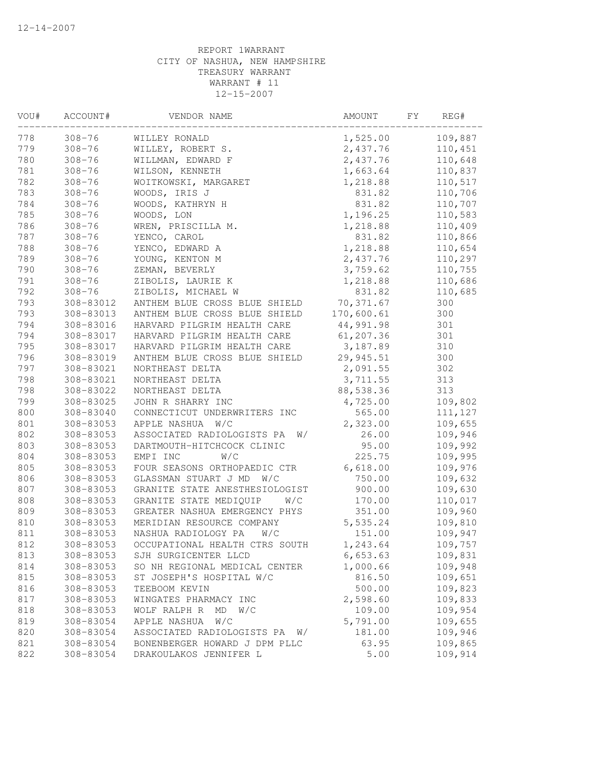12-14-2007

REPORT 1WARRANT
CITY OF NASHUA, NEW HAMPSHIRE
TREASURY WARRANT
WARRANT # 11
12-15-2007

| VOU# | ACCOUNT# | VENDOR NAME | AMOUNT | FY | REG# |
|---|---|---|---|---|---|
| 778 | 308-76 | WILLEY RONALD | 1,525.00 | | 109,887 |
| 779 | 308-76 | WILLEY, ROBERT S. | 2,437.76 | | 110,451 |
| 780 | 308-76 | WILLMAN, EDWARD F | 2,437.76 | | 110,648 |
| 781 | 308-76 | WILSON, KENNETH | 1,663.64 | | 110,837 |
| 782 | 308-76 | WOITKOWSKI, MARGARET | 1,218.88 | | 110,517 |
| 783 | 308-76 | WOODS, IRIS J | 831.82 | | 110,706 |
| 784 | 308-76 | WOODS, KATHRYN H | 831.82 | | 110,707 |
| 785 | 308-76 | WOODS, LON | 1,196.25 | | 110,583 |
| 786 | 308-76 | WREN, PRISCILLA M. | 1,218.88 | | 110,409 |
| 787 | 308-76 | YENCO, CAROL | 831.82 | | 110,866 |
| 788 | 308-76 | YENCO, EDWARD A | 1,218.88 | | 110,654 |
| 789 | 308-76 | YOUNG, KENTON M | 2,437.76 | | 110,297 |
| 790 | 308-76 | ZEMAN, BEVERLY | 3,759.62 | | 110,755 |
| 791 | 308-76 | ZIBOLIS, LAURIE K | 1,218.88 | | 110,686 |
| 792 | 308-76 | ZIBOLIS, MICHAEL W | 831.82 | | 110,685 |
| 793 | 308-83012 | ANTHEM BLUE CROSS BLUE SHIELD | 70,371.67 | | 300 |
| 793 | 308-83013 | ANTHEM BLUE CROSS BLUE SHIELD | 170,600.61 | | 300 |
| 794 | 308-83016 | HARVARD PILGRIM HEALTH CARE | 44,991.98 | | 301 |
| 794 | 308-83017 | HARVARD PILGRIM HEALTH CARE | 61,207.36 | | 301 |
| 795 | 308-83017 | HARVARD PILGRIM HEALTH CARE | 3,187.89 | | 310 |
| 796 | 308-83019 | ANTHEM BLUE CROSS BLUE SHIELD | 29,945.51 | | 300 |
| 797 | 308-83021 | NORTHEAST DELTA | 2,091.55 | | 302 |
| 798 | 308-83021 | NORTHEAST DELTA | 3,711.55 | | 313 |
| 798 | 308-83022 | NORTHEAST DELTA | 88,538.36 | | 313 |
| 799 | 308-83025 | JOHN R SHARRY INC | 4,725.00 | | 109,802 |
| 800 | 308-83040 | CONNECTICUT UNDERWRITERS INC | 565.00 | | 111,127 |
| 801 | 308-83053 | APPLE NASHUA W/C | 2,323.00 | | 109,655 |
| 802 | 308-83053 | ASSOCIATED RADIOLOGISTS PA W/ | 26.00 | | 109,946 |
| 803 | 308-83053 | DARTMOUTH-HITCHCOCK CLINIC | 95.00 | | 109,992 |
| 804 | 308-83053 | EMPI INC W/C | 225.75 | | 109,995 |
| 805 | 308-83053 | FOUR SEASONS ORTHOPAEDIC CTR | 6,618.00 | | 109,976 |
| 806 | 308-83053 | GLASSMAN STUART J MD W/C | 750.00 | | 109,632 |
| 807 | 308-83053 | GRANITE STATE ANESTHESIOLOGIST | 900.00 | | 109,630 |
| 808 | 308-83053 | GRANITE STATE MEDIQUIP W/C | 170.00 | | 110,017 |
| 809 | 308-83053 | GREATER NASHUA EMERGENCY PHYS | 351.00 | | 109,960 |
| 810 | 308-83053 | MERIDIAN RESOURCE COMPANY | 5,535.24 | | 109,810 |
| 811 | 308-83053 | NASHUA RADIOLOGY PA W/C | 151.00 | | 109,947 |
| 812 | 308-83053 | OCCUPATIONAL HEALTH CTRS SOUTH | 1,243.64 | | 109,757 |
| 813 | 308-83053 | SJH SURGICENTER LLCD | 6,653.63 | | 109,831 |
| 814 | 308-83053 | SO NH REGIONAL MEDICAL CENTER | 1,000.66 | | 109,948 |
| 815 | 308-83053 | ST JOSEPH'S HOSPITAL W/C | 816.50 | | 109,651 |
| 816 | 308-83053 | TEEBOOM KEVIN | 500.00 | | 109,823 |
| 817 | 308-83053 | WINGATES PHARMACY INC | 2,598.60 | | 109,833 |
| 818 | 308-83053 | WOLF RALPH R MD W/C | 109.00 | | 109,954 |
| 819 | 308-83054 | APPLE NASHUA W/C | 5,791.00 | | 109,655 |
| 820 | 308-83054 | ASSOCIATED RADIOLOGISTS PA W/ | 181.00 | | 109,946 |
| 821 | 308-83054 | BONENBERGER HOWARD J DPM PLLC | 63.95 | | 109,865 |
| 822 | 308-83054 | DRAKOULAKOS JENNIFER L | 5.00 | | 109,914 |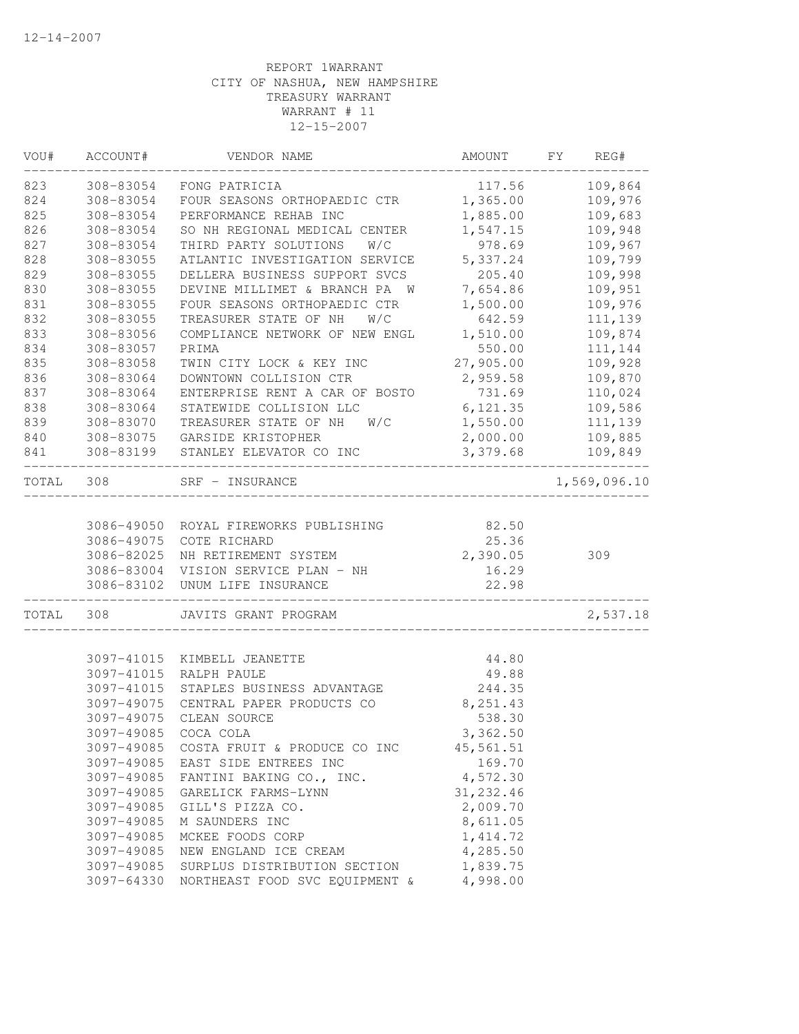12-14-2007

REPORT 1WARRANT
CITY OF NASHUA, NEW HAMPSHIRE
TREASURY WARRANT
WARRANT # 11
12-15-2007

| VOU# | ACCOUNT# | VENDOR NAME | AMOUNT | FY | REG# |
|---|---|---|---|---|---|
| 823 | 308-83054 | FONG PATRICIA | 117.56 | | 109,864 |
| 824 | 308-83054 | FOUR SEASONS ORTHOPAEDIC CTR | 1,365.00 | | 109,976 |
| 825 | 308-83054 | PERFORMANCE REHAB INC | 1,885.00 | | 109,683 |
| 826 | 308-83054 | SO NH REGIONAL MEDICAL CENTER | 1,547.15 | | 109,948 |
| 827 | 308-83054 | THIRD PARTY SOLUTIONS W/C | 978.69 | | 109,967 |
| 828 | 308-83055 | ATLANTIC INVESTIGATION SERVICE | 5,337.24 | | 109,799 |
| 829 | 308-83055 | DELLERA BUSINESS SUPPORT SVCS | 205.40 | | 109,998 |
| 830 | 308-83055 | DEVINE MILLIMET & BRANCH PA W | 7,654.86 | | 109,951 |
| 831 | 308-83055 | FOUR SEASONS ORTHOPAEDIC CTR | 1,500.00 | | 109,976 |
| 832 | 308-83055 | TREASURER STATE OF NH W/C | 642.59 | | 111,139 |
| 833 | 308-83056 | COMPLIANCE NETWORK OF NEW ENGL | 1,510.00 | | 109,874 |
| 834 | 308-83057 | PRIMA | 550.00 | | 111,144 |
| 835 | 308-83058 | TWIN CITY LOCK & KEY INC | 27,905.00 | | 109,928 |
| 836 | 308-83064 | DOWNTOWN COLLISION CTR | 2,959.58 | | 109,870 |
| 837 | 308-83064 | ENTERPRISE RENT A CAR OF BOSTO | 731.69 | | 110,024 |
| 838 | 308-83064 | STATEWIDE COLLISION LLC | 6,121.35 | | 109,586 |
| 839 | 308-83070 | TREASURER STATE OF NH W/C | 1,550.00 | | 111,139 |
| 840 | 308-83075 | GARSIDE KRISTOPHER | 2,000.00 | | 109,885 |
| 841 | 308-83199 | STANLEY ELEVATOR CO INC | 3,379.68 | | 109,849 |
| TOTAL | 308 | SRF - INSURANCE | | | 1,569,096.10 |
| | 3086-49050 | ROYAL FIREWORKS PUBLISHING | 82.50 | | |
| | 3086-49075 | COTE RICHARD | 25.36 | | |
| | 3086-82025 | NH RETIREMENT SYSTEM | 2,390.05 | | 309 |
| | 3086-83004 | VISION SERVICE PLAN - NH | 16.29 | | |
| | 3086-83102 | UNUM LIFE INSURANCE | 22.98 | | |
| TOTAL | 308 | JAVITS GRANT PROGRAM | | | 2,537.18 |
| | 3097-41015 | KIMBELL JEANETTE | 44.80 | | |
| | 3097-41015 | RALPH PAULE | 49.88 | | |
| | 3097-41015 | STAPLES BUSINESS ADVANTAGE | 244.35 | | |
| | 3097-49075 | CENTRAL PAPER PRODUCTS CO | 8,251.43 | | |
| | 3097-49075 | CLEAN SOURCE | 538.30 | | |
| | 3097-49085 | COCA COLA | 3,362.50 | | |
| | 3097-49085 | COSTA FRUIT & PRODUCE CO INC | 45,561.51 | | |
| | 3097-49085 | EAST SIDE ENTREES INC | 169.70 | | |
| | 3097-49085 | FANTINI BAKING CO., INC. | 4,572.30 | | |
| | 3097-49085 | GARELICK FARMS-LYNN | 31,232.46 | | |
| | 3097-49085 | GILL'S PIZZA CO. | 2,009.70 | | |
| | 3097-49085 | M SAUNDERS INC | 8,611.05 | | |
| | 3097-49085 | MCKEE FOODS CORP | 1,414.72 | | |
| | 3097-49085 | NEW ENGLAND ICE CREAM | 4,285.50 | | |
| | 3097-49085 | SURPLUS DISTRIBUTION SECTION | 1,839.75 | | |
| | 3097-64330 | NORTHEAST FOOD SVC EQUIPMENT & | 4,998.00 | | |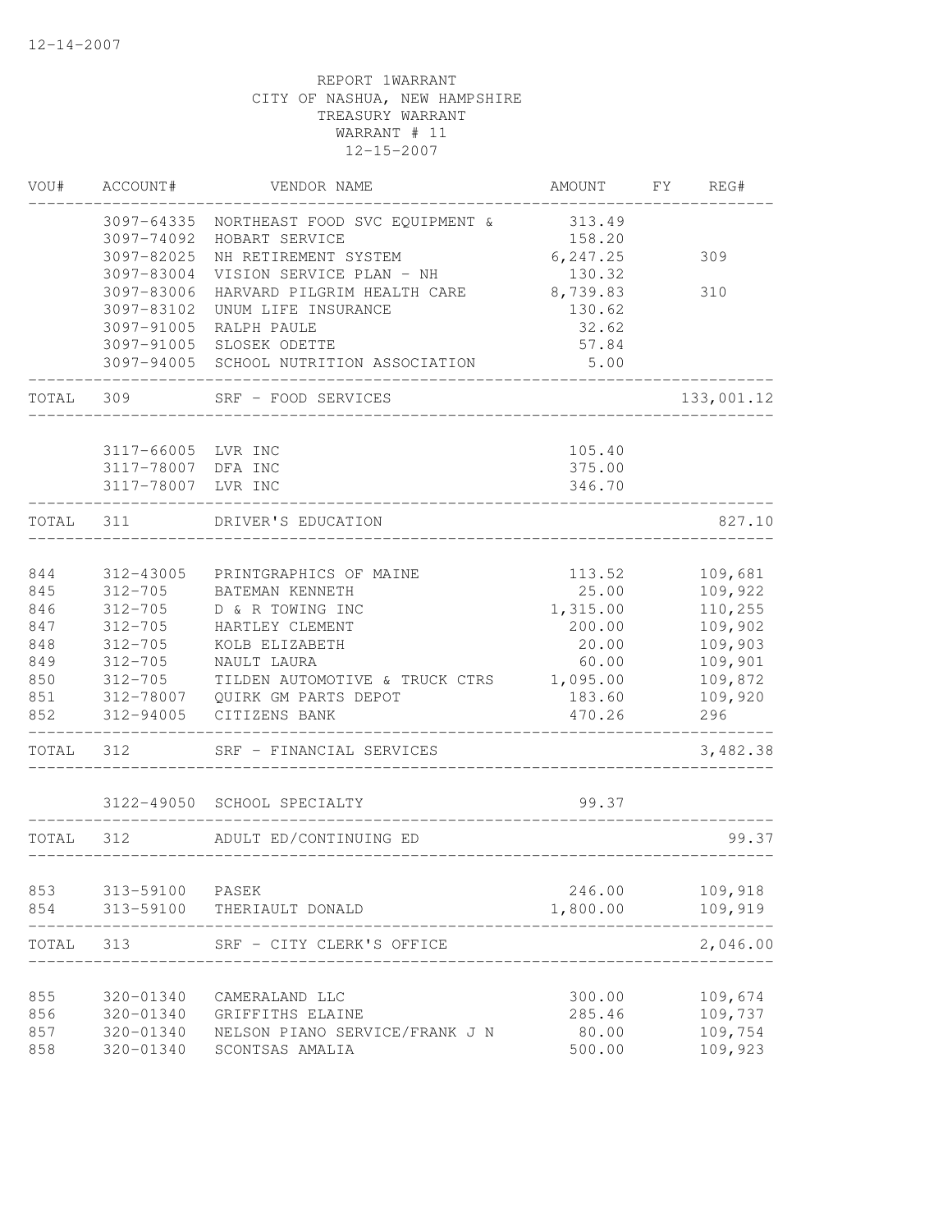12-14-2007

REPORT 1WARRANT
CITY OF NASHUA, NEW HAMPSHIRE
TREASURY WARRANT
WARRANT # 11
12-15-2007

| VOU# | ACCOUNT# | VENDOR NAME | AMOUNT | FY | REG# |
|---|---|---|---|---|---|
| | 3097-64335 | NORTHEAST FOOD SVC EQUIPMENT & | 313.49 | | |
| | 3097-74092 | HOBART SERVICE | 158.20 | | |
| | 3097-82025 | NH RETIREMENT SYSTEM | 6,247.25 | | 309 |
| | 3097-83004 | VISION SERVICE PLAN - NH | 130.32 | | |
| | 3097-83006 | HARVARD PILGRIM HEALTH CARE | 8,739.83 | | 310 |
| | 3097-83102 | UNUM LIFE INSURANCE | 130.62 | | |
| | 3097-91005 | RALPH PAULE | 32.62 | | |
| | 3097-91005 | SLOSEK ODETTE | 57.84 | | |
| | 3097-94005 | SCHOOL NUTRITION ASSOCIATION | 5.00 | | |
| TOTAL | 309 | SRF - FOOD SERVICES | | | 133,001.12 |
| | 3117-66005 | LVR INC | 105.40 | | |
| | 3117-78007 | DFA INC | 375.00 | | |
| | 3117-78007 | LVR INC | 346.70 | | |
| TOTAL | 311 | DRIVER'S EDUCATION | | | 827.10 |
| 844 | 312-43005 | PRINTGRAPHICS OF MAINE | 113.52 | | 109,681 |
| 845 | 312-705 | BATEMAN KENNETH | 25.00 | | 109,922 |
| 846 | 312-705 | D & R TOWING INC | 1,315.00 | | 110,255 |
| 847 | 312-705 | HARTLEY CLEMENT | 200.00 | | 109,902 |
| 848 | 312-705 | KOLB ELIZABETH | 20.00 | | 109,903 |
| 849 | 312-705 | NAULT LAURA | 60.00 | | 109,901 |
| 850 | 312-705 | TILDEN AUTOMOTIVE & TRUCK CTRS | 1,095.00 | | 109,872 |
| 851 | 312-78007 | QUIRK GM PARTS DEPOT | 183.60 | | 109,920 |
| 852 | 312-94005 | CITIZENS BANK | 470.26 | | 296 |
| TOTAL | 312 | SRF - FINANCIAL SERVICES | | | 3,482.38 |
| | 3122-49050 | SCHOOL SPECIALTY | 99.37 | | |
| TOTAL | 312 | ADULT ED/CONTINUING ED | | | 99.37 |
| 853 | 313-59100 | PASEK | 246.00 | | 109,918 |
| 854 | 313-59100 | THERIAULT DONALD | 1,800.00 | | 109,919 |
| TOTAL | 313 | SRF - CITY CLERK'S OFFICE | | | 2,046.00 |
| 855 | 320-01340 | CAMERALAND LLC | 300.00 | | 109,674 |
| 856 | 320-01340 | GRIFFITHS ELAINE | 285.46 | | 109,737 |
| 857 | 320-01340 | NELSON PIANO SERVICE/FRANK J N | 80.00 | | 109,754 |
| 858 | 320-01340 | SCONTSAS AMALIA | 500.00 | | 109,923 |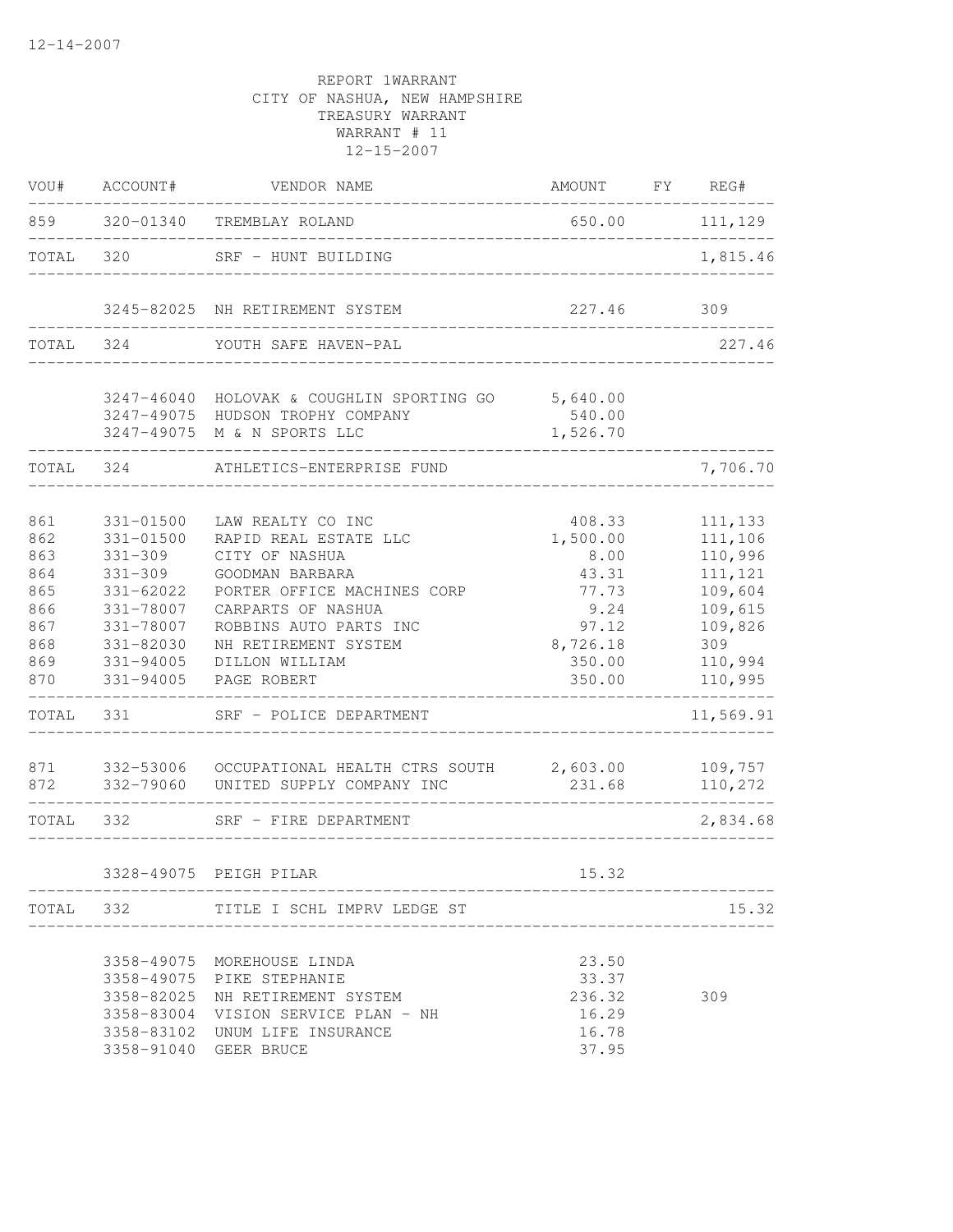12-14-2007

REPORT 1WARRANT
CITY OF NASHUA, NEW HAMPSHIRE
TREASURY WARRANT
WARRANT # 11
12-15-2007

| VOU# | ACCOUNT# | VENDOR NAME | AMOUNT | FY | REG# |
|---|---|---|---|---|---|
| 859 | 320-01340 | TREMBLAY ROLAND | 650.00 | | 111,129 |
| TOTAL | 320 | SRF - HUNT BUILDING | | | 1,815.46 |
| | 3245-82025 | NH RETIREMENT SYSTEM | 227.46 | | 309 |
| TOTAL | 324 | YOUTH SAFE HAVEN-PAL | | | 227.46 |
| | 3247-46040 | HOLOVAK & COUGHLIN SPORTING GO | 5,640.00 | | |
| | 3247-49075 | HUDSON TROPHY COMPANY | 540.00 | | |
| | 3247-49075 | M & N SPORTS LLC | 1,526.70 | | |
| TOTAL | 324 | ATHLETICS-ENTERPRISE FUND | | | 7,706.70 |
| 861 | 331-01500 | LAW REALTY CO INC | 408.33 | | 111,133 |
| 862 | 331-01500 | RAPID REAL ESTATE LLC | 1,500.00 | | 111,106 |
| 863 | 331-309 | CITY OF NASHUA | 8.00 | | 110,996 |
| 864 | 331-309 | GOODMAN BARBARA | 43.31 | | 111,121 |
| 865 | 331-62022 | PORTER OFFICE MACHINES CORP | 77.73 | | 109,604 |
| 866 | 331-78007 | CARPARTS OF NASHUA | 9.24 | | 109,615 |
| 867 | 331-78007 | ROBBINS AUTO PARTS INC | 97.12 | | 109,826 |
| 868 | 331-82030 | NH RETIREMENT SYSTEM | 8,726.18 | | 309 |
| 869 | 331-94005 | DILLON WILLIAM | 350.00 | | 110,994 |
| 870 | 331-94005 | PAGE ROBERT | 350.00 | | 110,995 |
| TOTAL | 331 | SRF - POLICE DEPARTMENT | | | 11,569.91 |
| 871 | 332-53006 | OCCUPATIONAL HEALTH CTRS SOUTH | 2,603.00 | | 109,757 |
| 872 | 332-79060 | UNITED SUPPLY COMPANY INC | 231.68 | | 110,272 |
| TOTAL | 332 | SRF - FIRE DEPARTMENT | | | 2,834.68 |
| | 3328-49075 | PEIGH PILAR | 15.32 | | |
| TOTAL | 332 | TITLE I SCHL IMPRV LEDGE ST | | | 15.32 |
| | 3358-49075 | MOREHOUSE LINDA | 23.50 | | |
| | 3358-49075 | PIKE STEPHANIE | 33.37 | | |
| | 3358-82025 | NH RETIREMENT SYSTEM | 236.32 | | 309 |
| | 3358-83004 | VISION SERVICE PLAN - NH | 16.29 | | |
| | 3358-83102 | UNUM LIFE INSURANCE | 16.78 | | |
| | 3358-91040 | GEER BRUCE | 37.95 | | |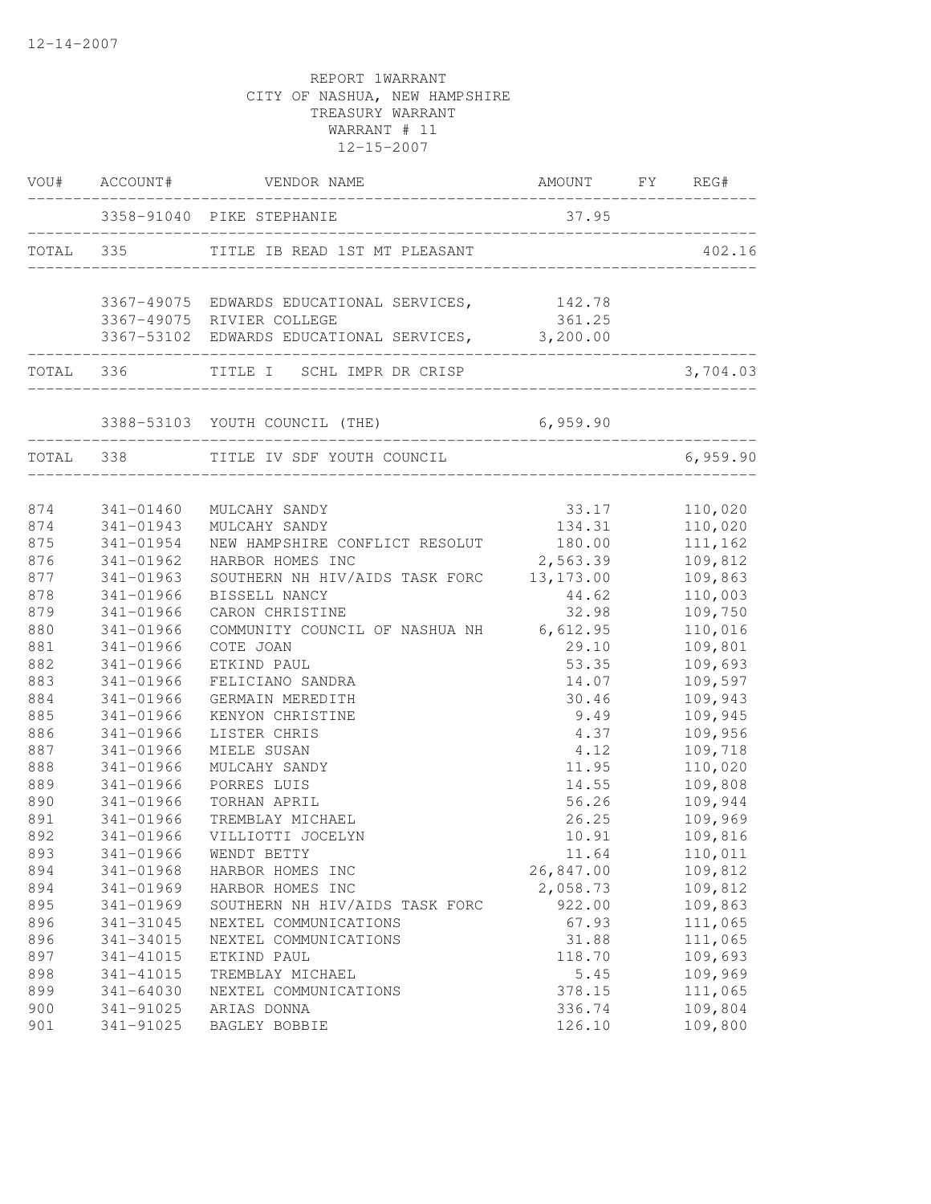12-14-2007

REPORT 1WARRANT
CITY OF NASHUA, NEW HAMPSHIRE
TREASURY WARRANT
WARRANT # 11
12-15-2007

| VOU# | ACCOUNT# | VENDOR NAME | AMOUNT | FY | REG# |
|---|---|---|---|---|---|
| | 3358-91040 | PIKE STEPHANIE | 37.95 | | |
| TOTAL | 335 | TITLE IB READ 1ST MT PLEASANT | | | 402.16 |
| | 3367-49075 | EDWARDS EDUCATIONAL SERVICES, | 142.78 | | |
| | 3367-49075 | RIVIER COLLEGE | 361.25 | | |
| | 3367-53102 | EDWARDS EDUCATIONAL SERVICES, | 3,200.00 | | |
| TOTAL | 336 | TITLE I SCHL IMPR DR CRISP | | | 3,704.03 |
| | 3388-53103 | YOUTH COUNCIL (THE) | 6,959.90 | | |
| TOTAL | 338 | TITLE IV SDF YOUTH COUNCIL | | | 6,959.90 |
| 874 | 341-01460 | MULCAHY SANDY | 33.17 | | 110,020 |
| 874 | 341-01943 | MULCAHY SANDY | 134.31 | | 110,020 |
| 875 | 341-01954 | NEW HAMPSHIRE CONFLICT RESOLUT | 180.00 | | 111,162 |
| 876 | 341-01962 | HARBOR HOMES INC | 2,563.39 | | 109,812 |
| 877 | 341-01963 | SOUTHERN NH HIV/AIDS TASK FORC | 13,173.00 | | 109,863 |
| 878 | 341-01966 | BISSELL NANCY | 44.62 | | 110,003 |
| 879 | 341-01966 | CARON CHRISTINE | 32.98 | | 109,750 |
| 880 | 341-01966 | COMMUNITY COUNCIL OF NASHUA NH | 6,612.95 | | 110,016 |
| 881 | 341-01966 | COTE JOAN | 29.10 | | 109,801 |
| 882 | 341-01966 | ETKIND PAUL | 53.35 | | 109,693 |
| 883 | 341-01966 | FELICIANO SANDRA | 14.07 | | 109,597 |
| 884 | 341-01966 | GERMAIN MEREDITH | 30.46 | | 109,943 |
| 885 | 341-01966 | KENYON CHRISTINE | 9.49 | | 109,945 |
| 886 | 341-01966 | LISTER CHRIS | 4.37 | | 109,956 |
| 887 | 341-01966 | MIELE SUSAN | 4.12 | | 109,718 |
| 888 | 341-01966 | MULCAHY SANDY | 11.95 | | 110,020 |
| 889 | 341-01966 | PORRES LUIS | 14.55 | | 109,808 |
| 890 | 341-01966 | TORHAN APRIL | 56.26 | | 109,944 |
| 891 | 341-01966 | TREMBLAY MICHAEL | 26.25 | | 109,969 |
| 892 | 341-01966 | VILLIOTTI JOCELYN | 10.91 | | 109,816 |
| 893 | 341-01966 | WENDT BETTY | 11.64 | | 110,011 |
| 894 | 341-01968 | HARBOR HOMES INC | 26,847.00 | | 109,812 |
| 894 | 341-01969 | HARBOR HOMES INC | 2,058.73 | | 109,812 |
| 895 | 341-01969 | SOUTHERN NH HIV/AIDS TASK FORC | 922.00 | | 109,863 |
| 896 | 341-31045 | NEXTEL COMMUNICATIONS | 67.93 | | 111,065 |
| 896 | 341-34015 | NEXTEL COMMUNICATIONS | 31.88 | | 111,065 |
| 897 | 341-41015 | ETKIND PAUL | 118.70 | | 109,693 |
| 898 | 341-41015 | TREMBLAY MICHAEL | 5.45 | | 109,969 |
| 899 | 341-64030 | NEXTEL COMMUNICATIONS | 378.15 | | 111,065 |
| 900 | 341-91025 | ARIAS DONNA | 336.74 | | 109,804 |
| 901 | 341-91025 | BAGLEY BOBBIE | 126.10 | | 109,800 |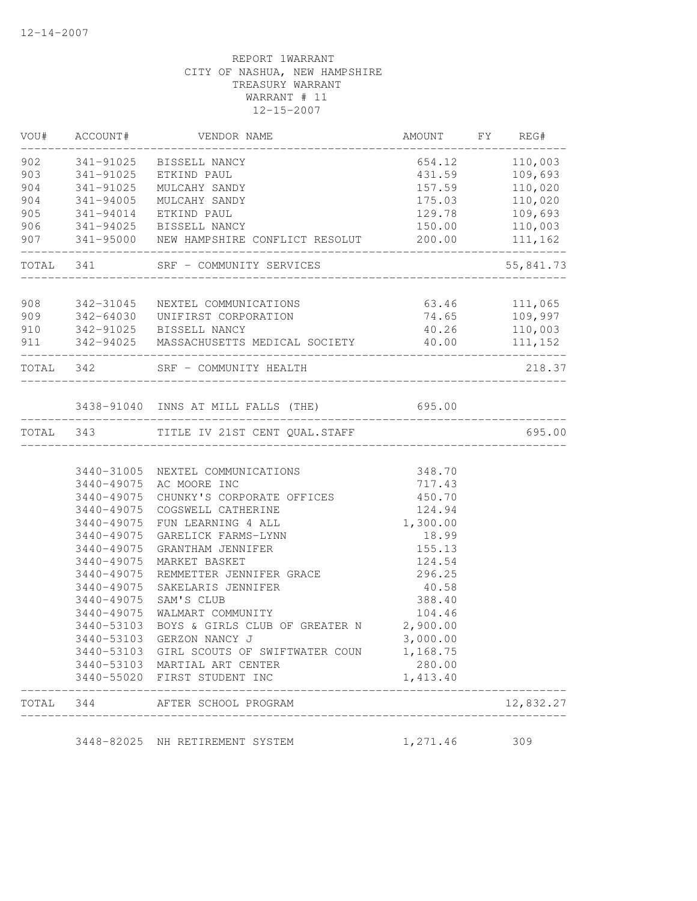12-14-2007

REPORT 1WARRANT
CITY OF NASHUA, NEW HAMPSHIRE
TREASURY WARRANT
WARRANT # 11
12-15-2007

| VOU# | ACCOUNT# | VENDOR NAME | AMOUNT | FY | REG# |
|---|---|---|---|---|---|
| 902 | 341-91025 | BISSELL NANCY | 654.12 | | 110,003 |
| 903 | 341-91025 | ETKIND PAUL | 431.59 | | 109,693 |
| 904 | 341-91025 | MULCAHY SANDY | 157.59 | | 110,020 |
| 904 | 341-94005 | MULCAHY SANDY | 175.03 | | 110,020 |
| 905 | 341-94014 | ETKIND PAUL | 129.78 | | 109,693 |
| 906 | 341-94025 | BISSELL NANCY | 150.00 | | 110,003 |
| 907 | 341-95000 | NEW HAMPSHIRE CONFLICT RESOLUT | 200.00 | | 111,162 |
| TOTAL | 341 | SRF - COMMUNITY SERVICES | | | 55,841.73 |
| 908 | 342-31045 | NEXTEL COMMUNICATIONS | 63.46 | | 111,065 |
| 909 | 342-64030 | UNIFIRST CORPORATION | 74.65 | | 109,997 |
| 910 | 342-91025 | BISSELL NANCY | 40.26 | | 110,003 |
| 911 | 342-94025 | MASSACHUSETTS MEDICAL SOCIETY | 40.00 | | 111,152 |
| TOTAL | 342 | SRF - COMMUNITY HEALTH | | | 218.37 |
| | 3438-91040 | INNS AT MILL FALLS (THE) | 695.00 | | |
| TOTAL | 343 | TITLE IV 21ST CENT QUAL.STAFF | | | 695.00 |
| | 3440-31005 | NEXTEL COMMUNICATIONS | 348.70 | | |
| | 3440-49075 | AC MOORE INC | 717.43 | | |
| | 3440-49075 | CHUNKY'S CORPORATE OFFICES | 450.70 | | |
| | 3440-49075 | COGSWELL CATHERINE | 124.94 | | |
| | 3440-49075 | FUN LEARNING 4 ALL | 1,300.00 | | |
| | 3440-49075 | GARELICK FARMS-LYNN | 18.99 | | |
| | 3440-49075 | GRANTHAM JENNIFER | 155.13 | | |
| | 3440-49075 | MARKET BASKET | 124.54 | | |
| | 3440-49075 | REMMETTER JENNIFER GRACE | 296.25 | | |
| | 3440-49075 | SAKELARIS JENNIFER | 40.58 | | |
| | 3440-49075 | SAM'S CLUB | 388.40 | | |
| | 3440-49075 | WALMART COMMUNITY | 104.46 | | |
| | 3440-53103 | BOYS & GIRLS CLUB OF GREATER N | 2,900.00 | | |
| | 3440-53103 | GERZON NANCY J | 3,000.00 | | |
| | 3440-53103 | GIRL SCOUTS OF SWIFTWATER COUN | 1,168.75 | | |
| | 3440-53103 | MARTIAL ART CENTER | 280.00 | | |
| | 3440-55020 | FIRST STUDENT INC | 1,413.40 | | |
| TOTAL | 344 | AFTER SCHOOL PROGRAM | | | 12,832.27 |
| | 3448-82025 | NH RETIREMENT SYSTEM | 1,271.46 | | 309 |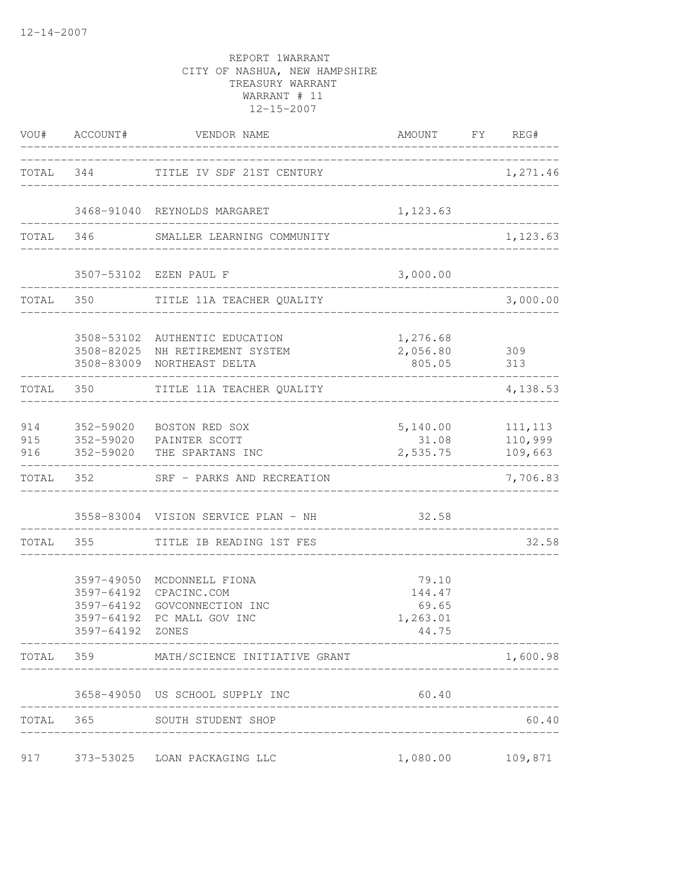12-14-2007

REPORT 1WARRANT
CITY OF NASHUA, NEW HAMPSHIRE
TREASURY WARRANT
WARRANT # 11
12-15-2007

| VOU# | ACCOUNT# | VENDOR NAME | AMOUNT | FY | REG# |
|---|---|---|---|---|---|
| TOTAL | 344 | TITLE IV SDF 21ST CENTURY | | | 1,271.46 |
| | 3468-91040 | REYNOLDS MARGARET | 1,123.63 | | |
| TOTAL | 346 | SMALLER LEARNING COMMUNITY | | | 1,123.63 |
| | 3507-53102 | EZEN PAUL F | 3,000.00 | | |
| TOTAL | 350 | TITLE 11A TEACHER QUALITY | | | 3,000.00 |
| | 3508-53102 | AUTHENTIC EDUCATION | 1,276.68 | | |
| | 3508-82025 | NH RETIREMENT SYSTEM | 2,056.80 | | 309 |
| | 3508-83009 | NORTHEAST DELTA | 805.05 | | 313 |
| TOTAL | 350 | TITLE 11A TEACHER QUALITY | | | 4,138.53 |
| 914 | 352-59020 | BOSTON RED SOX | 5,140.00 | | 111,113 |
| 915 | 352-59020 | PAINTER SCOTT | 31.08 | | 110,999 |
| 916 | 352-59020 | THE SPARTANS INC | 2,535.75 | | 109,663 |
| TOTAL | 352 | SRF - PARKS AND RECREATION | | | 7,706.83 |
| | 3558-83004 | VISION SERVICE PLAN - NH | 32.58 | | |
| TOTAL | 355 | TITLE IB READING 1ST FES | | | 32.58 |
| | 3597-49050 | MCDONNELL FIONA | 79.10 | | |
| | 3597-64192 | CPACINC.COM | 144.47 | | |
| | 3597-64192 | GOVCONNECTION INC | 69.65 | | |
| | 3597-64192 | PC MALL GOV INC | 1,263.01 | | |
| | 3597-64192 | ZONES | 44.75 | | |
| TOTAL | 359 | MATH/SCIENCE INITIATIVE GRANT | | | 1,600.98 |
| | 3658-49050 | US SCHOOL SUPPLY INC | 60.40 | | |
| TOTAL | 365 | SOUTH STUDENT SHOP | | | 60.40 |
| 917 | 373-53025 | LOAN PACKAGING LLC | 1,080.00 | | 109,871 |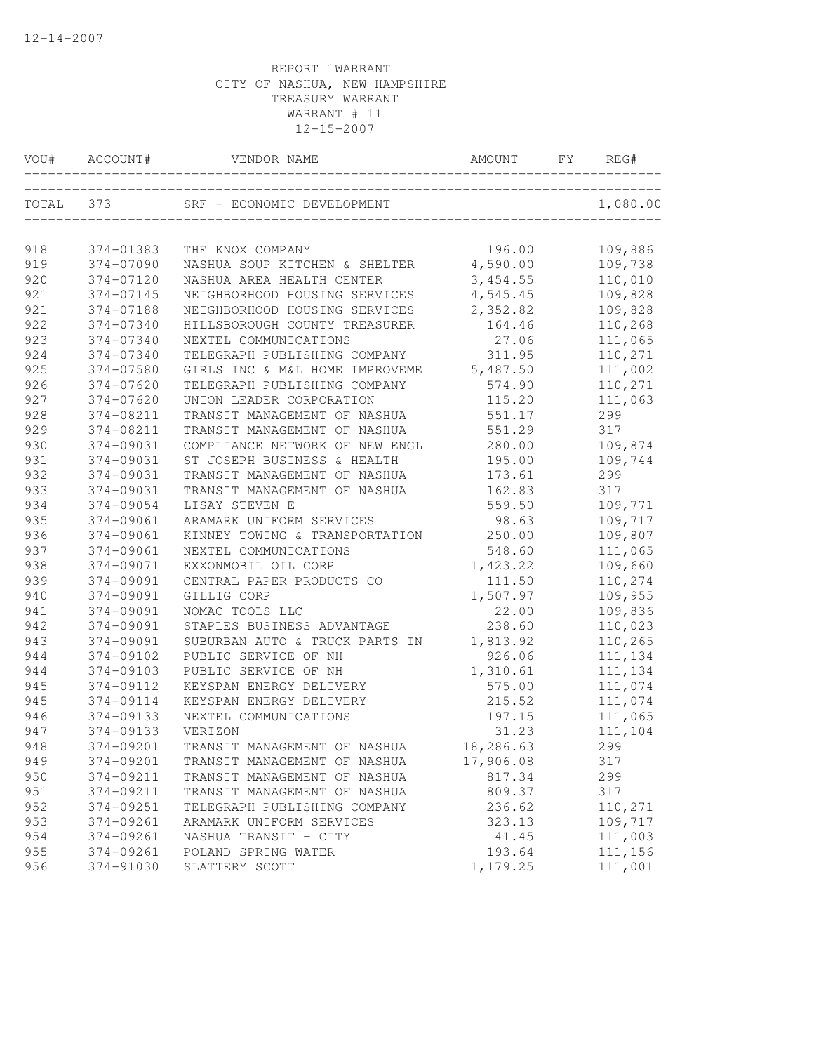REPORT 1WARRANT
CITY OF NASHUA, NEW HAMPSHIRE
TREASURY WARRANT
WARRANT # 11
12-15-2007

| VOU# | ACCOUNT# | VENDOR NAME | AMOUNT | FY | REG# |
|---|---|---|---|---|---|
| TOTAL | 373 | SRF - ECONOMIC DEVELOPMENT | | | 1,080.00 |
| 918 | 374-01383 | THE KNOX COMPANY | 196.00 | | 109,886 |
| 919 | 374-07090 | NASHUA SOUP KITCHEN & SHELTER | 4,590.00 | | 109,738 |
| 920 | 374-07120 | NASHUA AREA HEALTH CENTER | 3,454.55 | | 110,010 |
| 921 | 374-07145 | NEIGHBORHOOD HOUSING SERVICES | 4,545.45 | | 109,828 |
| 921 | 374-07188 | NEIGHBORHOOD HOUSING SERVICES | 2,352.82 | | 109,828 |
| 922 | 374-07340 | HILLSBOROUGH COUNTY TREASURER | 164.46 | | 110,268 |
| 923 | 374-07340 | NEXTEL COMMUNICATIONS | 27.06 | | 111,065 |
| 924 | 374-07340 | TELEGRAPH PUBLISHING COMPANY | 311.95 | | 110,271 |
| 925 | 374-07580 | GIRLS INC & M&L HOME IMPROVEME | 5,487.50 | | 111,002 |
| 926 | 374-07620 | TELEGRAPH PUBLISHING COMPANY | 574.90 | | 110,271 |
| 927 | 374-07620 | UNION LEADER CORPORATION | 115.20 | | 111,063 |
| 928 | 374-08211 | TRANSIT MANAGEMENT OF NASHUA | 551.17 | | 299 |
| 929 | 374-08211 | TRANSIT MANAGEMENT OF NASHUA | 551.29 | | 317 |
| 930 | 374-09031 | COMPLIANCE NETWORK OF NEW ENGL | 280.00 | | 109,874 |
| 931 | 374-09031 | ST JOSEPH BUSINESS & HEALTH | 195.00 | | 109,744 |
| 932 | 374-09031 | TRANSIT MANAGEMENT OF NASHUA | 173.61 | | 299 |
| 933 | 374-09031 | TRANSIT MANAGEMENT OF NASHUA | 162.83 | | 317 |
| 934 | 374-09054 | LISAY STEVEN E | 559.50 | | 109,771 |
| 935 | 374-09061 | ARAMARK UNIFORM SERVICES | 98.63 | | 109,717 |
| 936 | 374-09061 | KINNEY TOWING & TRANSPORTATION | 250.00 | | 109,807 |
| 937 | 374-09061 | NEXTEL COMMUNICATIONS | 548.60 | | 111,065 |
| 938 | 374-09071 | EXXONMOBIL OIL CORP | 1,423.22 | | 109,660 |
| 939 | 374-09091 | CENTRAL PAPER PRODUCTS CO | 111.50 | | 110,274 |
| 940 | 374-09091 | GILLIG CORP | 1,507.97 | | 109,955 |
| 941 | 374-09091 | NOMAC TOOLS LLC | 22.00 | | 109,836 |
| 942 | 374-09091 | STAPLES BUSINESS ADVANTAGE | 238.60 | | 110,023 |
| 943 | 374-09091 | SUBURBAN AUTO & TRUCK PARTS IN | 1,813.92 | | 110,265 |
| 944 | 374-09102 | PUBLIC SERVICE OF NH | 926.06 | | 111,134 |
| 944 | 374-09103 | PUBLIC SERVICE OF NH | 1,310.61 | | 111,134 |
| 945 | 374-09112 | KEYSPAN ENERGY DELIVERY | 575.00 | | 111,074 |
| 945 | 374-09114 | KEYSPAN ENERGY DELIVERY | 215.52 | | 111,074 |
| 946 | 374-09133 | NEXTEL COMMUNICATIONS | 197.15 | | 111,065 |
| 947 | 374-09133 | VERIZON | 31.23 | | 111,104 |
| 948 | 374-09201 | TRANSIT MANAGEMENT OF NASHUA | 18,286.63 | | 299 |
| 949 | 374-09201 | TRANSIT MANAGEMENT OF NASHUA | 17,906.08 | | 317 |
| 950 | 374-09211 | TRANSIT MANAGEMENT OF NASHUA | 817.34 | | 299 |
| 951 | 374-09211 | TRANSIT MANAGEMENT OF NASHUA | 809.37 | | 317 |
| 952 | 374-09251 | TELEGRAPH PUBLISHING COMPANY | 236.62 | | 110,271 |
| 953 | 374-09261 | ARAMARK UNIFORM SERVICES | 323.13 | | 109,717 |
| 954 | 374-09261 | NASHUA TRANSIT - CITY | 41.45 | | 111,003 |
| 955 | 374-09261 | POLAND SPRING WATER | 193.64 | | 111,156 |
| 956 | 374-91030 | SLATTERY SCOTT | 1,179.25 | | 111,001 |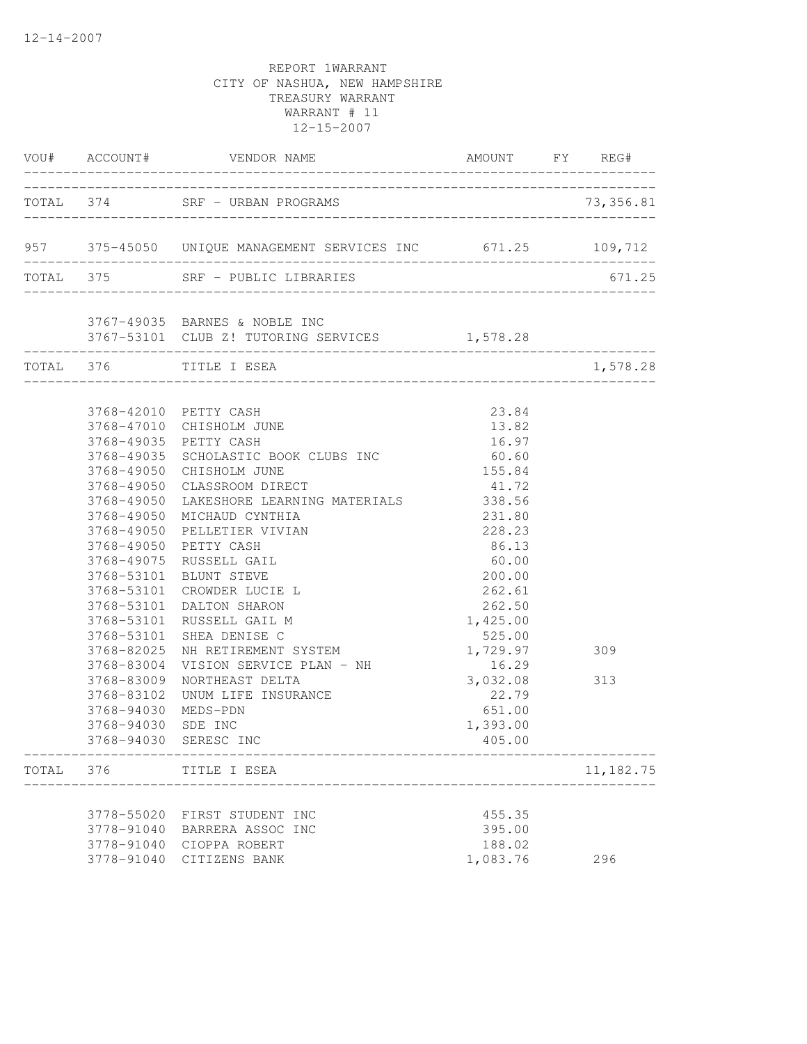12-14-2007

REPORT 1WARRANT
CITY OF NASHUA, NEW HAMPSHIRE
TREASURY WARRANT
WARRANT # 11
12-15-2007

| VOU# | ACCOUNT# | VENDOR NAME | AMOUNT | FY | REG# |
|---|---|---|---|---|---|
| TOTAL | 374 | SRF - URBAN PROGRAMS | | | 73,356.81 |
| 957 | 375-45050 | UNIQUE MANAGEMENT SERVICES INC | 671.25 | | 109,712 |
| TOTAL | 375 | SRF - PUBLIC LIBRARIES | | | 671.25 |
| | 3767-49035 | BARNES & NOBLE INC | | | |
| | 3767-53101 | CLUB Z! TUTORING SERVICES | 1,578.28 | | |
| TOTAL | 376 | TITLE I ESEA | | | 1,578.28 |
| | 3768-42010 | PETTY CASH | 23.84 | | |
| | 3768-47010 | CHISHOLM JUNE | 13.82 | | |
| | 3768-49035 | PETTY CASH | 16.97 | | |
| | 3768-49035 | SCHOLASTIC BOOK CLUBS INC | 60.60 | | |
| | 3768-49050 | CHISHOLM JUNE | 155.84 | | |
| | 3768-49050 | CLASSROOM DIRECT | 41.72 | | |
| | 3768-49050 | LAKESHORE LEARNING MATERIALS | 338.56 | | |
| | 3768-49050 | MICHAUD CYNTHIA | 231.80 | | |
| | 3768-49050 | PELLETIER VIVIAN | 228.23 | | |
| | 3768-49050 | PETTY CASH | 86.13 | | |
| | 3768-49075 | RUSSELL GAIL | 60.00 | | |
| | 3768-53101 | BLUNT STEVE | 200.00 | | |
| | 3768-53101 | CROWDER LUCIE L | 262.61 | | |
| | 3768-53101 | DALTON SHARON | 262.50 | | |
| | 3768-53101 | RUSSELL GAIL M | 1,425.00 | | |
| | 3768-53101 | SHEA DENISE C | 525.00 | | |
| | 3768-82025 | NH RETIREMENT SYSTEM | 1,729.97 | | 309 |
| | 3768-83004 | VISION SERVICE PLAN - NH | 16.29 | | |
| | 3768-83009 | NORTHEAST DELTA | 3,032.08 | | 313 |
| | 3768-83102 | UNUM LIFE INSURANCE | 22.79 | | |
| | 3768-94030 | MEDS-PDN | 651.00 | | |
| | 3768-94030 | SDE INC | 1,393.00 | | |
| | 3768-94030 | SERESC INC | 405.00 | | |
| TOTAL | 376 | TITLE I ESEA | | | 11,182.75 |
| | 3778-55020 | FIRST STUDENT INC | 455.35 | | |
| | 3778-91040 | BARRERA ASSOC INC | 395.00 | | |
| | 3778-91040 | CIOPPA ROBERT | 188.02 | | |
| | 3778-91040 | CITIZENS BANK | 1,083.76 | | 296 |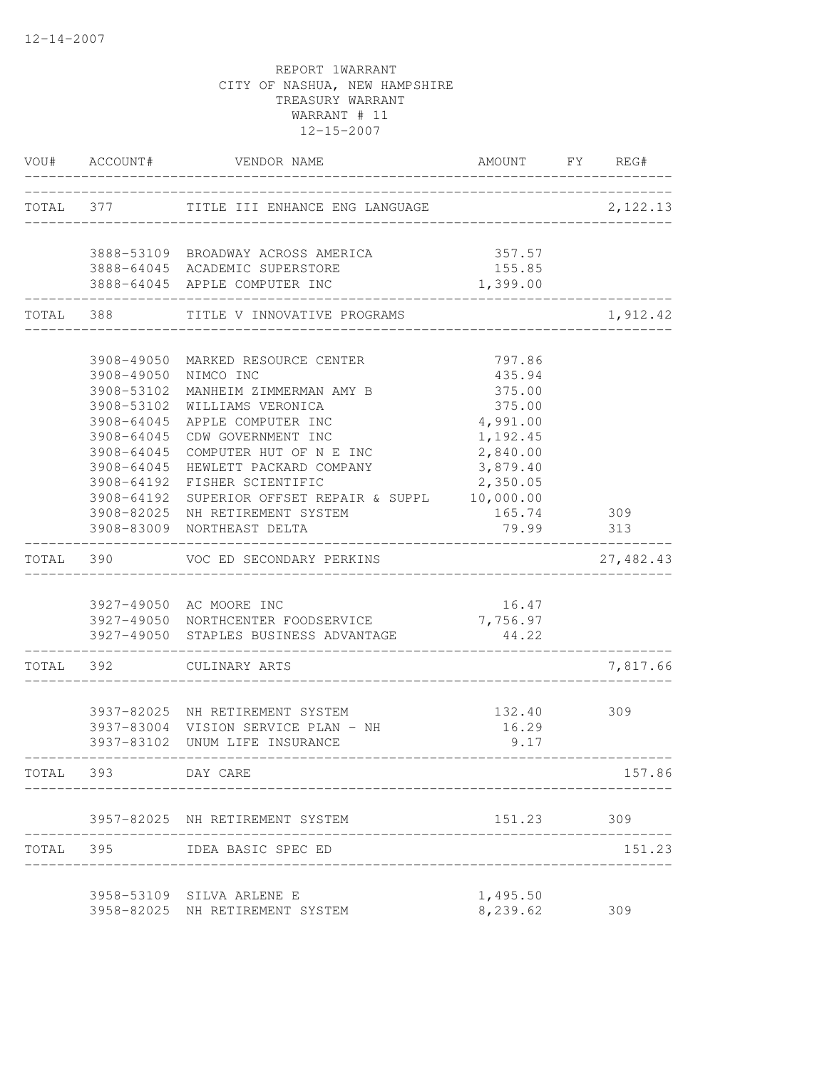12-14-2007

REPORT 1WARRANT
CITY OF NASHUA, NEW HAMPSHIRE
TREASURY WARRANT
WARRANT # 11
12-15-2007

| VOU# | ACCOUNT# | VENDOR NAME | AMOUNT | FY | REG# |
|---|---|---|---|---|---|
| TOTAL | 377 | TITLE III ENHANCE ENG LANGUAGE | | | 2,122.13 |
| | 3888-53109 | BROADWAY ACROSS AMERICA | 357.57 | | |
| | 3888-64045 | ACADEMIC SUPERSTORE | 155.85 | | |
| | 3888-64045 | APPLE COMPUTER INC | 1,399.00 | | |
| TOTAL | 388 | TITLE V INNOVATIVE PROGRAMS | | | 1,912.42 |
| | 3908-49050 | MARKED RESOURCE CENTER | 797.86 | | |
| | 3908-49050 | NIMCO INC | 435.94 | | |
| | 3908-53102 | MANHEIM ZIMMERMAN AMY B | 375.00 | | |
| | 3908-53102 | WILLIAMS VERONICA | 375.00 | | |
| | 3908-64045 | APPLE COMPUTER INC | 4,991.00 | | |
| | 3908-64045 | CDW GOVERNMENT INC | 1,192.45 | | |
| | 3908-64045 | COMPUTER HUT OF N E INC | 2,840.00 | | |
| | 3908-64045 | HEWLETT PACKARD COMPANY | 3,879.40 | | |
| | 3908-64192 | FISHER SCIENTIFIC | 2,350.05 | | |
| | 3908-64192 | SUPERIOR OFFSET REPAIR & SUPPL | 10,000.00 | | |
| | 3908-82025 | NH RETIREMENT SYSTEM | 165.74 | | 309 |
| | 3908-83009 | NORTHEAST DELTA | 79.99 | | 313 |
| TOTAL | 390 | VOC ED SECONDARY PERKINS | | | 27,482.43 |
| | 3927-49050 | AC MOORE INC | 16.47 | | |
| | 3927-49050 | NORTHCENTER FOODSERVICE | 7,756.97 | | |
| | 3927-49050 | STAPLES BUSINESS ADVANTAGE | 44.22 | | |
| TOTAL | 392 | CULINARY ARTS | | | 7,817.66 |
| | 3937-82025 | NH RETIREMENT SYSTEM | 132.40 | | 309 |
| | 3937-83004 | VISION SERVICE PLAN - NH | 16.29 | | |
| | 3937-83102 | UNUM LIFE INSURANCE | 9.17 | | |
| TOTAL | 393 | DAY CARE | | | 157.86 |
| | 3957-82025 | NH RETIREMENT SYSTEM | 151.23 | | 309 |
| TOTAL | 395 | IDEA BASIC SPEC ED | | | 151.23 |
| | 3958-53109 | SILVA ARLENE E | 1,495.50 | | |
| | 3958-82025 | NH RETIREMENT SYSTEM | 8,239.62 | | 309 |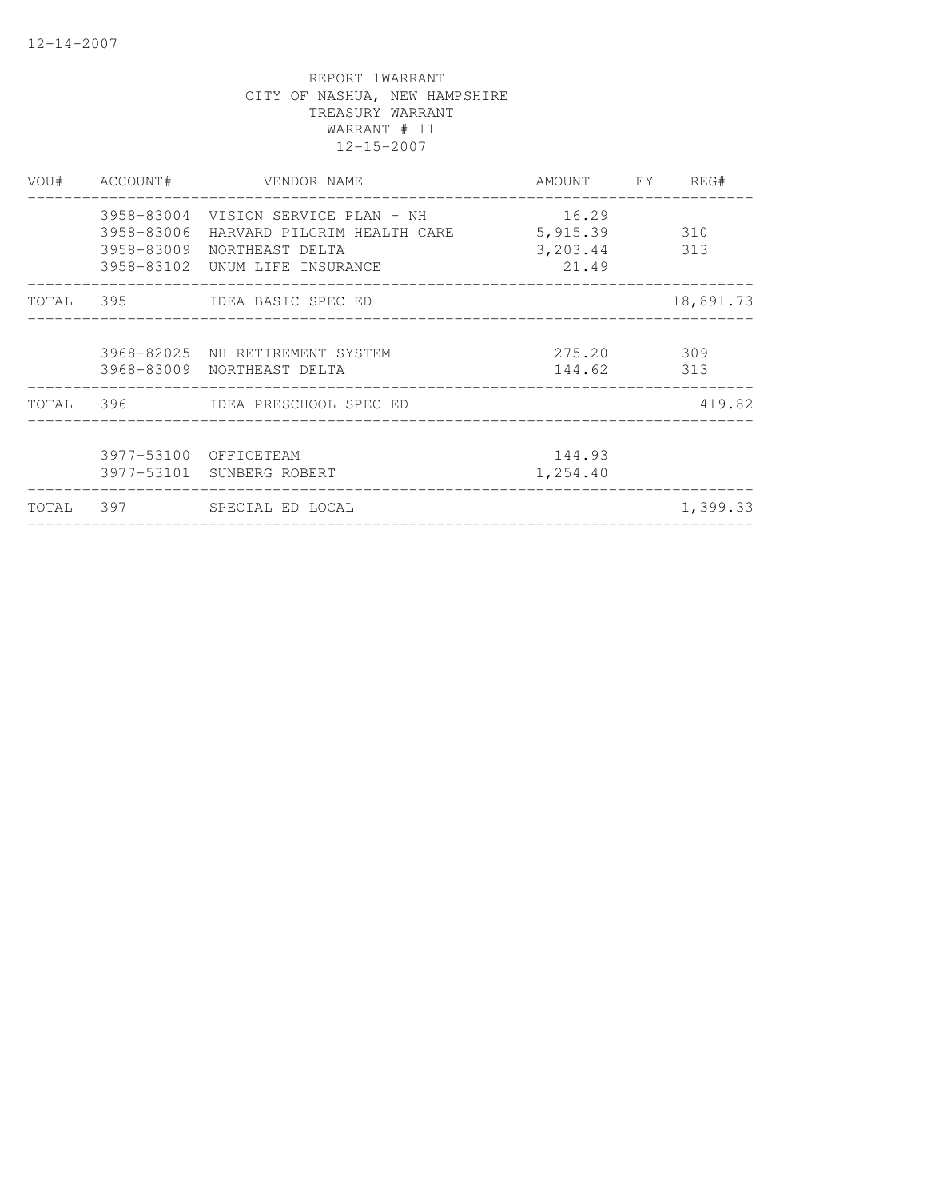12-14-2007

REPORT 1WARRANT
CITY OF NASHUA, NEW HAMPSHIRE
TREASURY WARRANT
WARRANT # 11
12-15-2007

| VOU# | ACCOUNT# | VENDOR NAME | AMOUNT | FY | REG# |
|---|---|---|---|---|---|
| | 3958-83004 | VISION SERVICE PLAN - NH | 16.29 | | |
| | 3958-83006 | HARVARD PILGRIM HEALTH CARE | 5,915.39 | | 310 |
| | 3958-83009 | NORTHEAST DELTA | 3,203.44 | | 313 |
| | 3958-83102 | UNUM LIFE INSURANCE | 21.49 | | |
| TOTAL | 395 | IDEA BASIC SPEC ED | | | 18,891.73 |
| | 3968-82025 | NH RETIREMENT SYSTEM | 275.20 | | 309 |
| | 3968-83009 | NORTHEAST DELTA | 144.62 | | 313 |
| TOTAL | 396 | IDEA PRESCHOOL SPEC ED | | | 419.82 |
| | 3977-53100 | OFFICETEAM | 144.93 | | |
| | 3977-53101 | SUNBERG ROBERT | 1,254.40 | | |
| TOTAL | 397 | SPECIAL ED LOCAL | | | 1,399.33 |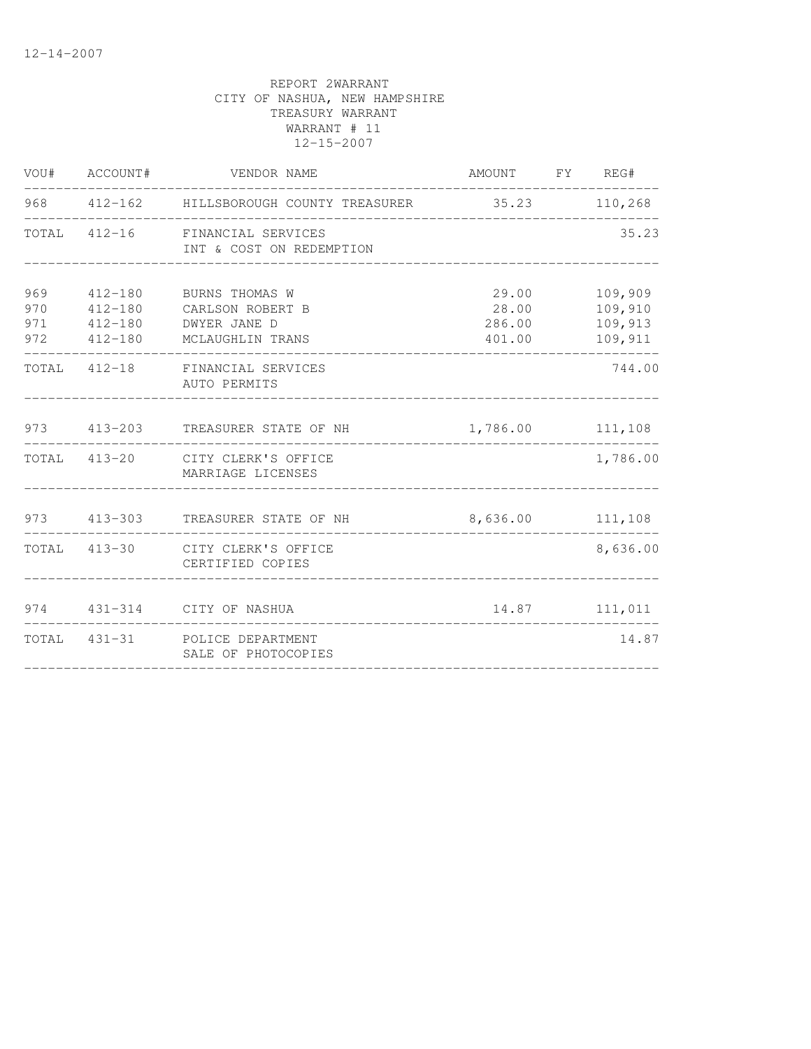REPORT 2WARRANT
CITY OF NASHUA, NEW HAMPSHIRE
TREASURY WARRANT
WARRANT # 11
12-15-2007

| VOU# | ACCOUNT# | VENDOR NAME | AMOUNT | FY | REG# |
|---|---|---|---|---|---|
| 968 | 412-162 | HILLSBOROUGH COUNTY TREASURER | 35.23 | | 110,268 |
| TOTAL | 412-16 | FINANCIAL SERVICES INT & COST ON REDEMPTION | | | 35.23 |
| 969 | 412-180 | BURNS THOMAS W | 29.00 | | 109,909 |
| 970 | 412-180 | CARLSON ROBERT B | 28.00 | | 109,910 |
| 971 | 412-180 | DWYER JANE D | 286.00 | | 109,913 |
| 972 | 412-180 | MCLAUGHLIN TRANS | 401.00 | | 109,911 |
| TOTAL | 412-18 | FINANCIAL SERVICES AUTO PERMITS | | | 744.00 |
| 973 | 413-203 | TREASURER STATE OF NH | 1,786.00 | | 111,108 |
| TOTAL | 413-20 | CITY CLERK'S OFFICE MARRIAGE LICENSES | | | 1,786.00 |
| 973 | 413-303 | TREASURER STATE OF NH | 8,636.00 | | 111,108 |
| TOTAL | 413-30 | CITY CLERK'S OFFICE CERTIFIED COPIES | | | 8,636.00 |
| 974 | 431-314 | CITY OF NASHUA | 14.87 | | 111,011 |
| TOTAL | 431-31 | POLICE DEPARTMENT SALE OF PHOTOCOPIES | | | 14.87 |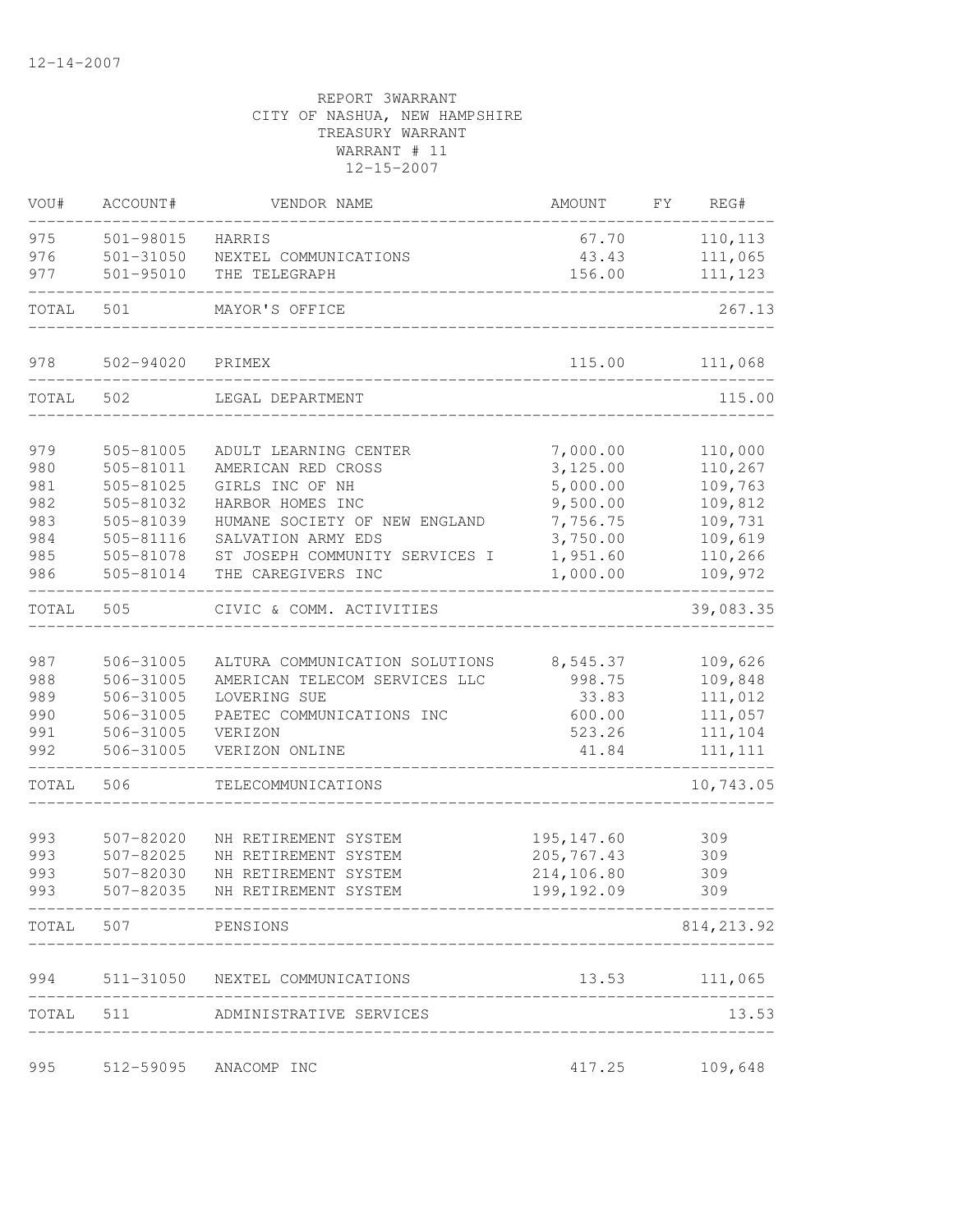12-14-2007

REPORT 3WARRANT
CITY OF NASHUA, NEW HAMPSHIRE
TREASURY WARRANT
WARRANT # 11
12-15-2007

| VOU# | ACCOUNT# | VENDOR NAME | AMOUNT | FY | REG# |
|---|---|---|---|---|---|
| 975 | 501-98015 | HARRIS | 67.70 | | 110,113 |
| 976 | 501-31050 | NEXTEL COMMUNICATIONS | 43.43 | | 111,065 |
| 977 | 501-95010 | THE TELEGRAPH | 156.00 | | 111,123 |
| TOTAL | 501 | MAYOR'S OFFICE | | | 267.13 |
| 978 | 502-94020 | PRIMEX | 115.00 | | 111,068 |
| TOTAL | 502 | LEGAL DEPARTMENT | | | 115.00 |
| 979 | 505-81005 | ADULT LEARNING CENTER | 7,000.00 | | 110,000 |
| 980 | 505-81011 | AMERICAN RED CROSS | 3,125.00 | | 110,267 |
| 981 | 505-81025 | GIRLS INC OF NH | 5,000.00 | | 109,763 |
| 982 | 505-81032 | HARBOR HOMES INC | 9,500.00 | | 109,812 |
| 983 | 505-81039 | HUMANE SOCIETY OF NEW ENGLAND | 7,756.75 | | 109,731 |
| 984 | 505-81116 | SALVATION ARMY EDS | 3,750.00 | | 109,619 |
| 985 | 505-81078 | ST JOSEPH COMMUNITY SERVICES I | 1,951.60 | | 110,266 |
| 986 | 505-81014 | THE CAREGIVERS INC | 1,000.00 | | 109,972 |
| TOTAL | 505 | CIVIC & COMM. ACTIVITIES | | | 39,083.35 |
| 987 | 506-31005 | ALTURA COMMUNICATION SOLUTIONS | 8,545.37 | | 109,626 |
| 988 | 506-31005 | AMERICAN TELECOM SERVICES LLC | 998.75 | | 109,848 |
| 989 | 506-31005 | LOVERING SUE | 33.83 | | 111,012 |
| 990 | 506-31005 | PAETEC COMMUNICATIONS INC | 600.00 | | 111,057 |
| 991 | 506-31005 | VERIZON | 523.26 | | 111,104 |
| 992 | 506-31005 | VERIZON ONLINE | 41.84 | | 111,111 |
| TOTAL | 506 | TELECOMMUNICATIONS | | | 10,743.05 |
| 993 | 507-82020 | NH RETIREMENT SYSTEM | 195,147.60 | | 309 |
| 993 | 507-82025 | NH RETIREMENT SYSTEM | 205,767.43 | | 309 |
| 993 | 507-82030 | NH RETIREMENT SYSTEM | 214,106.80 | | 309 |
| 993 | 507-82035 | NH RETIREMENT SYSTEM | 199,192.09 | | 309 |
| TOTAL | 507 | PENSIONS | | | 814,213.92 |
| 994 | 511-31050 | NEXTEL COMMUNICATIONS | 13.53 | | 111,065 |
| TOTAL | 511 | ADMINISTRATIVE SERVICES | | | 13.53 |
| 995 | 512-59095 | ANACOMP INC | 417.25 | | 109,648 |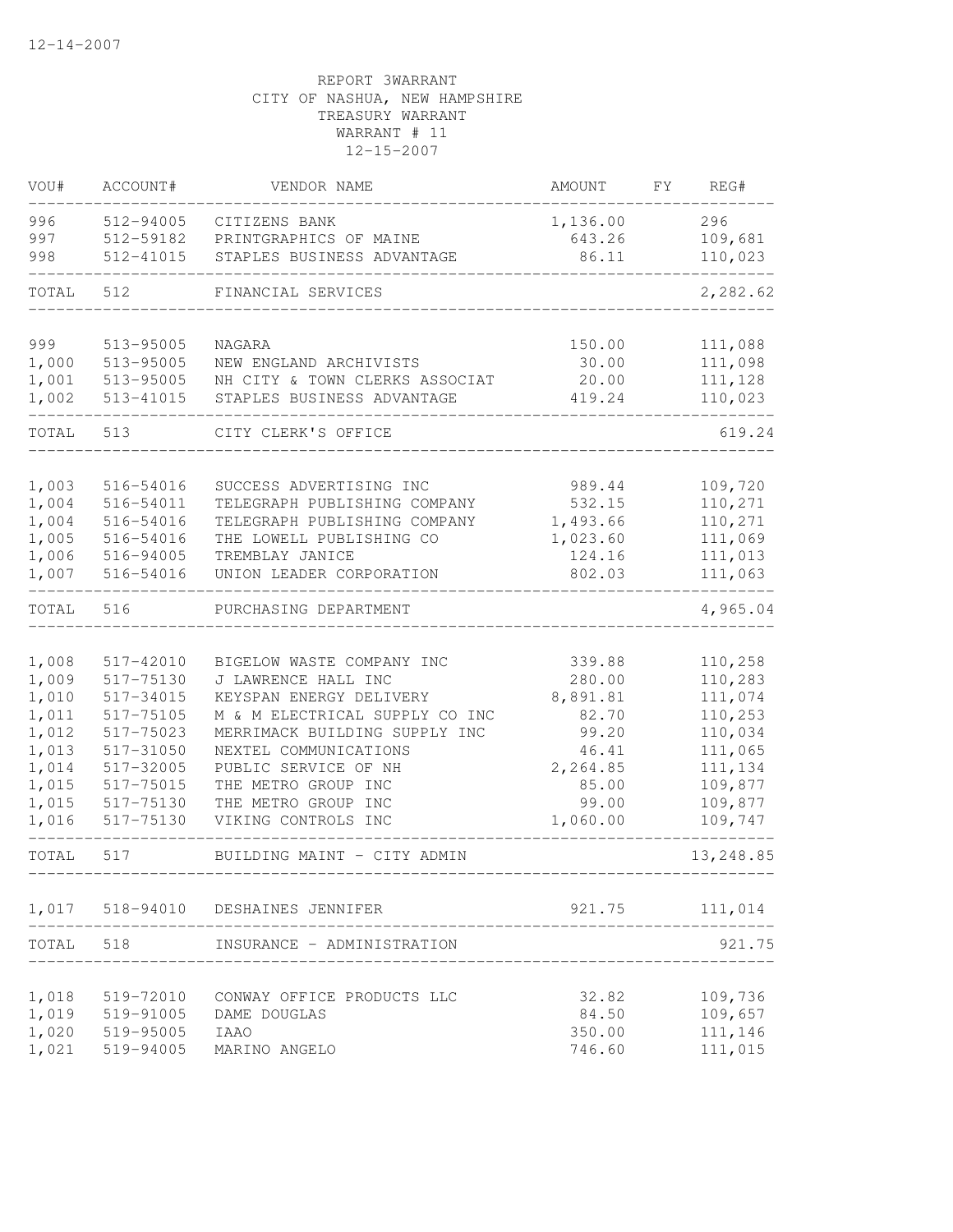12-14-2007

REPORT 3WARRANT
CITY OF NASHUA, NEW HAMPSHIRE
TREASURY WARRANT
WARRANT # 11
12-15-2007

| VOU# | ACCOUNT# | VENDOR NAME | AMOUNT | FY | REG# |
|---|---|---|---|---|---|
| 996 | 512-94005 | CITIZENS BANK | 1,136.00 | | 296 |
| 997 | 512-59182 | PRINTGRAPHICS OF MAINE | 643.26 | | 109,681 |
| 998 | 512-41015 | STAPLES BUSINESS ADVANTAGE | 86.11 | | 110,023 |
| TOTAL | 512 | FINANCIAL SERVICES | | | 2,282.62 |
| 999 | 513-95005 | NAGARA | 150.00 | | 111,088 |
| 1,000 | 513-95005 | NEW ENGLAND ARCHIVISTS | 30.00 | | 111,098 |
| 1,001 | 513-95005 | NH CITY & TOWN CLERKS ASSOCIAT | 20.00 | | 111,128 |
| 1,002 | 513-41015 | STAPLES BUSINESS ADVANTAGE | 419.24 | | 110,023 |
| TOTAL | 513 | CITY CLERK'S OFFICE | | | 619.24 |
| 1,003 | 516-54016 | SUCCESS ADVERTISING INC | 989.44 | | 109,720 |
| 1,004 | 516-54011 | TELEGRAPH PUBLISHING COMPANY | 532.15 | | 110,271 |
| 1,004 | 516-54016 | TELEGRAPH PUBLISHING COMPANY | 1,493.66 | | 110,271 |
| 1,005 | 516-54016 | THE LOWELL PUBLISHING CO | 1,023.60 | | 111,069 |
| 1,006 | 516-94005 | TREMBLAY JANICE | 124.16 | | 111,013 |
| 1,007 | 516-54016 | UNION LEADER CORPORATION | 802.03 | | 111,063 |
| TOTAL | 516 | PURCHASING DEPARTMENT | | | 4,965.04 |
| 1,008 | 517-42010 | BIGELOW WASTE COMPANY INC | 339.88 | | 110,258 |
| 1,009 | 517-75130 | J LAWRENCE HALL INC | 280.00 | | 110,283 |
| 1,010 | 517-34015 | KEYSPAN ENERGY DELIVERY | 8,891.81 | | 111,074 |
| 1,011 | 517-75105 | M & M ELECTRICAL SUPPLY CO INC | 82.70 | | 110,253 |
| 1,012 | 517-75023 | MERRIMACK BUILDING SUPPLY INC | 99.20 | | 110,034 |
| 1,013 | 517-31050 | NEXTEL COMMUNICATIONS | 46.41 | | 111,065 |
| 1,014 | 517-32005 | PUBLIC SERVICE OF NH | 2,264.85 | | 111,134 |
| 1,015 | 517-75015 | THE METRO GROUP INC | 85.00 | | 109,877 |
| 1,015 | 517-75130 | THE METRO GROUP INC | 99.00 | | 109,877 |
| 1,016 | 517-75130 | VIKING CONTROLS INC | 1,060.00 | | 109,747 |
| TOTAL | 517 | BUILDING MAINT - CITY ADMIN | | | 13,248.85 |
| 1,017 | 518-94010 | DESHAINES JENNIFER | 921.75 | | 111,014 |
| TOTAL | 518 | INSURANCE - ADMINISTRATION | | | 921.75 |
| 1,018 | 519-72010 | CONWAY OFFICE PRODUCTS LLC | 32.82 | | 109,736 |
| 1,019 | 519-91005 | DAME DOUGLAS | 84.50 | | 109,657 |
| 1,020 | 519-95005 | IAAO | 350.00 | | 111,146 |
| 1,021 | 519-94005 | MARINO ANGELO | 746.60 | | 111,015 |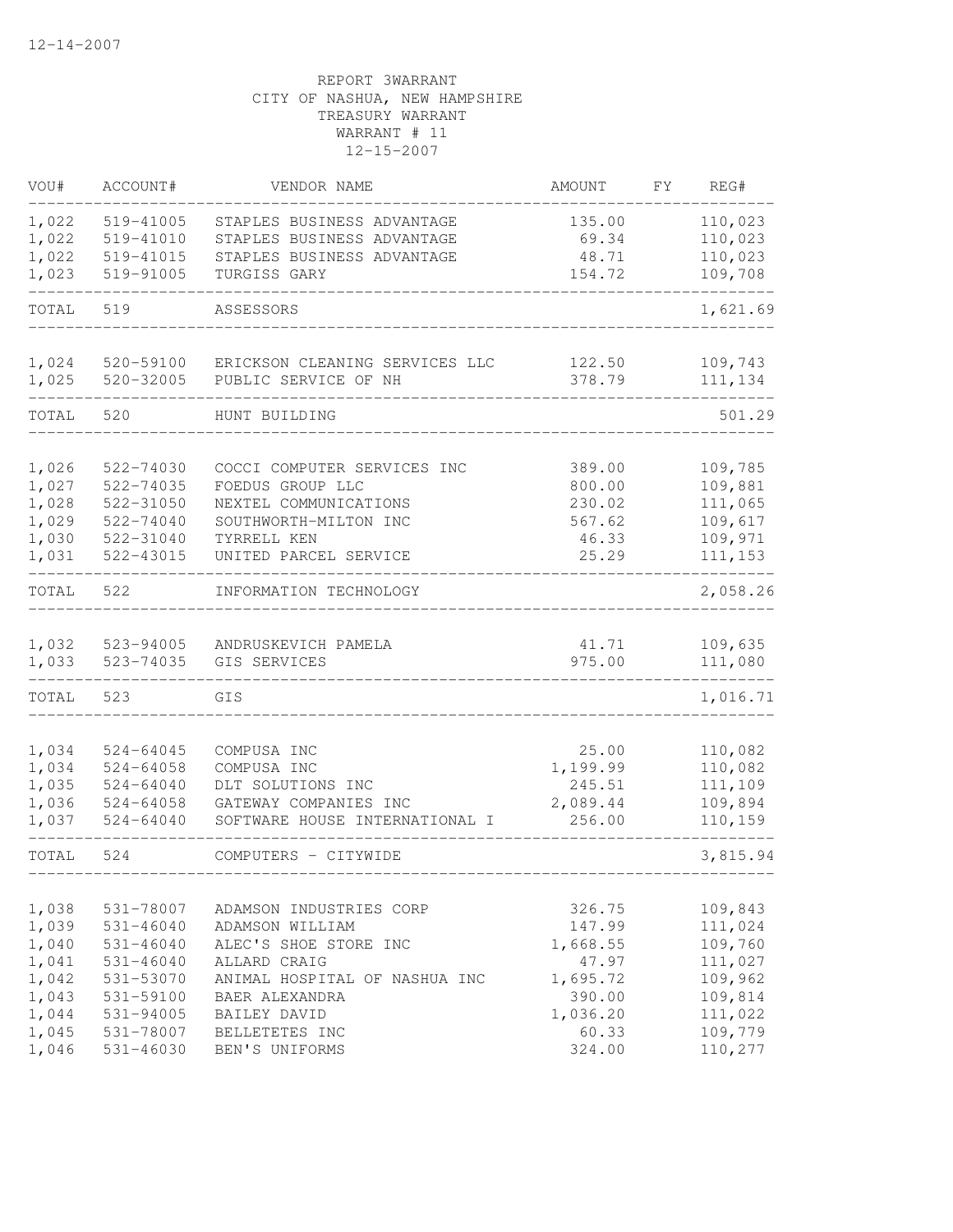12-14-2007

REPORT 3WARRANT
CITY OF NASHUA, NEW HAMPSHIRE
TREASURY WARRANT
WARRANT # 11
12-15-2007

| VOU# | ACCOUNT# | VENDOR NAME | AMOUNT | FY | REG# |
|---|---|---|---|---|---|
| 1,022 | 519-41005 | STAPLES BUSINESS ADVANTAGE | 135.00 | | 110,023 |
| 1,022 | 519-41010 | STAPLES BUSINESS ADVANTAGE | 69.34 | | 110,023 |
| 1,022 | 519-41015 | STAPLES BUSINESS ADVANTAGE | 48.71 | | 110,023 |
| 1,023 | 519-91005 | TURGISS GARY | 154.72 | | 109,708 |
| TOTAL | 519 | ASSESSORS | | | 1,621.69 |
| 1,024 | 520-59100 | ERICKSON CLEANING SERVICES LLC | 122.50 | | 109,743 |
| 1,025 | 520-32005 | PUBLIC SERVICE OF NH | 378.79 | | 111,134 |
| TOTAL | 520 | HUNT BUILDING | | | 501.29 |
| 1,026 | 522-74030 | COCCI COMPUTER SERVICES INC | 389.00 | | 109,785 |
| 1,027 | 522-74035 | FOEDUS GROUP LLC | 800.00 | | 109,881 |
| 1,028 | 522-31050 | NEXTEL COMMUNICATIONS | 230.02 | | 111,065 |
| 1,029 | 522-74040 | SOUTHWORTH-MILTON INC | 567.62 | | 109,617 |
| 1,030 | 522-31040 | TYRRELL KEN | 46.33 | | 109,971 |
| 1,031 | 522-43015 | UNITED PARCEL SERVICE | 25.29 | | 111,153 |
| TOTAL | 522 | INFORMATION TECHNOLOGY | | | 2,058.26 |
| 1,032 | 523-94005 | ANDRUSKEVICH PAMELA | 41.71 | | 109,635 |
| 1,033 | 523-74035 | GIS SERVICES | 975.00 | | 111,080 |
| TOTAL | 523 | GIS | | | 1,016.71 |
| 1,034 | 524-64045 | COMPUSA INC | 25.00 | | 110,082 |
| 1,034 | 524-64058 | COMPUSA INC | 1,199.99 | | 110,082 |
| 1,035 | 524-64040 | DLT SOLUTIONS INC | 245.51 | | 111,109 |
| 1,036 | 524-64058 | GATEWAY COMPANIES INC | 2,089.44 | | 109,894 |
| 1,037 | 524-64040 | SOFTWARE HOUSE INTERNATIONAL I | 256.00 | | 110,159 |
| TOTAL | 524 | COMPUTERS - CITYWIDE | | | 3,815.94 |
| 1,038 | 531-78007 | ADAMSON INDUSTRIES CORP | 326.75 | | 109,843 |
| 1,039 | 531-46040 | ADAMSON WILLIAM | 147.99 | | 111,024 |
| 1,040 | 531-46040 | ALEC'S SHOE STORE INC | 1,668.55 | | 109,760 |
| 1,041 | 531-46040 | ALLARD CRAIG | 47.97 | | 111,027 |
| 1,042 | 531-53070 | ANIMAL HOSPITAL OF NASHUA INC | 1,695.72 | | 109,962 |
| 1,043 | 531-59100 | BAER ALEXANDRA | 390.00 | | 109,814 |
| 1,044 | 531-94005 | BAILEY DAVID | 1,036.20 | | 111,022 |
| 1,045 | 531-78007 | BELLETETES INC | 60.33 | | 109,779 |
| 1,046 | 531-46030 | BEN'S UNIFORMS | 324.00 | | 110,277 |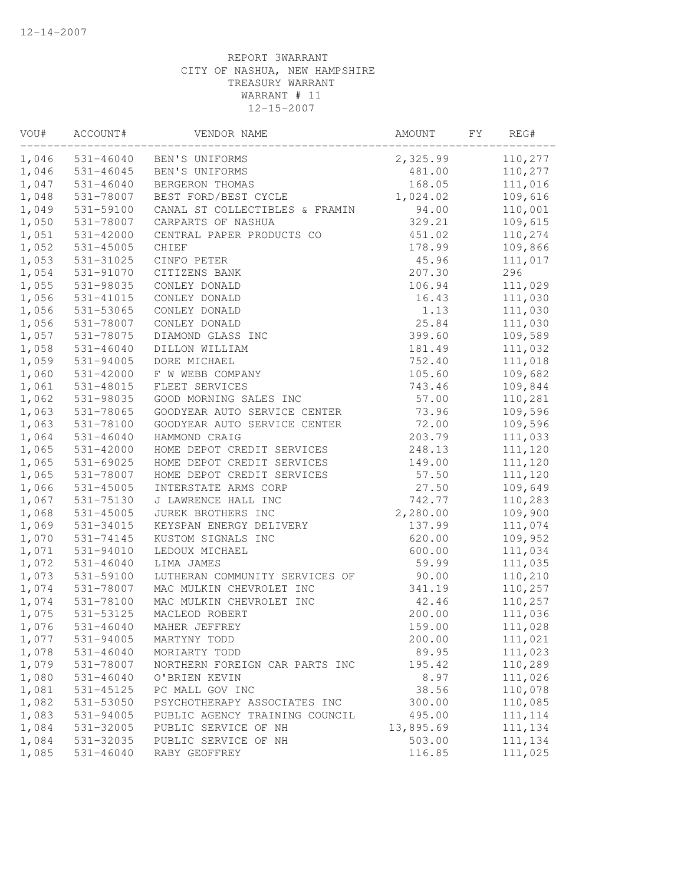12-14-2007

REPORT 3WARRANT
CITY OF NASHUA, NEW HAMPSHIRE
TREASURY WARRANT
WARRANT # 11
12-15-2007

| VOU# | ACCOUNT# | VENDOR NAME | AMOUNT | FY | REG# |
|---|---|---|---|---|---|
| 1,046 | 531-46040 | BEN'S UNIFORMS | 2,325.99 | | 110,277 |
| 1,046 | 531-46045 | BEN'S UNIFORMS | 481.00 | | 110,277 |
| 1,047 | 531-46040 | BERGERON THOMAS | 168.05 | | 111,016 |
| 1,048 | 531-78007 | BEST FORD/BEST CYCLE | 1,024.02 | | 109,616 |
| 1,049 | 531-59100 | CANAL ST COLLECTIBLES & FRAMIN | 94.00 | | 110,001 |
| 1,050 | 531-78007 | CARPARTS OF NASHUA | 329.21 | | 109,615 |
| 1,051 | 531-42000 | CENTRAL PAPER PRODUCTS CO | 451.02 | | 110,274 |
| 1,052 | 531-45005 | CHIEF | 178.99 | | 109,866 |
| 1,053 | 531-31025 | CINFO PETER | 45.96 | | 111,017 |
| 1,054 | 531-91070 | CITIZENS BANK | 207.30 | | 296 |
| 1,055 | 531-98035 | CONLEY DONALD | 106.94 | | 111,029 |
| 1,056 | 531-41015 | CONLEY DONALD | 16.43 | | 111,030 |
| 1,056 | 531-53065 | CONLEY DONALD | 1.13 | | 111,030 |
| 1,056 | 531-78007 | CONLEY DONALD | 25.84 | | 111,030 |
| 1,057 | 531-78075 | DIAMOND GLASS INC | 399.60 | | 109,589 |
| 1,058 | 531-46040 | DILLON WILLIAM | 181.49 | | 111,032 |
| 1,059 | 531-94005 | DORE MICHAEL | 752.40 | | 111,018 |
| 1,060 | 531-42000 | F W WEBB COMPANY | 105.60 | | 109,682 |
| 1,061 | 531-48015 | FLEET SERVICES | 743.46 | | 109,844 |
| 1,062 | 531-98035 | GOOD MORNING SALES INC | 57.00 | | 110,281 |
| 1,063 | 531-78065 | GOODYEAR AUTO SERVICE CENTER | 73.96 | | 109,596 |
| 1,063 | 531-78100 | GOODYEAR AUTO SERVICE CENTER | 72.00 | | 109,596 |
| 1,064 | 531-46040 | HAMMOND CRAIG | 203.79 | | 111,033 |
| 1,065 | 531-42000 | HOME DEPOT CREDIT SERVICES | 248.13 | | 111,120 |
| 1,065 | 531-69025 | HOME DEPOT CREDIT SERVICES | 149.00 | | 111,120 |
| 1,065 | 531-78007 | HOME DEPOT CREDIT SERVICES | 57.50 | | 111,120 |
| 1,066 | 531-45005 | INTERSTATE ARMS CORP | 27.50 | | 109,649 |
| 1,067 | 531-75130 | J LAWRENCE HALL INC | 742.77 | | 110,283 |
| 1,068 | 531-45005 | JUREK BROTHERS INC | 2,280.00 | | 109,900 |
| 1,069 | 531-34015 | KEYSPAN ENERGY DELIVERY | 137.99 | | 111,074 |
| 1,070 | 531-74145 | KUSTOM SIGNALS INC | 620.00 | | 109,952 |
| 1,071 | 531-94010 | LEDOUX MICHAEL | 600.00 | | 111,034 |
| 1,072 | 531-46040 | LIMA JAMES | 59.99 | | 111,035 |
| 1,073 | 531-59100 | LUTHERAN COMMUNITY SERVICES OF | 90.00 | | 110,210 |
| 1,074 | 531-78007 | MAC MULKIN CHEVROLET INC | 341.19 | | 110,257 |
| 1,074 | 531-78100 | MAC MULKIN CHEVROLET INC | 42.46 | | 110,257 |
| 1,075 | 531-53125 | MACLEOD ROBERT | 200.00 | | 111,036 |
| 1,076 | 531-46040 | MAHER JEFFREY | 159.00 | | 111,028 |
| 1,077 | 531-94005 | MARTYNY TODD | 200.00 | | 111,021 |
| 1,078 | 531-46040 | MORIARTY TODD | 89.95 | | 111,023 |
| 1,079 | 531-78007 | NORTHERN FOREIGN CAR PARTS INC | 195.42 | | 110,289 |
| 1,080 | 531-46040 | O'BRIEN KEVIN | 8.97 | | 111,026 |
| 1,081 | 531-45125 | PC MALL GOV INC | 38.56 | | 110,078 |
| 1,082 | 531-53050 | PSYCHOTHERAPY ASSOCIATES INC | 300.00 | | 110,085 |
| 1,083 | 531-94005 | PUBLIC AGENCY TRAINING COUNCIL | 495.00 | | 111,114 |
| 1,084 | 531-32005 | PUBLIC SERVICE OF NH | 13,895.69 | | 111,134 |
| 1,084 | 531-32035 | PUBLIC SERVICE OF NH | 503.00 | | 111,134 |
| 1,085 | 531-46040 | RABY GEOFFREY | 116.85 | | 111,025 |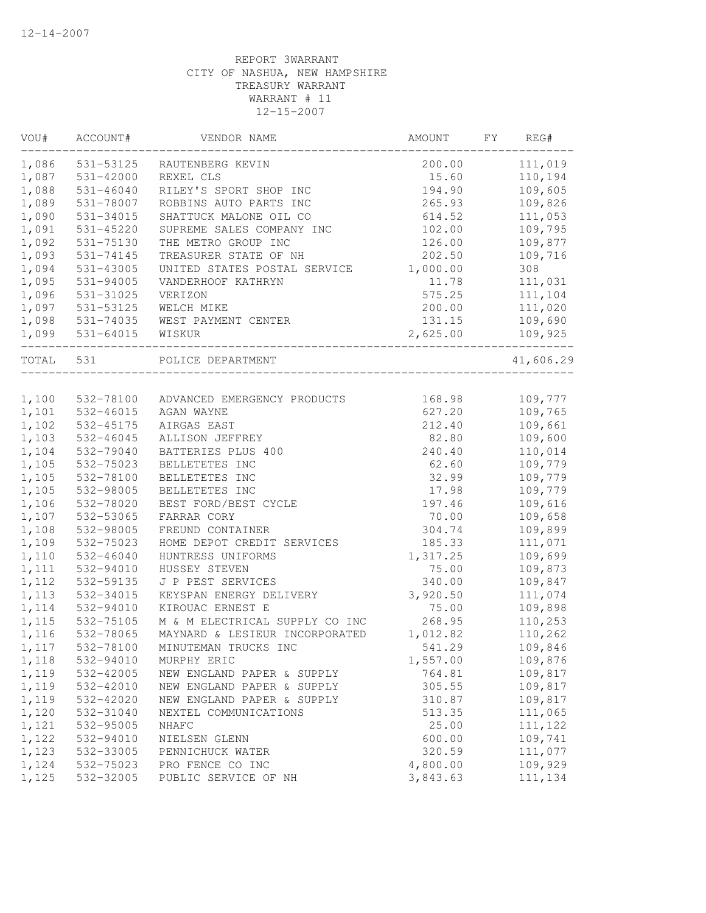12-14-2007

REPORT 3WARRANT
CITY OF NASHUA, NEW HAMPSHIRE
TREASURY WARRANT
WARRANT # 11
12-15-2007

| VOU# | ACCOUNT# | VENDOR NAME | AMOUNT | FY | REG# |
|---|---|---|---|---|---|
| 1,086 | 531-53125 | RAUTENBERG KEVIN | 200.00 | | 111,019 |
| 1,087 | 531-42000 | REXEL CLS | 15.60 | | 110,194 |
| 1,088 | 531-46040 | RILEY'S SPORT SHOP INC | 194.90 | | 109,605 |
| 1,089 | 531-78007 | ROBBINS AUTO PARTS INC | 265.93 | | 109,826 |
| 1,090 | 531-34015 | SHATTUCK MALONE OIL CO | 614.52 | | 111,053 |
| 1,091 | 531-45220 | SUPREME SALES COMPANY INC | 102.00 | | 109,795 |
| 1,092 | 531-75130 | THE METRO GROUP INC | 126.00 | | 109,877 |
| 1,093 | 531-74145 | TREASURER STATE OF NH | 202.50 | | 109,716 |
| 1,094 | 531-43005 | UNITED STATES POSTAL SERVICE | 1,000.00 | | 308 |
| 1,095 | 531-94005 | VANDERHOOF KATHRYN | 11.78 | | 111,031 |
| 1,096 | 531-31025 | VERIZON | 575.25 | | 111,104 |
| 1,097 | 531-53125 | WELCH MIKE | 200.00 | | 111,020 |
| 1,098 | 531-74035 | WEST PAYMENT CENTER | 131.15 | | 109,690 |
| 1,099 | 531-64015 | WISKUR | 2,625.00 | | 109,925 |
| TOTAL | 531 | POLICE DEPARTMENT | | | 41,606.29 |
| 1,100 | 532-78100 | ADVANCED EMERGENCY PRODUCTS | 168.98 | | 109,777 |
| 1,101 | 532-46015 | AGAN WAYNE | 627.20 | | 109,765 |
| 1,102 | 532-45175 | AIRGAS EAST | 212.40 | | 109,661 |
| 1,103 | 532-46045 | ALLISON JEFFREY | 82.80 | | 109,600 |
| 1,104 | 532-79040 | BATTERIES PLUS 400 | 240.40 | | 110,014 |
| 1,105 | 532-75023 | BELLETETES INC | 62.60 | | 109,779 |
| 1,105 | 532-78100 | BELLETETES INC | 32.99 | | 109,779 |
| 1,105 | 532-98005 | BELLETETES INC | 17.98 | | 109,779 |
| 1,106 | 532-78020 | BEST FORD/BEST CYCLE | 197.46 | | 109,616 |
| 1,107 | 532-53065 | FARRAR CORY | 70.00 | | 109,658 |
| 1,108 | 532-98005 | FREUND CONTAINER | 304.74 | | 109,899 |
| 1,109 | 532-75023 | HOME DEPOT CREDIT SERVICES | 185.33 | | 111,071 |
| 1,110 | 532-46040 | HUNTRESS UNIFORMS | 1,317.25 | | 109,699 |
| 1,111 | 532-94010 | HUSSEY STEVEN | 75.00 | | 109,873 |
| 1,112 | 532-59135 | J P PEST SERVICES | 340.00 | | 109,847 |
| 1,113 | 532-34015 | KEYSPAN ENERGY DELIVERY | 3,920.50 | | 111,074 |
| 1,114 | 532-94010 | KIROUAC ERNEST E | 75.00 | | 109,898 |
| 1,115 | 532-75105 | M & M ELECTRICAL SUPPLY CO INC | 268.95 | | 110,253 |
| 1,116 | 532-78065 | MAYNARD & LESIEUR INCORPORATED | 1,012.82 | | 110,262 |
| 1,117 | 532-78100 | MINUTEMAN TRUCKS INC | 541.29 | | 109,846 |
| 1,118 | 532-94010 | MURPHY ERIC | 1,557.00 | | 109,876 |
| 1,119 | 532-42005 | NEW ENGLAND PAPER & SUPPLY | 764.81 | | 109,817 |
| 1,119 | 532-42010 | NEW ENGLAND PAPER & SUPPLY | 305.55 | | 109,817 |
| 1,119 | 532-42020 | NEW ENGLAND PAPER & SUPPLY | 310.87 | | 109,817 |
| 1,120 | 532-31040 | NEXTEL COMMUNICATIONS | 513.35 | | 111,065 |
| 1,121 | 532-95005 | NHAFC | 25.00 | | 111,122 |
| 1,122 | 532-94010 | NIELSEN GLENN | 600.00 | | 109,741 |
| 1,123 | 532-33005 | PENNICHUCK WATER | 320.59 | | 111,077 |
| 1,124 | 532-75023 | PRO FENCE CO INC | 4,800.00 | | 109,929 |
| 1,125 | 532-32005 | PUBLIC SERVICE OF NH | 3,843.63 | | 111,134 |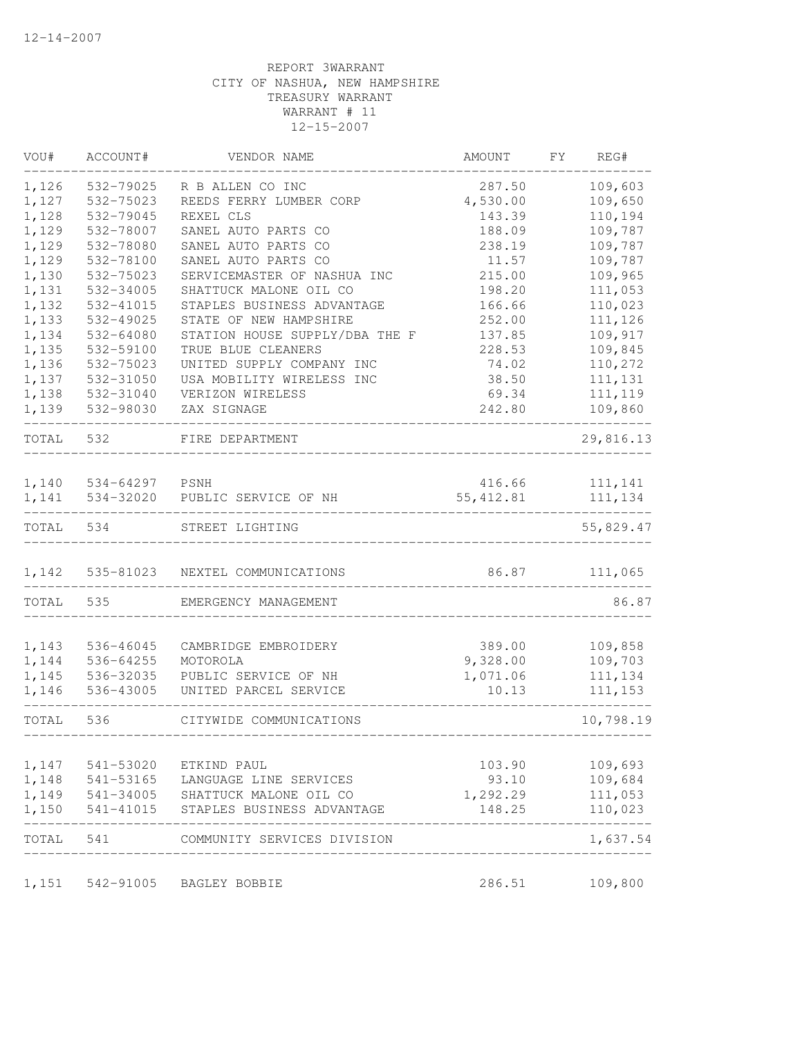12-14-2007

REPORT 3WARRANT
CITY OF NASHUA, NEW HAMPSHIRE
TREASURY WARRANT
WARRANT # 11
12-15-2007

| VOU# | ACCOUNT# | VENDOR NAME | AMOUNT | FY | REG# |
|---|---|---|---|---|---|
| 1,126 | 532-79025 | R B ALLEN CO INC | 287.50 | | 109,603 |
| 1,127 | 532-75023 | REEDS FERRY LUMBER CORP | 4,530.00 | | 109,650 |
| 1,128 | 532-79045 | REXEL CLS | 143.39 | | 110,194 |
| 1,129 | 532-78007 | SANEL AUTO PARTS CO | 188.09 | | 109,787 |
| 1,129 | 532-78080 | SANEL AUTO PARTS CO | 238.19 | | 109,787 |
| 1,129 | 532-78100 | SANEL AUTO PARTS CO | 11.57 | | 109,787 |
| 1,130 | 532-75023 | SERVICEMASTER OF NASHUA INC | 215.00 | | 109,965 |
| 1,131 | 532-34005 | SHATTUCK MALONE OIL CO | 198.20 | | 111,053 |
| 1,132 | 532-41015 | STAPLES BUSINESS ADVANTAGE | 166.66 | | 110,023 |
| 1,133 | 532-49025 | STATE OF NEW HAMPSHIRE | 252.00 | | 111,126 |
| 1,134 | 532-64080 | STATION HOUSE SUPPLY/DBA THE F | 137.85 | | 109,917 |
| 1,135 | 532-59100 | TRUE BLUE CLEANERS | 228.53 | | 109,845 |
| 1,136 | 532-75023 | UNITED SUPPLY COMPANY INC | 74.02 | | 110,272 |
| 1,137 | 532-31050 | USA MOBILITY WIRELESS INC | 38.50 | | 111,131 |
| 1,138 | 532-31040 | VERIZON WIRELESS | 69.34 | | 111,119 |
| 1,139 | 532-98030 | ZAX SIGNAGE | 242.80 | | 109,860 |
| TOTAL | 532 | FIRE DEPARTMENT | | | 29,816.13 |
| 1,140 | 534-64297 | PSNH | 416.66 | | 111,141 |
| 1,141 | 534-32020 | PUBLIC SERVICE OF NH | 55,412.81 | | 111,134 |
| TOTAL | 534 | STREET LIGHTING | | | 55,829.47 |
| 1,142 | 535-81023 | NEXTEL COMMUNICATIONS | 86.87 | | 111,065 |
| TOTAL | 535 | EMERGENCY MANAGEMENT | | | 86.87 |
| 1,143 | 536-46045 | CAMBRIDGE EMBROIDERY | 389.00 | | 109,858 |
| 1,144 | 536-64255 | MOTOROLA | 9,328.00 | | 109,703 |
| 1,145 | 536-32035 | PUBLIC SERVICE OF NH | 1,071.06 | | 111,134 |
| 1,146 | 536-43005 | UNITED PARCEL SERVICE | 10.13 | | 111,153 |
| TOTAL | 536 | CITYWIDE COMMUNICATIONS | | | 10,798.19 |
| 1,147 | 541-53020 | ETKIND PAUL | 103.90 | | 109,693 |
| 1,148 | 541-53165 | LANGUAGE LINE SERVICES | 93.10 | | 109,684 |
| 1,149 | 541-34005 | SHATTUCK MALONE OIL CO | 1,292.29 | | 111,053 |
| 1,150 | 541-41015 | STAPLES BUSINESS ADVANTAGE | 148.25 | | 110,023 |
| TOTAL | 541 | COMMUNITY SERVICES DIVISION | | | 1,637.54 |
| 1,151 | 542-91005 | BAGLEY BOBBIE | 286.51 | | 109,800 |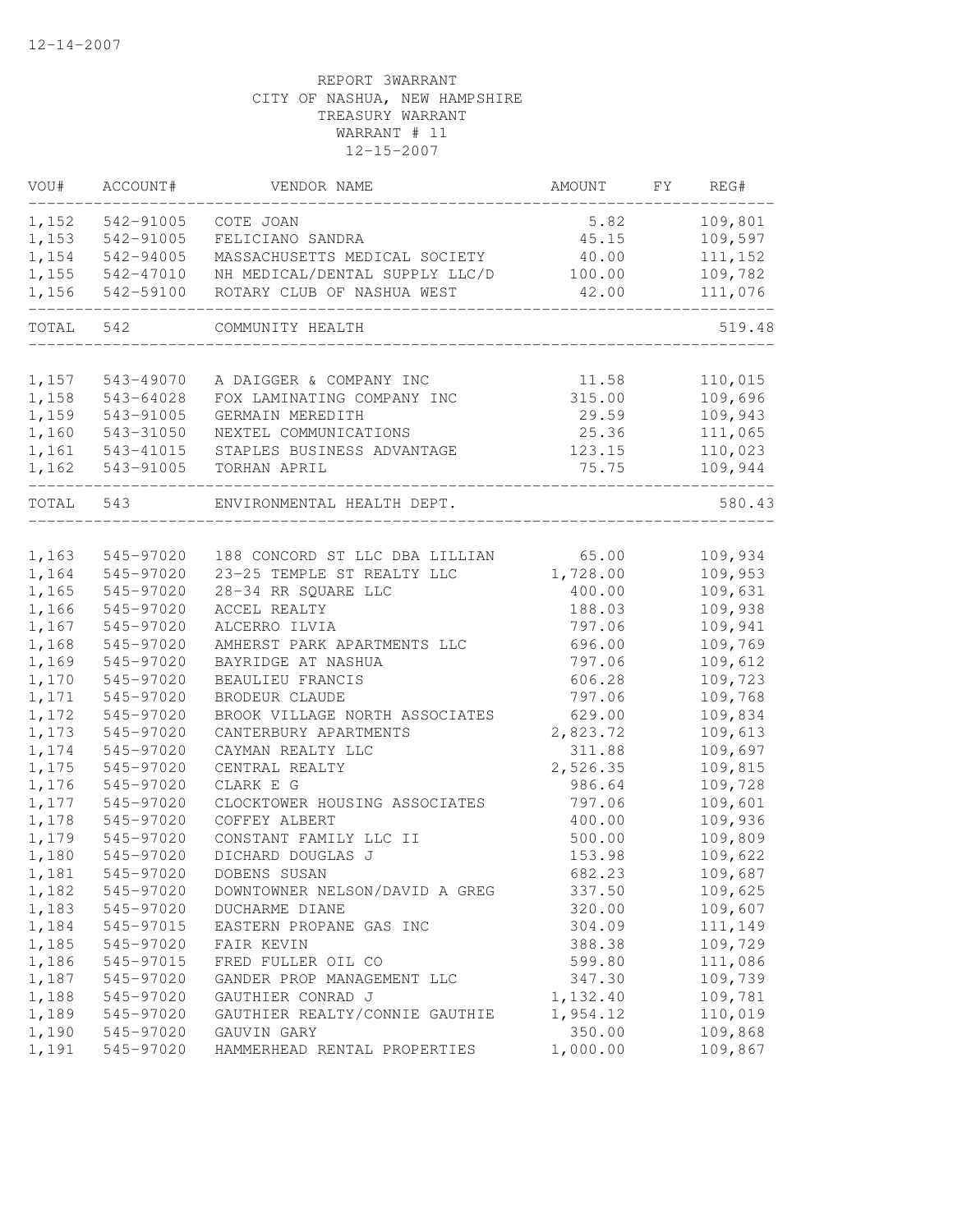12-14-2007

REPORT 3WARRANT
CITY OF NASHUA, NEW HAMPSHIRE
TREASURY WARRANT
WARRANT # 11
12-15-2007

| VOU# | ACCOUNT# | VENDOR NAME | AMOUNT | FY | REG# |
|---|---|---|---|---|---|
| 1,152 | 542-91005 | COTE JOAN | 5.82 | | 109,801 |
| 1,153 | 542-91005 | FELICIANO SANDRA | 45.15 | | 109,597 |
| 1,154 | 542-94005 | MASSACHUSETTS MEDICAL SOCIETY | 40.00 | | 111,152 |
| 1,155 | 542-47010 | NH MEDICAL/DENTAL SUPPLY LLC/D | 100.00 | | 109,782 |
| 1,156 | 542-59100 | ROTARY CLUB OF NASHUA WEST | 42.00 | | 111,076 |
| TOTAL | 542 | COMMUNITY HEALTH | | | 519.48 |
| 1,157 | 543-49070 | A DAIGGER & COMPANY INC | 11.58 | | 110,015 |
| 1,158 | 543-64028 | FOX LAMINATING COMPANY INC | 315.00 | | 109,696 |
| 1,159 | 543-91005 | GERMAIN MEREDITH | 29.59 | | 109,943 |
| 1,160 | 543-31050 | NEXTEL COMMUNICATIONS | 25.36 | | 111,065 |
| 1,161 | 543-41015 | STAPLES BUSINESS ADVANTAGE | 123.15 | | 110,023 |
| 1,162 | 543-91005 | TORHAN APRIL | 75.75 | | 109,944 |
| TOTAL | 543 | ENVIRONMENTAL HEALTH DEPT. | | | 580.43 |
| 1,163 | 545-97020 | 188 CONCORD ST LLC DBA LILLIAN | 65.00 | | 109,934 |
| 1,164 | 545-97020 | 23-25 TEMPLE ST REALTY LLC | 1,728.00 | | 109,953 |
| 1,165 | 545-97020 | 28-34 RR SQUARE LLC | 400.00 | | 109,631 |
| 1,166 | 545-97020 | ACCEL REALTY | 188.03 | | 109,938 |
| 1,167 | 545-97020 | ALCERRO ILVIA | 797.06 | | 109,941 |
| 1,168 | 545-97020 | AMHERST PARK APARTMENTS LLC | 696.00 | | 109,769 |
| 1,169 | 545-97020 | BAYRIDGE AT NASHUA | 797.06 | | 109,612 |
| 1,170 | 545-97020 | BEAULIEU FRANCIS | 606.28 | | 109,723 |
| 1,171 | 545-97020 | BRODEUR CLAUDE | 797.06 | | 109,768 |
| 1,172 | 545-97020 | BROOK VILLAGE NORTH ASSOCIATES | 629.00 | | 109,834 |
| 1,173 | 545-97020 | CANTERBURY APARTMENTS | 2,823.72 | | 109,613 |
| 1,174 | 545-97020 | CAYMAN REALTY LLC | 311.88 | | 109,697 |
| 1,175 | 545-97020 | CENTRAL REALTY | 2,526.35 | | 109,815 |
| 1,176 | 545-97020 | CLARK E G | 986.64 | | 109,728 |
| 1,177 | 545-97020 | CLOCKTOWER HOUSING ASSOCIATES | 797.06 | | 109,601 |
| 1,178 | 545-97020 | COFFEY ALBERT | 400.00 | | 109,936 |
| 1,179 | 545-97020 | CONSTANT FAMILY LLC II | 500.00 | | 109,809 |
| 1,180 | 545-97020 | DICHARD DOUGLAS J | 153.98 | | 109,622 |
| 1,181 | 545-97020 | DOBENS SUSAN | 682.23 | | 109,687 |
| 1,182 | 545-97020 | DOWNTOWNER NELSON/DAVID A GREG | 337.50 | | 109,625 |
| 1,183 | 545-97020 | DUCHARME DIANE | 320.00 | | 109,607 |
| 1,184 | 545-97015 | EASTERN PROPANE GAS INC | 304.09 | | 111,149 |
| 1,185 | 545-97020 | FAIR KEVIN | 388.38 | | 109,729 |
| 1,186 | 545-97015 | FRED FULLER OIL CO | 599.80 | | 111,086 |
| 1,187 | 545-97020 | GANDER PROP MANAGEMENT LLC | 347.30 | | 109,739 |
| 1,188 | 545-97020 | GAUTHIER CONRAD J | 1,132.40 | | 109,781 |
| 1,189 | 545-97020 | GAUTHIER REALTY/CONNIE GAUTHIE | 1,954.12 | | 110,019 |
| 1,190 | 545-97020 | GAUVIN GARY | 350.00 | | 109,868 |
| 1,191 | 545-97020 | HAMMERHEAD RENTAL PROPERTIES | 1,000.00 | | 109,867 |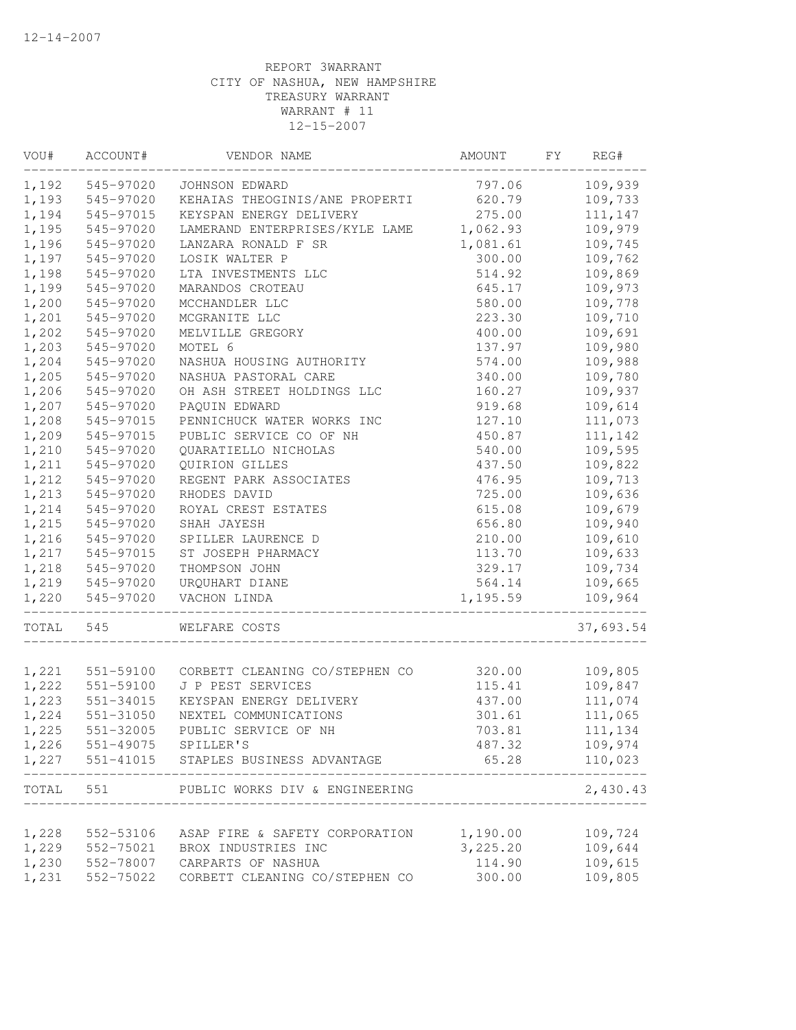12-14-2007

REPORT 3WARRANT
CITY OF NASHUA, NEW HAMPSHIRE
TREASURY WARRANT
WARRANT # 11
12-15-2007

| VOU# | ACCOUNT# | VENDOR NAME | AMOUNT | FY | REG# |
|---|---|---|---|---|---|
| 1,192 | 545-97020 | JOHNSON EDWARD | 797.06 | | 109,939 |
| 1,193 | 545-97020 | KEHAIAS THEOGINIS/ANE PROPERTI | 620.79 | | 109,733 |
| 1,194 | 545-97015 | KEYSPAN ENERGY DELIVERY | 275.00 | | 111,147 |
| 1,195 | 545-97020 | LAMERAND ENTERPRISES/KYLE LAME | 1,062.93 | | 109,979 |
| 1,196 | 545-97020 | LANZARA RONALD F SR | 1,081.61 | | 109,745 |
| 1,197 | 545-97020 | LOSIK WALTER P | 300.00 | | 109,762 |
| 1,198 | 545-97020 | LTA INVESTMENTS LLC | 514.92 | | 109,869 |
| 1,199 | 545-97020 | MARANDOS CROTEAU | 645.17 | | 109,973 |
| 1,200 | 545-97020 | MCCHANDLER LLC | 580.00 | | 109,778 |
| 1,201 | 545-97020 | MCGRANITE LLC | 223.30 | | 109,710 |
| 1,202 | 545-97020 | MELVILLE GREGORY | 400.00 | | 109,691 |
| 1,203 | 545-97020 | MOTEL 6 | 137.97 | | 109,980 |
| 1,204 | 545-97020 | NASHUA HOUSING AUTHORITY | 574.00 | | 109,988 |
| 1,205 | 545-97020 | NASHUA PASTORAL CARE | 340.00 | | 109,780 |
| 1,206 | 545-97020 | OH ASH STREET HOLDINGS LLC | 160.27 | | 109,937 |
| 1,207 | 545-97020 | PAQUIN EDWARD | 919.68 | | 109,614 |
| 1,208 | 545-97015 | PENNICHUCK WATER WORKS INC | 127.10 | | 111,073 |
| 1,209 | 545-97015 | PUBLIC SERVICE CO OF NH | 450.87 | | 111,142 |
| 1,210 | 545-97020 | QUARATIELLO NICHOLAS | 540.00 | | 109,595 |
| 1,211 | 545-97020 | QUIRION GILLES | 437.50 | | 109,822 |
| 1,212 | 545-97020 | REGENT PARK ASSOCIATES | 476.95 | | 109,713 |
| 1,213 | 545-97020 | RHODES DAVID | 725.00 | | 109,636 |
| 1,214 | 545-97020 | ROYAL CREST ESTATES | 615.08 | | 109,679 |
| 1,215 | 545-97020 | SHAH JAYESH | 656.80 | | 109,940 |
| 1,216 | 545-97020 | SPILLER LAURENCE D | 210.00 | | 109,610 |
| 1,217 | 545-97015 | ST JOSEPH PHARMACY | 113.70 | | 109,633 |
| 1,218 | 545-97020 | THOMPSON JOHN | 329.17 | | 109,734 |
| 1,219 | 545-97020 | URQUHART DIANE | 564.14 | | 109,665 |
| 1,220 | 545-97020 | VACHON LINDA | 1,195.59 | | 109,964 |
| TOTAL | 545 | WELFARE COSTS | | | 37,693.54 |
| 1,221 | 551-59100 | CORBETT CLEANING CO/STEPHEN CO | 320.00 | | 109,805 |
| 1,222 | 551-59100 | J P PEST SERVICES | 115.41 | | 109,847 |
| 1,223 | 551-34015 | KEYSPAN ENERGY DELIVERY | 437.00 | | 111,074 |
| 1,224 | 551-31050 | NEXTEL COMMUNICATIONS | 301.61 | | 111,065 |
| 1,225 | 551-32005 | PUBLIC SERVICE OF NH | 703.81 | | 111,134 |
| 1,226 | 551-49075 | SPILLER'S | 487.32 | | 109,974 |
| 1,227 | 551-41015 | STAPLES BUSINESS ADVANTAGE | 65.28 | | 110,023 |
| TOTAL | 551 | PUBLIC WORKS DIV & ENGINEERING | | | 2,430.43 |
| 1,228 | 552-53106 | ASAP FIRE & SAFETY CORPORATION | 1,190.00 | | 109,724 |
| 1,229 | 552-75021 | BROX INDUSTRIES INC | 3,225.20 | | 109,644 |
| 1,230 | 552-78007 | CARPARTS OF NASHUA | 114.90 | | 109,615 |
| 1,231 | 552-75022 | CORBETT CLEANING CO/STEPHEN CO | 300.00 | | 109,805 |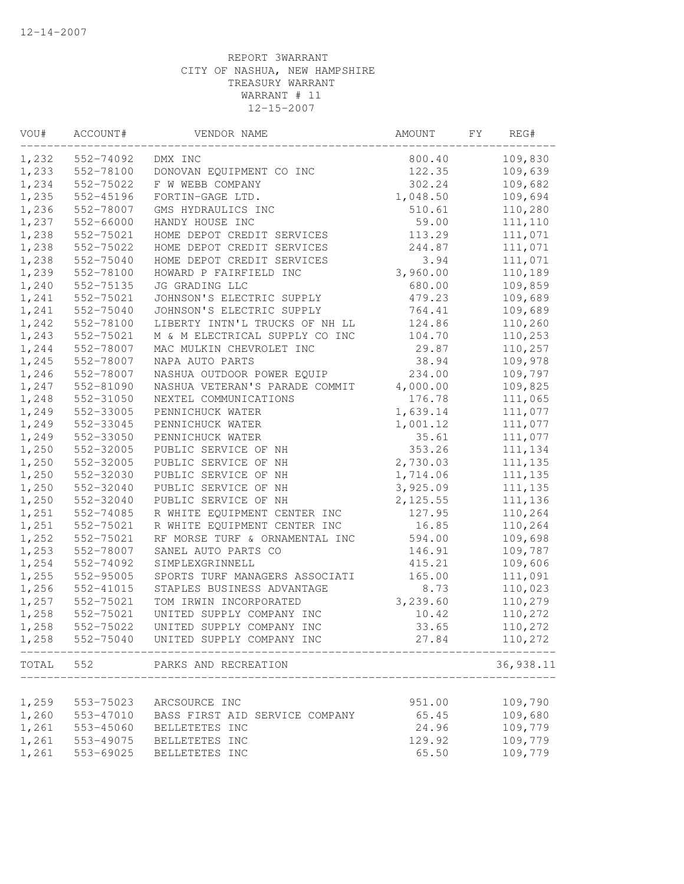12-14-2007

REPORT 3WARRANT
CITY OF NASHUA, NEW HAMPSHIRE
TREASURY WARRANT
WARRANT # 11
12-15-2007

| VOU# | ACCOUNT# | VENDOR NAME | AMOUNT | FY | REG# |
|---|---|---|---|---|---|
| 1,232 | 552-74092 | DMX INC | 800.40 | | 109,830 |
| 1,233 | 552-78100 | DONOVAN EQUIPMENT CO INC | 122.35 | | 109,639 |
| 1,234 | 552-75022 | F W WEBB COMPANY | 302.24 | | 109,682 |
| 1,235 | 552-45196 | FORTIN-GAGE LTD. | 1,048.50 | | 109,694 |
| 1,236 | 552-78007 | GMS HYDRAULICS INC | 510.61 | | 110,280 |
| 1,237 | 552-66000 | HANDY HOUSE INC | 59.00 | | 111,110 |
| 1,238 | 552-75021 | HOME DEPOT CREDIT SERVICES | 113.29 | | 111,071 |
| 1,238 | 552-75022 | HOME DEPOT CREDIT SERVICES | 244.87 | | 111,071 |
| 1,238 | 552-75040 | HOME DEPOT CREDIT SERVICES | 3.94 | | 111,071 |
| 1,239 | 552-78100 | HOWARD P FAIRFIELD INC | 3,960.00 | | 110,189 |
| 1,240 | 552-75135 | JG GRADING LLC | 680.00 | | 109,859 |
| 1,241 | 552-75021 | JOHNSON'S ELECTRIC SUPPLY | 479.23 | | 109,689 |
| 1,241 | 552-75040 | JOHNSON'S ELECTRIC SUPPLY | 764.41 | | 109,689 |
| 1,242 | 552-78100 | LIBERTY INTN'L TRUCKS OF NH LL | 124.86 | | 110,260 |
| 1,243 | 552-75021 | M & M ELECTRICAL SUPPLY CO INC | 104.70 | | 110,253 |
| 1,244 | 552-78007 | MAC MULKIN CHEVROLET INC | 29.87 | | 110,257 |
| 1,245 | 552-78007 | NAPA AUTO PARTS | 38.94 | | 109,978 |
| 1,246 | 552-78007 | NASHUA OUTDOOR POWER EQUIP | 234.00 | | 109,797 |
| 1,247 | 552-81090 | NASHUA VETERAN'S PARADE COMMIT | 4,000.00 | | 109,825 |
| 1,248 | 552-31050 | NEXTEL COMMUNICATIONS | 176.78 | | 111,065 |
| 1,249 | 552-33005 | PENNICHUCK WATER | 1,639.14 | | 111,077 |
| 1,249 | 552-33045 | PENNICHUCK WATER | 1,001.12 | | 111,077 |
| 1,249 | 552-33050 | PENNICHUCK WATER | 35.61 | | 111,077 |
| 1,250 | 552-32005 | PUBLIC SERVICE OF NH | 353.26 | | 111,134 |
| 1,250 | 552-32005 | PUBLIC SERVICE OF NH | 2,730.03 | | 111,135 |
| 1,250 | 552-32030 | PUBLIC SERVICE OF NH | 1,714.06 | | 111,135 |
| 1,250 | 552-32040 | PUBLIC SERVICE OF NH | 3,925.09 | | 111,135 |
| 1,250 | 552-32040 | PUBLIC SERVICE OF NH | 2,125.55 | | 111,136 |
| 1,251 | 552-74085 | R WHITE EQUIPMENT CENTER INC | 127.95 | | 110,264 |
| 1,251 | 552-75021 | R WHITE EQUIPMENT CENTER INC | 16.85 | | 110,264 |
| 1,252 | 552-75021 | RF MORSE TURF & ORNAMENTAL INC | 594.00 | | 109,698 |
| 1,253 | 552-78007 | SANEL AUTO PARTS CO | 146.91 | | 109,787 |
| 1,254 | 552-74092 | SIMPLEXGRINNELL | 415.21 | | 109,606 |
| 1,255 | 552-95005 | SPORTS TURF MANAGERS ASSOCIATI | 165.00 | | 111,091 |
| 1,256 | 552-41015 | STAPLES BUSINESS ADVANTAGE | 8.73 | | 110,023 |
| 1,257 | 552-75021 | TOM IRWIN INCORPORATED | 3,239.60 | | 110,279 |
| 1,258 | 552-75021 | UNITED SUPPLY COMPANY INC | 10.42 | | 110,272 |
| 1,258 | 552-75022 | UNITED SUPPLY COMPANY INC | 33.65 | | 110,272 |
| 1,258 | 552-75040 | UNITED SUPPLY COMPANY INC | 27.84 | | 110,272 |
| TOTAL | 552 | PARKS AND RECREATION | | | 36,938.11 |
| 1,259 | 553-75023 | ARCSOURCE INC | 951.00 | | 109,790 |
| 1,260 | 553-47010 | BASS FIRST AID SERVICE COMPANY | 65.45 | | 109,680 |
| 1,261 | 553-45060 | BELLETETES INC | 24.96 | | 109,779 |
| 1,261 | 553-49075 | BELLETETES INC | 129.92 | | 109,779 |
| 1,261 | 553-69025 | BELLETETES INC | 65.50 | | 109,779 |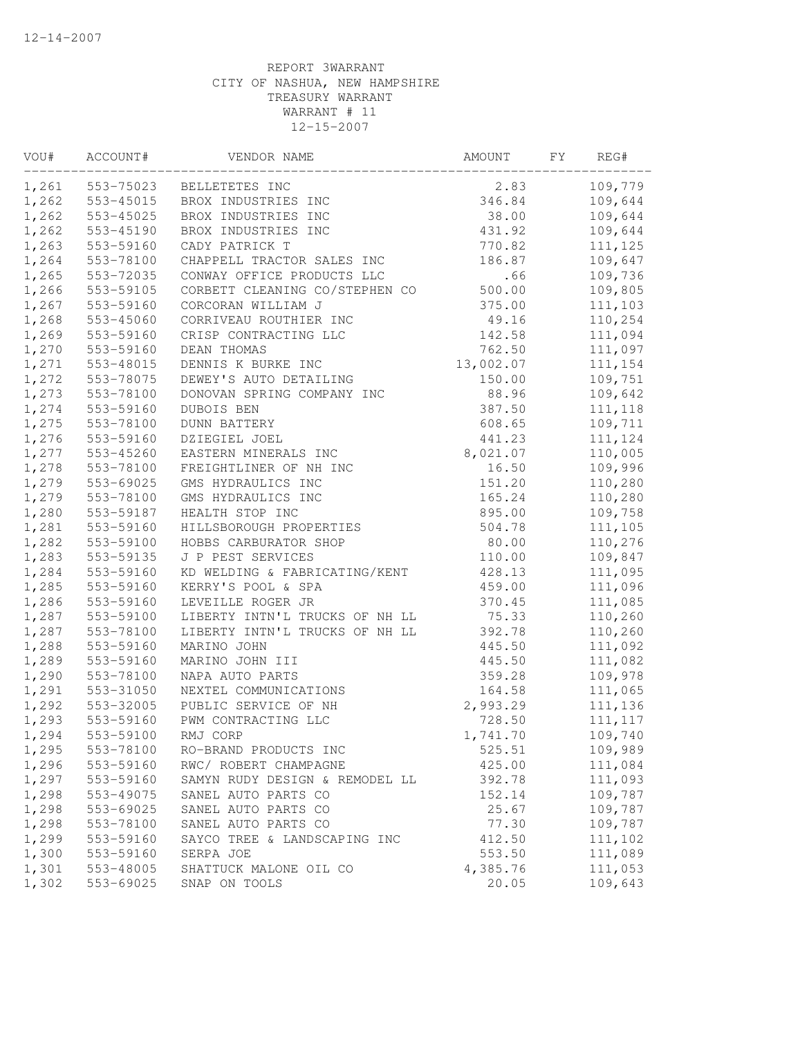12-14-2007

REPORT 3WARRANT
CITY OF NASHUA, NEW HAMPSHIRE
TREASURY WARRANT
WARRANT # 11
12-15-2007

| VOU# | ACCOUNT# | VENDOR NAME | AMOUNT | FY | REG# |
|---|---|---|---|---|---|
| 1,261 | 553-75023 | BELLETETES INC | 2.83 | | 109,779 |
| 1,262 | 553-45015 | BROX INDUSTRIES INC | 346.84 | | 109,644 |
| 1,262 | 553-45025 | BROX INDUSTRIES INC | 38.00 | | 109,644 |
| 1,262 | 553-45190 | BROX INDUSTRIES INC | 431.92 | | 109,644 |
| 1,263 | 553-59160 | CADY PATRICK T | 770.82 | | 111,125 |
| 1,264 | 553-78100 | CHAPPELL TRACTOR SALES INC | 186.87 | | 109,647 |
| 1,265 | 553-72035 | CONWAY OFFICE PRODUCTS LLC | .66 | | 109,736 |
| 1,266 | 553-59105 | CORBETT CLEANING CO/STEPHEN CO | 500.00 | | 109,805 |
| 1,267 | 553-59160 | CORCORAN WILLIAM J | 375.00 | | 111,103 |
| 1,268 | 553-45060 | CORRIVEAU ROUTHIER INC | 49.16 | | 110,254 |
| 1,269 | 553-59160 | CRISP CONTRACTING LLC | 142.58 | | 111,094 |
| 1,270 | 553-59160 | DEAN THOMAS | 762.50 | | 111,097 |
| 1,271 | 553-48015 | DENNIS K BURKE INC | 13,002.07 | | 111,154 |
| 1,272 | 553-78075 | DEWEY'S AUTO DETAILING | 150.00 | | 109,751 |
| 1,273 | 553-78100 | DONOVAN SPRING COMPANY INC | 88.96 | | 109,642 |
| 1,274 | 553-59160 | DUBOIS BEN | 387.50 | | 111,118 |
| 1,275 | 553-78100 | DUNN BATTERY | 608.65 | | 109,711 |
| 1,276 | 553-59160 | DZIEGIEL JOEL | 441.23 | | 111,124 |
| 1,277 | 553-45260 | EASTERN MINERALS INC | 8,021.07 | | 110,005 |
| 1,278 | 553-78100 | FREIGHTLINER OF NH INC | 16.50 | | 109,996 |
| 1,279 | 553-69025 | GMS HYDRAULICS INC | 151.20 | | 110,280 |
| 1,279 | 553-78100 | GMS HYDRAULICS INC | 165.24 | | 110,280 |
| 1,280 | 553-59187 | HEALTH STOP INC | 895.00 | | 109,758 |
| 1,281 | 553-59160 | HILLSBOROUGH PROPERTIES | 504.78 | | 111,105 |
| 1,282 | 553-59100 | HOBBS CARBURATOR SHOP | 80.00 | | 110,276 |
| 1,283 | 553-59135 | J P PEST SERVICES | 110.00 | | 109,847 |
| 1,284 | 553-59160 | KD WELDING & FABRICATING/KENT | 428.13 | | 111,095 |
| 1,285 | 553-59160 | KERRY'S POOL & SPA | 459.00 | | 111,096 |
| 1,286 | 553-59160 | LEVEILLE ROGER JR | 370.45 | | 111,085 |
| 1,287 | 553-59100 | LIBERTY INTN'L TRUCKS OF NH LL | 75.33 | | 110,260 |
| 1,287 | 553-78100 | LIBERTY INTN'L TRUCKS OF NH LL | 392.78 | | 110,260 |
| 1,288 | 553-59160 | MARINO JOHN | 445.50 | | 111,092 |
| 1,289 | 553-59160 | MARINO JOHN III | 445.50 | | 111,082 |
| 1,290 | 553-78100 | NAPA AUTO PARTS | 359.28 | | 109,978 |
| 1,291 | 553-31050 | NEXTEL COMMUNICATIONS | 164.58 | | 111,065 |
| 1,292 | 553-32005 | PUBLIC SERVICE OF NH | 2,993.29 | | 111,136 |
| 1,293 | 553-59160 | PWM CONTRACTING LLC | 728.50 | | 111,117 |
| 1,294 | 553-59100 | RMJ CORP | 1,741.70 | | 109,740 |
| 1,295 | 553-78100 | RO-BRAND PRODUCTS INC | 525.51 | | 109,989 |
| 1,296 | 553-59160 | RWC/ ROBERT CHAMPAGNE | 425.00 | | 111,084 |
| 1,297 | 553-59160 | SAMYN RUDY DESIGN & REMODEL LL | 392.78 | | 111,093 |
| 1,298 | 553-49075 | SANEL AUTO PARTS CO | 152.14 | | 109,787 |
| 1,298 | 553-69025 | SANEL AUTO PARTS CO | 25.67 | | 109,787 |
| 1,298 | 553-78100 | SANEL AUTO PARTS CO | 77.30 | | 109,787 |
| 1,299 | 553-59160 | SAYCO TREE & LANDSCAPING INC | 412.50 | | 111,102 |
| 1,300 | 553-59160 | SERPA JOE | 553.50 | | 111,089 |
| 1,301 | 553-48005 | SHATTUCK MALONE OIL CO | 4,385.76 | | 111,053 |
| 1,302 | 553-69025 | SNAP ON TOOLS | 20.05 | | 109,643 |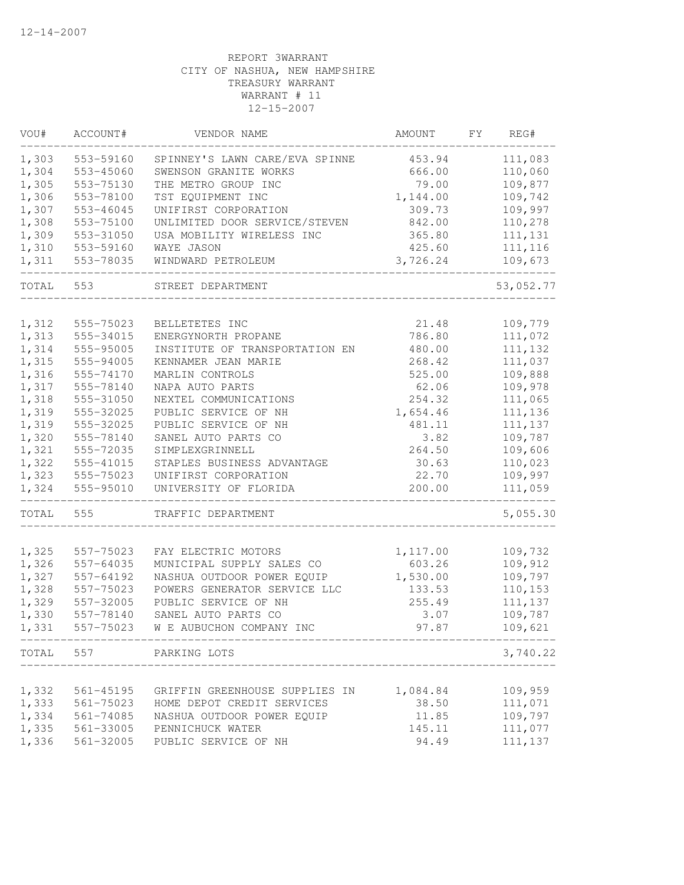12-14-2007

REPORT 3WARRANT
CITY OF NASHUA, NEW HAMPSHIRE
TREASURY WARRANT
WARRANT # 11
12-15-2007

| VOU# | ACCOUNT# | VENDOR NAME | AMOUNT | FY | REG# |
|---|---|---|---|---|---|
| 1,303 | 553-59160 | SPINNEY'S LAWN CARE/EVA SPINNE | 453.94 | | 111,083 |
| 1,304 | 553-45060 | SWENSON GRANITE WORKS | 666.00 | | 110,060 |
| 1,305 | 553-75130 | THE METRO GROUP INC | 79.00 | | 109,877 |
| 1,306 | 553-78100 | TST EQUIPMENT INC | 1,144.00 | | 109,742 |
| 1,307 | 553-46045 | UNIFIRST CORPORATION | 309.73 | | 109,997 |
| 1,308 | 553-75100 | UNLIMITED DOOR SERVICE/STEVEN | 842.00 | | 110,278 |
| 1,309 | 553-31050 | USA MOBILITY WIRELESS INC | 365.80 | | 111,131 |
| 1,310 | 553-59160 | WAYE JASON | 425.60 | | 111,116 |
| 1,311 | 553-78035 | WINDWARD PETROLEUM | 3,726.24 | | 109,673 |
| TOTAL | 553 | STREET DEPARTMENT | | | 53,052.77 |
| 1,312 | 555-75023 | BELLETETES INC | 21.48 | | 109,779 |
| 1,313 | 555-34015 | ENERGYNORTH PROPANE | 786.80 | | 111,072 |
| 1,314 | 555-95005 | INSTITUTE OF TRANSPORTATION EN | 480.00 | | 111,132 |
| 1,315 | 555-94005 | KENNAMER JEAN MARIE | 268.42 | | 111,037 |
| 1,316 | 555-74170 | MARLIN CONTROLS | 525.00 | | 109,888 |
| 1,317 | 555-78140 | NAPA AUTO PARTS | 62.06 | | 109,978 |
| 1,318 | 555-31050 | NEXTEL COMMUNICATIONS | 254.32 | | 111,065 |
| 1,319 | 555-32025 | PUBLIC SERVICE OF NH | 1,654.46 | | 111,136 |
| 1,319 | 555-32025 | PUBLIC SERVICE OF NH | 481.11 | | 111,137 |
| 1,320 | 555-78140 | SANEL AUTO PARTS CO | 3.82 | | 109,787 |
| 1,321 | 555-72035 | SIMPLEXGRINNELL | 264.50 | | 109,606 |
| 1,322 | 555-41015 | STAPLES BUSINESS ADVANTAGE | 30.63 | | 110,023 |
| 1,323 | 555-75023 | UNIFIRST CORPORATION | 22.70 | | 109,997 |
| 1,324 | 555-95010 | UNIVERSITY OF FLORIDA | 200.00 | | 111,059 |
| TOTAL | 555 | TRAFFIC DEPARTMENT | | | 5,055.30 |
| 1,325 | 557-75023 | FAY ELECTRIC MOTORS | 1,117.00 | | 109,732 |
| 1,326 | 557-64035 | MUNICIPAL SUPPLY SALES CO | 603.26 | | 109,912 |
| 1,327 | 557-64192 | NASHUA OUTDOOR POWER EQUIP | 1,530.00 | | 109,797 |
| 1,328 | 557-75023 | POWERS GENERATOR SERVICE LLC | 133.53 | | 110,153 |
| 1,329 | 557-32005 | PUBLIC SERVICE OF NH | 255.49 | | 111,137 |
| 1,330 | 557-78140 | SANEL AUTO PARTS CO | 3.07 | | 109,787 |
| 1,331 | 557-75023 | W E AUBUCHON COMPANY INC | 97.87 | | 109,621 |
| TOTAL | 557 | PARKING LOTS | | | 3,740.22 |
| 1,332 | 561-45195 | GRIFFIN GREENHOUSE SUPPLIES IN | 1,084.84 | | 109,959 |
| 1,333 | 561-75023 | HOME DEPOT CREDIT SERVICES | 38.50 | | 111,071 |
| 1,334 | 561-74085 | NASHUA OUTDOOR POWER EQUIP | 11.85 | | 109,797 |
| 1,335 | 561-33005 | PENNICHUCK WATER | 145.11 | | 111,077 |
| 1,336 | 561-32005 | PUBLIC SERVICE OF NH | 94.49 | | 111,137 |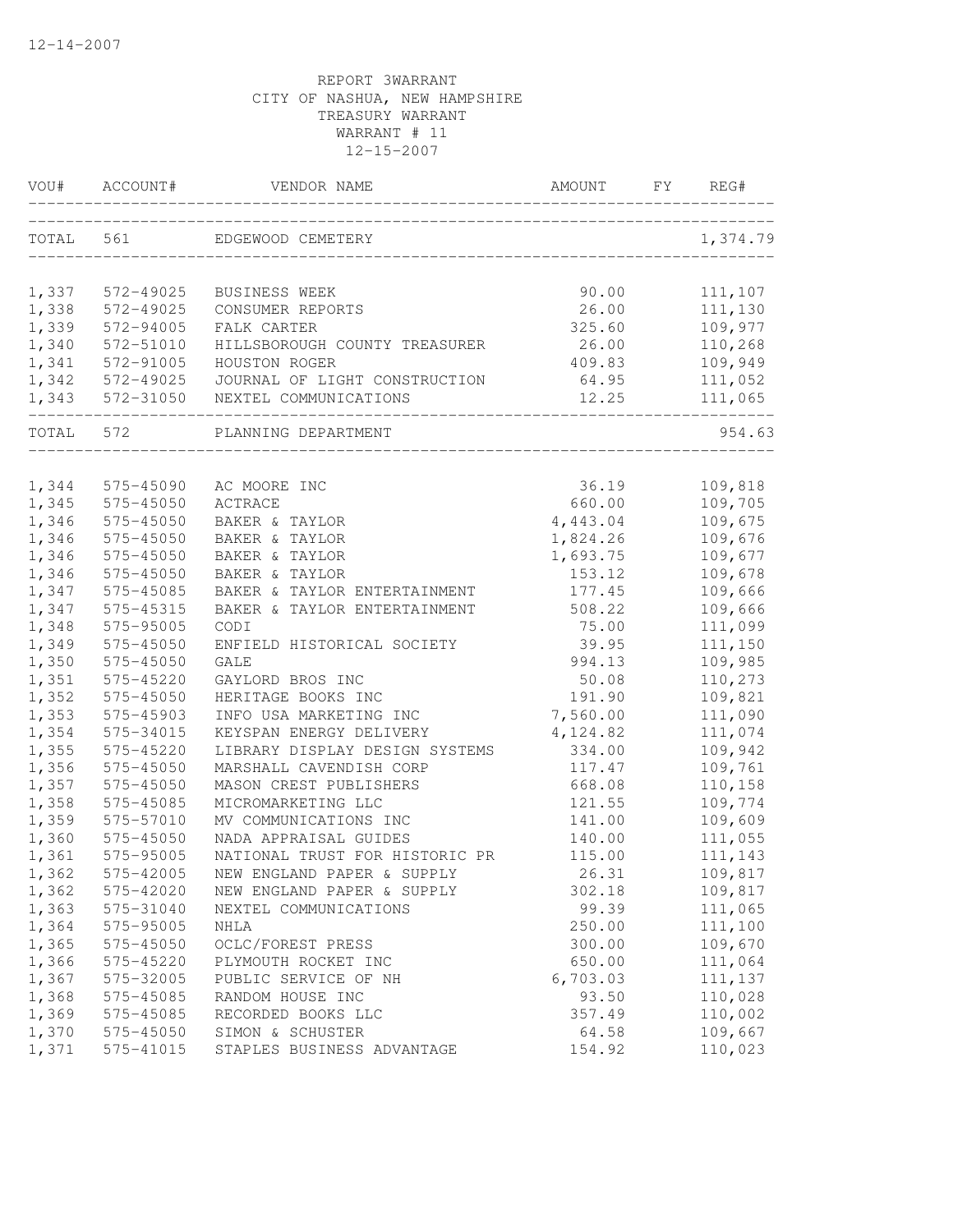12-14-2007

REPORT 3WARRANT
CITY OF NASHUA, NEW HAMPSHIRE
TREASURY WARRANT
WARRANT # 11
12-15-2007

| VOU# | ACCOUNT# | VENDOR NAME | AMOUNT | FY | REG# |
|---|---|---|---|---|---|
| TOTAL | 561 | EDGEWOOD CEMETERY | | | 1,374.79 |
| 1,337 | 572-49025 | BUSINESS WEEK | 90.00 | | 111,107 |
| 1,338 | 572-49025 | CONSUMER REPORTS | 26.00 | | 111,130 |
| 1,339 | 572-94005 | FALK CARTER | 325.60 | | 109,977 |
| 1,340 | 572-51010 | HILLSBOROUGH COUNTY TREASURER | 26.00 | | 110,268 |
| 1,341 | 572-91005 | HOUSTON ROGER | 409.83 | | 109,949 |
| 1,342 | 572-49025 | JOURNAL OF LIGHT CONSTRUCTION | 64.95 | | 111,052 |
| 1,343 | 572-31050 | NEXTEL COMMUNICATIONS | 12.25 | | 111,065 |
| TOTAL | 572 | PLANNING DEPARTMENT | | | 954.63 |
| 1,344 | 575-45090 | AC MOORE INC | 36.19 | | 109,818 |
| 1,345 | 575-45050 | ACTRACE | 660.00 | | 109,705 |
| 1,346 | 575-45050 | BAKER & TAYLOR | 4,443.04 | | 109,675 |
| 1,346 | 575-45050 | BAKER & TAYLOR | 1,824.26 | | 109,676 |
| 1,346 | 575-45050 | BAKER & TAYLOR | 1,693.75 | | 109,677 |
| 1,346 | 575-45050 | BAKER & TAYLOR | 153.12 | | 109,678 |
| 1,347 | 575-45085 | BAKER & TAYLOR ENTERTAINMENT | 177.45 | | 109,666 |
| 1,347 | 575-45315 | BAKER & TAYLOR ENTERTAINMENT | 508.22 | | 109,666 |
| 1,348 | 575-95005 | CODI | 75.00 | | 111,099 |
| 1,349 | 575-45050 | ENFIELD HISTORICAL SOCIETY | 39.95 | | 111,150 |
| 1,350 | 575-45050 | GALE | 994.13 | | 109,985 |
| 1,351 | 575-45220 | GAYLORD BROS INC | 50.08 | | 110,273 |
| 1,352 | 575-45050 | HERITAGE BOOKS INC | 191.90 | | 109,821 |
| 1,353 | 575-45903 | INFO USA MARKETING INC | 7,560.00 | | 111,090 |
| 1,354 | 575-34015 | KEYSPAN ENERGY DELIVERY | 4,124.82 | | 111,074 |
| 1,355 | 575-45220 | LIBRARY DISPLAY DESIGN SYSTEMS | 334.00 | | 109,942 |
| 1,356 | 575-45050 | MARSHALL CAVENDISH CORP | 117.47 | | 109,761 |
| 1,357 | 575-45050 | MASON CREST PUBLISHERS | 668.08 | | 110,158 |
| 1,358 | 575-45085 | MICROMARKETING LLC | 121.55 | | 109,774 |
| 1,359 | 575-57010 | MV COMMUNICATIONS INC | 141.00 | | 109,609 |
| 1,360 | 575-45050 | NADA APPRAISAL GUIDES | 140.00 | | 111,055 |
| 1,361 | 575-95005 | NATIONAL TRUST FOR HISTORIC PR | 115.00 | | 111,143 |
| 1,362 | 575-42005 | NEW ENGLAND PAPER & SUPPLY | 26.31 | | 109,817 |
| 1,362 | 575-42020 | NEW ENGLAND PAPER & SUPPLY | 302.18 | | 109,817 |
| 1,363 | 575-31040 | NEXTEL COMMUNICATIONS | 99.39 | | 111,065 |
| 1,364 | 575-95005 | NHLA | 250.00 | | 111,100 |
| 1,365 | 575-45050 | OCLC/FOREST PRESS | 300.00 | | 109,670 |
| 1,366 | 575-45220 | PLYMOUTH ROCKET INC | 650.00 | | 111,064 |
| 1,367 | 575-32005 | PUBLIC SERVICE OF NH | 6,703.03 | | 111,137 |
| 1,368 | 575-45085 | RANDOM HOUSE INC | 93.50 | | 110,028 |
| 1,369 | 575-45085 | RECORDED BOOKS LLC | 357.49 | | 110,002 |
| 1,370 | 575-45050 | SIMON & SCHUSTER | 64.58 | | 109,667 |
| 1,371 | 575-41015 | STAPLES BUSINESS ADVANTAGE | 154.92 | | 110,023 |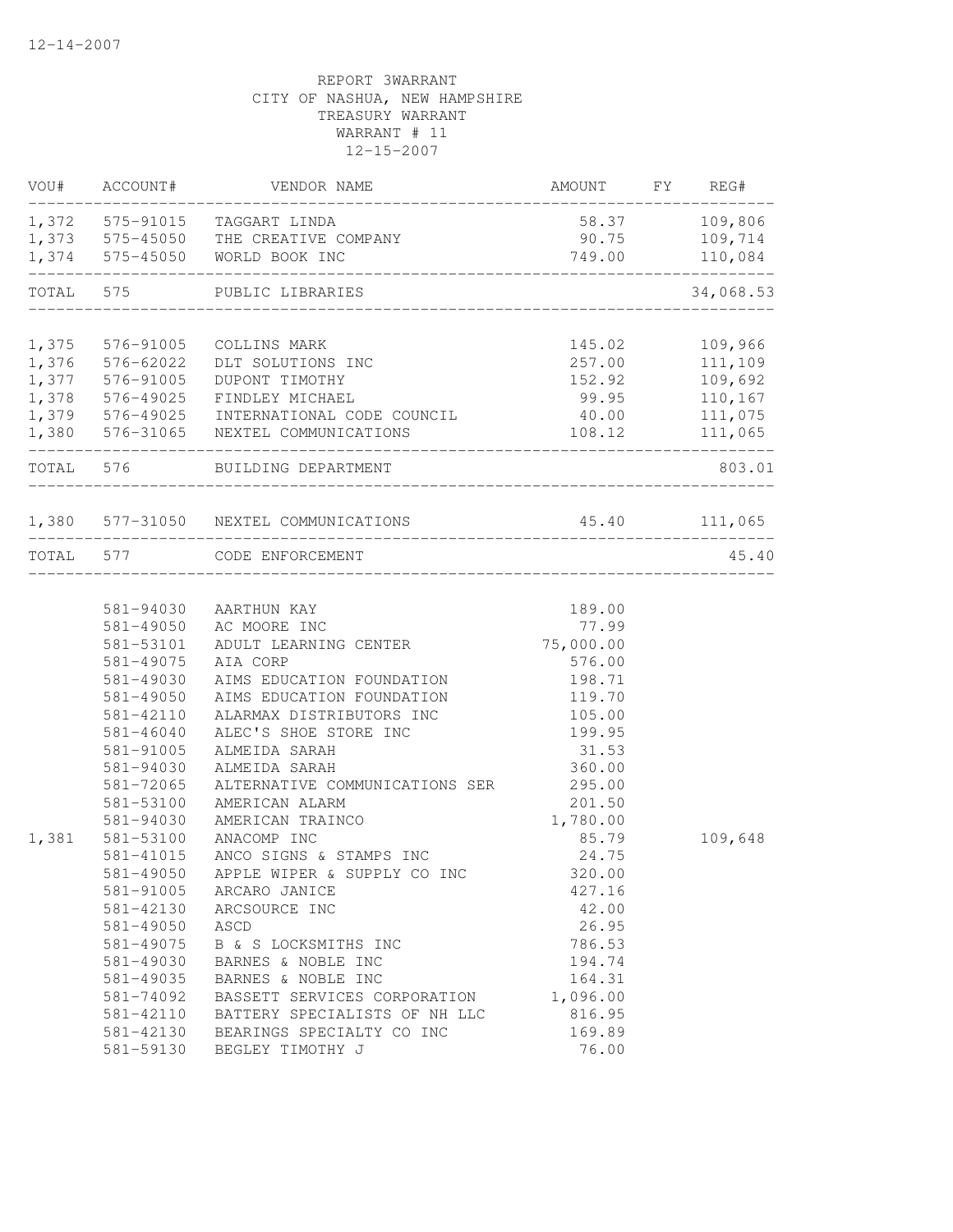12-14-2007

REPORT 3WARRANT
CITY OF NASHUA, NEW HAMPSHIRE
TREASURY WARRANT
WARRANT # 11
12-15-2007

| VOU# | ACCOUNT# | VENDOR NAME | AMOUNT | FY | REG# |
|---|---|---|---|---|---|
| 1,372 | 575-91015 | TAGGART LINDA | 58.37 | | 109,806 |
| 1,373 | 575-45050 | THE CREATIVE COMPANY | 90.75 | | 109,714 |
| 1,374 | 575-45050 | WORLD BOOK INC | 749.00 | | 110,084 |
| TOTAL | 575 | PUBLIC LIBRARIES | | | 34,068.53 |
| 1,375 | 576-91005 | COLLINS MARK | 145.02 | | 109,966 |
| 1,376 | 576-62022 | DLT SOLUTIONS INC | 257.00 | | 111,109 |
| 1,377 | 576-91005 | DUPONT TIMOTHY | 152.92 | | 109,692 |
| 1,378 | 576-49025 | FINDLEY MICHAEL | 99.95 | | 110,167 |
| 1,379 | 576-49025 | INTERNATIONAL CODE COUNCIL | 40.00 | | 111,075 |
| 1,380 | 576-31065 | NEXTEL COMMUNICATIONS | 108.12 | | 111,065 |
| TOTAL | 576 | BUILDING DEPARTMENT | | | 803.01 |
| 1,380 | 577-31050 | NEXTEL COMMUNICATIONS | 45.40 | | 111,065 |
| TOTAL | 577 | CODE ENFORCEMENT | | | 45.40 |
| | 581-94030 | AARTHUN KAY | 189.00 | | |
| | 581-49050 | AC MOORE INC | 77.99 | | |
| | 581-53101 | ADULT LEARNING CENTER | 75,000.00 | | |
| | 581-49075 | AIA CORP | 576.00 | | |
| | 581-49030 | AIMS EDUCATION FOUNDATION | 198.71 | | |
| | 581-49050 | AIMS EDUCATION FOUNDATION | 119.70 | | |
| | 581-42110 | ALARMAX DISTRIBUTORS INC | 105.00 | | |
| | 581-46040 | ALEC'S SHOE STORE INC | 199.95 | | |
| | 581-91005 | ALMEIDA SARAH | 31.53 | | |
| | 581-94030 | ALMEIDA SARAH | 360.00 | | |
| | 581-72065 | ALTERNATIVE COMMUNICATIONS SER | 295.00 | | |
| | 581-53100 | AMERICAN ALARM | 201.50 | | |
| | 581-94030 | AMERICAN TRAINCO | 1,780.00 | | |
| 1,381 | 581-53100 | ANACOMP INC | 85.79 | | 109,648 |
| | 581-41015 | ANCO SIGNS & STAMPS INC | 24.75 | | |
| | 581-49050 | APPLE WIPER & SUPPLY CO INC | 320.00 | | |
| | 581-91005 | ARCARO JANICE | 427.16 | | |
| | 581-42130 | ARCSOURCE INC | 42.00 | | |
| | 581-49050 | ASCD | 26.95 | | |
| | 581-49075 | B & S LOCKSMITHS INC | 786.53 | | |
| | 581-49030 | BARNES & NOBLE INC | 194.74 | | |
| | 581-49035 | BARNES & NOBLE INC | 164.31 | | |
| | 581-74092 | BASSETT SERVICES CORPORATION | 1,096.00 | | |
| | 581-42110 | BATTERY SPECIALISTS OF NH LLC | 816.95 | | |
| | 581-42130 | BEARINGS SPECIALTY CO INC | 169.89 | | |
| | 581-59130 | BEGLEY TIMOTHY J | 76.00 | | |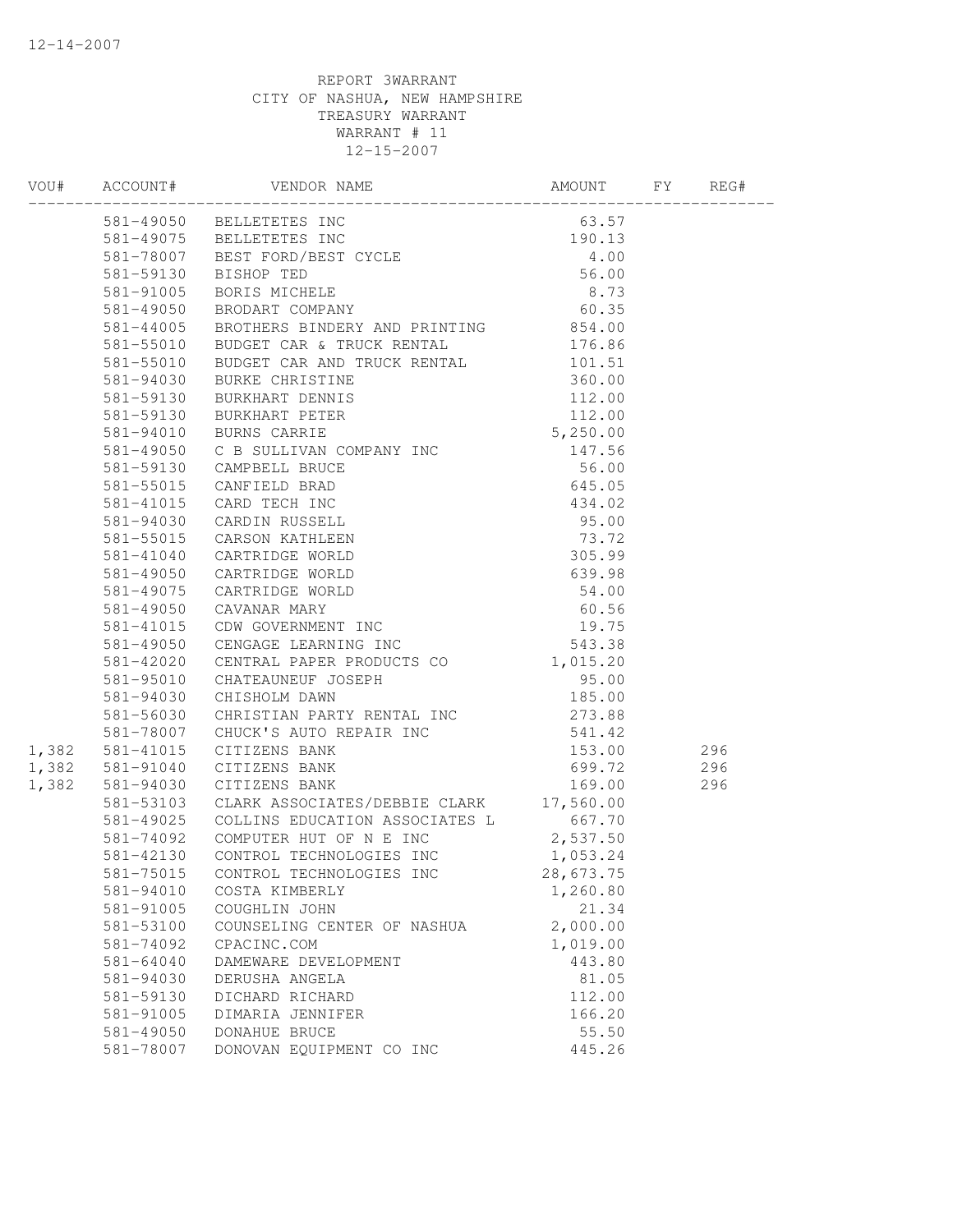REPORT 3WARRANT
CITY OF NASHUA, NEW HAMPSHIRE
TREASURY WARRANT
WARRANT # 11
12-15-2007

| VOU# | ACCOUNT# | VENDOR NAME | AMOUNT | FY | REG# |
|---|---|---|---|---|---|
| | 581-49050 | BELLETETES INC | 63.57 | | |
| | 581-49075 | BELLETETES INC | 190.13 | | |
| | 581-78007 | BEST FORD/BEST CYCLE | 4.00 | | |
| | 581-59130 | BISHOP TED | 56.00 | | |
| | 581-91005 | BORIS MICHELE | 8.73 | | |
| | 581-49050 | BRODART COMPANY | 60.35 | | |
| | 581-44005 | BROTHERS BINDERY AND PRINTING | 854.00 | | |
| | 581-55010 | BUDGET CAR & TRUCK RENTAL | 176.86 | | |
| | 581-55010 | BUDGET CAR AND TRUCK RENTAL | 101.51 | | |
| | 581-94030 | BURKE CHRISTINE | 360.00 | | |
| | 581-59130 | BURKHART DENNIS | 112.00 | | |
| | 581-59130 | BURKHART PETER | 112.00 | | |
| | 581-94010 | BURNS CARRIE | 5,250.00 | | |
| | 581-49050 | C B SULLIVAN COMPANY INC | 147.56 | | |
| | 581-59130 | CAMPBELL BRUCE | 56.00 | | |
| | 581-55015 | CANFIELD BRAD | 645.05 | | |
| | 581-41015 | CARD TECH INC | 434.02 | | |
| | 581-94030 | CARDIN RUSSELL | 95.00 | | |
| | 581-55015 | CARSON KATHLEEN | 73.72 | | |
| | 581-41040 | CARTRIDGE WORLD | 305.99 | | |
| | 581-49050 | CARTRIDGE WORLD | 639.98 | | |
| | 581-49075 | CARTRIDGE WORLD | 54.00 | | |
| | 581-49050 | CAVANAR MARY | 60.56 | | |
| | 581-41015 | CDW GOVERNMENT INC | 19.75 | | |
| | 581-49050 | CENGAGE LEARNING INC | 543.38 | | |
| | 581-42020 | CENTRAL PAPER PRODUCTS CO | 1,015.20 | | |
| | 581-95010 | CHATEAUNEUF JOSEPH | 95.00 | | |
| | 581-94030 | CHISHOLM DAWN | 185.00 | | |
| | 581-56030 | CHRISTIAN PARTY RENTAL INC | 273.88 | | |
| | 581-78007 | CHUCK'S AUTO REPAIR INC | 541.42 | | |
| 1,382 | 581-41015 | CITIZENS BANK | 153.00 | | 296 |
| 1,382 | 581-91040 | CITIZENS BANK | 699.72 | | 296 |
| 1,382 | 581-94030 | CITIZENS BANK | 169.00 | | 296 |
| | 581-53103 | CLARK ASSOCIATES/DEBBIE CLARK | 17,560.00 | | |
| | 581-49025 | COLLINS EDUCATION ASSOCIATES L | 667.70 | | |
| | 581-74092 | COMPUTER HUT OF N E INC | 2,537.50 | | |
| | 581-42130 | CONTROL TECHNOLOGIES INC | 1,053.24 | | |
| | 581-75015 | CONTROL TECHNOLOGIES INC | 28,673.75 | | |
| | 581-94010 | COSTA KIMBERLY | 1,260.80 | | |
| | 581-91005 | COUGHLIN JOHN | 21.34 | | |
| | 581-53100 | COUNSELING CENTER OF NASHUA | 2,000.00 | | |
| | 581-74092 | CPACINC.COM | 1,019.00 | | |
| | 581-64040 | DAMEWARE DEVELOPMENT | 443.80 | | |
| | 581-94030 | DERUSHA ANGELA | 81.05 | | |
| | 581-59130 | DICHARD RICHARD | 112.00 | | |
| | 581-91005 | DIMARIA JENNIFER | 166.20 | | |
| | 581-49050 | DONAHUE BRUCE | 55.50 | | |
| | 581-78007 | DONOVAN EQUIPMENT CO INC | 445.26 | | |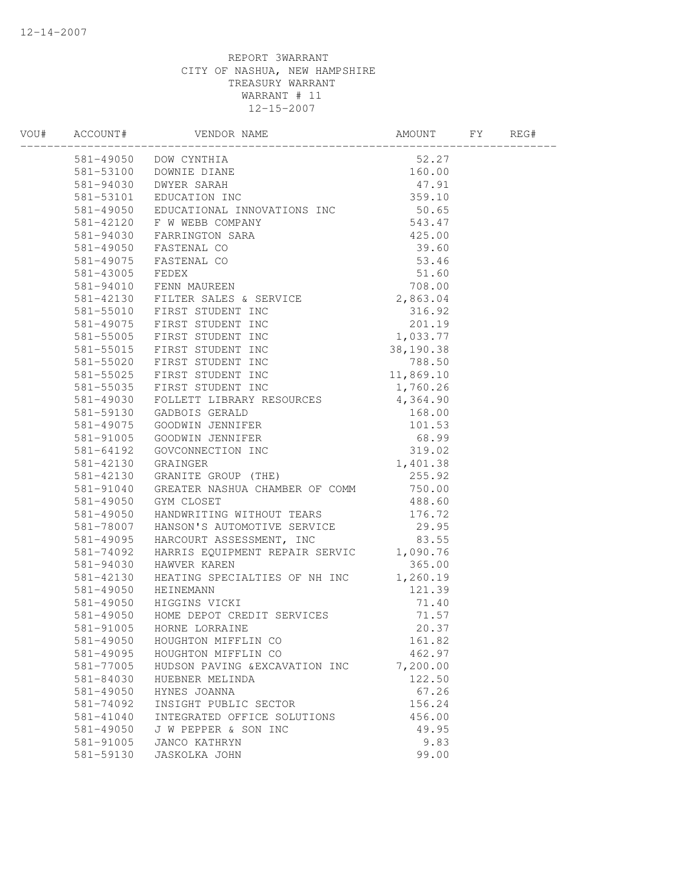REPORT 3WARRANT
CITY OF NASHUA, NEW HAMPSHIRE
TREASURY WARRANT
WARRANT # 11
12-15-2007

| VOU# | ACCOUNT# | VENDOR NAME | AMOUNT | FY | REG# |
|---|---|---|---|---|---|
| | 581-49050 | DOW CYNTHIA | 52.27 | | |
| | 581-53100 | DOWNIE DIANE | 160.00 | | |
| | 581-94030 | DWYER SARAH | 47.91 | | |
| | 581-53101 | EDUCATION INC | 359.10 | | |
| | 581-49050 | EDUCATIONAL INNOVATIONS INC | 50.65 | | |
| | 581-42120 | F W WEBB COMPANY | 543.47 | | |
| | 581-94030 | FARRINGTON SARA | 425.00 | | |
| | 581-49050 | FASTENAL CO | 39.60 | | |
| | 581-49075 | FASTENAL CO | 53.46 | | |
| | 581-43005 | FEDEX | 51.60 | | |
| | 581-94010 | FENN MAUREEN | 708.00 | | |
| | 581-42130 | FILTER SALES & SERVICE | 2,863.04 | | |
| | 581-55010 | FIRST STUDENT INC | 316.92 | | |
| | 581-49075 | FIRST STUDENT INC | 201.19 | | |
| | 581-55005 | FIRST STUDENT INC | 1,033.77 | | |
| | 581-55015 | FIRST STUDENT INC | 38,190.38 | | |
| | 581-55020 | FIRST STUDENT INC | 788.50 | | |
| | 581-55025 | FIRST STUDENT INC | 11,869.10 | | |
| | 581-55035 | FIRST STUDENT INC | 1,760.26 | | |
| | 581-49030 | FOLLETT LIBRARY RESOURCES | 4,364.90 | | |
| | 581-59130 | GADBOIS GERALD | 168.00 | | |
| | 581-49075 | GOODWIN JENNIFER | 101.53 | | |
| | 581-91005 | GOODWIN JENNIFER | 68.99 | | |
| | 581-64192 | GOVCONNECTION INC | 319.02 | | |
| | 581-42130 | GRAINGER | 1,401.38 | | |
| | 581-42130 | GRANITE GROUP (THE) | 255.92 | | |
| | 581-91040 | GREATER NASHUA CHAMBER OF COMM | 750.00 | | |
| | 581-49050 | GYM CLOSET | 488.60 | | |
| | 581-49050 | HANDWRITING WITHOUT TEARS | 176.72 | | |
| | 581-78007 | HANSON'S AUTOMOTIVE SERVICE | 29.95 | | |
| | 581-49095 | HARCOURT ASSESSMENT, INC | 83.55 | | |
| | 581-74092 | HARRIS EQUIPMENT REPAIR SERVIC | 1,090.76 | | |
| | 581-94030 | HAWVER KAREN | 365.00 | | |
| | 581-42130 | HEATING SPECIALTIES OF NH INC | 1,260.19 | | |
| | 581-49050 | HEINEMANN | 121.39 | | |
| | 581-49050 | HIGGINS VICKI | 71.40 | | |
| | 581-49050 | HOME DEPOT CREDIT SERVICES | 71.57 | | |
| | 581-91005 | HORNE LORRAINE | 20.37 | | |
| | 581-49050 | HOUGHTON MIFFLIN CO | 161.82 | | |
| | 581-49095 | HOUGHTON MIFFLIN CO | 462.97 | | |
| | 581-77005 | HUDSON PAVING &EXCAVATION INC | 7,200.00 | | |
| | 581-84030 | HUEBNER MELINDA | 122.50 | | |
| | 581-49050 | HYNES JOANNA | 67.26 | | |
| | 581-74092 | INSIGHT PUBLIC SECTOR | 156.24 | | |
| | 581-41040 | INTEGRATED OFFICE SOLUTIONS | 456.00 | | |
| | 581-49050 | J W PEPPER & SON INC | 49.95 | | |
| | 581-91005 | JANCO KATHRYN | 9.83 | | |
| | 581-59130 | JASKOLKA JOHN | 99.00 | | |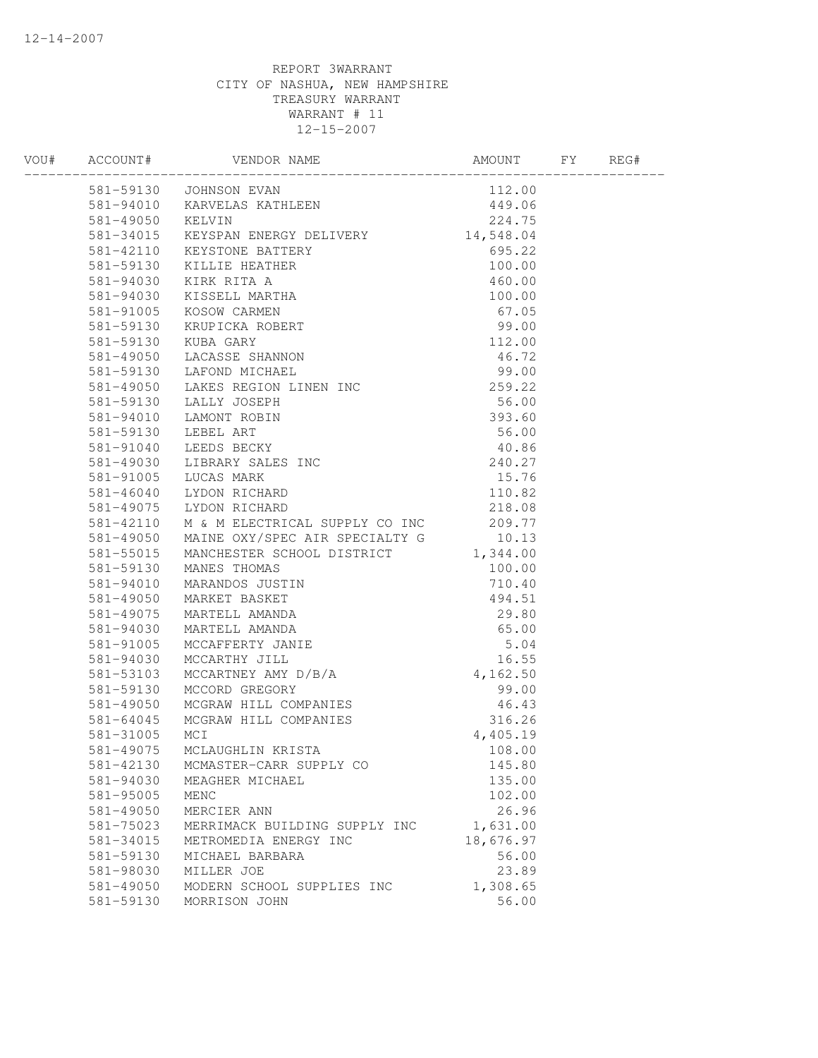REPORT 3WARRANT
CITY OF NASHUA, NEW HAMPSHIRE
TREASURY WARRANT
WARRANT # 11
12-15-2007

| VOU# | ACCOUNT# | VENDOR NAME | AMOUNT | FY | REG# |
|---|---|---|---|---|---|
| | 581-59130 | JOHNSON EVAN | 112.00 | | |
| | 581-94010 | KARVELAS KATHLEEN | 449.06 | | |
| | 581-49050 | KELVIN | 224.75 | | |
| | 581-34015 | KEYSPAN ENERGY DELIVERY | 14,548.04 | | |
| | 581-42110 | KEYSTONE BATTERY | 695.22 | | |
| | 581-59130 | KILLIE HEATHER | 100.00 | | |
| | 581-94030 | KIRK RITA A | 460.00 | | |
| | 581-94030 | KISSELL MARTHA | 100.00 | | |
| | 581-91005 | KOSOW CARMEN | 67.05 | | |
| | 581-59130 | KRUPICKA ROBERT | 99.00 | | |
| | 581-59130 | KUBA GARY | 112.00 | | |
| | 581-49050 | LACASSE SHANNON | 46.72 | | |
| | 581-59130 | LAFOND MICHAEL | 99.00 | | |
| | 581-49050 | LAKES REGION LINEN INC | 259.22 | | |
| | 581-59130 | LALLY JOSEPH | 56.00 | | |
| | 581-94010 | LAMONT ROBIN | 393.60 | | |
| | 581-59130 | LEBEL ART | 56.00 | | |
| | 581-91040 | LEEDS BECKY | 40.86 | | |
| | 581-49030 | LIBRARY SALES INC | 240.27 | | |
| | 581-91005 | LUCAS MARK | 15.76 | | |
| | 581-46040 | LYDON RICHARD | 110.82 | | |
| | 581-49075 | LYDON RICHARD | 218.08 | | |
| | 581-42110 | M & M ELECTRICAL SUPPLY CO INC | 209.77 | | |
| | 581-49050 | MAINE OXY/SPEC AIR SPECIALTY G | 10.13 | | |
| | 581-55015 | MANCHESTER SCHOOL DISTRICT | 1,344.00 | | |
| | 581-59130 | MANES THOMAS | 100.00 | | |
| | 581-94010 | MARANDOS JUSTIN | 710.40 | | |
| | 581-49050 | MARKET BASKET | 494.51 | | |
| | 581-49075 | MARTELL AMANDA | 29.80 | | |
| | 581-94030 | MARTELL AMANDA | 65.00 | | |
| | 581-91005 | MCCAFFERTY JANIE | 5.04 | | |
| | 581-94030 | MCCARTHY JILL | 16.55 | | |
| | 581-53103 | MCCARTNEY AMY D/B/A | 4,162.50 | | |
| | 581-59130 | MCCORD GREGORY | 99.00 | | |
| | 581-49050 | MCGRAW HILL COMPANIES | 46.43 | | |
| | 581-64045 | MCGRAW HILL COMPANIES | 316.26 | | |
| | 581-31005 | MCI | 4,405.19 | | |
| | 581-49075 | MCLAUGHLIN KRISTA | 108.00 | | |
| | 581-42130 | MCMASTER-CARR SUPPLY CO | 145.80 | | |
| | 581-94030 | MEAGHER MICHAEL | 135.00 | | |
| | 581-95005 | MENC | 102.00 | | |
| | 581-49050 | MERCIER ANN | 26.96 | | |
| | 581-75023 | MERRIMACK BUILDING SUPPLY INC | 1,631.00 | | |
| | 581-34015 | METROMEDIA ENERGY INC | 18,676.97 | | |
| | 581-59130 | MICHAEL BARBARA | 56.00 | | |
| | 581-98030 | MILLER JOE | 23.89 | | |
| | 581-49050 | MODERN SCHOOL SUPPLIES INC | 1,308.65 | | |
| | 581-59130 | MORRISON JOHN | 56.00 | | |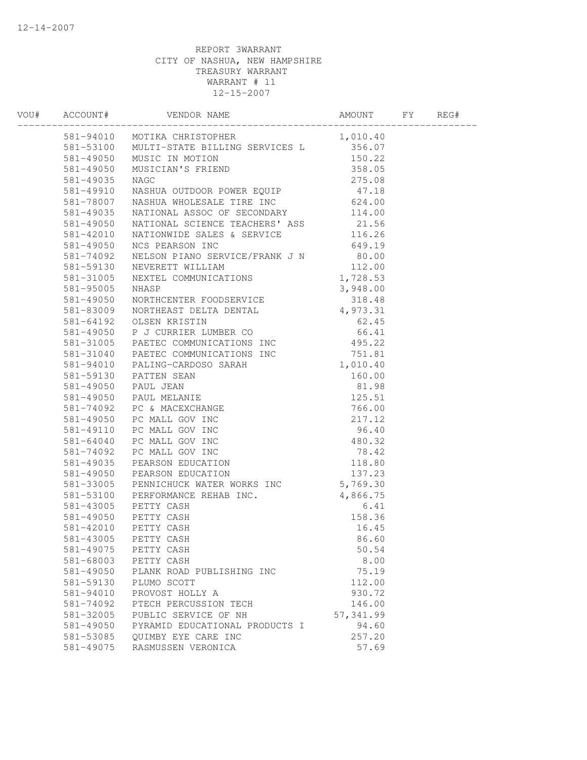12-14-2007

REPORT 3WARRANT
CITY OF NASHUA, NEW HAMPSHIRE
TREASURY WARRANT
WARRANT # 11
12-15-2007

| VOU# | ACCOUNT# | VENDOR NAME | AMOUNT | FY | REG# |
|---|---|---|---|---|---|
| | 581-94010 | MOTIKA CHRISTOPHER | 1,010.40 | | |
| | 581-53100 | MULTI-STATE BILLING SERVICES L | 356.07 | | |
| | 581-49050 | MUSIC IN MOTION | 150.22 | | |
| | 581-49050 | MUSICIAN'S FRIEND | 358.05 | | |
| | 581-49035 | NAGC | 275.08 | | |
| | 581-49910 | NASHUA OUTDOOR POWER EQUIP | 47.18 | | |
| | 581-78007 | NASHUA WHOLESALE TIRE INC | 624.00 | | |
| | 581-49035 | NATIONAL ASSOC OF SECONDARY | 114.00 | | |
| | 581-49050 | NATIONAL SCIENCE TEACHERS' ASS | 21.56 | | |
| | 581-42010 | NATIONWIDE SALES & SERVICE | 116.26 | | |
| | 581-49050 | NCS PEARSON INC | 649.19 | | |
| | 581-74092 | NELSON PIANO SERVICE/FRANK J N | 80.00 | | |
| | 581-59130 | NEVERETT WILLIAM | 112.00 | | |
| | 581-31005 | NEXTEL COMMUNICATIONS | 1,728.53 | | |
| | 581-95005 | NHASP | 3,948.00 | | |
| | 581-49050 | NORTHCENTER FOODSERVICE | 318.48 | | |
| | 581-83009 | NORTHEAST DELTA DENTAL | 4,973.31 | | |
| | 581-64192 | OLSEN KRISTIN | 62.45 | | |
| | 581-49050 | P J CURRIER LUMBER CO | 66.41 | | |
| | 581-31005 | PAETEC COMMUNICATIONS INC | 495.22 | | |
| | 581-31040 | PAETEC COMMUNICATIONS INC | 751.81 | | |
| | 581-94010 | PALING-CARDOSO SARAH | 1,010.40 | | |
| | 581-59130 | PATTEN SEAN | 160.00 | | |
| | 581-49050 | PAUL JEAN | 81.98 | | |
| | 581-49050 | PAUL MELANIE | 125.51 | | |
| | 581-74092 | PC & MACEXCHANGE | 766.00 | | |
| | 581-49050 | PC MALL GOV INC | 217.12 | | |
| | 581-49110 | PC MALL GOV INC | 96.40 | | |
| | 581-64040 | PC MALL GOV INC | 480.32 | | |
| | 581-74092 | PC MALL GOV INC | 78.42 | | |
| | 581-49035 | PEARSON EDUCATION | 118.80 | | |
| | 581-49050 | PEARSON EDUCATION | 137.23 | | |
| | 581-33005 | PENNICHUCK WATER WORKS INC | 5,769.30 | | |
| | 581-53100 | PERFORMANCE REHAB INC. | 4,866.75 | | |
| | 581-43005 | PETTY CASH | 6.41 | | |
| | 581-49050 | PETTY CASH | 158.36 | | |
| | 581-42010 | PETTY CASH | 16.45 | | |
| | 581-43005 | PETTY CASH | 86.60 | | |
| | 581-49075 | PETTY CASH | 50.54 | | |
| | 581-68003 | PETTY CASH | 8.00 | | |
| | 581-49050 | PLANK ROAD PUBLISHING INC | 75.19 | | |
| | 581-59130 | PLUMO SCOTT | 112.00 | | |
| | 581-94010 | PROVOST HOLLY A | 930.72 | | |
| | 581-74092 | PTECH PERCUSSION TECH | 146.00 | | |
| | 581-32005 | PUBLIC SERVICE OF NH | 57,341.99 | | |
| | 581-49050 | PYRAMID EDUCATIONAL PRODUCTS I | 94.60 | | |
| | 581-53085 | QUIMBY EYE CARE INC | 257.20 | | |
| | 581-49075 | RASMUSSEN VERONICA | 57.69 | | |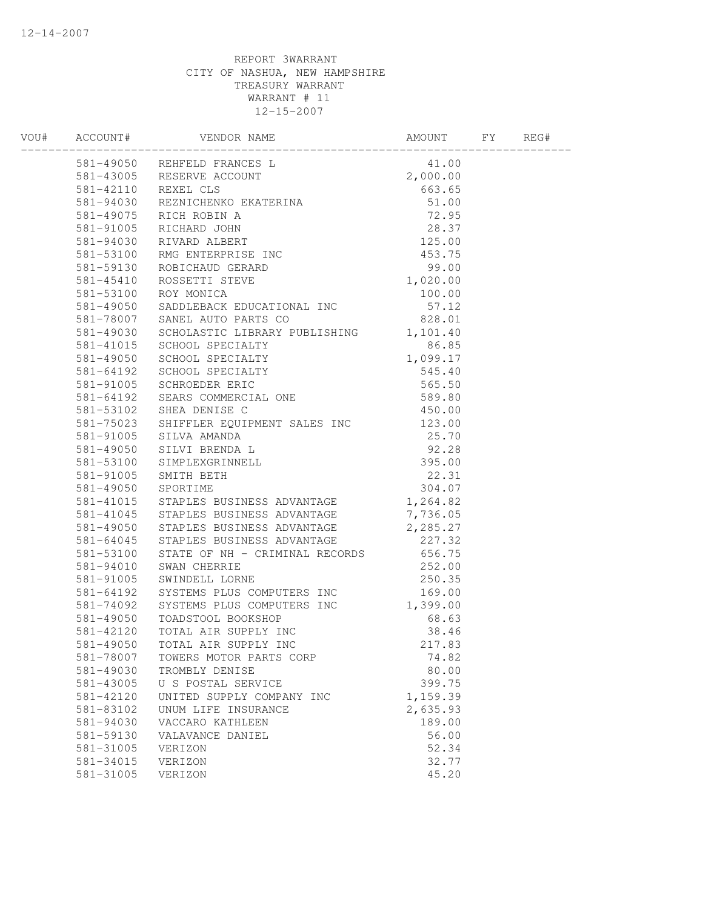12-14-2007

REPORT 3WARRANT
CITY OF NASHUA, NEW HAMPSHIRE
TREASURY WARRANT
WARRANT # 11
12-15-2007

| VOU# | ACCOUNT# | VENDOR NAME | AMOUNT | FY | REG# |
|---|---|---|---|---|---|
| | 581-49050 | REHFELD FRANCES L | 41.00 | | |
| | 581-43005 | RESERVE ACCOUNT | 2,000.00 | | |
| | 581-42110 | REXEL CLS | 663.65 | | |
| | 581-94030 | REZNICHENKO EKATERINA | 51.00 | | |
| | 581-49075 | RICH ROBIN A | 72.95 | | |
| | 581-91005 | RICHARD JOHN | 28.37 | | |
| | 581-94030 | RIVARD ALBERT | 125.00 | | |
| | 581-53100 | RMG ENTERPRISE INC | 453.75 | | |
| | 581-59130 | ROBICHAUD GERARD | 99.00 | | |
| | 581-45410 | ROSSETTI STEVE | 1,020.00 | | |
| | 581-53100 | ROY MONICA | 100.00 | | |
| | 581-49050 | SADDLEBACK EDUCATIONAL INC | 57.12 | | |
| | 581-78007 | SANEL AUTO PARTS CO | 828.01 | | |
| | 581-49030 | SCHOLASTIC LIBRARY PUBLISHING | 1,101.40 | | |
| | 581-41015 | SCHOOL SPECIALTY | 86.85 | | |
| | 581-49050 | SCHOOL SPECIALTY | 1,099.17 | | |
| | 581-64192 | SCHOOL SPECIALTY | 545.40 | | |
| | 581-91005 | SCHROEDER ERIC | 565.50 | | |
| | 581-64192 | SEARS COMMERCIAL ONE | 589.80 | | |
| | 581-53102 | SHEA DENISE C | 450.00 | | |
| | 581-75023 | SHIFFLER EQUIPMENT SALES INC | 123.00 | | |
| | 581-91005 | SILVA AMANDA | 25.70 | | |
| | 581-49050 | SILVI BRENDA L | 92.28 | | |
| | 581-53100 | SIMPLEXGRINNELL | 395.00 | | |
| | 581-91005 | SMITH BETH | 22.31 | | |
| | 581-49050 | SPORTIME | 304.07 | | |
| | 581-41015 | STAPLES BUSINESS ADVANTAGE | 1,264.82 | | |
| | 581-41045 | STAPLES BUSINESS ADVANTAGE | 7,736.05 | | |
| | 581-49050 | STAPLES BUSINESS ADVANTAGE | 2,285.27 | | |
| | 581-64045 | STAPLES BUSINESS ADVANTAGE | 227.32 | | |
| | 581-53100 | STATE OF NH - CRIMINAL RECORDS | 656.75 | | |
| | 581-94010 | SWAN CHERRIE | 252.00 | | |
| | 581-91005 | SWINDELL LORNE | 250.35 | | |
| | 581-64192 | SYSTEMS PLUS COMPUTERS INC | 169.00 | | |
| | 581-74092 | SYSTEMS PLUS COMPUTERS INC | 1,399.00 | | |
| | 581-49050 | TOADSTOOL BOOKSHOP | 68.63 | | |
| | 581-42120 | TOTAL AIR SUPPLY INC | 38.46 | | |
| | 581-49050 | TOTAL AIR SUPPLY INC | 217.83 | | |
| | 581-78007 | TOWERS MOTOR PARTS CORP | 74.82 | | |
| | 581-49030 | TROMBLY DENISE | 80.00 | | |
| | 581-43005 | U S POSTAL SERVICE | 399.75 | | |
| | 581-42120 | UNITED SUPPLY COMPANY INC | 1,159.39 | | |
| | 581-83102 | UNUM LIFE INSURANCE | 2,635.93 | | |
| | 581-94030 | VACCARO KATHLEEN | 189.00 | | |
| | 581-59130 | VALAVANCE DANIEL | 56.00 | | |
| | 581-31005 | VERIZON | 52.34 | | |
| | 581-34015 | VERIZON | 32.77 | | |
| | 581-31005 | VERIZON | 45.20 | | |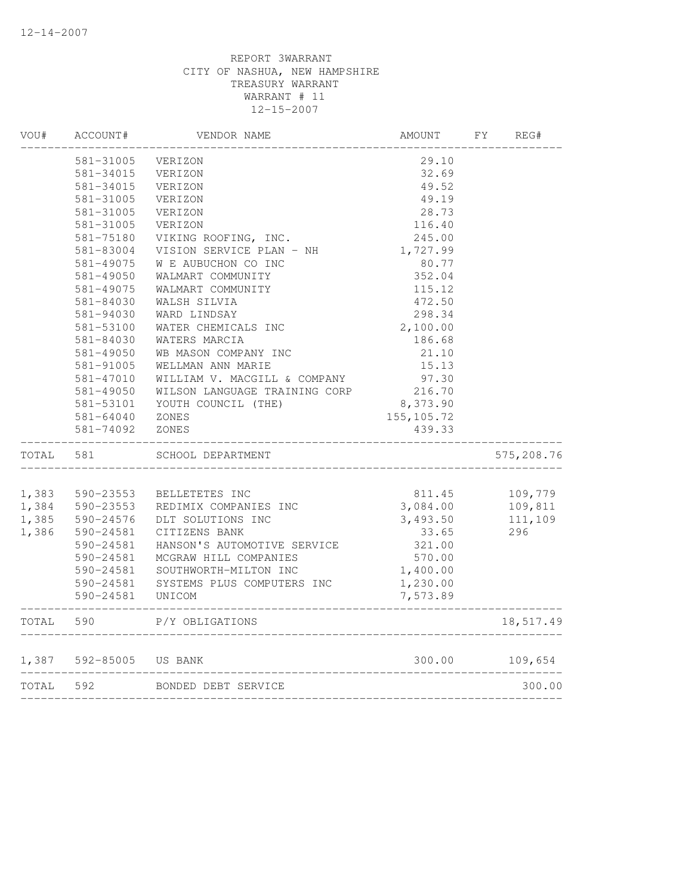12-14-2007

REPORT 3WARRANT
CITY OF NASHUA, NEW HAMPSHIRE
TREASURY WARRANT
WARRANT # 11
12-15-2007

| VOU# | ACCOUNT# | VENDOR NAME | AMOUNT | FY | REG# |
|---|---|---|---|---|---|
| | 581-31005 | VERIZON | 29.10 | | |
| | 581-34015 | VERIZON | 32.69 | | |
| | 581-34015 | VERIZON | 49.52 | | |
| | 581-31005 | VERIZON | 49.19 | | |
| | 581-31005 | VERIZON | 28.73 | | |
| | 581-31005 | VERIZON | 116.40 | | |
| | 581-75180 | VIKING ROOFING, INC. | 245.00 | | |
| | 581-83004 | VISION SERVICE PLAN - NH | 1,727.99 | | |
| | 581-49075 | W E AUBUCHON CO INC | 80.77 | | |
| | 581-49050 | WALMART COMMUNITY | 352.04 | | |
| | 581-49075 | WALMART COMMUNITY | 115.12 | | |
| | 581-84030 | WALSH SILVIA | 472.50 | | |
| | 581-94030 | WARD LINDSAY | 298.34 | | |
| | 581-53100 | WATER CHEMICALS INC | 2,100.00 | | |
| | 581-84030 | WATERS MARCIA | 186.68 | | |
| | 581-49050 | WB MASON COMPANY INC | 21.10 | | |
| | 581-91005 | WELLMAN ANN MARIE | 15.13 | | |
| | 581-47010 | WILLIAM V. MACGILL & COMPANY | 97.30 | | |
| | 581-49050 | WILSON LANGUAGE TRAINING CORP | 216.70 | | |
| | 581-53101 | YOUTH COUNCIL (THE) | 8,373.90 | | |
| | 581-64040 | ZONES | 155,105.72 | | |
| | 581-74092 | ZONES | 439.33 | | |
| TOTAL | 581 | SCHOOL DEPARTMENT | | | 575,208.76 |
| 1,383 | 590-23553 | BELLETETES INC | 811.45 | | 109,779 |
| 1,384 | 590-23553 | REDIMIX COMPANIES INC | 3,084.00 | | 109,811 |
| 1,385 | 590-24576 | DLT SOLUTIONS INC | 3,493.50 | | 111,109 |
| 1,386 | 590-24581 | CITIZENS BANK | 33.65 | | 296 |
| | 590-24581 | HANSON'S AUTOMOTIVE SERVICE | 321.00 | | |
| | 590-24581 | MCGRAW HILL COMPANIES | 570.00 | | |
| | 590-24581 | SOUTHWORTH-MILTON INC | 1,400.00 | | |
| | 590-24581 | SYSTEMS PLUS COMPUTERS INC | 1,230.00 | | |
| | 590-24581 | UNICOM | 7,573.89 | | |
| TOTAL | 590 | P/Y OBLIGATIONS | | | 18,517.49 |
| 1,387 | 592-85005 | US BANK | 300.00 | | 109,654 |
| TOTAL | 592 | BONDED DEBT SERVICE | | | 300.00 |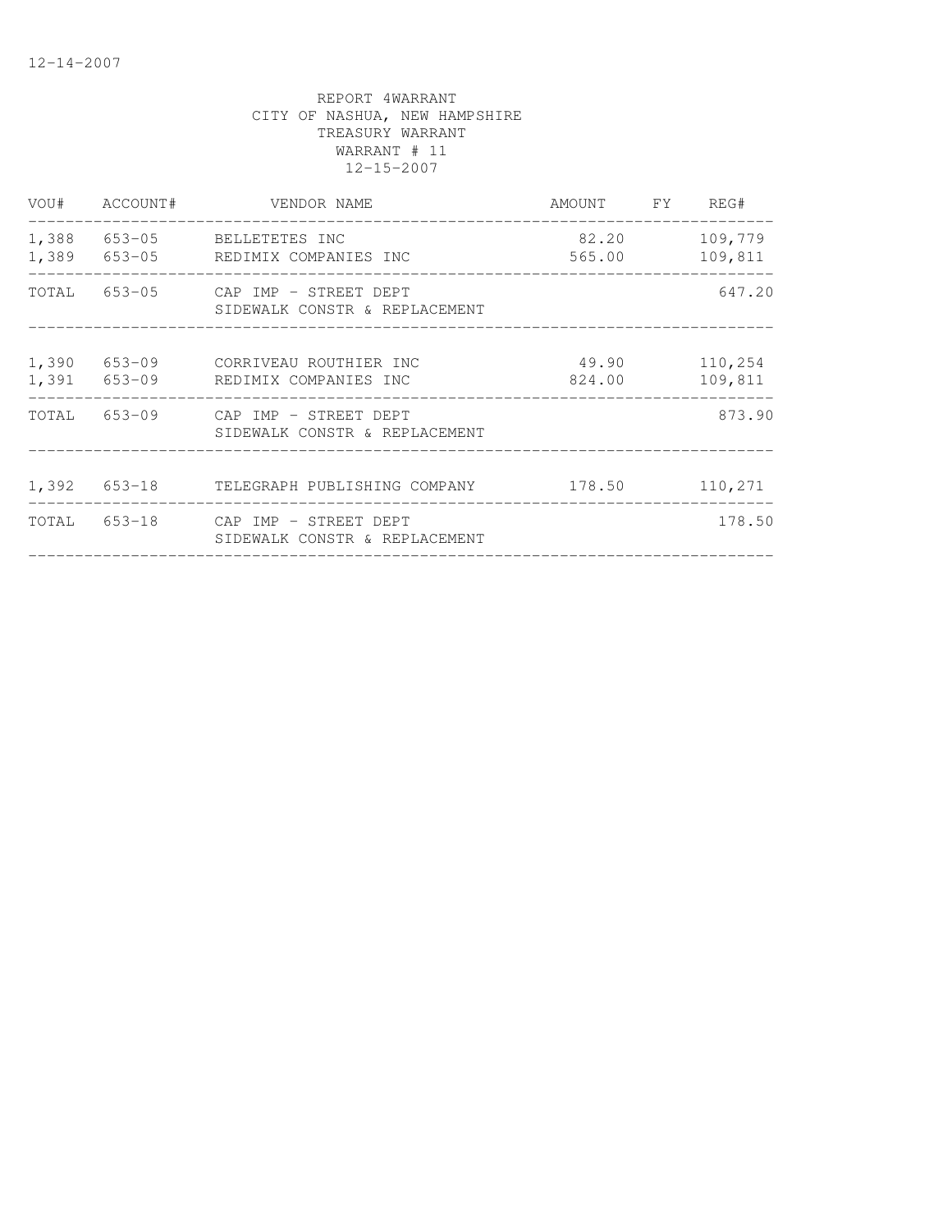12-14-2007

REPORT 4WARRANT
CITY OF NASHUA, NEW HAMPSHIRE
TREASURY WARRANT
WARRANT # 11
12-15-2007

| VOU# | ACCOUNT# | VENDOR NAME | AMOUNT | FY | REG# |
|---|---|---|---|---|---|
| 1,388 | 653-05 | BELLETETES INC | 82.20 | | 109,779 |
| 1,389 | 653-05 | REDIMIX COMPANIES INC | 565.00 | | 109,811 |
| TOTAL | 653-05 | CAP IMP - STREET DEPT SIDEWALK CONSTR & REPLACEMENT | | | 647.20 |
| 1,390 | 653-09 | CORRIVEAU ROUTHIER INC | 49.90 | | 110,254 |
| 1,391 | 653-09 | REDIMIX COMPANIES INC | 824.00 | | 109,811 |
| TOTAL | 653-09 | CAP IMP - STREET DEPT SIDEWALK CONSTR & REPLACEMENT | | | 873.90 |
| 1,392 | 653-18 | TELEGRAPH PUBLISHING COMPANY | 178.50 | | 110,271 |
| TOTAL | 653-18 | CAP IMP - STREET DEPT SIDEWALK CONSTR & REPLACEMENT | | | 178.50 |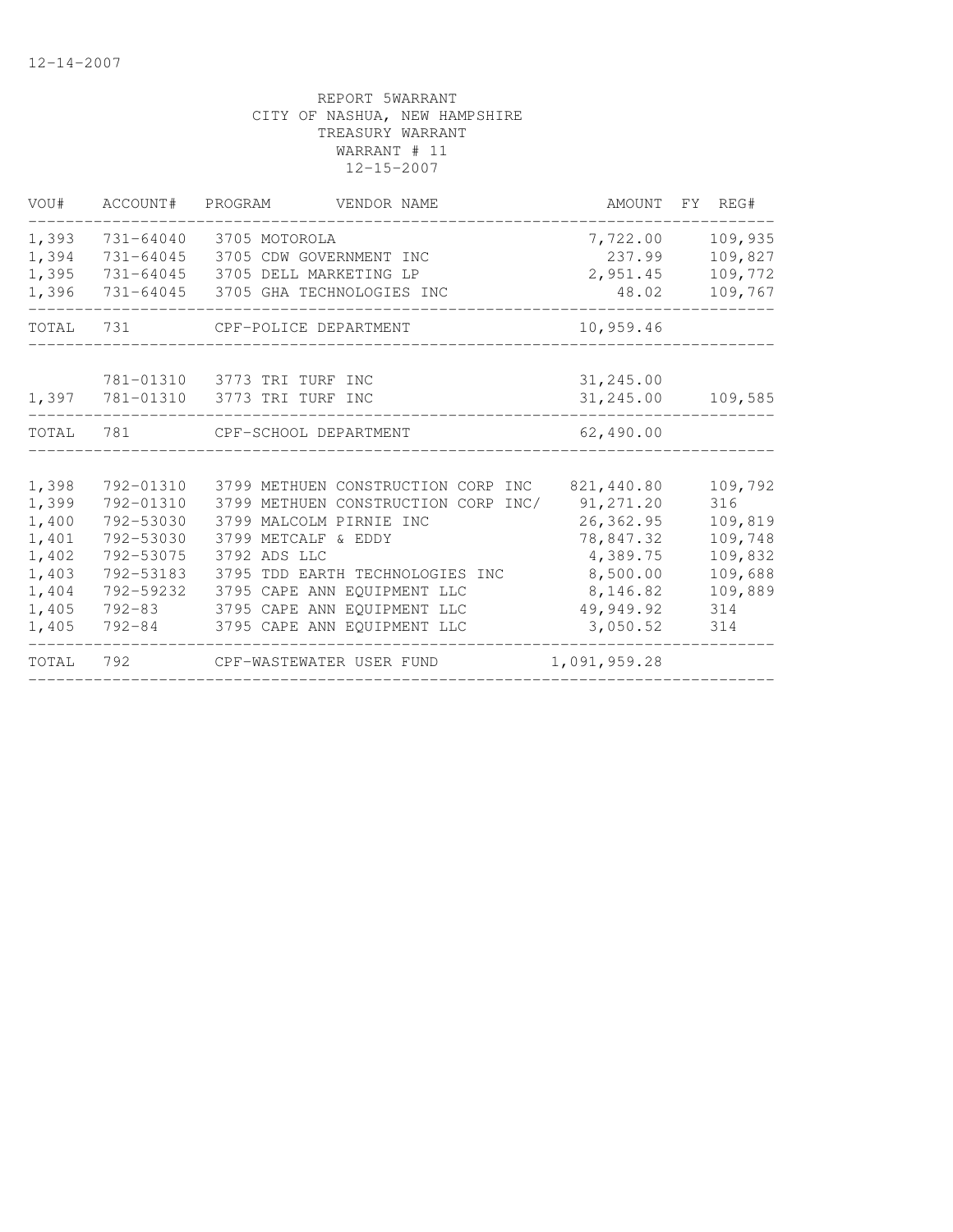12-14-2007

REPORT 5WARRANT
CITY OF NASHUA, NEW HAMPSHIRE
TREASURY WARRANT
WARRANT # 11
12-15-2007

| VOU# | ACCOUNT# | PROGRAM | VENDOR NAME | AMOUNT | FY | REG# |
|---|---|---|---|---|---|---|
| 1,393 | 731-64040 | 3705 | MOTOROLA | 7,722.00 | | 109,935 |
| 1,394 | 731-64045 | 3705 | CDW GOVERNMENT INC | 237.99 | | 109,827 |
| 1,395 | 731-64045 | 3705 | DELL MARKETING LP | 2,951.45 | | 109,772 |
| 1,396 | 731-64045 | 3705 | GHA TECHNOLOGIES INC | 48.02 | | 109,767 |
| TOTAL | 731 | | CPF-POLICE DEPARTMENT | 10,959.46 | | |
| | 781-01310 | 3773 | TRI TURF INC | 31,245.00 | | |
| 1,397 | 781-01310 | 3773 | TRI TURF INC | 31,245.00 | | 109,585 |
| TOTAL | 781 | | CPF-SCHOOL DEPARTMENT | 62,490.00 | | |
| 1,398 | 792-01310 | 3799 | METHUEN CONSTRUCTION CORP INC | 821,440.80 | | 109,792 |
| 1,399 | 792-01310 | 3799 | METHUEN CONSTRUCTION CORP INC/ | 91,271.20 | | 316 |
| 1,400 | 792-53030 | 3799 | MALCOLM PIRNIE INC | 26,362.95 | | 109,819 |
| 1,401 | 792-53030 | 3799 | METCALF & EDDY | 78,847.32 | | 109,748 |
| 1,402 | 792-53075 | 3792 | ADS LLC | 4,389.75 | | 109,832 |
| 1,403 | 792-53183 | 3795 | TDD EARTH TECHNOLOGIES INC | 8,500.00 | | 109,688 |
| 1,404 | 792-59232 | 3795 | CAPE ANN EQUIPMENT LLC | 8,146.82 | | 109,889 |
| 1,405 | 792-83 | 3795 | CAPE ANN EQUIPMENT LLC | 49,949.92 | | 314 |
| 1,405 | 792-84 | 3795 | CAPE ANN EQUIPMENT LLC | 3,050.52 | | 314 |
| TOTAL | 792 | | CPF-WASTEWATER USER FUND | 1,091,959.28 | | |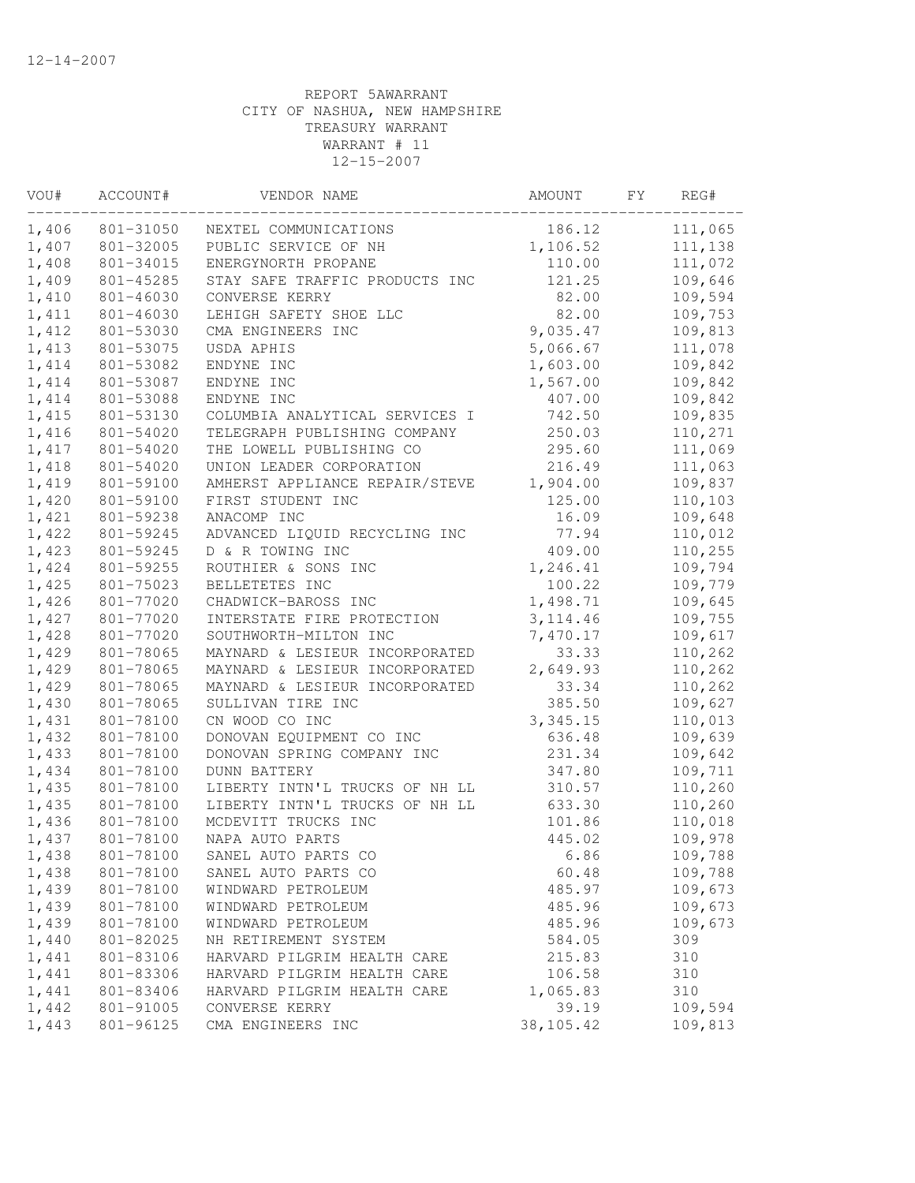12-14-2007

REPORT 5AWARRANT
CITY OF NASHUA, NEW HAMPSHIRE
TREASURY WARRANT
WARRANT # 11
12-15-2007

| VOU# | ACCOUNT# | VENDOR NAME | AMOUNT | FY | REG# |
|---|---|---|---|---|---|
| 1,406 | 801-31050 | NEXTEL COMMUNICATIONS | 186.12 | | 111,065 |
| 1,407 | 801-32005 | PUBLIC SERVICE OF NH | 1,106.52 | | 111,138 |
| 1,408 | 801-34015 | ENERGYNORTH PROPANE | 110.00 | | 111,072 |
| 1,409 | 801-45285 | STAY SAFE TRAFFIC PRODUCTS INC | 121.25 | | 109,646 |
| 1,410 | 801-46030 | CONVERSE KERRY | 82.00 | | 109,594 |
| 1,411 | 801-46030 | LEHIGH SAFETY SHOE LLC | 82.00 | | 109,753 |
| 1,412 | 801-53030 | CMA ENGINEERS INC | 9,035.47 | | 109,813 |
| 1,413 | 801-53075 | USDA APHIS | 5,066.67 | | 111,078 |
| 1,414 | 801-53082 | ENDYNE INC | 1,603.00 | | 109,842 |
| 1,414 | 801-53087 | ENDYNE INC | 1,567.00 | | 109,842 |
| 1,414 | 801-53088 | ENDYNE INC | 407.00 | | 109,842 |
| 1,415 | 801-53130 | COLUMBIA ANALYTICAL SERVICES I | 742.50 | | 109,835 |
| 1,416 | 801-54020 | TELEGRAPH PUBLISHING COMPANY | 250.03 | | 110,271 |
| 1,417 | 801-54020 | THE LOWELL PUBLISHING CO | 295.60 | | 111,069 |
| 1,418 | 801-54020 | UNION LEADER CORPORATION | 216.49 | | 111,063 |
| 1,419 | 801-59100 | AMHERST APPLIANCE REPAIR/STEVE | 1,904.00 | | 109,837 |
| 1,420 | 801-59100 | FIRST STUDENT INC | 125.00 | | 110,103 |
| 1,421 | 801-59238 | ANACOMP INC | 16.09 | | 109,648 |
| 1,422 | 801-59245 | ADVANCED LIQUID RECYCLING INC | 77.94 | | 110,012 |
| 1,423 | 801-59245 | D & R TOWING INC | 409.00 | | 110,255 |
| 1,424 | 801-59255 | ROUTHIER & SONS INC | 1,246.41 | | 109,794 |
| 1,425 | 801-75023 | BELLETETES INC | 100.22 | | 109,779 |
| 1,426 | 801-77020 | CHADWICK-BAROSS INC | 1,498.71 | | 109,645 |
| 1,427 | 801-77020 | INTERSTATE FIRE PROTECTION | 3,114.46 | | 109,755 |
| 1,428 | 801-77020 | SOUTHWORTH-MILTON INC | 7,470.17 | | 109,617 |
| 1,429 | 801-78065 | MAYNARD & LESIEUR INCORPORATED | 33.33 | | 110,262 |
| 1,429 | 801-78065 | MAYNARD & LESIEUR INCORPORATED | 2,649.93 | | 110,262 |
| 1,429 | 801-78065 | MAYNARD & LESIEUR INCORPORATED | 33.34 | | 110,262 |
| 1,430 | 801-78065 | SULLIVAN TIRE INC | 385.50 | | 109,627 |
| 1,431 | 801-78100 | CN WOOD CO INC | 3,345.15 | | 110,013 |
| 1,432 | 801-78100 | DONOVAN EQUIPMENT CO INC | 636.48 | | 109,639 |
| 1,433 | 801-78100 | DONOVAN SPRING COMPANY INC | 231.34 | | 109,642 |
| 1,434 | 801-78100 | DUNN BATTERY | 347.80 | | 109,711 |
| 1,435 | 801-78100 | LIBERTY INTN'L TRUCKS OF NH LL | 310.57 | | 110,260 |
| 1,435 | 801-78100 | LIBERTY INTN'L TRUCKS OF NH LL | 633.30 | | 110,260 |
| 1,436 | 801-78100 | MCDEVITT TRUCKS INC | 101.86 | | 110,018 |
| 1,437 | 801-78100 | NAPA AUTO PARTS | 445.02 | | 109,978 |
| 1,438 | 801-78100 | SANEL AUTO PARTS CO | 6.86 | | 109,788 |
| 1,438 | 801-78100 | SANEL AUTO PARTS CO | 60.48 | | 109,788 |
| 1,439 | 801-78100 | WINDWARD PETROLEUM | 485.97 | | 109,673 |
| 1,439 | 801-78100 | WINDWARD PETROLEUM | 485.96 | | 109,673 |
| 1,439 | 801-78100 | WINDWARD PETROLEUM | 485.96 | | 109,673 |
| 1,440 | 801-82025 | NH RETIREMENT SYSTEM | 584.05 | | 309 |
| 1,441 | 801-83106 | HARVARD PILGRIM HEALTH CARE | 215.83 | | 310 |
| 1,441 | 801-83306 | HARVARD PILGRIM HEALTH CARE | 106.58 | | 310 |
| 1,441 | 801-83406 | HARVARD PILGRIM HEALTH CARE | 1,065.83 | | 310 |
| 1,442 | 801-91005 | CONVERSE KERRY | 39.19 | | 109,594 |
| 1,443 | 801-96125 | CMA ENGINEERS INC | 38,105.42 | | 109,813 |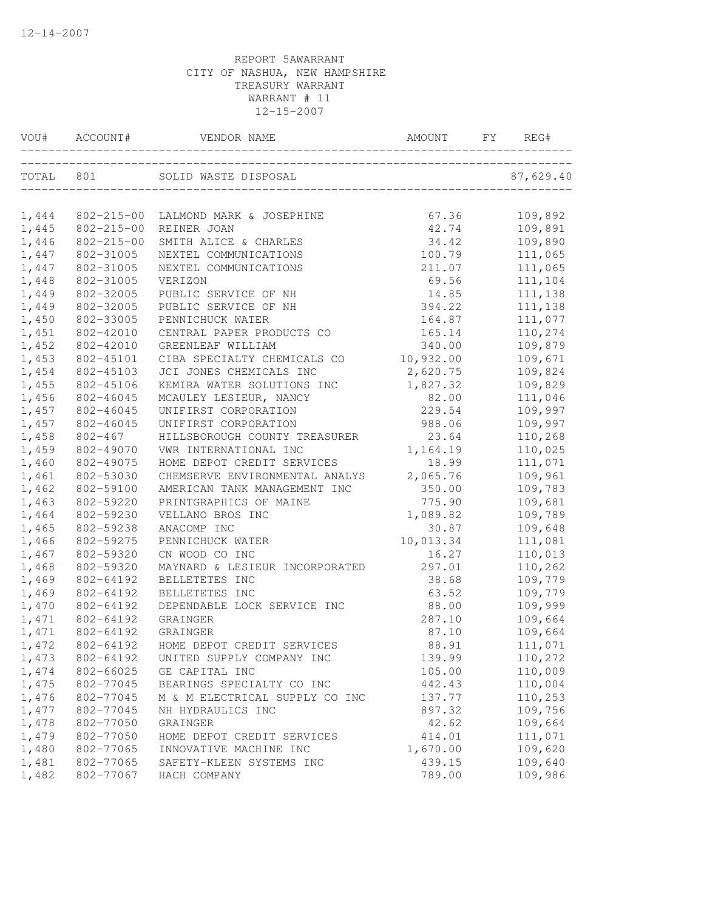12-14-2007

REPORT 5AWARRANT
CITY OF NASHUA, NEW HAMPSHIRE
TREASURY WARRANT
WARRANT # 11
12-15-2007

| VOU# | ACCOUNT# | VENDOR NAME | AMOUNT | FY | REG# |
|---|---|---|---|---|---|
| TOTAL | 801 | SOLID WASTE DISPOSAL | | | 87,629.40 |
| 1,444 | 802-215-00 | LALMOND MARK & JOSEPHINE | 67.36 | | 109,892 |
| 1,445 | 802-215-00 | REINER JOAN | 42.74 | | 109,891 |
| 1,446 | 802-215-00 | SMITH ALICE & CHARLES | 34.42 | | 109,890 |
| 1,447 | 802-31005 | NEXTEL COMMUNICATIONS | 100.79 | | 111,065 |
| 1,447 | 802-31005 | NEXTEL COMMUNICATIONS | 211.07 | | 111,065 |
| 1,448 | 802-31005 | VERIZON | 69.56 | | 111,104 |
| 1,449 | 802-32005 | PUBLIC SERVICE OF NH | 14.85 | | 111,138 |
| 1,449 | 802-32005 | PUBLIC SERVICE OF NH | 394.22 | | 111,138 |
| 1,450 | 802-33005 | PENNICHUCK WATER | 164.87 | | 111,077 |
| 1,451 | 802-42010 | CENTRAL PAPER PRODUCTS CO | 165.14 | | 110,274 |
| 1,452 | 802-42010 | GREENLEAF WILLIAM | 340.00 | | 109,879 |
| 1,453 | 802-45101 | CIBA SPECIALTY CHEMICALS CO | 10,932.00 | | 109,671 |
| 1,454 | 802-45103 | JCI JONES CHEMICALS INC | 2,620.75 | | 109,824 |
| 1,455 | 802-45106 | KEMIRA WATER SOLUTIONS INC | 1,827.32 | | 109,829 |
| 1,456 | 802-46045 | MCAULEY LESIEUR, NANCY | 82.00 | | 111,046 |
| 1,457 | 802-46045 | UNIFIRST CORPORATION | 229.54 | | 109,997 |
| 1,457 | 802-46045 | UNIFIRST CORPORATION | 988.06 | | 109,997 |
| 1,458 | 802-467 | HILLSBOROUGH COUNTY TREASURER | 23.64 | | 110,268 |
| 1,459 | 802-49070 | VWR INTERNATIONAL INC | 1,164.19 | | 110,025 |
| 1,460 | 802-49075 | HOME DEPOT CREDIT SERVICES | 18.99 | | 111,071 |
| 1,461 | 802-53030 | CHEMSERVE ENVIRONMENTAL ANALYS | 2,065.76 | | 109,961 |
| 1,462 | 802-59100 | AMERICAN TANK MANAGEMENT INC | 350.00 | | 109,783 |
| 1,463 | 802-59220 | PRINTGRAPHICS OF MAINE | 775.90 | | 109,681 |
| 1,464 | 802-59230 | VELLANO BROS INC | 1,089.82 | | 109,789 |
| 1,465 | 802-59238 | ANACOMP INC | 30.87 | | 109,648 |
| 1,466 | 802-59275 | PENNICHUCK WATER | 10,013.34 | | 111,081 |
| 1,467 | 802-59320 | CN WOOD CO INC | 16.27 | | 110,013 |
| 1,468 | 802-59320 | MAYNARD & LESIEUR INCORPORATED | 297.01 | | 110,262 |
| 1,469 | 802-64192 | BELLETETES INC | 38.68 | | 109,779 |
| 1,469 | 802-64192 | BELLETETES INC | 63.52 | | 109,779 |
| 1,470 | 802-64192 | DEPENDABLE LOCK SERVICE INC | 88.00 | | 109,999 |
| 1,471 | 802-64192 | GRAINGER | 287.10 | | 109,664 |
| 1,471 | 802-64192 | GRAINGER | 87.10 | | 109,664 |
| 1,472 | 802-64192 | HOME DEPOT CREDIT SERVICES | 88.91 | | 111,071 |
| 1,473 | 802-64192 | UNITED SUPPLY COMPANY INC | 139.99 | | 110,272 |
| 1,474 | 802-66025 | GE CAPITAL INC | 105.00 | | 110,009 |
| 1,475 | 802-77045 | BEARINGS SPECIALTY CO INC | 442.43 | | 110,004 |
| 1,476 | 802-77045 | M & M ELECTRICAL SUPPLY CO INC | 137.77 | | 110,253 |
| 1,477 | 802-77045 | NH HYDRAULICS INC | 897.32 | | 109,756 |
| 1,478 | 802-77050 | GRAINGER | 42.62 | | 109,664 |
| 1,479 | 802-77050 | HOME DEPOT CREDIT SERVICES | 414.01 | | 111,071 |
| 1,480 | 802-77065 | INNOVATIVE MACHINE INC | 1,670.00 | | 109,620 |
| 1,481 | 802-77065 | SAFETY-KLEEN SYSTEMS INC | 439.15 | | 109,640 |
| 1,482 | 802-77067 | HACH COMPANY | 789.00 | | 109,986 |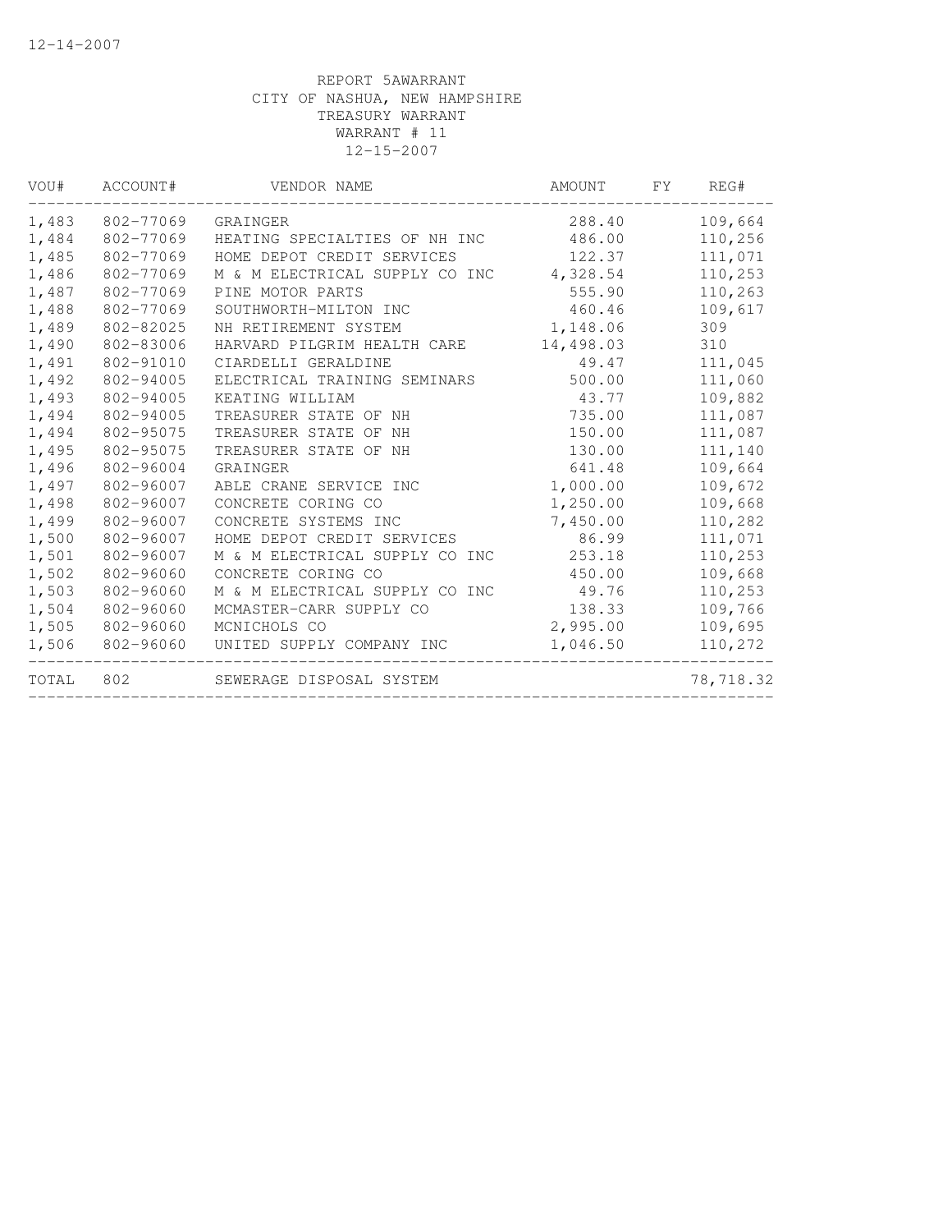REPORT 5AWARRANT
CITY OF NASHUA, NEW HAMPSHIRE
TREASURY WARRANT
WARRANT # 11
12-15-2007

| VOU# | ACCOUNT# | VENDOR NAME | AMOUNT | FY | REG# |
|---|---|---|---|---|---|
| 1,483 | 802-77069 | GRAINGER | 288.40 | | 109,664 |
| 1,484 | 802-77069 | HEATING SPECIALTIES OF NH INC | 486.00 | | 110,256 |
| 1,485 | 802-77069 | HOME DEPOT CREDIT SERVICES | 122.37 | | 111,071 |
| 1,486 | 802-77069 | M & M ELECTRICAL SUPPLY CO INC | 4,328.54 | | 110,253 |
| 1,487 | 802-77069 | PINE MOTOR PARTS | 555.90 | | 110,263 |
| 1,488 | 802-77069 | SOUTHWORTH-MILTON INC | 460.46 | | 109,617 |
| 1,489 | 802-82025 | NH RETIREMENT SYSTEM | 1,148.06 | | 309 |
| 1,490 | 802-83006 | HARVARD PILGRIM HEALTH CARE | 14,498.03 | | 310 |
| 1,491 | 802-91010 | CIARDELLI GERALDINE | 49.47 | | 111,045 |
| 1,492 | 802-94005 | ELECTRICAL TRAINING SEMINARS | 500.00 | | 111,060 |
| 1,493 | 802-94005 | KEATING WILLIAM | 43.77 | | 109,882 |
| 1,494 | 802-94005 | TREASURER STATE OF NH | 735.00 | | 111,087 |
| 1,494 | 802-95075 | TREASURER STATE OF NH | 150.00 | | 111,087 |
| 1,495 | 802-95075 | TREASURER STATE OF NH | 130.00 | | 111,140 |
| 1,496 | 802-96004 | GRAINGER | 641.48 | | 109,664 |
| 1,497 | 802-96007 | ABLE CRANE SERVICE INC | 1,000.00 | | 109,672 |
| 1,498 | 802-96007 | CONCRETE CORING CO | 1,250.00 | | 109,668 |
| 1,499 | 802-96007 | CONCRETE SYSTEMS INC | 7,450.00 | | 110,282 |
| 1,500 | 802-96007 | HOME DEPOT CREDIT SERVICES | 86.99 | | 111,071 |
| 1,501 | 802-96007 | M & M ELECTRICAL SUPPLY CO INC | 253.18 | | 110,253 |
| 1,502 | 802-96060 | CONCRETE CORING CO | 450.00 | | 109,668 |
| 1,503 | 802-96060 | M & M ELECTRICAL SUPPLY CO INC | 49.76 | | 110,253 |
| 1,504 | 802-96060 | MCMASTER-CARR SUPPLY CO | 138.33 | | 109,766 |
| 1,505 | 802-96060 | MCNICHOLS CO | 2,995.00 | | 109,695 |
| 1,506 | 802-96060 | UNITED SUPPLY COMPANY INC | 1,046.50 | | 110,272 |
| TOTAL | 802 | SEWERAGE DISPOSAL SYSTEM | | | 78,718.32 |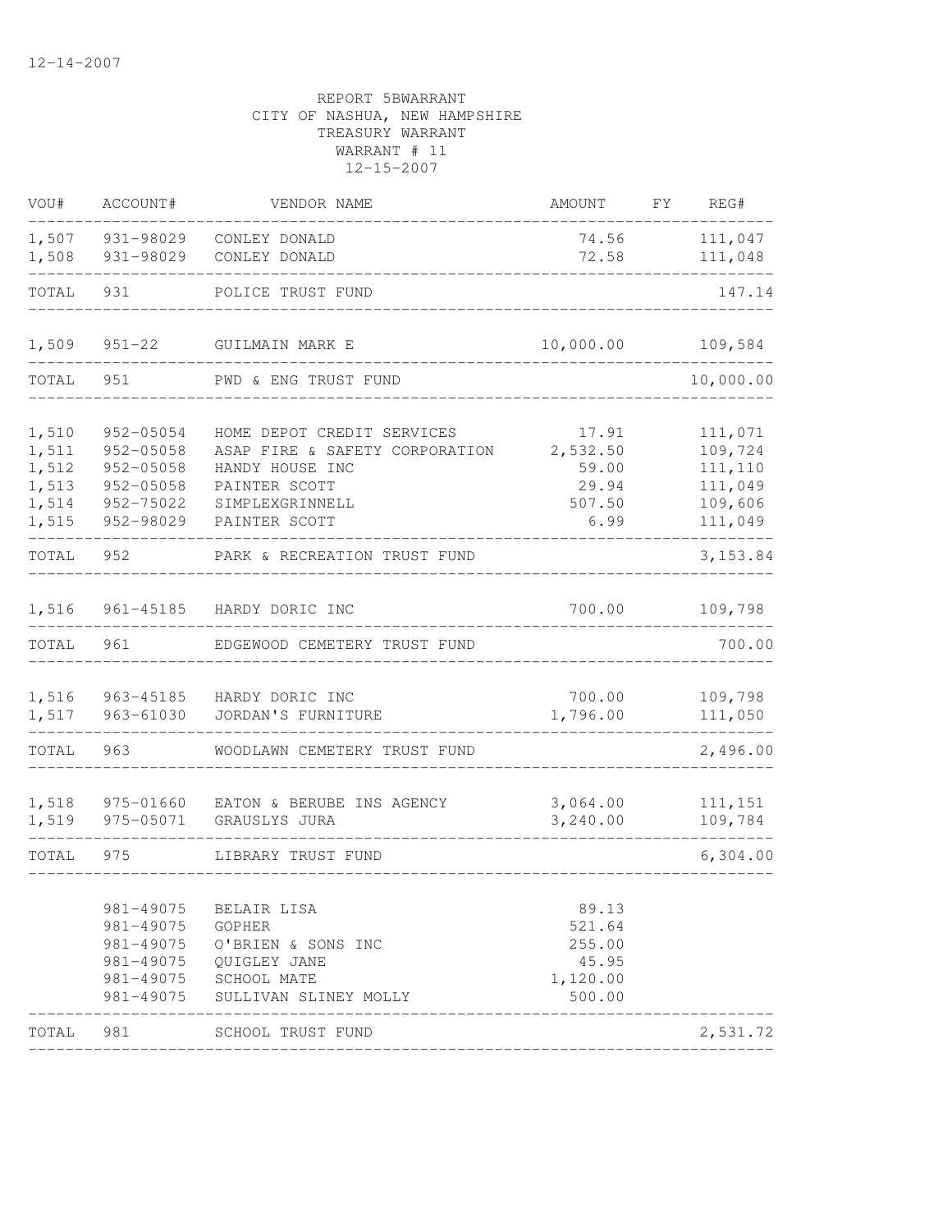12-14-2007

REPORT 5BWARRANT
CITY OF NASHUA, NEW HAMPSHIRE
TREASURY WARRANT
WARRANT # 11
12-15-2007

| VOU# | ACCOUNT# | VENDOR NAME | AMOUNT | FY | REG# |
|---|---|---|---|---|---|
| 1,507 | 931-98029 | CONLEY DONALD | 74.56 | | 111,047 |
| 1,508 | 931-98029 | CONLEY DONALD | 72.58 | | 111,048 |
| TOTAL | 931 | POLICE TRUST FUND | | | 147.14 |
| 1,509 | 951-22 | GUILMAIN MARK E | 10,000.00 | | 109,584 |
| TOTAL | 951 | PWD & ENG TRUST FUND | | | 10,000.00 |
| 1,510 | 952-05054 | HOME DEPOT CREDIT SERVICES | 17.91 | | 111,071 |
| 1,511 | 952-05058 | ASAP FIRE & SAFETY CORPORATION | 2,532.50 | | 109,724 |
| 1,512 | 952-05058 | HANDY HOUSE INC | 59.00 | | 111,110 |
| 1,513 | 952-05058 | PAINTER SCOTT | 29.94 | | 111,049 |
| 1,514 | 952-75022 | SIMPLEXGRINNELL | 507.50 | | 109,606 |
| 1,515 | 952-98029 | PAINTER SCOTT | 6.99 | | 111,049 |
| TOTAL | 952 | PARK & RECREATION TRUST FUND | | | 3,153.84 |
| 1,516 | 961-45185 | HARDY DORIC INC | 700.00 | | 109,798 |
| TOTAL | 961 | EDGEWOOD CEMETERY TRUST FUND | | | 700.00 |
| 1,516 | 963-45185 | HARDY DORIC INC | 700.00 | | 109,798 |
| 1,517 | 963-61030 | JORDAN'S FURNITURE | 1,796.00 | | 111,050 |
| TOTAL | 963 | WOODLAWN CEMETERY TRUST FUND | | | 2,496.00 |
| 1,518 | 975-01660 | EATON & BERUBE INS AGENCY | 3,064.00 | | 111,151 |
| 1,519 | 975-05071 | GRAUSLYS JURA | 3,240.00 | | 109,784 |
| TOTAL | 975 | LIBRARY TRUST FUND | | | 6,304.00 |
| | 981-49075 | BELAIR LISA | 89.13 | | |
| | 981-49075 | GOPHER | 521.64 | | |
| | 981-49075 | O'BRIEN & SONS INC | 255.00 | | |
| | 981-49075 | QUIGLEY JANE | 45.95 | | |
| | 981-49075 | SCHOOL MATE | 1,120.00 | | |
| | 981-49075 | SULLIVAN SLINEY MOLLY | 500.00 | | |
| TOTAL | 981 | SCHOOL TRUST FUND | | | 2,531.72 |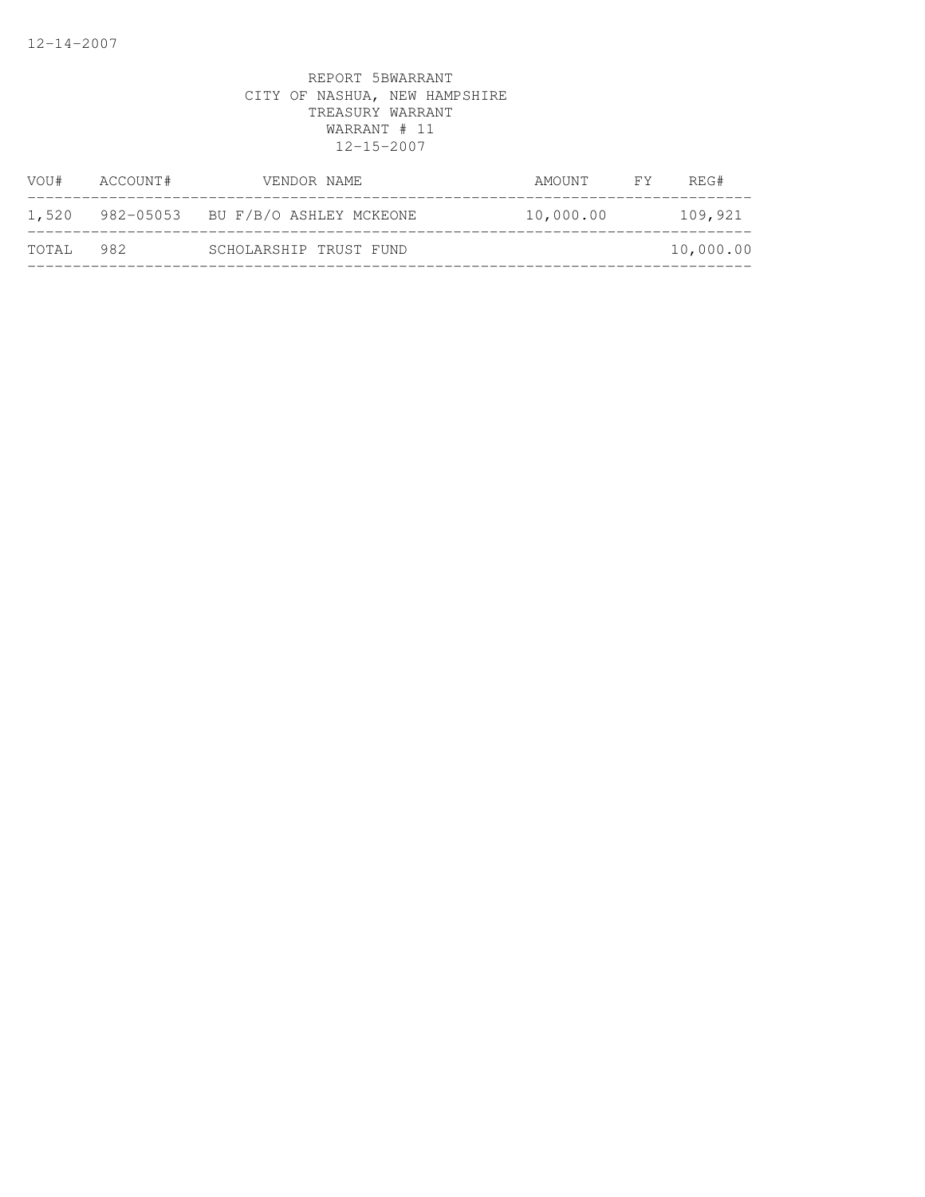12-14-2007

REPORT 5BWARRANT
CITY OF NASHUA, NEW HAMPSHIRE
TREASURY WARRANT
WARRANT # 11
12-15-2007

| VOU# | ACCOUNT# | VENDOR NAME | AMOUNT | FY | REG# |
|---|---|---|---|---|---|
| 1,520 | 982-05053 | BU F/B/O ASHLEY MCKEONE | 10,000.00 | | 109,921 |
| TOTAL | 982 | SCHOLARSHIP TRUST FUND | | | 10,000.00 |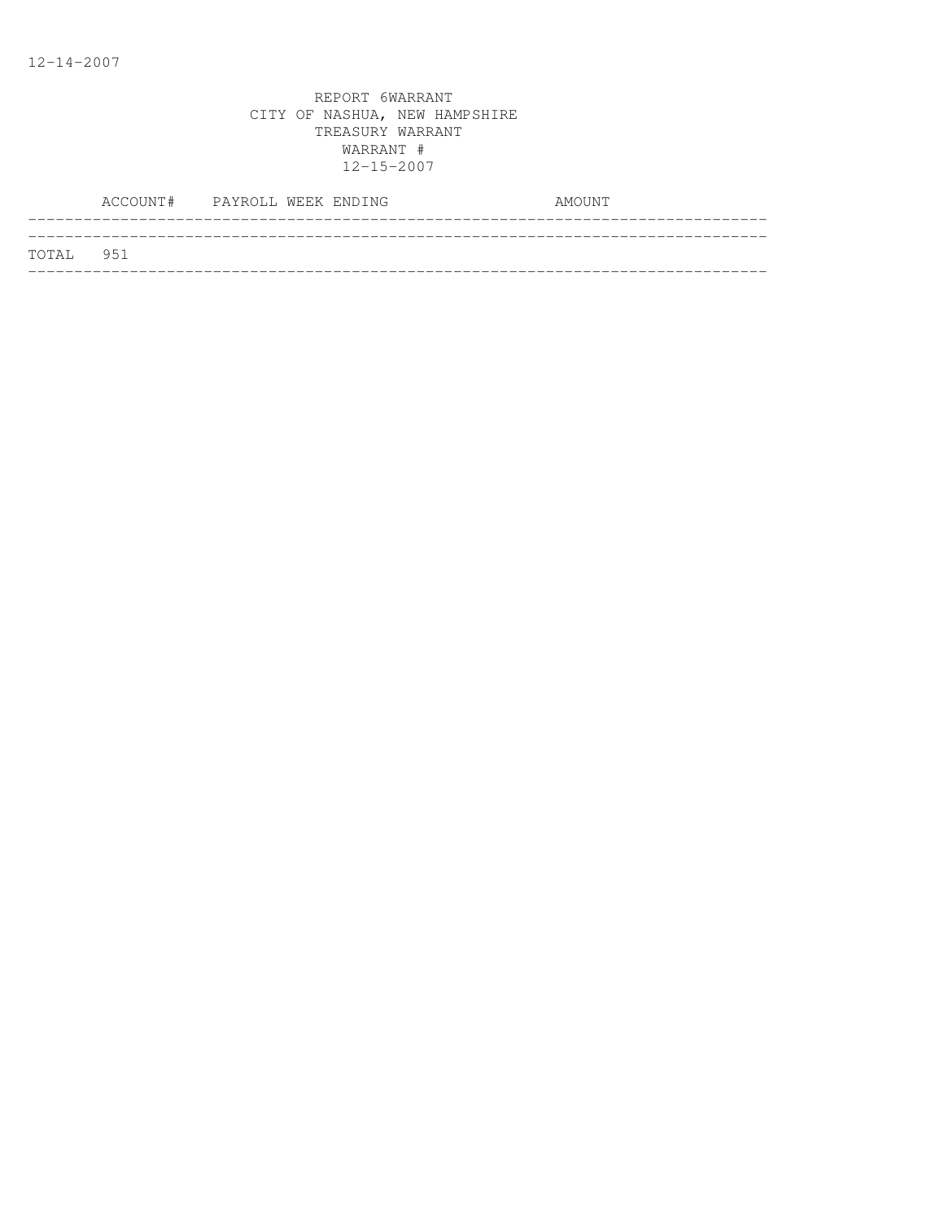12-14-2007

REPORT 6WARRANT
CITY OF NASHUA, NEW HAMPSHIRE
TREASURY WARRANT
WARRANT #
12-15-2007

| ACCOUNT# | PAYROLL WEEK ENDING | AMOUNT |
| --- | --- | --- |
| TOTAL 951 | | |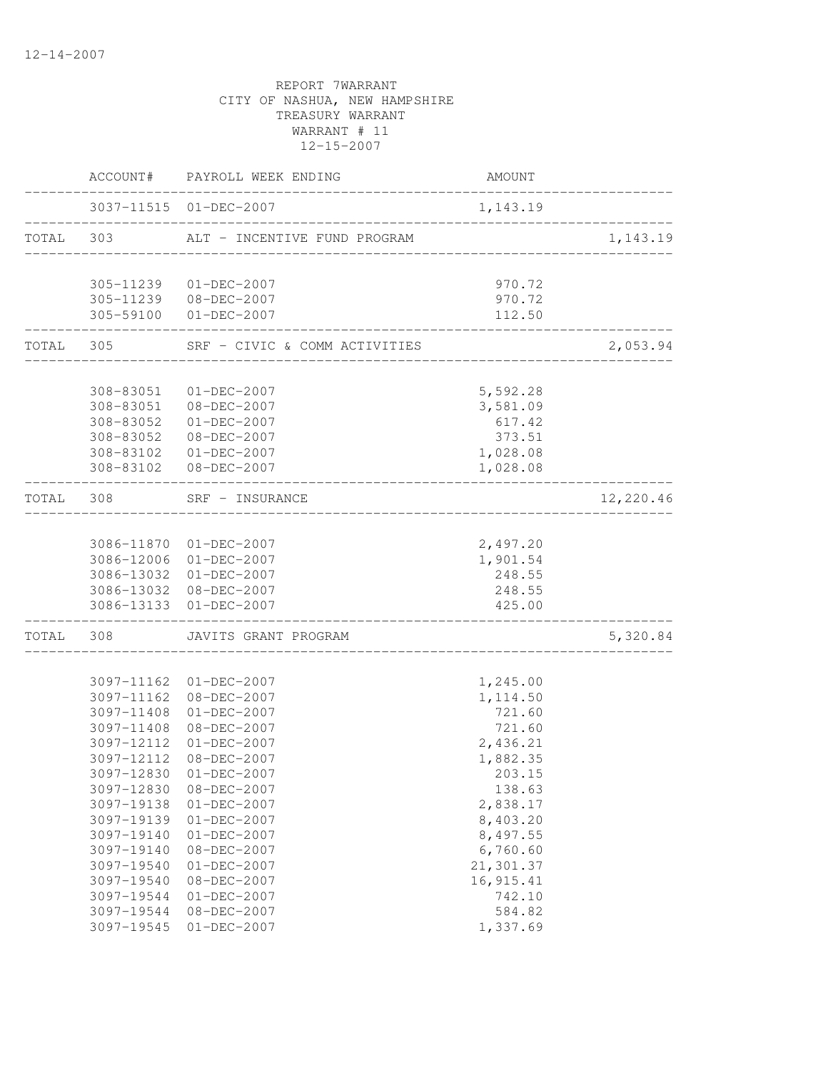12-14-2007

REPORT 7WARRANT
CITY OF NASHUA, NEW HAMPSHIRE
TREASURY WARRANT
WARRANT # 11
12-15-2007

| | ACCOUNT# | PAYROLL WEEK ENDING | AMOUNT | |
|---|---|---|---|---|
| | 3037-11515 | 01-DEC-2007 | 1,143.19 | |
| TOTAL | 303 | ALT - INCENTIVE FUND PROGRAM | | 1,143.19 |
| | 305-11239 | 01-DEC-2007 | 970.72 | |
| | 305-11239 | 08-DEC-2007 | 970.72 | |
| | 305-59100 | 01-DEC-2007 | 112.50 | |
| TOTAL | 305 | SRF - CIVIC & COMM ACTIVITIES | | 2,053.94 |
| | 308-83051 | 01-DEC-2007 | 5,592.28 | |
| | 308-83051 | 08-DEC-2007 | 3,581.09 | |
| | 308-83052 | 01-DEC-2007 | 617.42 | |
| | 308-83052 | 08-DEC-2007 | 373.51 | |
| | 308-83102 | 01-DEC-2007 | 1,028.08 | |
| | 308-83102 | 08-DEC-2007 | 1,028.08 | |
| TOTAL | 308 | SRF - INSURANCE | | 12,220.46 |
| | 3086-11870 | 01-DEC-2007 | 2,497.20 | |
| | 3086-12006 | 01-DEC-2007 | 1,901.54 | |
| | 3086-13032 | 01-DEC-2007 | 248.55 | |
| | 3086-13032 | 08-DEC-2007 | 248.55 | |
| | 3086-13133 | 01-DEC-2007 | 425.00 | |
| TOTAL | 308 | JAVITS GRANT PROGRAM | | 5,320.84 |
| | 3097-11162 | 01-DEC-2007 | 1,245.00 | |
| | 3097-11162 | 08-DEC-2007 | 1,114.50 | |
| | 3097-11408 | 01-DEC-2007 | 721.60 | |
| | 3097-11408 | 08-DEC-2007 | 721.60 | |
| | 3097-12112 | 01-DEC-2007 | 2,436.21 | |
| | 3097-12112 | 08-DEC-2007 | 1,882.35 | |
| | 3097-12830 | 01-DEC-2007 | 203.15 | |
| | 3097-12830 | 08-DEC-2007 | 138.63 | |
| | 3097-19138 | 01-DEC-2007 | 2,838.17 | |
| | 3097-19139 | 01-DEC-2007 | 8,403.20 | |
| | 3097-19140 | 01-DEC-2007 | 8,497.55 | |
| | 3097-19140 | 08-DEC-2007 | 6,760.60 | |
| | 3097-19540 | 01-DEC-2007 | 21,301.37 | |
| | 3097-19540 | 08-DEC-2007 | 16,915.41 | |
| | 3097-19544 | 01-DEC-2007 | 742.10 | |
| | 3097-19544 | 08-DEC-2007 | 584.82 | |
| | 3097-19545 | 01-DEC-2007 | 1,337.69 | |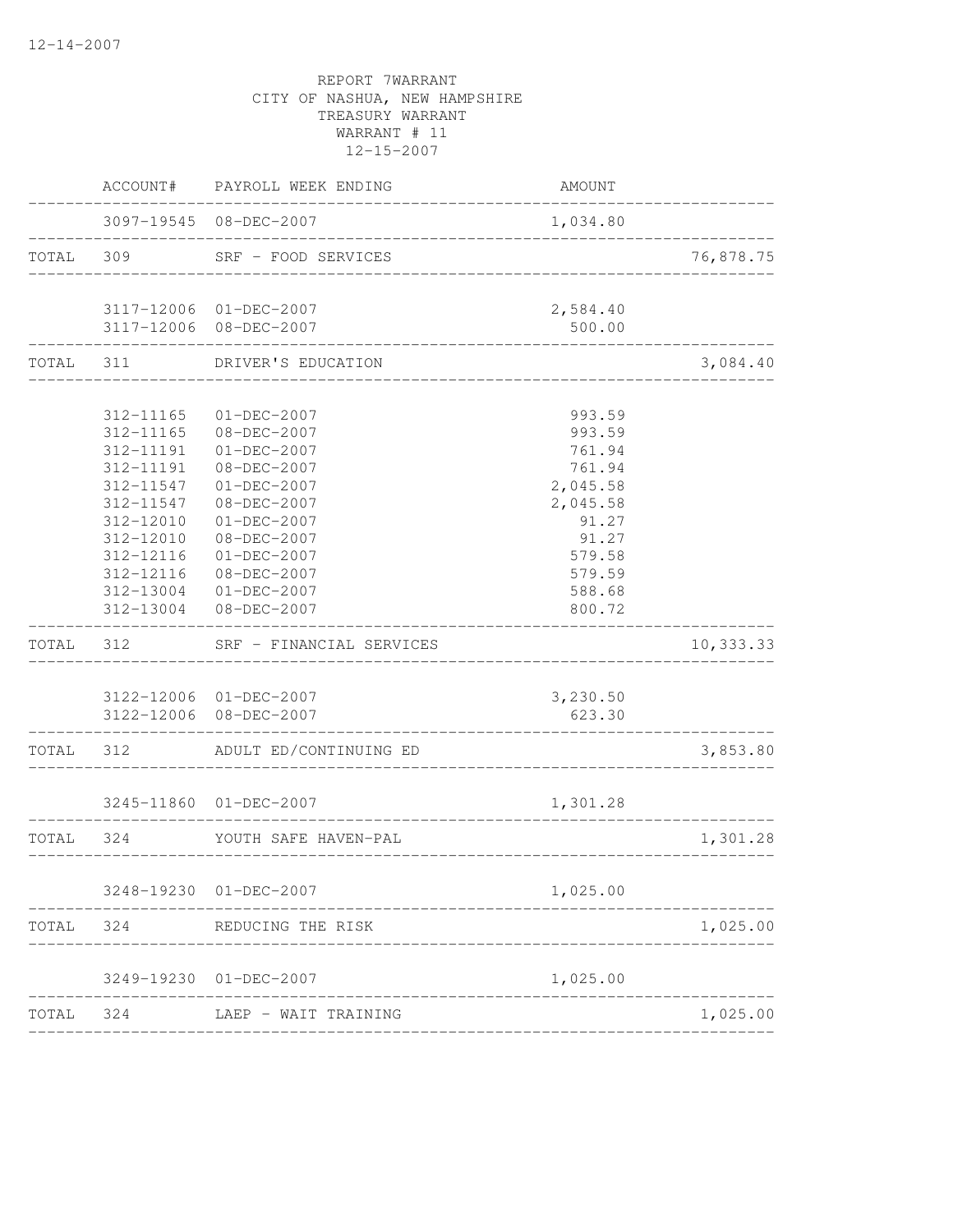REPORT 7WARRANT
CITY OF NASHUA, NEW HAMPSHIRE
TREASURY WARRANT
WARRANT # 11
12-15-2007

| | ACCOUNT# | PAYROLL WEEK ENDING | AMOUNT | |
|---|---|---|---|---|
| | 3097-19545 | 08-DEC-2007 | 1,034.80 | |
| TOTAL | 309 | SRF - FOOD SERVICES | | 76,878.75 |
| | 3117-12006 | 01-DEC-2007 | 2,584.40 | |
| | 3117-12006 | 08-DEC-2007 | 500.00 | |
| TOTAL | 311 | DRIVER'S EDUCATION | | 3,084.40 |
| | 312-11165 | 01-DEC-2007 | 993.59 | |
| | 312-11165 | 08-DEC-2007 | 993.59 | |
| | 312-11191 | 01-DEC-2007 | 761.94 | |
| | 312-11191 | 08-DEC-2007 | 761.94 | |
| | 312-11547 | 01-DEC-2007 | 2,045.58 | |
| | 312-11547 | 08-DEC-2007 | 2,045.58 | |
| | 312-12010 | 01-DEC-2007 | 91.27 | |
| | 312-12010 | 08-DEC-2007 | 91.27 | |
| | 312-12116 | 01-DEC-2007 | 579.58 | |
| | 312-12116 | 08-DEC-2007 | 579.59 | |
| | 312-13004 | 01-DEC-2007 | 588.68 | |
| | 312-13004 | 08-DEC-2007 | 800.72 | |
| TOTAL | 312 | SRF - FINANCIAL SERVICES | | 10,333.33 |
| | 3122-12006 | 01-DEC-2007 | 3,230.50 | |
| | 3122-12006 | 08-DEC-2007 | 623.30 | |
| TOTAL | 312 | ADULT ED/CONTINUING ED | | 3,853.80 |
| | 3245-11860 | 01-DEC-2007 | 1,301.28 | |
| TOTAL | 324 | YOUTH SAFE HAVEN-PAL | | 1,301.28 |
| | 3248-19230 | 01-DEC-2007 | 1,025.00 | |
| TOTAL | 324 | REDUCING THE RISK | | 1,025.00 |
| | 3249-19230 | 01-DEC-2007 | 1,025.00 | |
| TOTAL | 324 | LAEP - WAIT TRAINING | | 1,025.00 |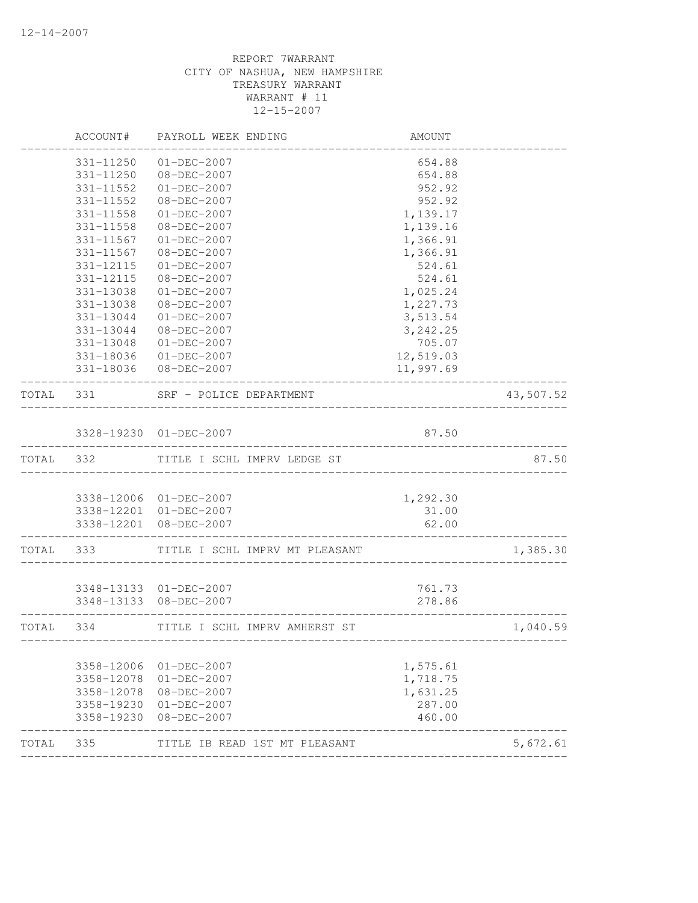12-14-2007

REPORT 7WARRANT
CITY OF NASHUA, NEW HAMPSHIRE
TREASURY WARRANT
WARRANT # 11
12-15-2007

| | ACCOUNT# | PAYROLL WEEK ENDING | AMOUNT | |
|---|---|---|---|---|
| | 331-11250 | 01-DEC-2007 | 654.88 | |
| | 331-11250 | 08-DEC-2007 | 654.88 | |
| | 331-11552 | 01-DEC-2007 | 952.92 | |
| | 331-11552 | 08-DEC-2007 | 952.92 | |
| | 331-11558 | 01-DEC-2007 | 1,139.17 | |
| | 331-11558 | 08-DEC-2007 | 1,139.16 | |
| | 331-11567 | 01-DEC-2007 | 1,366.91 | |
| | 331-11567 | 08-DEC-2007 | 1,366.91 | |
| | 331-12115 | 01-DEC-2007 | 524.61 | |
| | 331-12115 | 08-DEC-2007 | 524.61 | |
| | 331-13038 | 01-DEC-2007 | 1,025.24 | |
| | 331-13038 | 08-DEC-2007 | 1,227.73 | |
| | 331-13044 | 01-DEC-2007 | 3,513.54 | |
| | 331-13044 | 08-DEC-2007 | 3,242.25 | |
| | 331-13048 | 01-DEC-2007 | 705.07 | |
| | 331-18036 | 01-DEC-2007 | 12,519.03 | |
| | 331-18036 | 08-DEC-2007 | 11,997.69 | |
| TOTAL | 331 | SRF - POLICE DEPARTMENT | | 43,507.52 |
| | 3328-19230 | 01-DEC-2007 | 87.50 | |
| TOTAL | 332 | TITLE I SCHL IMPRV LEDGE ST | | 87.50 |
| | 3338-12006 | 01-DEC-2007 | 1,292.30 | |
| | 3338-12201 | 01-DEC-2007 | 31.00 | |
| | 3338-12201 | 08-DEC-2007 | 62.00 | |
| TOTAL | 333 | TITLE I SCHL IMPRV MT PLEASANT | | 1,385.30 |
| | 3348-13133 | 01-DEC-2007 | 761.73 | |
| | 3348-13133 | 08-DEC-2007 | 278.86 | |
| TOTAL | 334 | TITLE I SCHL IMPRV AMHERST ST | | 1,040.59 |
| | 3358-12006 | 01-DEC-2007 | 1,575.61 | |
| | 3358-12078 | 01-DEC-2007 | 1,718.75 | |
| | 3358-12078 | 08-DEC-2007 | 1,631.25 | |
| | 3358-19230 | 01-DEC-2007 | 287.00 | |
| | 3358-19230 | 08-DEC-2007 | 460.00 | |
| TOTAL | 335 | TITLE IB READ 1ST MT PLEASANT | | 5,672.61 |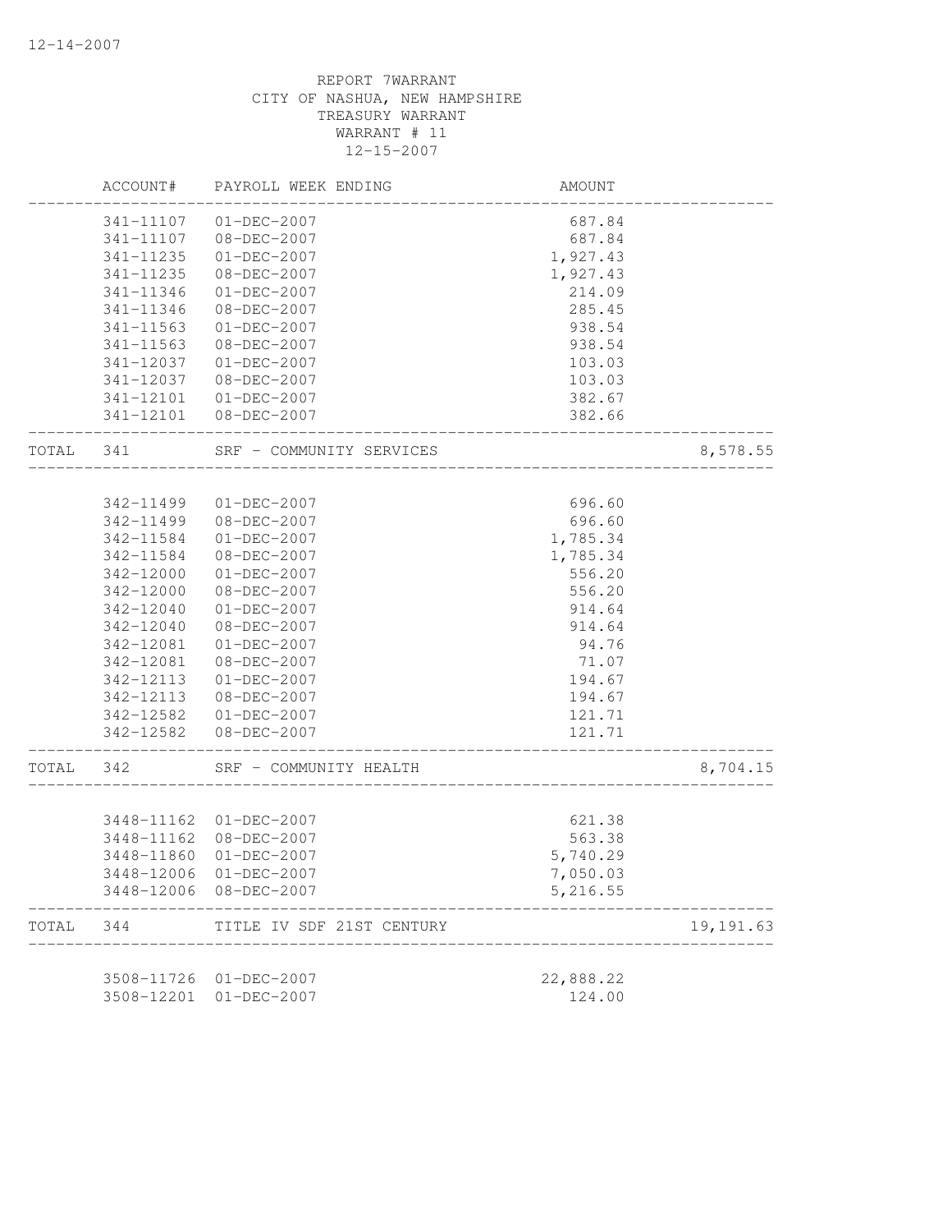12-14-2007

REPORT 7WARRANT
CITY OF NASHUA, NEW HAMPSHIRE
TREASURY WARRANT
WARRANT # 11
12-15-2007

| | ACCOUNT# | PAYROLL WEEK ENDING | AMOUNT | |
|---|---|---|---|---|
| | 341-11107 | 01-DEC-2007 | 687.84 | |
| | 341-11107 | 08-DEC-2007 | 687.84 | |
| | 341-11235 | 01-DEC-2007 | 1,927.43 | |
| | 341-11235 | 08-DEC-2007 | 1,927.43 | |
| | 341-11346 | 01-DEC-2007 | 214.09 | |
| | 341-11346 | 08-DEC-2007 | 285.45 | |
| | 341-11563 | 01-DEC-2007 | 938.54 | |
| | 341-11563 | 08-DEC-2007 | 938.54 | |
| | 341-12037 | 01-DEC-2007 | 103.03 | |
| | 341-12037 | 08-DEC-2007 | 103.03 | |
| | 341-12101 | 01-DEC-2007 | 382.67 | |
| | 341-12101 | 08-DEC-2007 | 382.66 | |
| TOTAL | 341 | SRF - COMMUNITY SERVICES | | 8,578.55 |
| | 342-11499 | 01-DEC-2007 | 696.60 | |
| | 342-11499 | 08-DEC-2007 | 696.60 | |
| | 342-11584 | 01-DEC-2007 | 1,785.34 | |
| | 342-11584 | 08-DEC-2007 | 1,785.34 | |
| | 342-12000 | 01-DEC-2007 | 556.20 | |
| | 342-12000 | 08-DEC-2007 | 556.20 | |
| | 342-12040 | 01-DEC-2007 | 914.64 | |
| | 342-12040 | 08-DEC-2007 | 914.64 | |
| | 342-12081 | 01-DEC-2007 | 94.76 | |
| | 342-12081 | 08-DEC-2007 | 71.07 | |
| | 342-12113 | 01-DEC-2007 | 194.67 | |
| | 342-12113 | 08-DEC-2007 | 194.67 | |
| | 342-12582 | 01-DEC-2007 | 121.71 | |
| | 342-12582 | 08-DEC-2007 | 121.71 | |
| TOTAL | 342 | SRF - COMMUNITY HEALTH | | 8,704.15 |
| | 3448-11162 | 01-DEC-2007 | 621.38 | |
| | 3448-11162 | 08-DEC-2007 | 563.38 | |
| | 3448-11860 | 01-DEC-2007 | 5,740.29 | |
| | 3448-12006 | 01-DEC-2007 | 7,050.03 | |
| | 3448-12006 | 08-DEC-2007 | 5,216.55 | |
| TOTAL | 344 | TITLE IV SDF 21ST CENTURY | | 19,191.63 |
| | 3508-11726 | 01-DEC-2007 | 22,888.22 | |
| | 3508-12201 | 01-DEC-2007 | 124.00 | |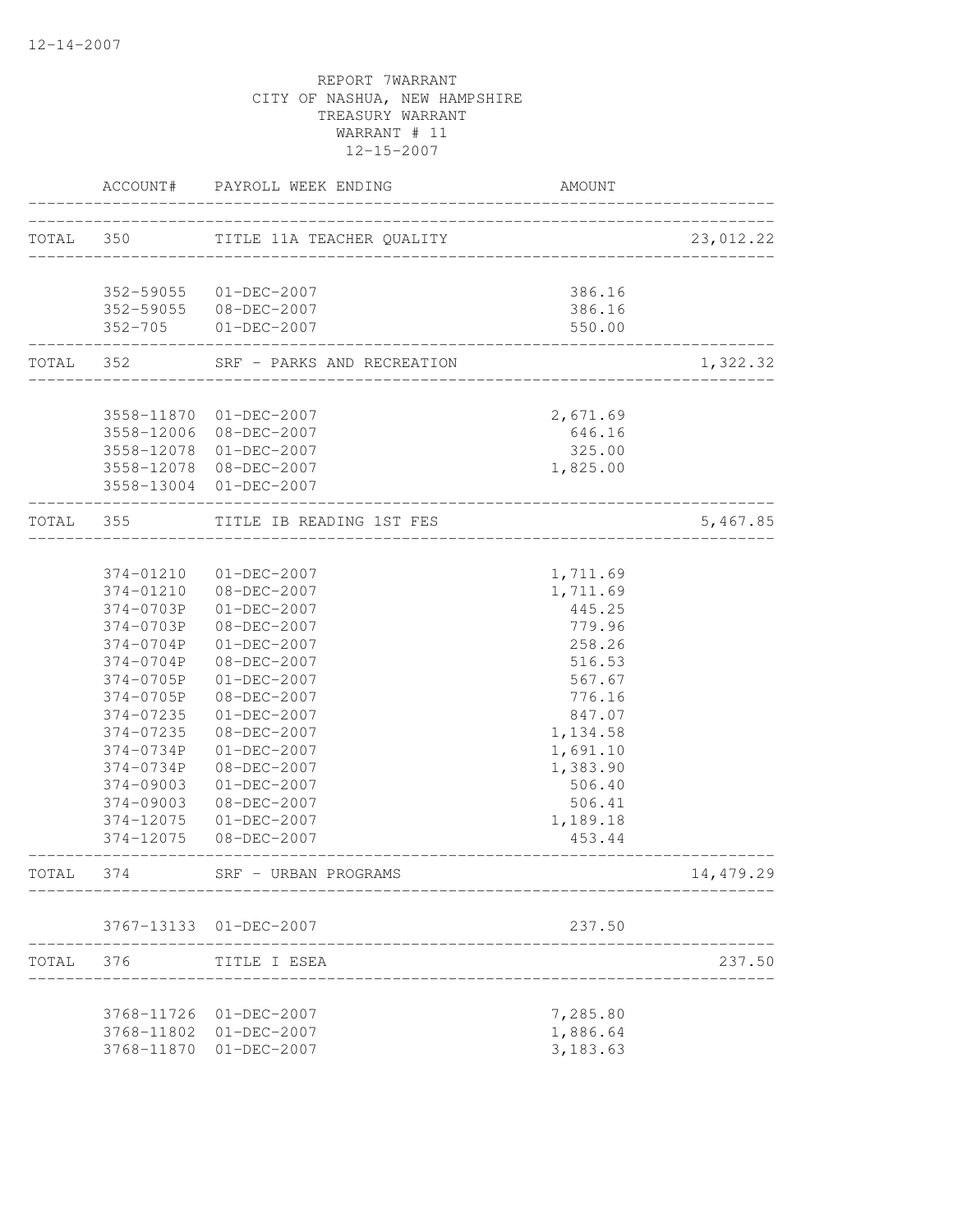REPORT 7WARRANT
CITY OF NASHUA, NEW HAMPSHIRE
TREASURY WARRANT
WARRANT # 11
12-15-2007

| | ACCOUNT# | PAYROLL WEEK ENDING | AMOUNT | |
|---|---|---|---|---|
| TOTAL | 350 | TITLE 11A TEACHER QUALITY | | 23,012.22 |
| | 352-59055 | 01-DEC-2007 | 386.16 | |
| | 352-59055 | 08-DEC-2007 | 386.16 | |
| | 352-705 | 01-DEC-2007 | 550.00 | |
| TOTAL | 352 | SRF - PARKS AND RECREATION | | 1,322.32 |
| | 3558-11870 | 01-DEC-2007 | 2,671.69 | |
| | 3558-12006 | 08-DEC-2007 | 646.16 | |
| | 3558-12078 | 01-DEC-2007 | 325.00 | |
| | 3558-12078 | 08-DEC-2007 | 1,825.00 | |
| | 3558-13004 | 01-DEC-2007 | | |
| TOTAL | 355 | TITLE IB READING 1ST FES | | 5,467.85 |
| | 374-01210 | 01-DEC-2007 | 1,711.69 | |
| | 374-01210 | 08-DEC-2007 | 1,711.69 | |
| | 374-0703P | 01-DEC-2007 | 445.25 | |
| | 374-0703P | 08-DEC-2007 | 779.96 | |
| | 374-0704P | 01-DEC-2007 | 258.26 | |
| | 374-0704P | 08-DEC-2007 | 516.53 | |
| | 374-0705P | 01-DEC-2007 | 567.67 | |
| | 374-0705P | 08-DEC-2007 | 776.16 | |
| | 374-07235 | 01-DEC-2007 | 847.07 | |
| | 374-07235 | 08-DEC-2007 | 1,134.58 | |
| | 374-0734P | 01-DEC-2007 | 1,691.10 | |
| | 374-0734P | 08-DEC-2007 | 1,383.90 | |
| | 374-09003 | 01-DEC-2007 | 506.40 | |
| | 374-09003 | 08-DEC-2007 | 506.41 | |
| | 374-12075 | 01-DEC-2007 | 1,189.18 | |
| | 374-12075 | 08-DEC-2007 | 453.44 | |
| TOTAL | 374 | SRF - URBAN PROGRAMS | | 14,479.29 |
| | 3767-13133 | 01-DEC-2007 | 237.50 | |
| TOTAL | 376 | TITLE I ESEA | | 237.50 |
| | 3768-11726 | 01-DEC-2007 | 7,285.80 | |
| | 3768-11802 | 01-DEC-2007 | 1,886.64 | |
| | 3768-11870 | 01-DEC-2007 | 3,183.63 | |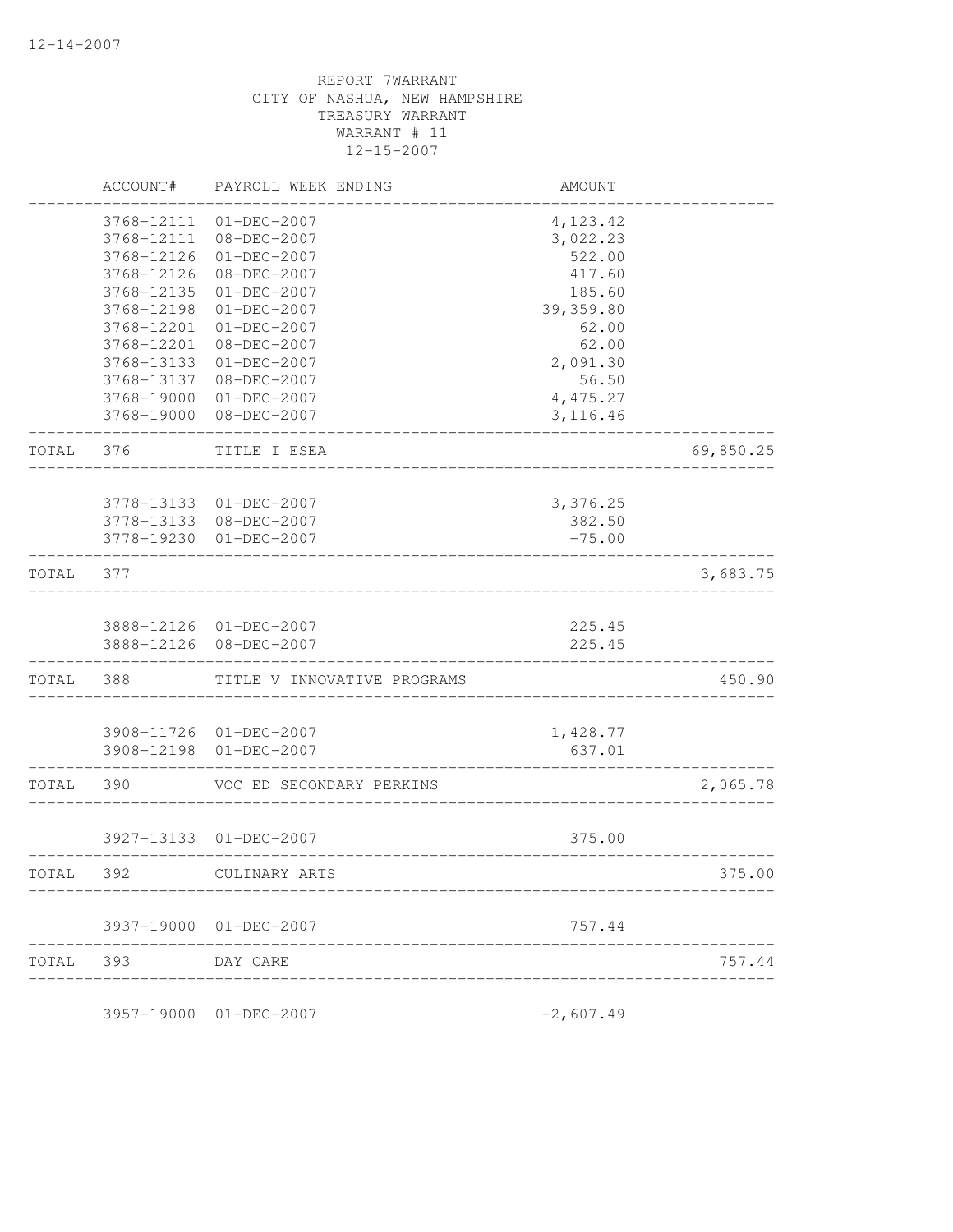REPORT 7WARRANT
CITY OF NASHUA, NEW HAMPSHIRE
TREASURY WARRANT
WARRANT # 11
12-15-2007

| | ACCOUNT# | PAYROLL WEEK ENDING | AMOUNT | |
|---|---|---|---|---|
| | 3768-12111 | 01-DEC-2007 | 4,123.42 | |
| | 3768-12111 | 08-DEC-2007 | 3,022.23 | |
| | 3768-12126 | 01-DEC-2007 | 522.00 | |
| | 3768-12126 | 08-DEC-2007 | 417.60 | |
| | 3768-12135 | 01-DEC-2007 | 185.60 | |
| | 3768-12198 | 01-DEC-2007 | 39,359.80 | |
| | 3768-12201 | 01-DEC-2007 | 62.00 | |
| | 3768-12201 | 08-DEC-2007 | 62.00 | |
| | 3768-13133 | 01-DEC-2007 | 2,091.30 | |
| | 3768-13137 | 08-DEC-2007 | 56.50 | |
| | 3768-19000 | 01-DEC-2007 | 4,475.27 | |
| | 3768-19000 | 08-DEC-2007 | 3,116.46 | |
| TOTAL | 376 | TITLE I ESEA | | 69,850.25 |
| | 3778-13133 | 01-DEC-2007 | 3,376.25 | |
| | 3778-13133 | 08-DEC-2007 | 382.50 | |
| | 3778-19230 | 01-DEC-2007 | -75.00 | |
| TOTAL | 377 | | | 3,683.75 |
| | 3888-12126 | 01-DEC-2007 | 225.45 | |
| | 3888-12126 | 08-DEC-2007 | 225.45 | |
| TOTAL | 388 | TITLE V INNOVATIVE PROGRAMS | | 450.90 |
| | 3908-11726 | 01-DEC-2007 | 1,428.77 | |
| | 3908-12198 | 01-DEC-2007 | 637.01 | |
| TOTAL | 390 | VOC ED SECONDARY PERKINS | | 2,065.78 |
| | 3927-13133 | 01-DEC-2007 | 375.00 | |
| TOTAL | 392 | CULINARY ARTS | | 375.00 |
| | 3937-19000 | 01-DEC-2007 | 757.44 | |
| TOTAL | 393 | DAY CARE | | 757.44 |
| | 3957-19000 | 01-DEC-2007 | -2,607.49 | |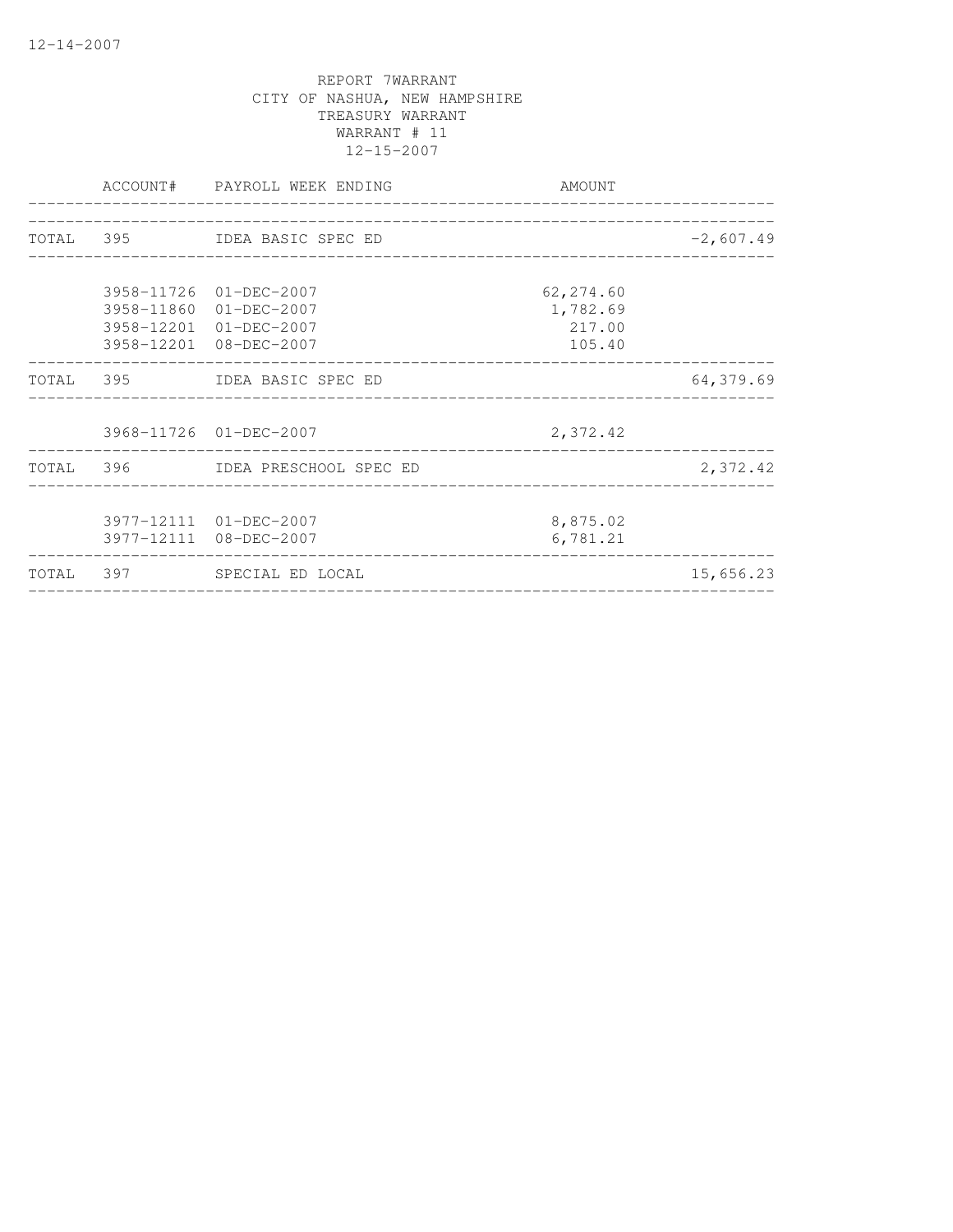REPORT 7WARRANT
CITY OF NASHUA, NEW HAMPSHIRE
TREASURY WARRANT
WARRANT # 11
12-15-2007

| | ACCOUNT# | PAYROLL WEEK ENDING | AMOUNT | |
|---|---|---|---|---|
| TOTAL | 395 | IDEA BASIC SPEC ED | | -2,607.49 |
| | 3958-11726 | 01-DEC-2007 | 62,274.60 | |
| | 3958-11860 | 01-DEC-2007 | 1,782.69 | |
| | 3958-12201 | 01-DEC-2007 | 217.00 | |
| | 3958-12201 | 08-DEC-2007 | 105.40 | |
| TOTAL | 395 | IDEA BASIC SPEC ED | | 64,379.69 |
| | 3968-11726 | 01-DEC-2007 | 2,372.42 | |
| TOTAL | 396 | IDEA PRESCHOOL SPEC ED | | 2,372.42 |
| | 3977-12111 | 01-DEC-2007 | 8,875.02 | |
| | 3977-12111 | 08-DEC-2007 | 6,781.21 | |
| TOTAL | 397 | SPECIAL ED LOCAL | | 15,656.23 |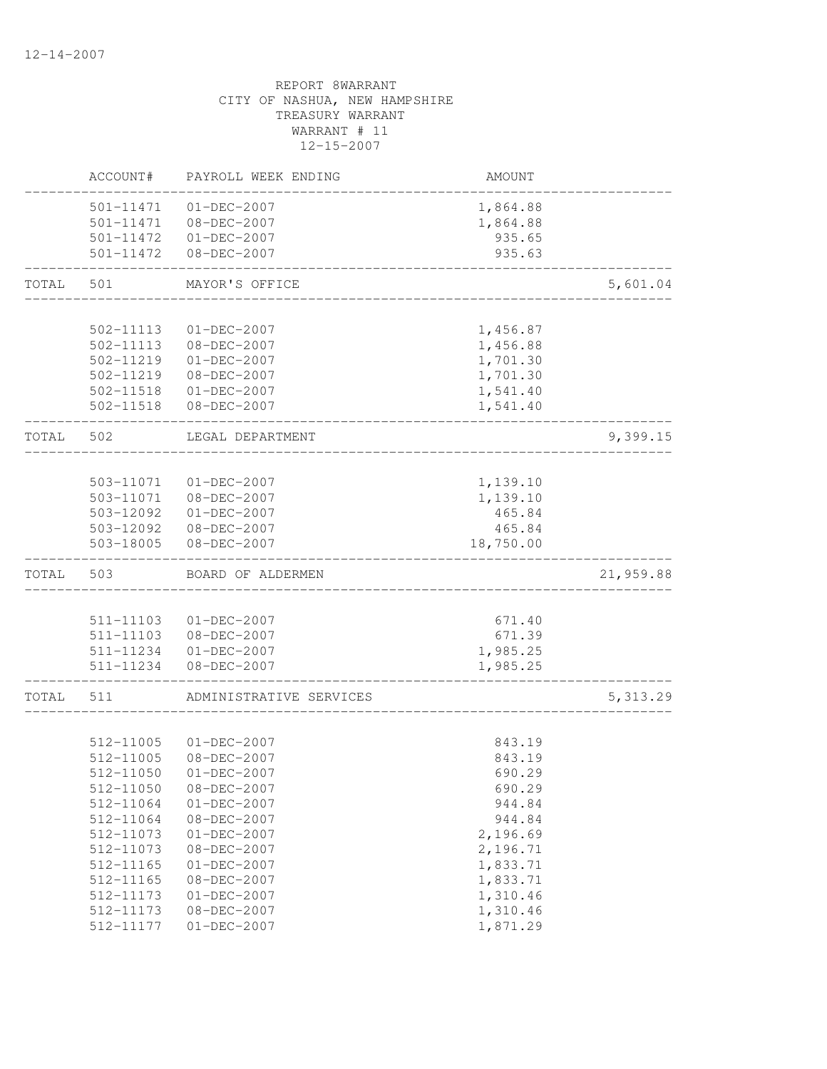12-14-2007

REPORT 8WARRANT
CITY OF NASHUA, NEW HAMPSHIRE
TREASURY WARRANT
WARRANT # 11
12-15-2007

| | ACCOUNT# | PAYROLL WEEK ENDING | AMOUNT | |
|---|---|---|---|---|
| | 501-11471 | 01-DEC-2007 | 1,864.88 | |
| | 501-11471 | 08-DEC-2007 | 1,864.88 | |
| | 501-11472 | 01-DEC-2007 | 935.65 | |
| | 501-11472 | 08-DEC-2007 | 935.63 | |
| TOTAL | 501 | MAYOR'S OFFICE | | 5,601.04 |
| | 502-11113 | 01-DEC-2007 | 1,456.87 | |
| | 502-11113 | 08-DEC-2007 | 1,456.88 | |
| | 502-11219 | 01-DEC-2007 | 1,701.30 | |
| | 502-11219 | 08-DEC-2007 | 1,701.30 | |
| | 502-11518 | 01-DEC-2007 | 1,541.40 | |
| | 502-11518 | 08-DEC-2007 | 1,541.40 | |
| TOTAL | 502 | LEGAL DEPARTMENT | | 9,399.15 |
| | 503-11071 | 01-DEC-2007 | 1,139.10 | |
| | 503-11071 | 08-DEC-2007 | 1,139.10 | |
| | 503-12092 | 01-DEC-2007 | 465.84 | |
| | 503-12092 | 08-DEC-2007 | 465.84 | |
| | 503-18005 | 08-DEC-2007 | 18,750.00 | |
| TOTAL | 503 | BOARD OF ALDERMEN | | 21,959.88 |
| | 511-11103 | 01-DEC-2007 | 671.40 | |
| | 511-11103 | 08-DEC-2007 | 671.39 | |
| | 511-11234 | 01-DEC-2007 | 1,985.25 | |
| | 511-11234 | 08-DEC-2007 | 1,985.25 | |
| TOTAL | 511 | ADMINISTRATIVE SERVICES | | 5,313.29 |
| | 512-11005 | 01-DEC-2007 | 843.19 | |
| | 512-11005 | 08-DEC-2007 | 843.19 | |
| | 512-11050 | 01-DEC-2007 | 690.29 | |
| | 512-11050 | 08-DEC-2007 | 690.29 | |
| | 512-11064 | 01-DEC-2007 | 944.84 | |
| | 512-11064 | 08-DEC-2007 | 944.84 | |
| | 512-11073 | 01-DEC-2007 | 2,196.69 | |
| | 512-11073 | 08-DEC-2007 | 2,196.71 | |
| | 512-11165 | 01-DEC-2007 | 1,833.71 | |
| | 512-11165 | 08-DEC-2007 | 1,833.71 | |
| | 512-11173 | 01-DEC-2007 | 1,310.46 | |
| | 512-11173 | 08-DEC-2007 | 1,310.46 | |
| | 512-11177 | 01-DEC-2007 | 1,871.29 | |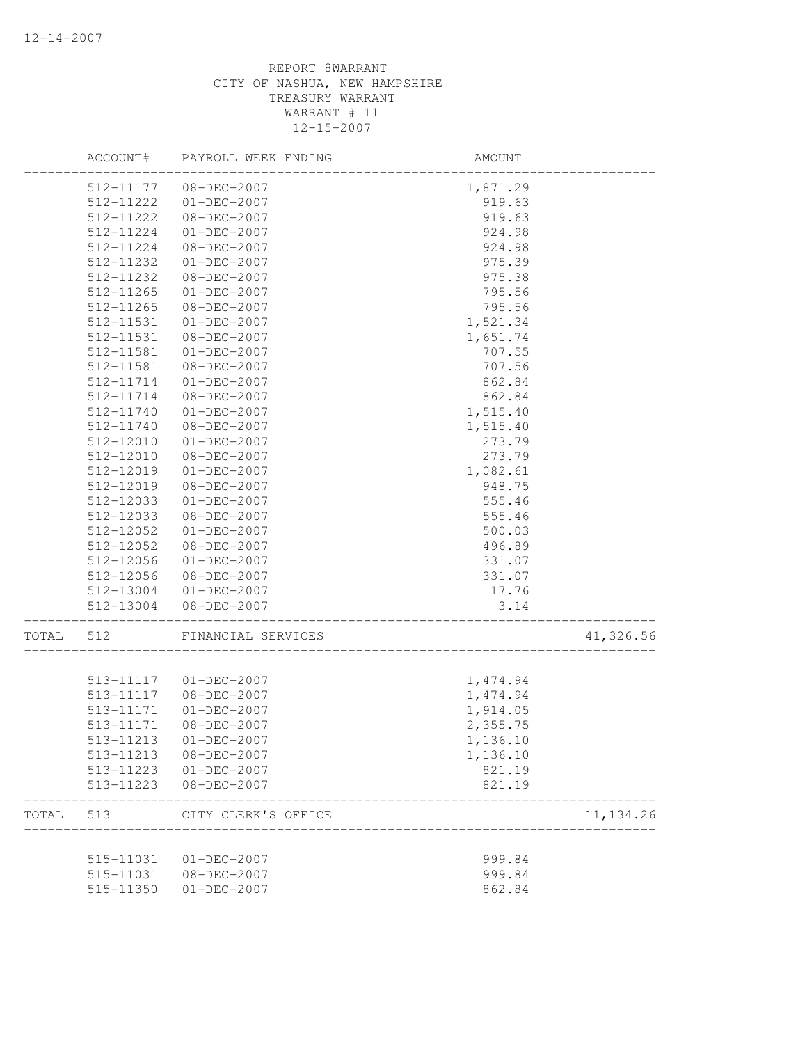REPORT 8WARRANT
CITY OF NASHUA, NEW HAMPSHIRE
TREASURY WARRANT
WARRANT # 11
12-15-2007

| ACCOUNT# | PAYROLL WEEK ENDING | AMOUNT | |
|---|---|---|---|
| 512-11177 | 08-DEC-2007 | 1,871.29 | |
| 512-11222 | 01-DEC-2007 | 919.63 | |
| 512-11222 | 08-DEC-2007 | 919.63 | |
| 512-11224 | 01-DEC-2007 | 924.98 | |
| 512-11224 | 08-DEC-2007 | 924.98 | |
| 512-11232 | 01-DEC-2007 | 975.39 | |
| 512-11232 | 08-DEC-2007 | 975.38 | |
| 512-11265 | 01-DEC-2007 | 795.56 | |
| 512-11265 | 08-DEC-2007 | 795.56 | |
| 512-11531 | 01-DEC-2007 | 1,521.34 | |
| 512-11531 | 08-DEC-2007 | 1,651.74 | |
| 512-11581 | 01-DEC-2007 | 707.55 | |
| 512-11581 | 08-DEC-2007 | 707.56 | |
| 512-11714 | 01-DEC-2007 | 862.84 | |
| 512-11714 | 08-DEC-2007 | 862.84 | |
| 512-11740 | 01-DEC-2007 | 1,515.40 | |
| 512-11740 | 08-DEC-2007 | 1,515.40 | |
| 512-12010 | 01-DEC-2007 | 273.79 | |
| 512-12010 | 08-DEC-2007 | 273.79 | |
| 512-12019 | 01-DEC-2007 | 1,082.61 | |
| 512-12019 | 08-DEC-2007 | 948.75 | |
| 512-12033 | 01-DEC-2007 | 555.46 | |
| 512-12033 | 08-DEC-2007 | 555.46 | |
| 512-12052 | 01-DEC-2007 | 500.03 | |
| 512-12052 | 08-DEC-2007 | 496.89 | |
| 512-12056 | 01-DEC-2007 | 331.07 | |
| 512-12056 | 08-DEC-2007 | 331.07 | |
| 512-13004 | 01-DEC-2007 | 17.76 | |
| 512-13004 | 08-DEC-2007 | 3.14 | |
| TOTAL 512 | FINANCIAL SERVICES | | 41,326.56 |
| 513-11117 | 01-DEC-2007 | 1,474.94 | |
| 513-11117 | 08-DEC-2007 | 1,474.94 | |
| 513-11171 | 01-DEC-2007 | 1,914.05 | |
| 513-11171 | 08-DEC-2007 | 2,355.75 | |
| 513-11213 | 01-DEC-2007 | 1,136.10 | |
| 513-11213 | 08-DEC-2007 | 1,136.10 | |
| 513-11223 | 01-DEC-2007 | 821.19 | |
| 513-11223 | 08-DEC-2007 | 821.19 | |
| TOTAL 513 | CITY CLERK'S OFFICE | | 11,134.26 |
| 515-11031 | 01-DEC-2007 | 999.84 | |
| 515-11031 | 08-DEC-2007 | 999.84 | |
| 515-11350 | 01-DEC-2007 | 862.84 | |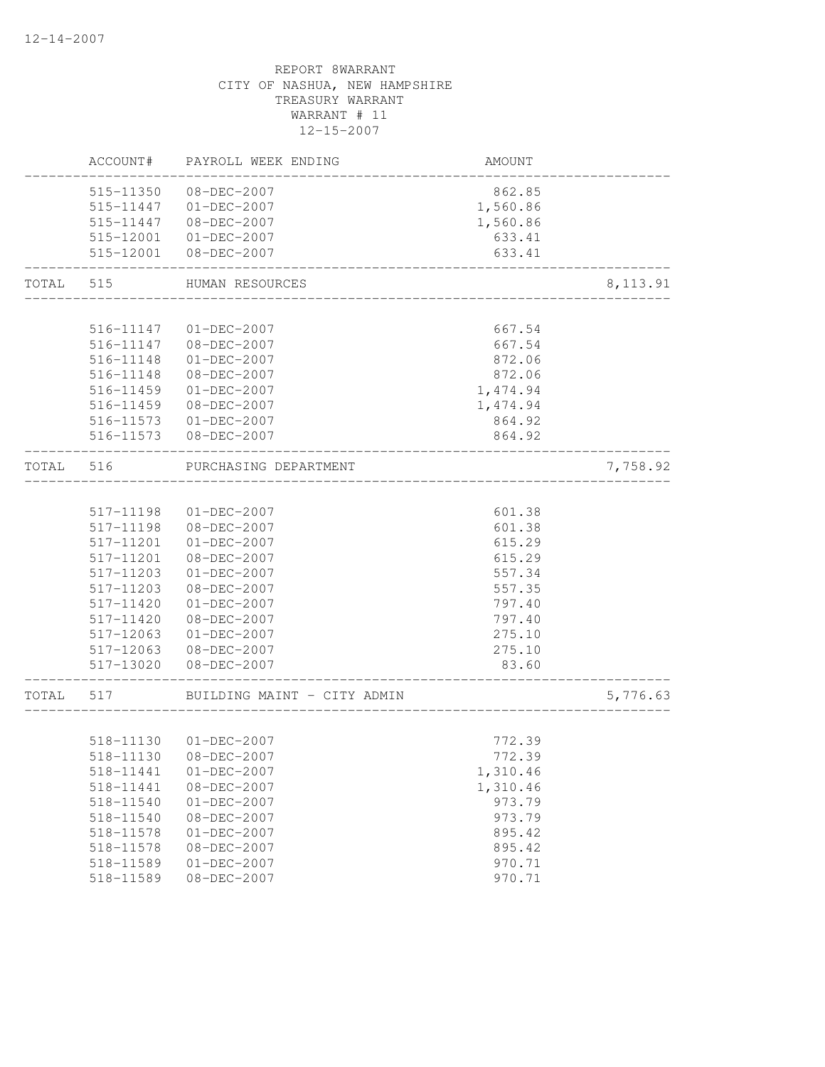12-14-2007

REPORT 8WARRANT
CITY OF NASHUA, NEW HAMPSHIRE
TREASURY WARRANT
WARRANT # 11
12-15-2007

| | ACCOUNT# | PAYROLL WEEK ENDING | AMOUNT | |
|---|---|---|---|---|
| | 515-11350 | 08-DEC-2007 | 862.85 | |
| | 515-11447 | 01-DEC-2007 | 1,560.86 | |
| | 515-11447 | 08-DEC-2007 | 1,560.86 | |
| | 515-12001 | 01-DEC-2007 | 633.41 | |
| | 515-12001 | 08-DEC-2007 | 633.41 | |
| TOTAL | 515 | HUMAN RESOURCES | | 8,113.91 |
| | 516-11147 | 01-DEC-2007 | 667.54 | |
| | 516-11147 | 08-DEC-2007 | 667.54 | |
| | 516-11148 | 01-DEC-2007 | 872.06 | |
| | 516-11148 | 08-DEC-2007 | 872.06 | |
| | 516-11459 | 01-DEC-2007 | 1,474.94 | |
| | 516-11459 | 08-DEC-2007 | 1,474.94 | |
| | 516-11573 | 01-DEC-2007 | 864.92 | |
| | 516-11573 | 08-DEC-2007 | 864.92 | |
| TOTAL | 516 | PURCHASING DEPARTMENT | | 7,758.92 |
| | 517-11198 | 01-DEC-2007 | 601.38 | |
| | 517-11198 | 08-DEC-2007 | 601.38 | |
| | 517-11201 | 01-DEC-2007 | 615.29 | |
| | 517-11201 | 08-DEC-2007 | 615.29 | |
| | 517-11203 | 01-DEC-2007 | 557.34 | |
| | 517-11203 | 08-DEC-2007 | 557.35 | |
| | 517-11420 | 01-DEC-2007 | 797.40 | |
| | 517-11420 | 08-DEC-2007 | 797.40 | |
| | 517-12063 | 01-DEC-2007 | 275.10 | |
| | 517-12063 | 08-DEC-2007 | 275.10 | |
| | 517-13020 | 08-DEC-2007 | 83.60 | |
| TOTAL | 517 | BUILDING MAINT - CITY ADMIN | | 5,776.63 |
| | 518-11130 | 01-DEC-2007 | 772.39 | |
| | 518-11130 | 08-DEC-2007 | 772.39 | |
| | 518-11441 | 01-DEC-2007 | 1,310.46 | |
| | 518-11441 | 08-DEC-2007 | 1,310.46 | |
| | 518-11540 | 01-DEC-2007 | 973.79 | |
| | 518-11540 | 08-DEC-2007 | 973.79 | |
| | 518-11578 | 01-DEC-2007 | 895.42 | |
| | 518-11578 | 08-DEC-2007 | 895.42 | |
| | 518-11589 | 01-DEC-2007 | 970.71 | |
| | 518-11589 | 08-DEC-2007 | 970.71 | |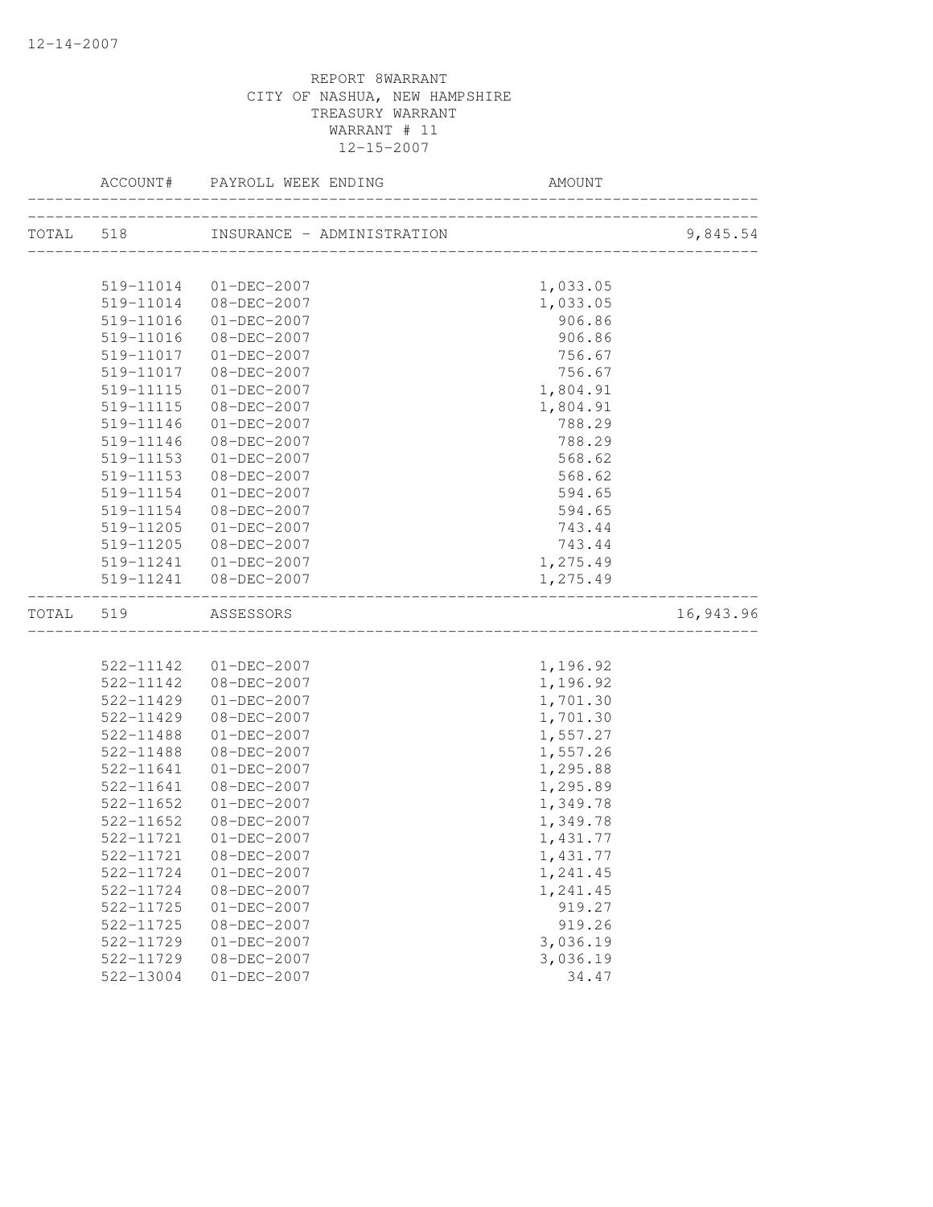12-14-2007

REPORT 8WARRANT
CITY OF NASHUA, NEW HAMPSHIRE
TREASURY WARRANT
WARRANT # 11
12-15-2007

| | ACCOUNT# | PAYROLL WEEK ENDING | AMOUNT | |
|---|---|---|---|---|
| TOTAL | 518 | INSURANCE - ADMINISTRATION | | 9,845.54 |
| | 519-11014 | 01-DEC-2007 | 1,033.05 | |
| | 519-11014 | 08-DEC-2007 | 1,033.05 | |
| | 519-11016 | 01-DEC-2007 | 906.86 | |
| | 519-11016 | 08-DEC-2007 | 906.86 | |
| | 519-11017 | 01-DEC-2007 | 756.67 | |
| | 519-11017 | 08-DEC-2007 | 756.67 | |
| | 519-11115 | 01-DEC-2007 | 1,804.91 | |
| | 519-11115 | 08-DEC-2007 | 1,804.91 | |
| | 519-11146 | 01-DEC-2007 | 788.29 | |
| | 519-11146 | 08-DEC-2007 | 788.29 | |
| | 519-11153 | 01-DEC-2007 | 568.62 | |
| | 519-11153 | 08-DEC-2007 | 568.62 | |
| | 519-11154 | 01-DEC-2007 | 594.65 | |
| | 519-11154 | 08-DEC-2007 | 594.65 | |
| | 519-11205 | 01-DEC-2007 | 743.44 | |
| | 519-11205 | 08-DEC-2007 | 743.44 | |
| | 519-11241 | 01-DEC-2007 | 1,275.49 | |
| | 519-11241 | 08-DEC-2007 | 1,275.49 | |
| TOTAL | 519 | ASSESSORS | | 16,943.96 |
| | 522-11142 | 01-DEC-2007 | 1,196.92 | |
| | 522-11142 | 08-DEC-2007 | 1,196.92 | |
| | 522-11429 | 01-DEC-2007 | 1,701.30 | |
| | 522-11429 | 08-DEC-2007 | 1,701.30 | |
| | 522-11488 | 01-DEC-2007 | 1,557.27 | |
| | 522-11488 | 08-DEC-2007 | 1,557.26 | |
| | 522-11641 | 01-DEC-2007 | 1,295.88 | |
| | 522-11641 | 08-DEC-2007 | 1,295.89 | |
| | 522-11652 | 01-DEC-2007 | 1,349.78 | |
| | 522-11652 | 08-DEC-2007 | 1,349.78 | |
| | 522-11721 | 01-DEC-2007 | 1,431.77 | |
| | 522-11721 | 08-DEC-2007 | 1,431.77 | |
| | 522-11724 | 01-DEC-2007 | 1,241.45 | |
| | 522-11724 | 08-DEC-2007 | 1,241.45 | |
| | 522-11725 | 01-DEC-2007 | 919.27 | |
| | 522-11725 | 08-DEC-2007 | 919.26 | |
| | 522-11729 | 01-DEC-2007 | 3,036.19 | |
| | 522-11729 | 08-DEC-2007 | 3,036.19 | |
| | 522-13004 | 01-DEC-2007 | 34.47 | |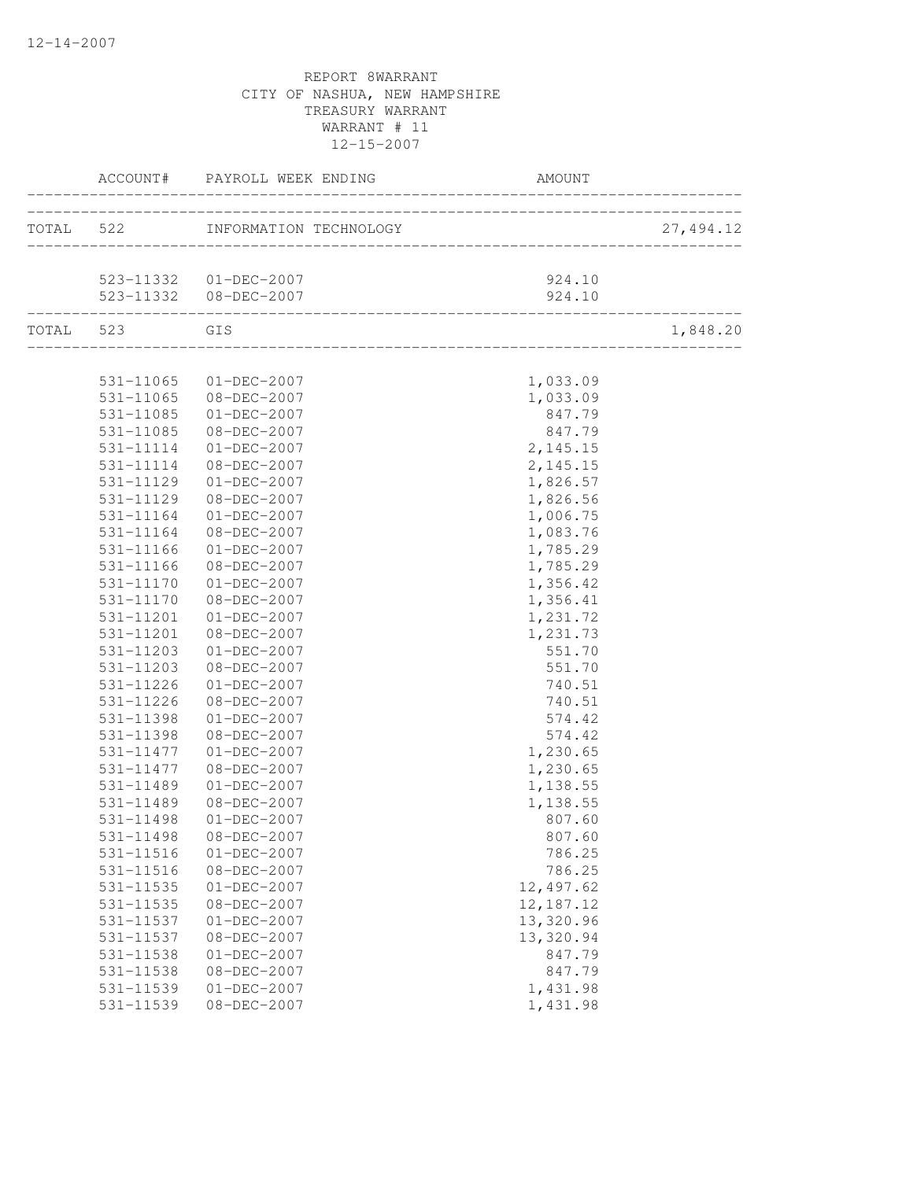REPORT 8WARRANT
CITY OF NASHUA, NEW HAMPSHIRE
TREASURY WARRANT
WARRANT # 11
12-15-2007

| | ACCOUNT# | PAYROLL WEEK ENDING | AMOUNT | |
|---|---|---|---|---|
| TOTAL | 522 | INFORMATION TECHNOLOGY | | 27,494.12 |
| | 523-11332 | 01-DEC-2007 | 924.10 | |
| | 523-11332 | 08-DEC-2007 | 924.10 | |
| TOTAL | 523 | GIS | | 1,848.20 |
| | 531-11065 | 01-DEC-2007 | 1,033.09 | |
| | 531-11065 | 08-DEC-2007 | 1,033.09 | |
| | 531-11085 | 01-DEC-2007 | 847.79 | |
| | 531-11085 | 08-DEC-2007 | 847.79 | |
| | 531-11114 | 01-DEC-2007 | 2,145.15 | |
| | 531-11114 | 08-DEC-2007 | 2,145.15 | |
| | 531-11129 | 01-DEC-2007 | 1,826.57 | |
| | 531-11129 | 08-DEC-2007 | 1,826.56 | |
| | 531-11164 | 01-DEC-2007 | 1,006.75 | |
| | 531-11164 | 08-DEC-2007 | 1,083.76 | |
| | 531-11166 | 01-DEC-2007 | 1,785.29 | |
| | 531-11166 | 08-DEC-2007 | 1,785.29 | |
| | 531-11170 | 01-DEC-2007 | 1,356.42 | |
| | 531-11170 | 08-DEC-2007 | 1,356.41 | |
| | 531-11201 | 01-DEC-2007 | 1,231.72 | |
| | 531-11201 | 08-DEC-2007 | 1,231.73 | |
| | 531-11203 | 01-DEC-2007 | 551.70 | |
| | 531-11203 | 08-DEC-2007 | 551.70 | |
| | 531-11226 | 01-DEC-2007 | 740.51 | |
| | 531-11226 | 08-DEC-2007 | 740.51 | |
| | 531-11398 | 01-DEC-2007 | 574.42 | |
| | 531-11398 | 08-DEC-2007 | 574.42 | |
| | 531-11477 | 01-DEC-2007 | 1,230.65 | |
| | 531-11477 | 08-DEC-2007 | 1,230.65 | |
| | 531-11489 | 01-DEC-2007 | 1,138.55 | |
| | 531-11489 | 08-DEC-2007 | 1,138.55 | |
| | 531-11498 | 01-DEC-2007 | 807.60 | |
| | 531-11498 | 08-DEC-2007 | 807.60 | |
| | 531-11516 | 01-DEC-2007 | 786.25 | |
| | 531-11516 | 08-DEC-2007 | 786.25 | |
| | 531-11535 | 01-DEC-2007 | 12,497.62 | |
| | 531-11535 | 08-DEC-2007 | 12,187.12 | |
| | 531-11537 | 01-DEC-2007 | 13,320.96 | |
| | 531-11537 | 08-DEC-2007 | 13,320.94 | |
| | 531-11538 | 01-DEC-2007 | 847.79 | |
| | 531-11538 | 08-DEC-2007 | 847.79 | |
| | 531-11539 | 01-DEC-2007 | 1,431.98 | |
| | 531-11539 | 08-DEC-2007 | 1,431.98 | |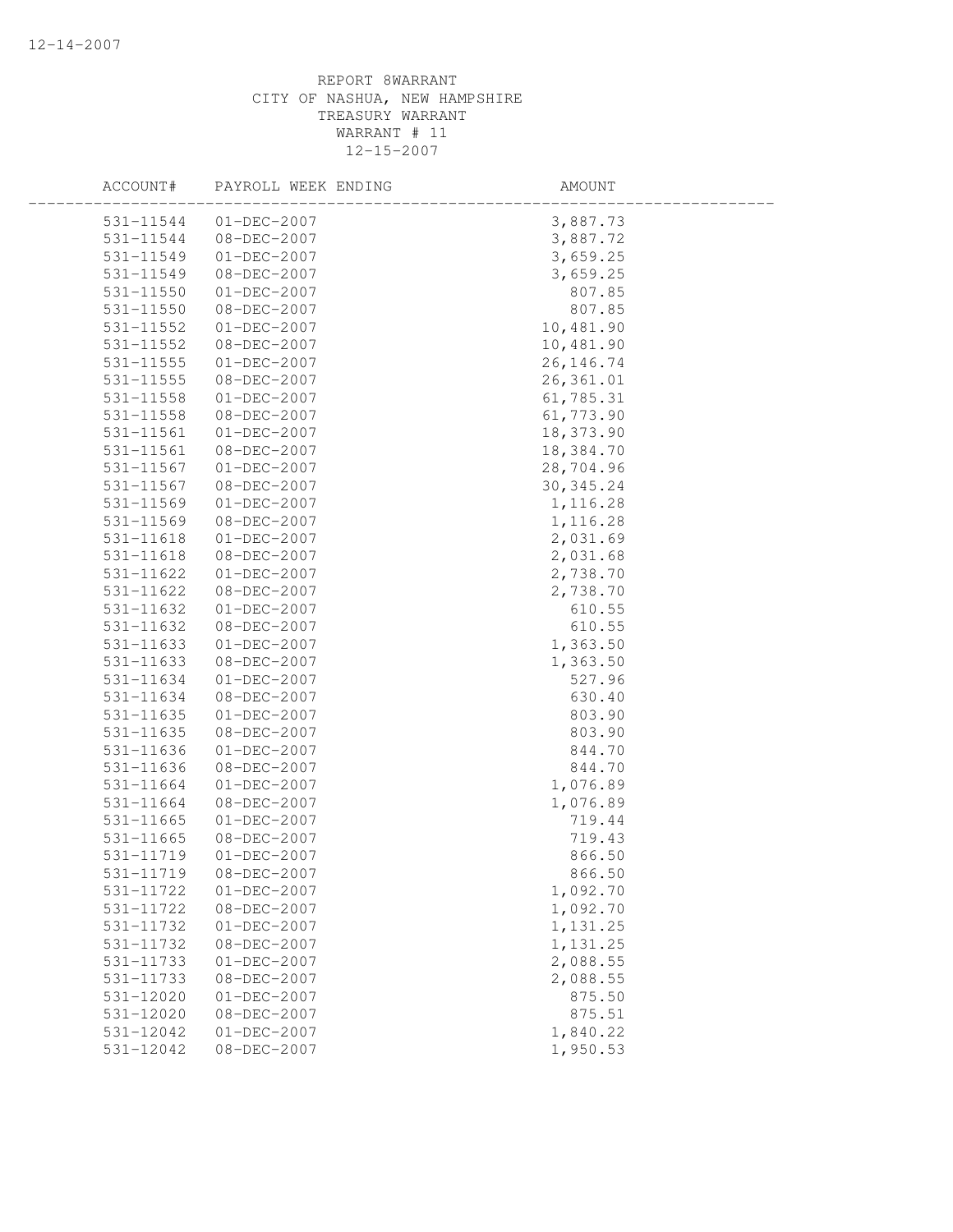REPORT 8WARRANT
CITY OF NASHUA, NEW HAMPSHIRE
TREASURY WARRANT
WARRANT # 11
12-15-2007

| ACCOUNT# | PAYROLL WEEK ENDING | AMOUNT |
|---|---|---|
| 531-11544 | 01-DEC-2007 | 3,887.73 |
| 531-11544 | 08-DEC-2007 | 3,887.72 |
| 531-11549 | 01-DEC-2007 | 3,659.25 |
| 531-11549 | 08-DEC-2007 | 3,659.25 |
| 531-11550 | 01-DEC-2007 | 807.85 |
| 531-11550 | 08-DEC-2007 | 807.85 |
| 531-11552 | 01-DEC-2007 | 10,481.90 |
| 531-11552 | 08-DEC-2007 | 10,481.90 |
| 531-11555 | 01-DEC-2007 | 26,146.74 |
| 531-11555 | 08-DEC-2007 | 26,361.01 |
| 531-11558 | 01-DEC-2007 | 61,785.31 |
| 531-11558 | 08-DEC-2007 | 61,773.90 |
| 531-11561 | 01-DEC-2007 | 18,373.90 |
| 531-11561 | 08-DEC-2007 | 18,384.70 |
| 531-11567 | 01-DEC-2007 | 28,704.96 |
| 531-11567 | 08-DEC-2007 | 30,345.24 |
| 531-11569 | 01-DEC-2007 | 1,116.28 |
| 531-11569 | 08-DEC-2007 | 1,116.28 |
| 531-11618 | 01-DEC-2007 | 2,031.69 |
| 531-11618 | 08-DEC-2007 | 2,031.68 |
| 531-11622 | 01-DEC-2007 | 2,738.70 |
| 531-11622 | 08-DEC-2007 | 2,738.70 |
| 531-11632 | 01-DEC-2007 | 610.55 |
| 531-11632 | 08-DEC-2007 | 610.55 |
| 531-11633 | 01-DEC-2007 | 1,363.50 |
| 531-11633 | 08-DEC-2007 | 1,363.50 |
| 531-11634 | 01-DEC-2007 | 527.96 |
| 531-11634 | 08-DEC-2007 | 630.40 |
| 531-11635 | 01-DEC-2007 | 803.90 |
| 531-11635 | 08-DEC-2007 | 803.90 |
| 531-11636 | 01-DEC-2007 | 844.70 |
| 531-11636 | 08-DEC-2007 | 844.70 |
| 531-11664 | 01-DEC-2007 | 1,076.89 |
| 531-11664 | 08-DEC-2007 | 1,076.89 |
| 531-11665 | 01-DEC-2007 | 719.44 |
| 531-11665 | 08-DEC-2007 | 719.43 |
| 531-11719 | 01-DEC-2007 | 866.50 |
| 531-11719 | 08-DEC-2007 | 866.50 |
| 531-11722 | 01-DEC-2007 | 1,092.70 |
| 531-11722 | 08-DEC-2007 | 1,092.70 |
| 531-11732 | 01-DEC-2007 | 1,131.25 |
| 531-11732 | 08-DEC-2007 | 1,131.25 |
| 531-11733 | 01-DEC-2007 | 2,088.55 |
| 531-11733 | 08-DEC-2007 | 2,088.55 |
| 531-12020 | 01-DEC-2007 | 875.50 |
| 531-12020 | 08-DEC-2007 | 875.51 |
| 531-12042 | 01-DEC-2007 | 1,840.22 |
| 531-12042 | 08-DEC-2007 | 1,950.53 |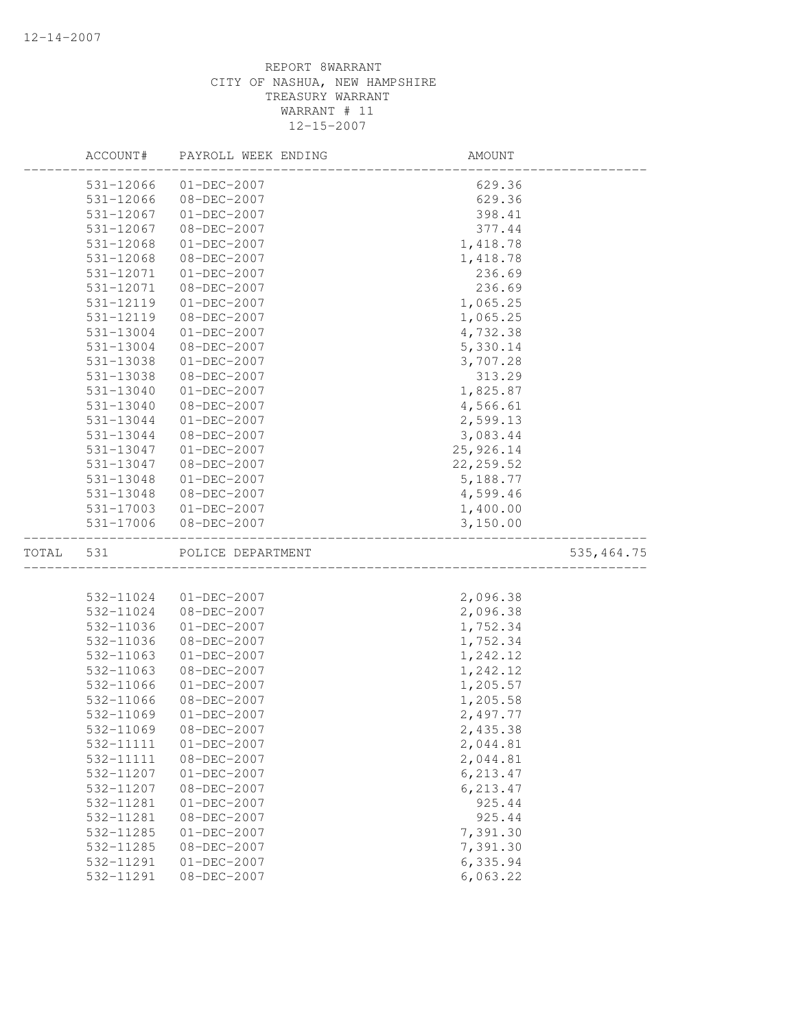REPORT 8WARRANT
CITY OF NASHUA, NEW HAMPSHIRE
TREASURY WARRANT
WARRANT # 11
12-15-2007

| | ACCOUNT# | PAYROLL WEEK ENDING | AMOUNT | |
|---|---|---|---|---|
| | 531-12066 | 01-DEC-2007 | 629.36 | |
| | 531-12066 | 08-DEC-2007 | 629.36 | |
| | 531-12067 | 01-DEC-2007 | 398.41 | |
| | 531-12067 | 08-DEC-2007 | 377.44 | |
| | 531-12068 | 01-DEC-2007 | 1,418.78 | |
| | 531-12068 | 08-DEC-2007 | 1,418.78 | |
| | 531-12071 | 01-DEC-2007 | 236.69 | |
| | 531-12071 | 08-DEC-2007 | 236.69 | |
| | 531-12119 | 01-DEC-2007 | 1,065.25 | |
| | 531-12119 | 08-DEC-2007 | 1,065.25 | |
| | 531-13004 | 01-DEC-2007 | 4,732.38 | |
| | 531-13004 | 08-DEC-2007 | 5,330.14 | |
| | 531-13038 | 01-DEC-2007 | 3,707.28 | |
| | 531-13038 | 08-DEC-2007 | 313.29 | |
| | 531-13040 | 01-DEC-2007 | 1,825.87 | |
| | 531-13040 | 08-DEC-2007 | 4,566.61 | |
| | 531-13044 | 01-DEC-2007 | 2,599.13 | |
| | 531-13044 | 08-DEC-2007 | 3,083.44 | |
| | 531-13047 | 01-DEC-2007 | 25,926.14 | |
| | 531-13047 | 08-DEC-2007 | 22,259.52 | |
| | 531-13048 | 01-DEC-2007 | 5,188.77 | |
| | 531-13048 | 08-DEC-2007 | 4,599.46 | |
| | 531-17003 | 01-DEC-2007 | 1,400.00 | |
| | 531-17006 | 08-DEC-2007 | 3,150.00 | |
| TOTAL | 531 | POLICE DEPARTMENT | | 535,464.75 |
| | 532-11024 | 01-DEC-2007 | 2,096.38 | |
| | 532-11024 | 08-DEC-2007 | 2,096.38 | |
| | 532-11036 | 01-DEC-2007 | 1,752.34 | |
| | 532-11036 | 08-DEC-2007 | 1,752.34 | |
| | 532-11063 | 01-DEC-2007 | 1,242.12 | |
| | 532-11063 | 08-DEC-2007 | 1,242.12 | |
| | 532-11066 | 01-DEC-2007 | 1,205.57 | |
| | 532-11066 | 08-DEC-2007 | 1,205.58 | |
| | 532-11069 | 01-DEC-2007 | 2,497.77 | |
| | 532-11069 | 08-DEC-2007 | 2,435.38 | |
| | 532-11111 | 01-DEC-2007 | 2,044.81 | |
| | 532-11111 | 08-DEC-2007 | 2,044.81 | |
| | 532-11207 | 01-DEC-2007 | 6,213.47 | |
| | 532-11207 | 08-DEC-2007 | 6,213.47 | |
| | 532-11281 | 01-DEC-2007 | 925.44 | |
| | 532-11281 | 08-DEC-2007 | 925.44 | |
| | 532-11285 | 01-DEC-2007 | 7,391.30 | |
| | 532-11285 | 08-DEC-2007 | 7,391.30 | |
| | 532-11291 | 01-DEC-2007 | 6,335.94 | |
| | 532-11291 | 08-DEC-2007 | 6,063.22 | |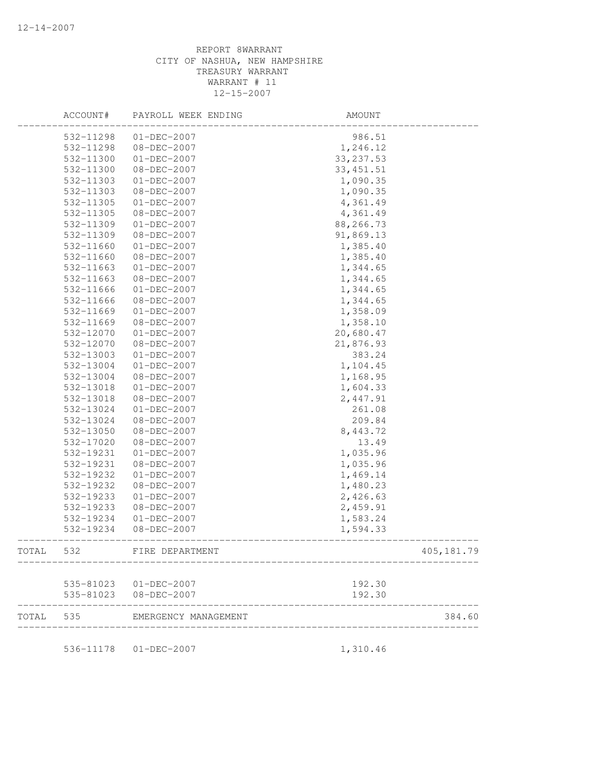REPORT 8WARRANT
CITY OF NASHUA, NEW HAMPSHIRE
TREASURY WARRANT
WARRANT # 11
12-15-2007

| | ACCOUNT# | PAYROLL WEEK ENDING | AMOUNT | |
|---|---|---|---|---|
| | 532-11298 | 01-DEC-2007 | 986.51 | |
| | 532-11298 | 08-DEC-2007 | 1,246.12 | |
| | 532-11300 | 01-DEC-2007 | 33,237.53 | |
| | 532-11300 | 08-DEC-2007 | 33,451.51 | |
| | 532-11303 | 01-DEC-2007 | 1,090.35 | |
| | 532-11303 | 08-DEC-2007 | 1,090.35 | |
| | 532-11305 | 01-DEC-2007 | 4,361.49 | |
| | 532-11305 | 08-DEC-2007 | 4,361.49 | |
| | 532-11309 | 01-DEC-2007 | 88,266.73 | |
| | 532-11309 | 08-DEC-2007 | 91,869.13 | |
| | 532-11660 | 01-DEC-2007 | 1,385.40 | |
| | 532-11660 | 08-DEC-2007 | 1,385.40 | |
| | 532-11663 | 01-DEC-2007 | 1,344.65 | |
| | 532-11663 | 08-DEC-2007 | 1,344.65 | |
| | 532-11666 | 01-DEC-2007 | 1,344.65 | |
| | 532-11666 | 08-DEC-2007 | 1,344.65 | |
| | 532-11669 | 01-DEC-2007 | 1,358.09 | |
| | 532-11669 | 08-DEC-2007 | 1,358.10 | |
| | 532-12070 | 01-DEC-2007 | 20,680.47 | |
| | 532-12070 | 08-DEC-2007 | 21,876.93 | |
| | 532-13003 | 01-DEC-2007 | 383.24 | |
| | 532-13004 | 01-DEC-2007 | 1,104.45 | |
| | 532-13004 | 08-DEC-2007 | 1,168.95 | |
| | 532-13018 | 01-DEC-2007 | 1,604.33 | |
| | 532-13018 | 08-DEC-2007 | 2,447.91 | |
| | 532-13024 | 01-DEC-2007 | 261.08 | |
| | 532-13024 | 08-DEC-2007 | 209.84 | |
| | 532-13050 | 08-DEC-2007 | 8,443.72 | |
| | 532-17020 | 08-DEC-2007 | 13.49 | |
| | 532-19231 | 01-DEC-2007 | 1,035.96 | |
| | 532-19231 | 08-DEC-2007 | 1,035.96 | |
| | 532-19232 | 01-DEC-2007 | 1,469.14 | |
| | 532-19232 | 08-DEC-2007 | 1,480.23 | |
| | 532-19233 | 01-DEC-2007 | 2,426.63 | |
| | 532-19233 | 08-DEC-2007 | 2,459.91 | |
| | 532-19234 | 01-DEC-2007 | 1,583.24 | |
| | 532-19234 | 08-DEC-2007 | 1,594.33 | |
| TOTAL | 532 | FIRE DEPARTMENT | | 405,181.79 |
| | 535-81023 | 01-DEC-2007 | 192.30 | |
| | 535-81023 | 08-DEC-2007 | 192.30 | |
| TOTAL | 535 | EMERGENCY MANAGEMENT | | 384.60 |
| | 536-11178 | 01-DEC-2007 | 1,310.46 | |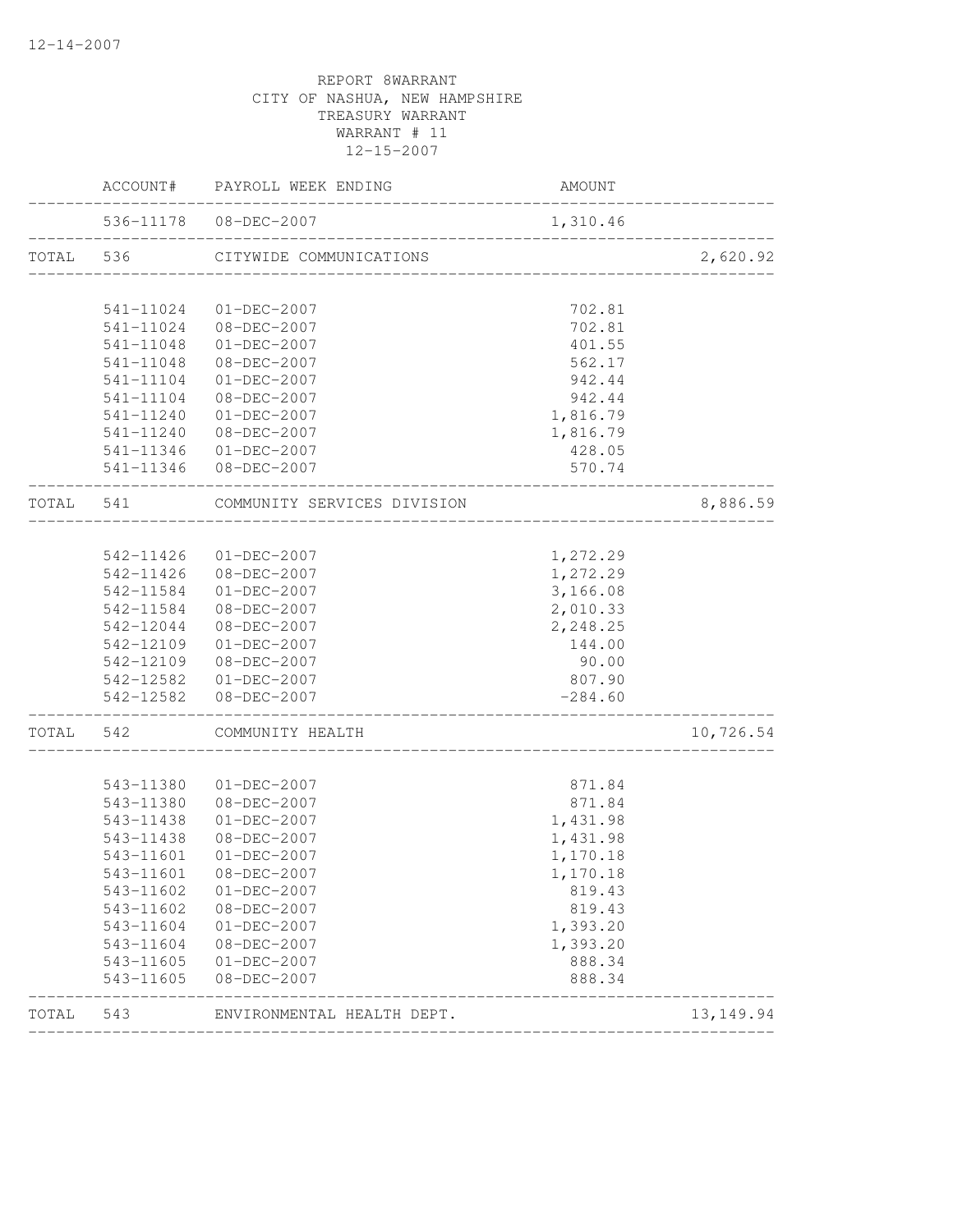REPORT 8WARRANT
CITY OF NASHUA, NEW HAMPSHIRE
TREASURY WARRANT
WARRANT # 11
12-15-2007

| | ACCOUNT# | PAYROLL WEEK ENDING | AMOUNT | |
|---|---|---|---|---|
| | 536-11178 | 08-DEC-2007 | 1,310.46 | |
| TOTAL | 536 | CITYWIDE COMMUNICATIONS | | 2,620.92 |
| | 541-11024 | 01-DEC-2007 | 702.81 | |
| | 541-11024 | 08-DEC-2007 | 702.81 | |
| | 541-11048 | 01-DEC-2007 | 401.55 | |
| | 541-11048 | 08-DEC-2007 | 562.17 | |
| | 541-11104 | 01-DEC-2007 | 942.44 | |
| | 541-11104 | 08-DEC-2007 | 942.44 | |
| | 541-11240 | 01-DEC-2007 | 1,816.79 | |
| | 541-11240 | 08-DEC-2007 | 1,816.79 | |
| | 541-11346 | 01-DEC-2007 | 428.05 | |
| | 541-11346 | 08-DEC-2007 | 570.74 | |
| TOTAL | 541 | COMMUNITY SERVICES DIVISION | | 8,886.59 |
| | 542-11426 | 01-DEC-2007 | 1,272.29 | |
| | 542-11426 | 08-DEC-2007 | 1,272.29 | |
| | 542-11584 | 01-DEC-2007 | 3,166.08 | |
| | 542-11584 | 08-DEC-2007 | 2,010.33 | |
| | 542-12044 | 08-DEC-2007 | 2,248.25 | |
| | 542-12109 | 01-DEC-2007 | 144.00 | |
| | 542-12109 | 08-DEC-2007 | 90.00 | |
| | 542-12582 | 01-DEC-2007 | 807.90 | |
| | 542-12582 | 08-DEC-2007 | -284.60 | |
| TOTAL | 542 | COMMUNITY HEALTH | | 10,726.54 |
| | 543-11380 | 01-DEC-2007 | 871.84 | |
| | 543-11380 | 08-DEC-2007 | 871.84 | |
| | 543-11438 | 01-DEC-2007 | 1,431.98 | |
| | 543-11438 | 08-DEC-2007 | 1,431.98 | |
| | 543-11601 | 01-DEC-2007 | 1,170.18 | |
| | 543-11601 | 08-DEC-2007 | 1,170.18 | |
| | 543-11602 | 01-DEC-2007 | 819.43 | |
| | 543-11602 | 08-DEC-2007 | 819.43 | |
| | 543-11604 | 01-DEC-2007 | 1,393.20 | |
| | 543-11604 | 08-DEC-2007 | 1,393.20 | |
| | 543-11605 | 01-DEC-2007 | 888.34 | |
| | 543-11605 | 08-DEC-2007 | 888.34 | |
| TOTAL | 543 | ENVIRONMENTAL HEALTH DEPT. | | 13,149.94 |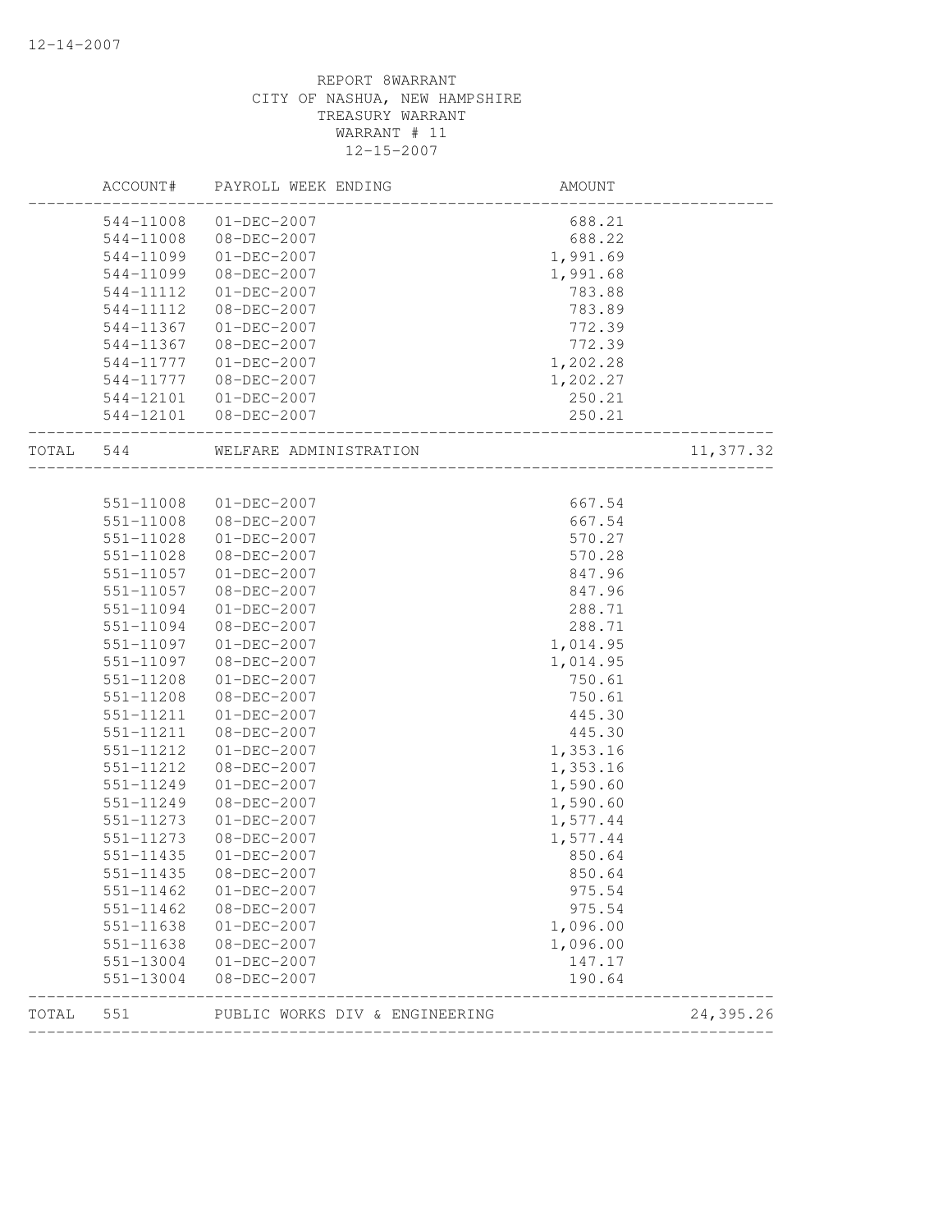12-14-2007

REPORT 8WARRANT
CITY OF NASHUA, NEW HAMPSHIRE
TREASURY WARRANT
WARRANT # 11
12-15-2007

| | ACCOUNT# | PAYROLL WEEK ENDING | AMOUNT | |
|---|---|---|---|---|
| | 544-11008 | 01-DEC-2007 | 688.21 | |
| | 544-11008 | 08-DEC-2007 | 688.22 | |
| | 544-11099 | 01-DEC-2007 | 1,991.69 | |
| | 544-11099 | 08-DEC-2007 | 1,991.68 | |
| | 544-11112 | 01-DEC-2007 | 783.88 | |
| | 544-11112 | 08-DEC-2007 | 783.89 | |
| | 544-11367 | 01-DEC-2007 | 772.39 | |
| | 544-11367 | 08-DEC-2007 | 772.39 | |
| | 544-11777 | 01-DEC-2007 | 1,202.28 | |
| | 544-11777 | 08-DEC-2007 | 1,202.27 | |
| | 544-12101 | 01-DEC-2007 | 250.21 | |
| | 544-12101 | 08-DEC-2007 | 250.21 | |
| TOTAL | 544 | WELFARE ADMINISTRATION | | 11,377.32 |
| | 551-11008 | 01-DEC-2007 | 667.54 | |
| | 551-11008 | 08-DEC-2007 | 667.54 | |
| | 551-11028 | 01-DEC-2007 | 570.27 | |
| | 551-11028 | 08-DEC-2007 | 570.28 | |
| | 551-11057 | 01-DEC-2007 | 847.96 | |
| | 551-11057 | 08-DEC-2007 | 847.96 | |
| | 551-11094 | 01-DEC-2007 | 288.71 | |
| | 551-11094 | 08-DEC-2007 | 288.71 | |
| | 551-11097 | 01-DEC-2007 | 1,014.95 | |
| | 551-11097 | 08-DEC-2007 | 1,014.95 | |
| | 551-11208 | 01-DEC-2007 | 750.61 | |
| | 551-11208 | 08-DEC-2007 | 750.61 | |
| | 551-11211 | 01-DEC-2007 | 445.30 | |
| | 551-11211 | 08-DEC-2007 | 445.30 | |
| | 551-11212 | 01-DEC-2007 | 1,353.16 | |
| | 551-11212 | 08-DEC-2007 | 1,353.16 | |
| | 551-11249 | 01-DEC-2007 | 1,590.60 | |
| | 551-11249 | 08-DEC-2007 | 1,590.60 | |
| | 551-11273 | 01-DEC-2007 | 1,577.44 | |
| | 551-11273 | 08-DEC-2007 | 1,577.44 | |
| | 551-11435 | 01-DEC-2007 | 850.64 | |
| | 551-11435 | 08-DEC-2007 | 850.64 | |
| | 551-11462 | 01-DEC-2007 | 975.54 | |
| | 551-11462 | 08-DEC-2007 | 975.54 | |
| | 551-11638 | 01-DEC-2007 | 1,096.00 | |
| | 551-11638 | 08-DEC-2007 | 1,096.00 | |
| | 551-13004 | 01-DEC-2007 | 147.17 | |
| | 551-13004 | 08-DEC-2007 | 190.64 | |
| TOTAL | 551 | PUBLIC WORKS DIV & ENGINEERING | | 24,395.26 |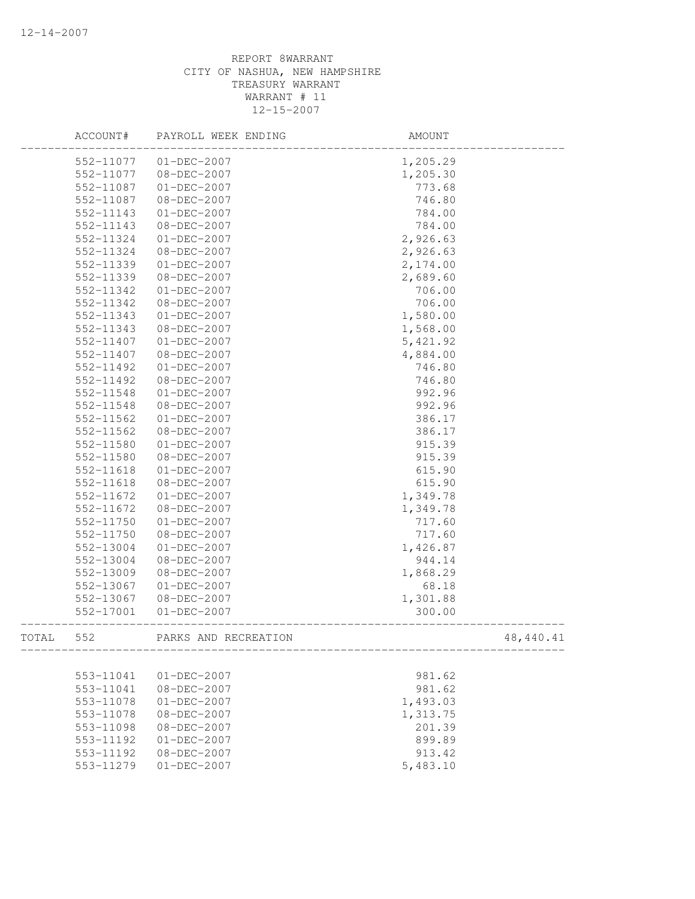REPORT 8WARRANT
CITY OF NASHUA, NEW HAMPSHIRE
TREASURY WARRANT
WARRANT # 11
12-15-2007

| | ACCOUNT# | PAYROLL WEEK ENDING | AMOUNT | |
|---|---|---|---|---|
| | 552-11077 | 01-DEC-2007 | 1,205.29 | |
| | 552-11077 | 08-DEC-2007 | 1,205.30 | |
| | 552-11087 | 01-DEC-2007 | 773.68 | |
| | 552-11087 | 08-DEC-2007 | 746.80 | |
| | 552-11143 | 01-DEC-2007 | 784.00 | |
| | 552-11143 | 08-DEC-2007 | 784.00 | |
| | 552-11324 | 01-DEC-2007 | 2,926.63 | |
| | 552-11324 | 08-DEC-2007 | 2,926.63 | |
| | 552-11339 | 01-DEC-2007 | 2,174.00 | |
| | 552-11339 | 08-DEC-2007 | 2,689.60 | |
| | 552-11342 | 01-DEC-2007 | 706.00 | |
| | 552-11342 | 08-DEC-2007 | 706.00 | |
| | 552-11343 | 01-DEC-2007 | 1,580.00 | |
| | 552-11343 | 08-DEC-2007 | 1,568.00 | |
| | 552-11407 | 01-DEC-2007 | 5,421.92 | |
| | 552-11407 | 08-DEC-2007 | 4,884.00 | |
| | 552-11492 | 01-DEC-2007 | 746.80 | |
| | 552-11492 | 08-DEC-2007 | 746.80 | |
| | 552-11548 | 01-DEC-2007 | 992.96 | |
| | 552-11548 | 08-DEC-2007 | 992.96 | |
| | 552-11562 | 01-DEC-2007 | 386.17 | |
| | 552-11562 | 08-DEC-2007 | 386.17 | |
| | 552-11580 | 01-DEC-2007 | 915.39 | |
| | 552-11580 | 08-DEC-2007 | 915.39 | |
| | 552-11618 | 01-DEC-2007 | 615.90 | |
| | 552-11618 | 08-DEC-2007 | 615.90 | |
| | 552-11672 | 01-DEC-2007 | 1,349.78 | |
| | 552-11672 | 08-DEC-2007 | 1,349.78 | |
| | 552-11750 | 01-DEC-2007 | 717.60 | |
| | 552-11750 | 08-DEC-2007 | 717.60 | |
| | 552-13004 | 01-DEC-2007 | 1,426.87 | |
| | 552-13004 | 08-DEC-2007 | 944.14 | |
| | 552-13009 | 08-DEC-2007 | 1,868.29 | |
| | 552-13067 | 01-DEC-2007 | 68.18 | |
| | 552-13067 | 08-DEC-2007 | 1,301.88 | |
| | 552-17001 | 01-DEC-2007 | 300.00 | |
| TOTAL | 552 | PARKS AND RECREATION | | 48,440.41 |
| | 553-11041 | 01-DEC-2007 | 981.62 | |
| | 553-11041 | 08-DEC-2007 | 981.62 | |
| | 553-11078 | 01-DEC-2007 | 1,493.03 | |
| | 553-11078 | 08-DEC-2007 | 1,313.75 | |
| | 553-11098 | 08-DEC-2007 | 201.39 | |
| | 553-11192 | 01-DEC-2007 | 899.89 | |
| | 553-11192 | 08-DEC-2007 | 913.42 | |
| | 553-11279 | 01-DEC-2007 | 5,483.10 | |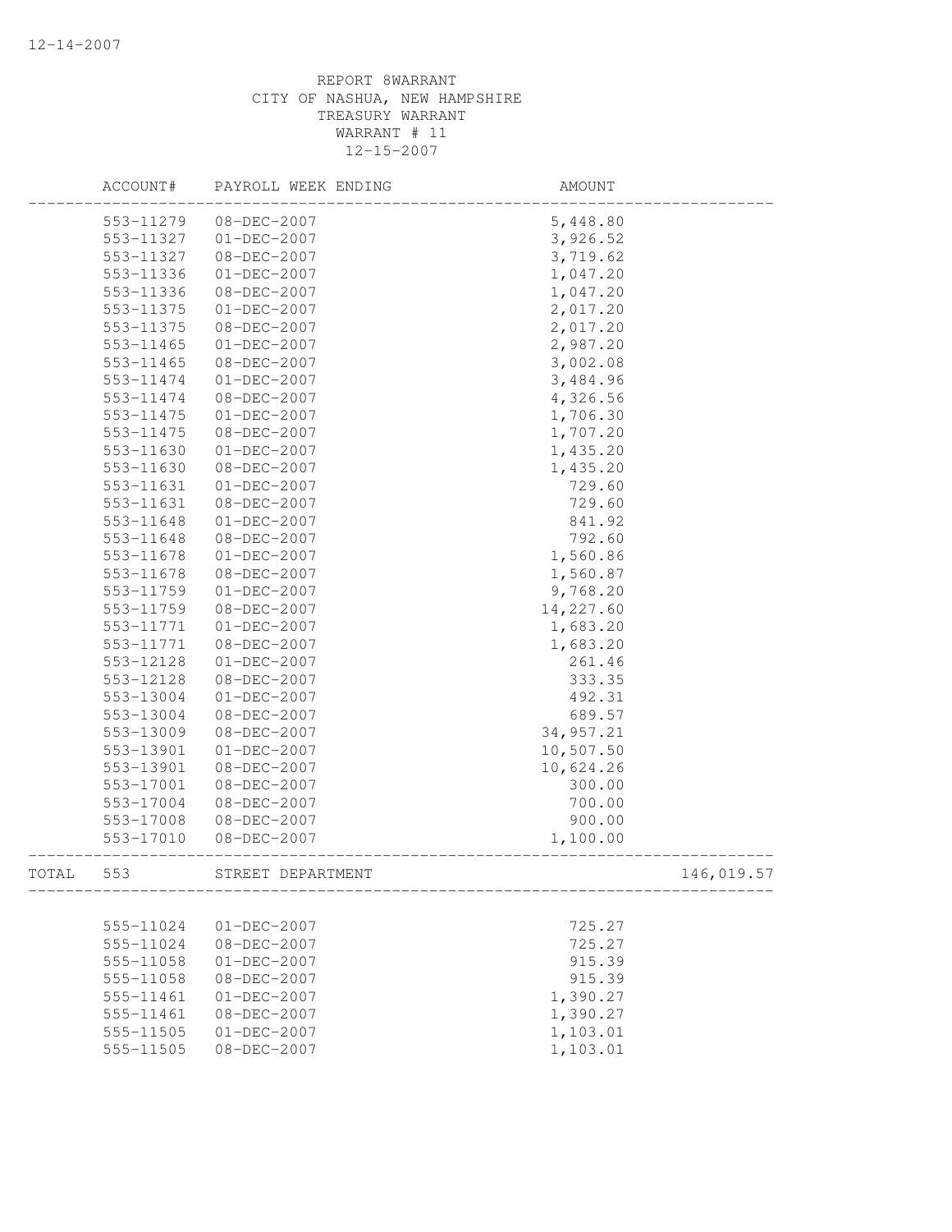REPORT 8WARRANT
CITY OF NASHUA, NEW HAMPSHIRE
TREASURY WARRANT
WARRANT # 11
12-15-2007

| | ACCOUNT# | PAYROLL WEEK ENDING | AMOUNT | |
|---|---|---|---|---|
| | 553-11279 | 08-DEC-2007 | 5,448.80 | |
| | 553-11327 | 01-DEC-2007 | 3,926.52 | |
| | 553-11327 | 08-DEC-2007 | 3,719.62 | |
| | 553-11336 | 01-DEC-2007 | 1,047.20 | |
| | 553-11336 | 08-DEC-2007 | 1,047.20 | |
| | 553-11375 | 01-DEC-2007 | 2,017.20 | |
| | 553-11375 | 08-DEC-2007 | 2,017.20 | |
| | 553-11465 | 01-DEC-2007 | 2,987.20 | |
| | 553-11465 | 08-DEC-2007 | 3,002.08 | |
| | 553-11474 | 01-DEC-2007 | 3,484.96 | |
| | 553-11474 | 08-DEC-2007 | 4,326.56 | |
| | 553-11475 | 01-DEC-2007 | 1,706.30 | |
| | 553-11475 | 08-DEC-2007 | 1,707.20 | |
| | 553-11630 | 01-DEC-2007 | 1,435.20 | |
| | 553-11630 | 08-DEC-2007 | 1,435.20 | |
| | 553-11631 | 01-DEC-2007 | 729.60 | |
| | 553-11631 | 08-DEC-2007 | 729.60 | |
| | 553-11648 | 01-DEC-2007 | 841.92 | |
| | 553-11648 | 08-DEC-2007 | 792.60 | |
| | 553-11678 | 01-DEC-2007 | 1,560.86 | |
| | 553-11678 | 08-DEC-2007 | 1,560.87 | |
| | 553-11759 | 01-DEC-2007 | 9,768.20 | |
| | 553-11759 | 08-DEC-2007 | 14,227.60 | |
| | 553-11771 | 01-DEC-2007 | 1,683.20 | |
| | 553-11771 | 08-DEC-2007 | 1,683.20 | |
| | 553-12128 | 01-DEC-2007 | 261.46 | |
| | 553-12128 | 08-DEC-2007 | 333.35 | |
| | 553-13004 | 01-DEC-2007 | 492.31 | |
| | 553-13004 | 08-DEC-2007 | 689.57 | |
| | 553-13009 | 08-DEC-2007 | 34,957.21 | |
| | 553-13901 | 01-DEC-2007 | 10,507.50 | |
| | 553-13901 | 08-DEC-2007 | 10,624.26 | |
| | 553-17001 | 08-DEC-2007 | 300.00 | |
| | 553-17004 | 08-DEC-2007 | 700.00 | |
| | 553-17008 | 08-DEC-2007 | 900.00 | |
| | 553-17010 | 08-DEC-2007 | 1,100.00 | |
| TOTAL | 553 | STREET DEPARTMENT | | 146,019.57 |
| | 555-11024 | 01-DEC-2007 | 725.27 | |
| | 555-11024 | 08-DEC-2007 | 725.27 | |
| | 555-11058 | 01-DEC-2007 | 915.39 | |
| | 555-11058 | 08-DEC-2007 | 915.39 | |
| | 555-11461 | 01-DEC-2007 | 1,390.27 | |
| | 555-11461 | 08-DEC-2007 | 1,390.27 | |
| | 555-11505 | 01-DEC-2007 | 1,103.01 | |
| | 555-11505 | 08-DEC-2007 | 1,103.01 | |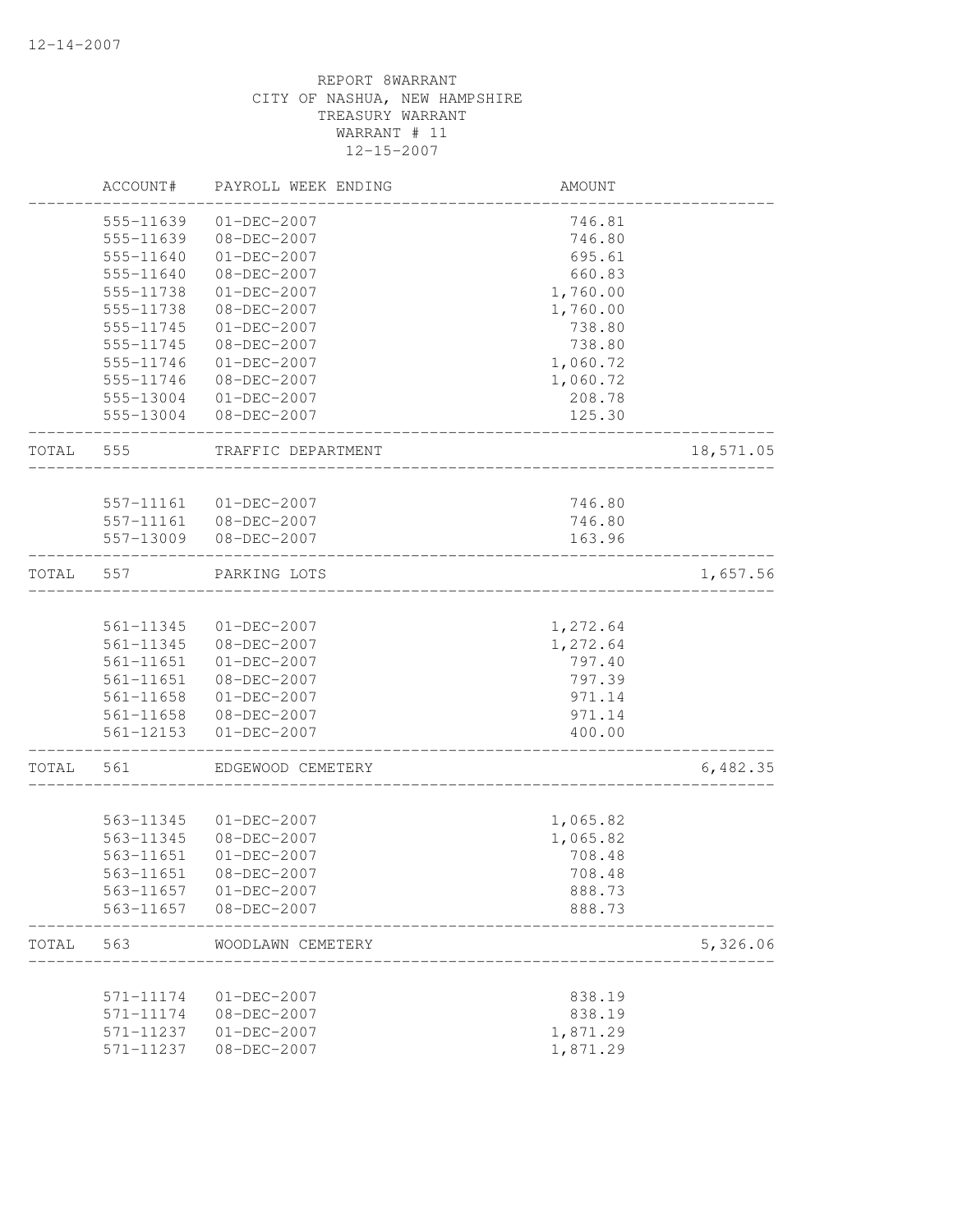REPORT 8WARRANT
CITY OF NASHUA, NEW HAMPSHIRE
TREASURY WARRANT
WARRANT # 11
12-15-2007

| | ACCOUNT# | PAYROLL WEEK ENDING | AMOUNT | |
|---|---|---|---|---|
| | 555-11639 | 01-DEC-2007 | 746.81 | |
| | 555-11639 | 08-DEC-2007 | 746.80 | |
| | 555-11640 | 01-DEC-2007 | 695.61 | |
| | 555-11640 | 08-DEC-2007 | 660.83 | |
| | 555-11738 | 01-DEC-2007 | 1,760.00 | |
| | 555-11738 | 08-DEC-2007 | 1,760.00 | |
| | 555-11745 | 01-DEC-2007 | 738.80 | |
| | 555-11745 | 08-DEC-2007 | 738.80 | |
| | 555-11746 | 01-DEC-2007 | 1,060.72 | |
| | 555-11746 | 08-DEC-2007 | 1,060.72 | |
| | 555-13004 | 01-DEC-2007 | 208.78 | |
| | 555-13004 | 08-DEC-2007 | 125.30 | |
| TOTAL | 555 | TRAFFIC DEPARTMENT | | 18,571.05 |
| | 557-11161 | 01-DEC-2007 | 746.80 | |
| | 557-11161 | 08-DEC-2007 | 746.80 | |
| | 557-13009 | 08-DEC-2007 | 163.96 | |
| TOTAL | 557 | PARKING LOTS | | 1,657.56 |
| | 561-11345 | 01-DEC-2007 | 1,272.64 | |
| | 561-11345 | 08-DEC-2007 | 1,272.64 | |
| | 561-11651 | 01-DEC-2007 | 797.40 | |
| | 561-11651 | 08-DEC-2007 | 797.39 | |
| | 561-11658 | 01-DEC-2007 | 971.14 | |
| | 561-11658 | 08-DEC-2007 | 971.14 | |
| | 561-12153 | 01-DEC-2007 | 400.00 | |
| TOTAL | 561 | EDGEWOOD CEMETERY | | 6,482.35 |
| | 563-11345 | 01-DEC-2007 | 1,065.82 | |
| | 563-11345 | 08-DEC-2007 | 1,065.82 | |
| | 563-11651 | 01-DEC-2007 | 708.48 | |
| | 563-11651 | 08-DEC-2007 | 708.48 | |
| | 563-11657 | 01-DEC-2007 | 888.73 | |
| | 563-11657 | 08-DEC-2007 | 888.73 | |
| TOTAL | 563 | WOODLAWN CEMETERY | | 5,326.06 |
| | 571-11174 | 01-DEC-2007 | 838.19 | |
| | 571-11174 | 08-DEC-2007 | 838.19 | |
| | 571-11237 | 01-DEC-2007 | 1,871.29 | |
| | 571-11237 | 08-DEC-2007 | 1,871.29 | |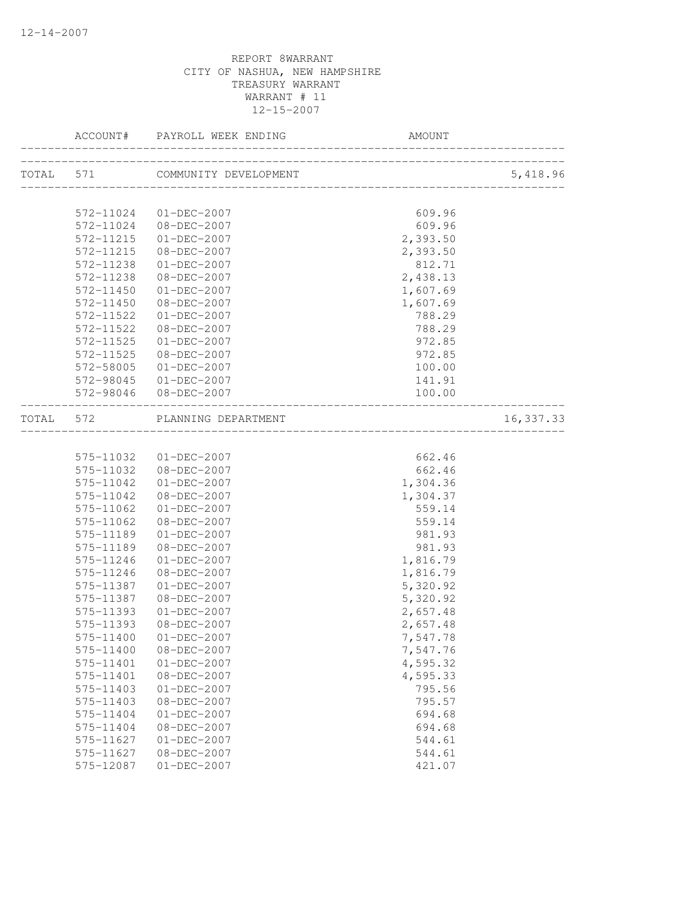REPORT 8WARRANT
CITY OF NASHUA, NEW HAMPSHIRE
TREASURY WARRANT
WARRANT # 11
12-15-2007

| | ACCOUNT# | PAYROLL WEEK ENDING | AMOUNT | |
|---|---|---|---|---|
| TOTAL | 571 | COMMUNITY DEVELOPMENT | | 5,418.96 |
| | 572-11024 | 01-DEC-2007 | 609.96 | |
| | 572-11024 | 08-DEC-2007 | 609.96 | |
| | 572-11215 | 01-DEC-2007 | 2,393.50 | |
| | 572-11215 | 08-DEC-2007 | 2,393.50 | |
| | 572-11238 | 01-DEC-2007 | 812.71 | |
| | 572-11238 | 08-DEC-2007 | 2,438.13 | |
| | 572-11450 | 01-DEC-2007 | 1,607.69 | |
| | 572-11450 | 08-DEC-2007 | 1,607.69 | |
| | 572-11522 | 01-DEC-2007 | 788.29 | |
| | 572-11522 | 08-DEC-2007 | 788.29 | |
| | 572-11525 | 01-DEC-2007 | 972.85 | |
| | 572-11525 | 08-DEC-2007 | 972.85 | |
| | 572-58005 | 01-DEC-2007 | 100.00 | |
| | 572-98045 | 01-DEC-2007 | 141.91 | |
| | 572-98046 | 08-DEC-2007 | 100.00 | |
| TOTAL | 572 | PLANNING DEPARTMENT | | 16,337.33 |
| | 575-11032 | 01-DEC-2007 | 662.46 | |
| | 575-11032 | 08-DEC-2007 | 662.46 | |
| | 575-11042 | 01-DEC-2007 | 1,304.36 | |
| | 575-11042 | 08-DEC-2007 | 1,304.37 | |
| | 575-11062 | 01-DEC-2007 | 559.14 | |
| | 575-11062 | 08-DEC-2007 | 559.14 | |
| | 575-11189 | 01-DEC-2007 | 981.93 | |
| | 575-11189 | 08-DEC-2007 | 981.93 | |
| | 575-11246 | 01-DEC-2007 | 1,816.79 | |
| | 575-11246 | 08-DEC-2007 | 1,816.79 | |
| | 575-11387 | 01-DEC-2007 | 5,320.92 | |
| | 575-11387 | 08-DEC-2007 | 5,320.92 | |
| | 575-11393 | 01-DEC-2007 | 2,657.48 | |
| | 575-11393 | 08-DEC-2007 | 2,657.48 | |
| | 575-11400 | 01-DEC-2007 | 7,547.78 | |
| | 575-11400 | 08-DEC-2007 | 7,547.76 | |
| | 575-11401 | 01-DEC-2007 | 4,595.32 | |
| | 575-11401 | 08-DEC-2007 | 4,595.33 | |
| | 575-11403 | 01-DEC-2007 | 795.56 | |
| | 575-11403 | 08-DEC-2007 | 795.57 | |
| | 575-11404 | 01-DEC-2007 | 694.68 | |
| | 575-11404 | 08-DEC-2007 | 694.68 | |
| | 575-11627 | 01-DEC-2007 | 544.61 | |
| | 575-11627 | 08-DEC-2007 | 544.61 | |
| | 575-12087 | 01-DEC-2007 | 421.07 | |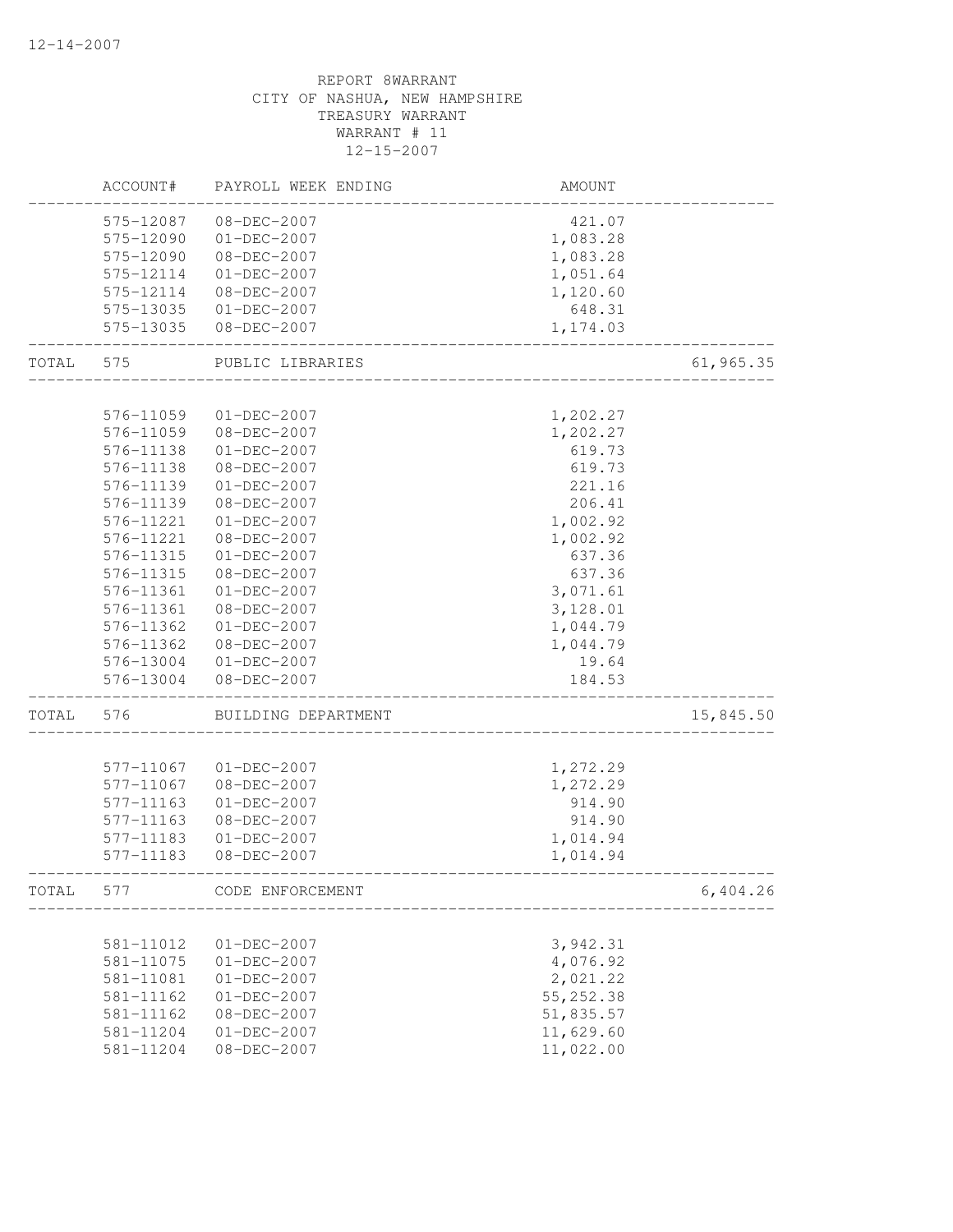12-14-2007

REPORT 8WARRANT
CITY OF NASHUA, NEW HAMPSHIRE
TREASURY WARRANT
WARRANT # 11
12-15-2007

| | ACCOUNT# | PAYROLL WEEK ENDING | AMOUNT | |
|---|---|---|---|---|
| | 575-12087 | 08-DEC-2007 | 421.07 | |
| | 575-12090 | 01-DEC-2007 | 1,083.28 | |
| | 575-12090 | 08-DEC-2007 | 1,083.28 | |
| | 575-12114 | 01-DEC-2007 | 1,051.64 | |
| | 575-12114 | 08-DEC-2007 | 1,120.60 | |
| | 575-13035 | 01-DEC-2007 | 648.31 | |
| | 575-13035 | 08-DEC-2007 | 1,174.03 | |
| TOTAL | 575 | PUBLIC LIBRARIES | | 61,965.35 |
| | 576-11059 | 01-DEC-2007 | 1,202.27 | |
| | 576-11059 | 08-DEC-2007 | 1,202.27 | |
| | 576-11138 | 01-DEC-2007 | 619.73 | |
| | 576-11138 | 08-DEC-2007 | 619.73 | |
| | 576-11139 | 01-DEC-2007 | 221.16 | |
| | 576-11139 | 08-DEC-2007 | 206.41 | |
| | 576-11221 | 01-DEC-2007 | 1,002.92 | |
| | 576-11221 | 08-DEC-2007 | 1,002.92 | |
| | 576-11315 | 01-DEC-2007 | 637.36 | |
| | 576-11315 | 08-DEC-2007 | 637.36 | |
| | 576-11361 | 01-DEC-2007 | 3,071.61 | |
| | 576-11361 | 08-DEC-2007 | 3,128.01 | |
| | 576-11362 | 01-DEC-2007 | 1,044.79 | |
| | 576-11362 | 08-DEC-2007 | 1,044.79 | |
| | 576-13004 | 01-DEC-2007 | 19.64 | |
| | 576-13004 | 08-DEC-2007 | 184.53 | |
| TOTAL | 576 | BUILDING DEPARTMENT | | 15,845.50 |
| | 577-11067 | 01-DEC-2007 | 1,272.29 | |
| | 577-11067 | 08-DEC-2007 | 1,272.29 | |
| | 577-11163 | 01-DEC-2007 | 914.90 | |
| | 577-11163 | 08-DEC-2007 | 914.90 | |
| | 577-11183 | 01-DEC-2007 | 1,014.94 | |
| | 577-11183 | 08-DEC-2007 | 1,014.94 | |
| TOTAL | 577 | CODE ENFORCEMENT | | 6,404.26 |
| | 581-11012 | 01-DEC-2007 | 3,942.31 | |
| | 581-11075 | 01-DEC-2007 | 4,076.92 | |
| | 581-11081 | 01-DEC-2007 | 2,021.22 | |
| | 581-11162 | 01-DEC-2007 | 55,252.38 | |
| | 581-11162 | 08-DEC-2007 | 51,835.57 | |
| | 581-11204 | 01-DEC-2007 | 11,629.60 | |
| | 581-11204 | 08-DEC-2007 | 11,022.00 | |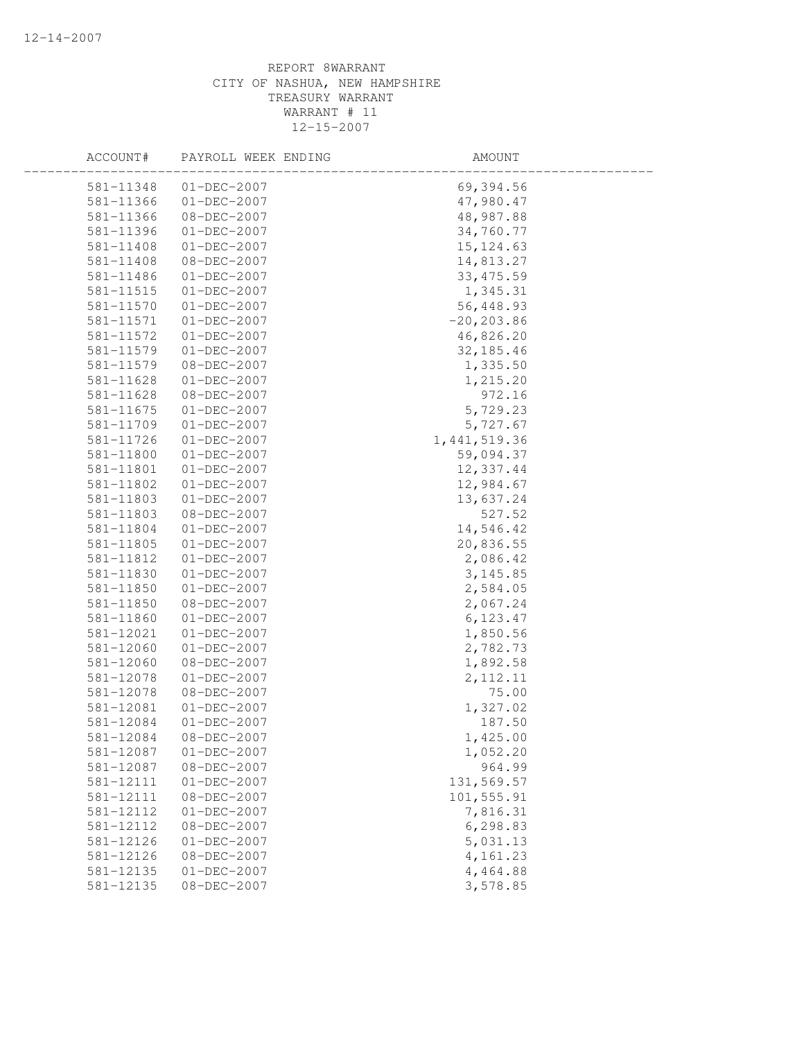REPORT 8WARRANT
CITY OF NASHUA, NEW HAMPSHIRE
TREASURY WARRANT
WARRANT # 11
12-15-2007

| ACCOUNT# | PAYROLL WEEK ENDING | AMOUNT |
|---|---|---|
| 581-11348 | 01-DEC-2007 | 69,394.56 |
| 581-11366 | 01-DEC-2007 | 47,980.47 |
| 581-11366 | 08-DEC-2007 | 48,987.88 |
| 581-11396 | 01-DEC-2007 | 34,760.77 |
| 581-11408 | 01-DEC-2007 | 15,124.63 |
| 581-11408 | 08-DEC-2007 | 14,813.27 |
| 581-11486 | 01-DEC-2007 | 33,475.59 |
| 581-11515 | 01-DEC-2007 | 1,345.31 |
| 581-11570 | 01-DEC-2007 | 56,448.93 |
| 581-11571 | 01-DEC-2007 | -20,203.86 |
| 581-11572 | 01-DEC-2007 | 46,826.20 |
| 581-11579 | 01-DEC-2007 | 32,185.46 |
| 581-11579 | 08-DEC-2007 | 1,335.50 |
| 581-11628 | 01-DEC-2007 | 1,215.20 |
| 581-11628 | 08-DEC-2007 | 972.16 |
| 581-11675 | 01-DEC-2007 | 5,729.23 |
| 581-11709 | 01-DEC-2007 | 5,727.67 |
| 581-11726 | 01-DEC-2007 | 1,441,519.36 |
| 581-11800 | 01-DEC-2007 | 59,094.37 |
| 581-11801 | 01-DEC-2007 | 12,337.44 |
| 581-11802 | 01-DEC-2007 | 12,984.67 |
| 581-11803 | 01-DEC-2007 | 13,637.24 |
| 581-11803 | 08-DEC-2007 | 527.52 |
| 581-11804 | 01-DEC-2007 | 14,546.42 |
| 581-11805 | 01-DEC-2007 | 20,836.55 |
| 581-11812 | 01-DEC-2007 | 2,086.42 |
| 581-11830 | 01-DEC-2007 | 3,145.85 |
| 581-11850 | 01-DEC-2007 | 2,584.05 |
| 581-11850 | 08-DEC-2007 | 2,067.24 |
| 581-11860 | 01-DEC-2007 | 6,123.47 |
| 581-12021 | 01-DEC-2007 | 1,850.56 |
| 581-12060 | 01-DEC-2007 | 2,782.73 |
| 581-12060 | 08-DEC-2007 | 1,892.58 |
| 581-12078 | 01-DEC-2007 | 2,112.11 |
| 581-12078 | 08-DEC-2007 | 75.00 |
| 581-12081 | 01-DEC-2007 | 1,327.02 |
| 581-12084 | 01-DEC-2007 | 187.50 |
| 581-12084 | 08-DEC-2007 | 1,425.00 |
| 581-12087 | 01-DEC-2007 | 1,052.20 |
| 581-12087 | 08-DEC-2007 | 964.99 |
| 581-12111 | 01-DEC-2007 | 131,569.57 |
| 581-12111 | 08-DEC-2007 | 101,555.91 |
| 581-12112 | 01-DEC-2007 | 7,816.31 |
| 581-12112 | 08-DEC-2007 | 6,298.83 |
| 581-12126 | 01-DEC-2007 | 5,031.13 |
| 581-12126 | 08-DEC-2007 | 4,161.23 |
| 581-12135 | 01-DEC-2007 | 4,464.88 |
| 581-12135 | 08-DEC-2007 | 3,578.85 |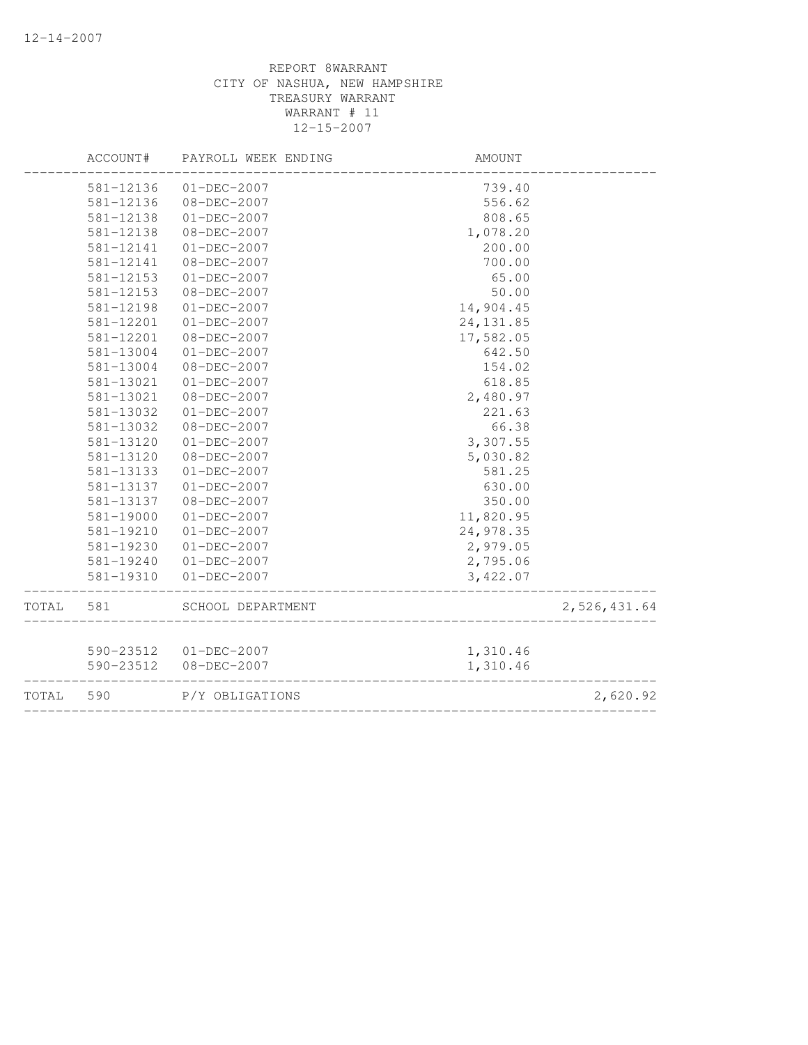REPORT 8WARRANT
CITY OF NASHUA, NEW HAMPSHIRE
TREASURY WARRANT
WARRANT # 11
12-15-2007

| | ACCOUNT# | PAYROLL WEEK ENDING | AMOUNT | |
|---|---|---|---|---|
| | 581-12136 | 01-DEC-2007 | 739.40 | |
| | 581-12136 | 08-DEC-2007 | 556.62 | |
| | 581-12138 | 01-DEC-2007 | 808.65 | |
| | 581-12138 | 08-DEC-2007 | 1,078.20 | |
| | 581-12141 | 01-DEC-2007 | 200.00 | |
| | 581-12141 | 08-DEC-2007 | 700.00 | |
| | 581-12153 | 01-DEC-2007 | 65.00 | |
| | 581-12153 | 08-DEC-2007 | 50.00 | |
| | 581-12198 | 01-DEC-2007 | 14,904.45 | |
| | 581-12201 | 01-DEC-2007 | 24,131.85 | |
| | 581-12201 | 08-DEC-2007 | 17,582.05 | |
| | 581-13004 | 01-DEC-2007 | 642.50 | |
| | 581-13004 | 08-DEC-2007 | 154.02 | |
| | 581-13021 | 01-DEC-2007 | 618.85 | |
| | 581-13021 | 08-DEC-2007 | 2,480.97 | |
| | 581-13032 | 01-DEC-2007 | 221.63 | |
| | 581-13032 | 08-DEC-2007 | 66.38 | |
| | 581-13120 | 01-DEC-2007 | 3,307.55 | |
| | 581-13120 | 08-DEC-2007 | 5,030.82 | |
| | 581-13133 | 01-DEC-2007 | 581.25 | |
| | 581-13137 | 01-DEC-2007 | 630.00 | |
| | 581-13137 | 08-DEC-2007 | 350.00 | |
| | 581-19000 | 01-DEC-2007 | 11,820.95 | |
| | 581-19210 | 01-DEC-2007 | 24,978.35 | |
| | 581-19230 | 01-DEC-2007 | 2,979.05 | |
| | 581-19240 | 01-DEC-2007 | 2,795.06 | |
| | 581-19310 | 01-DEC-2007 | 3,422.07 | |
| TOTAL | 581 | SCHOOL DEPARTMENT | | 2,526,431.64 |
| | 590-23512 | 01-DEC-2007 | 1,310.46 | |
| | 590-23512 | 08-DEC-2007 | 1,310.46 | |
| TOTAL | 590 | P/Y OBLIGATIONS | | 2,620.92 |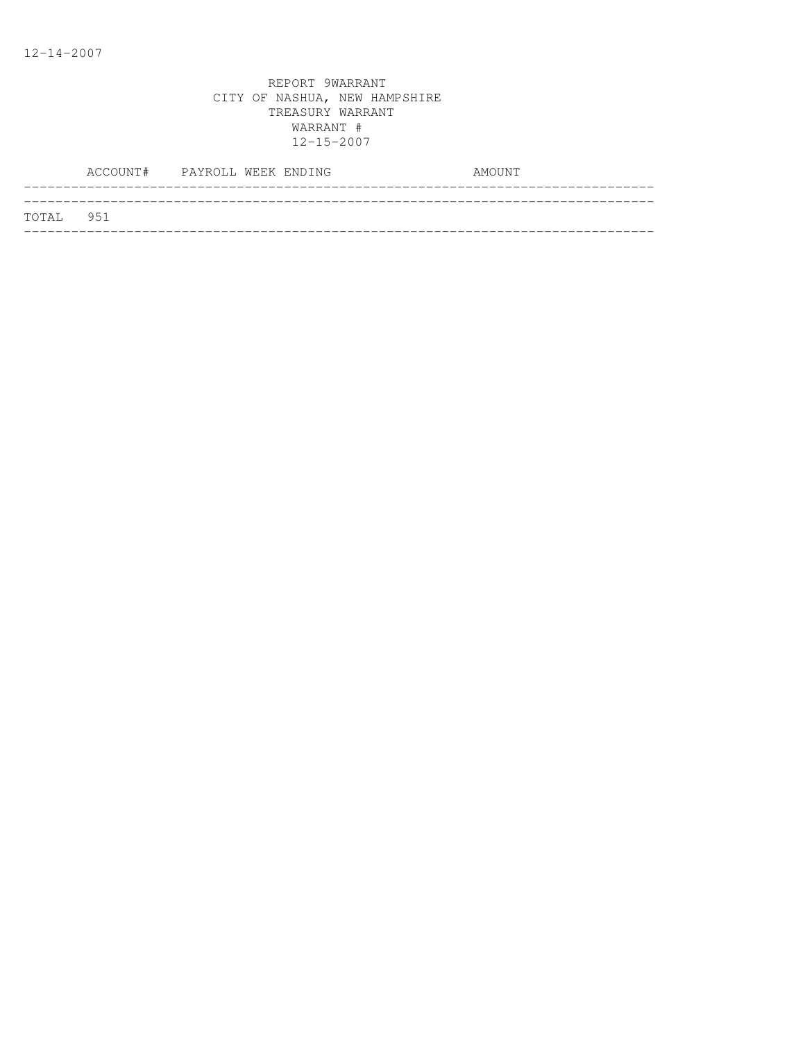12-14-2007

REPORT 9WARRANT
CITY OF NASHUA, NEW HAMPSHIRE
TREASURY WARRANT
WARRANT #
12-15-2007

| ACCOUNT# | PAYROLL WEEK ENDING | AMOUNT |
|---|---|---|
| TOTAL 951 | | |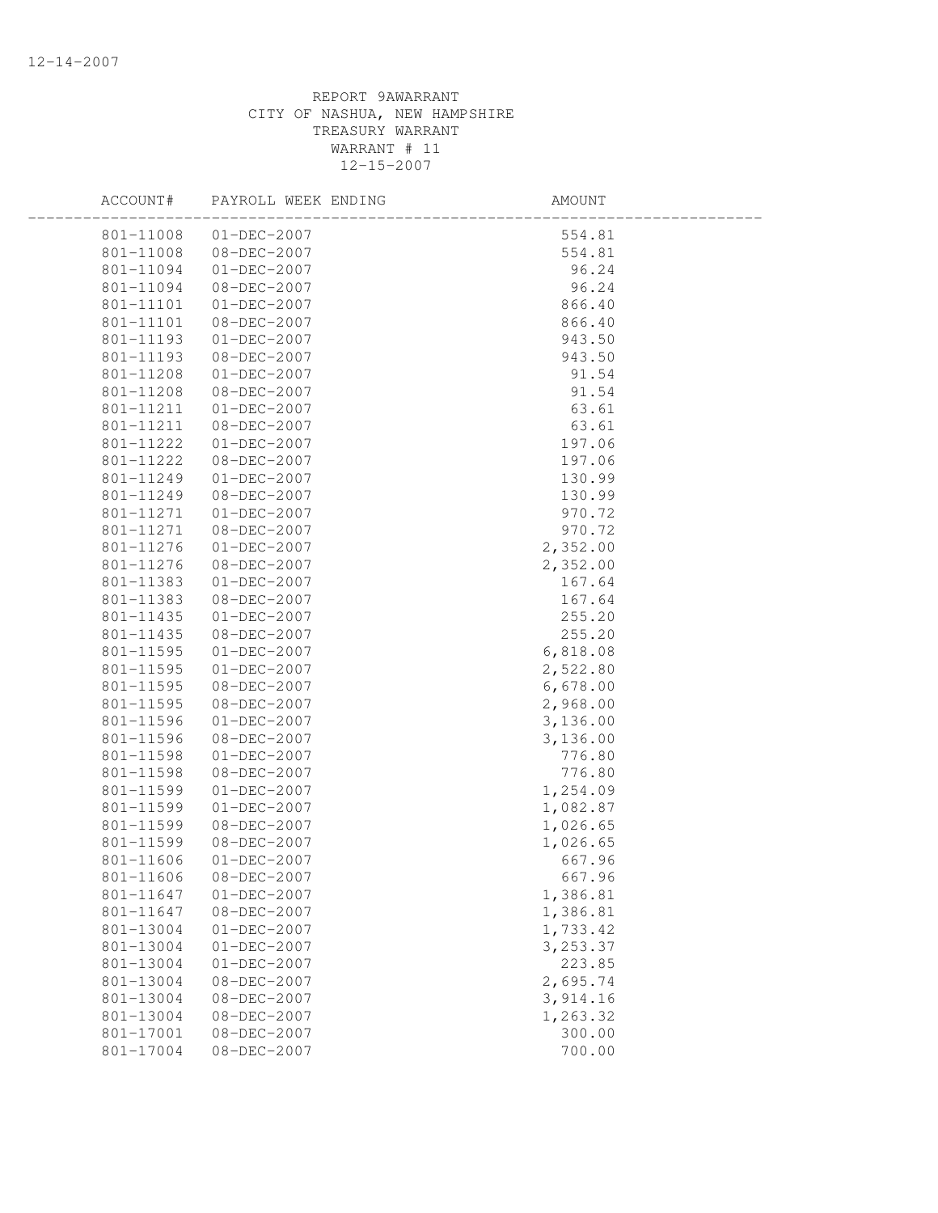REPORT 9AWARRANT
CITY OF NASHUA, NEW HAMPSHIRE
TREASURY WARRANT
WARRANT # 11
12-15-2007

| ACCOUNT# | PAYROLL WEEK ENDING | AMOUNT |
|---|---|---|
| 801-11008 | 01-DEC-2007 | 554.81 |
| 801-11008 | 08-DEC-2007 | 554.81 |
| 801-11094 | 01-DEC-2007 | 96.24 |
| 801-11094 | 08-DEC-2007 | 96.24 |
| 801-11101 | 01-DEC-2007 | 866.40 |
| 801-11101 | 08-DEC-2007 | 866.40 |
| 801-11193 | 01-DEC-2007 | 943.50 |
| 801-11193 | 08-DEC-2007 | 943.50 |
| 801-11208 | 01-DEC-2007 | 91.54 |
| 801-11208 | 08-DEC-2007 | 91.54 |
| 801-11211 | 01-DEC-2007 | 63.61 |
| 801-11211 | 08-DEC-2007 | 63.61 |
| 801-11222 | 01-DEC-2007 | 197.06 |
| 801-11222 | 08-DEC-2007 | 197.06 |
| 801-11249 | 01-DEC-2007 | 130.99 |
| 801-11249 | 08-DEC-2007 | 130.99 |
| 801-11271 | 01-DEC-2007 | 970.72 |
| 801-11271 | 08-DEC-2007 | 970.72 |
| 801-11276 | 01-DEC-2007 | 2,352.00 |
| 801-11276 | 08-DEC-2007 | 2,352.00 |
| 801-11383 | 01-DEC-2007 | 167.64 |
| 801-11383 | 08-DEC-2007 | 167.64 |
| 801-11435 | 01-DEC-2007 | 255.20 |
| 801-11435 | 08-DEC-2007 | 255.20 |
| 801-11595 | 01-DEC-2007 | 6,818.08 |
| 801-11595 | 01-DEC-2007 | 2,522.80 |
| 801-11595 | 08-DEC-2007 | 6,678.00 |
| 801-11595 | 08-DEC-2007 | 2,968.00 |
| 801-11596 | 01-DEC-2007 | 3,136.00 |
| 801-11596 | 08-DEC-2007 | 3,136.00 |
| 801-11598 | 01-DEC-2007 | 776.80 |
| 801-11598 | 08-DEC-2007 | 776.80 |
| 801-11599 | 01-DEC-2007 | 1,254.09 |
| 801-11599 | 01-DEC-2007 | 1,082.87 |
| 801-11599 | 08-DEC-2007 | 1,026.65 |
| 801-11599 | 08-DEC-2007 | 1,026.65 |
| 801-11606 | 01-DEC-2007 | 667.96 |
| 801-11606 | 08-DEC-2007 | 667.96 |
| 801-11647 | 01-DEC-2007 | 1,386.81 |
| 801-11647 | 08-DEC-2007 | 1,386.81 |
| 801-13004 | 01-DEC-2007 | 1,733.42 |
| 801-13004 | 01-DEC-2007 | 3,253.37 |
| 801-13004 | 01-DEC-2007 | 223.85 |
| 801-13004 | 08-DEC-2007 | 2,695.74 |
| 801-13004 | 08-DEC-2007 | 3,914.16 |
| 801-13004 | 08-DEC-2007 | 1,263.32 |
| 801-17001 | 08-DEC-2007 | 300.00 |
| 801-17004 | 08-DEC-2007 | 700.00 |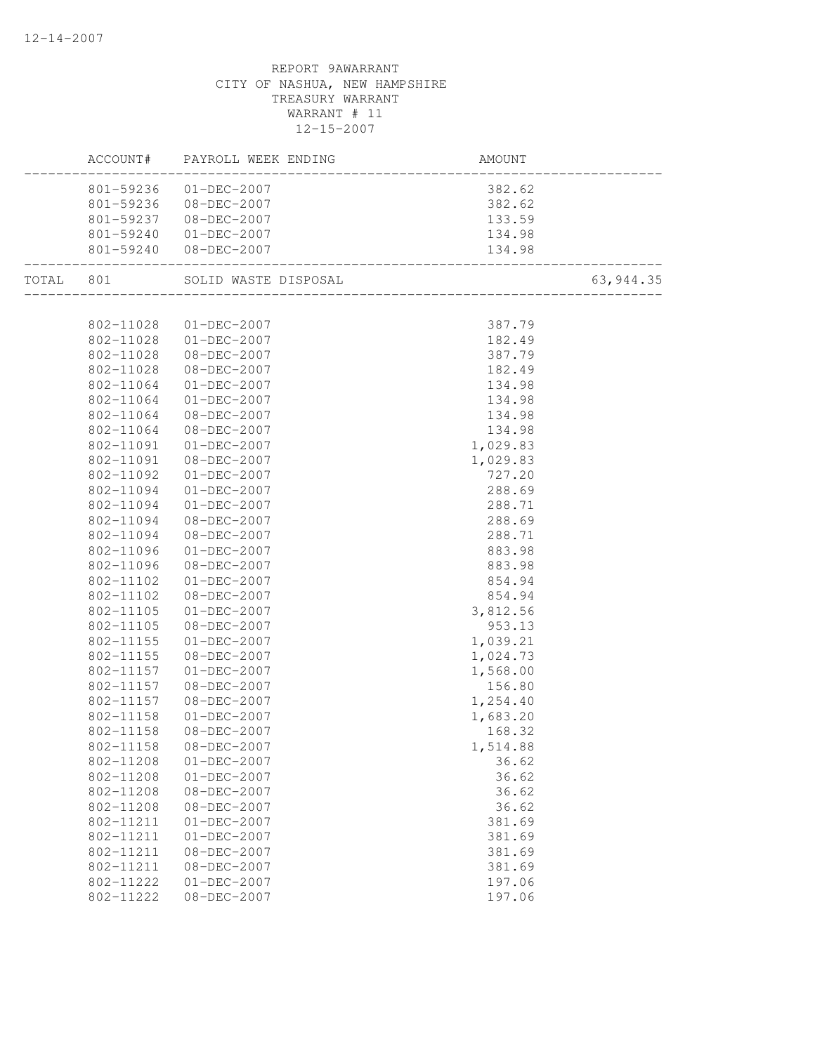REPORT 9AWARRANT
CITY OF NASHUA, NEW HAMPSHIRE
TREASURY WARRANT
WARRANT # 11
12-15-2007

| | ACCOUNT# | PAYROLL WEEK ENDING | AMOUNT | |
|---|---|---|---|---|
| | 801-59236 | 01-DEC-2007 | 382.62 | |
| | 801-59236 | 08-DEC-2007 | 382.62 | |
| | 801-59237 | 08-DEC-2007 | 133.59 | |
| | 801-59240 | 01-DEC-2007 | 134.98 | |
| | 801-59240 | 08-DEC-2007 | 134.98 | |
| TOTAL | 801 | SOLID WASTE DISPOSAL | | 63,944.35 |
| | 802-11028 | 01-DEC-2007 | 387.79 | |
| | 802-11028 | 01-DEC-2007 | 182.49 | |
| | 802-11028 | 08-DEC-2007 | 387.79 | |
| | 802-11028 | 08-DEC-2007 | 182.49 | |
| | 802-11064 | 01-DEC-2007 | 134.98 | |
| | 802-11064 | 01-DEC-2007 | 134.98 | |
| | 802-11064 | 08-DEC-2007 | 134.98 | |
| | 802-11064 | 08-DEC-2007 | 134.98 | |
| | 802-11091 | 01-DEC-2007 | 1,029.83 | |
| | 802-11091 | 08-DEC-2007 | 1,029.83 | |
| | 802-11092 | 01-DEC-2007 | 727.20 | |
| | 802-11094 | 01-DEC-2007 | 288.69 | |
| | 802-11094 | 01-DEC-2007 | 288.71 | |
| | 802-11094 | 08-DEC-2007 | 288.69 | |
| | 802-11094 | 08-DEC-2007 | 288.71 | |
| | 802-11096 | 01-DEC-2007 | 883.98 | |
| | 802-11096 | 08-DEC-2007 | 883.98 | |
| | 802-11102 | 01-DEC-2007 | 854.94 | |
| | 802-11102 | 08-DEC-2007 | 854.94 | |
| | 802-11105 | 01-DEC-2007 | 3,812.56 | |
| | 802-11105 | 08-DEC-2007 | 953.13 | |
| | 802-11155 | 01-DEC-2007 | 1,039.21 | |
| | 802-11155 | 08-DEC-2007 | 1,024.73 | |
| | 802-11157 | 01-DEC-2007 | 1,568.00 | |
| | 802-11157 | 08-DEC-2007 | 156.80 | |
| | 802-11157 | 08-DEC-2007 | 1,254.40 | |
| | 802-11158 | 01-DEC-2007 | 1,683.20 | |
| | 802-11158 | 08-DEC-2007 | 168.32 | |
| | 802-11158 | 08-DEC-2007 | 1,514.88 | |
| | 802-11208 | 01-DEC-2007 | 36.62 | |
| | 802-11208 | 01-DEC-2007 | 36.62 | |
| | 802-11208 | 08-DEC-2007 | 36.62 | |
| | 802-11208 | 08-DEC-2007 | 36.62 | |
| | 802-11211 | 01-DEC-2007 | 381.69 | |
| | 802-11211 | 01-DEC-2007 | 381.69 | |
| | 802-11211 | 08-DEC-2007 | 381.69 | |
| | 802-11211 | 08-DEC-2007 | 381.69 | |
| | 802-11222 | 01-DEC-2007 | 197.06 | |
| | 802-11222 | 08-DEC-2007 | 197.06 | |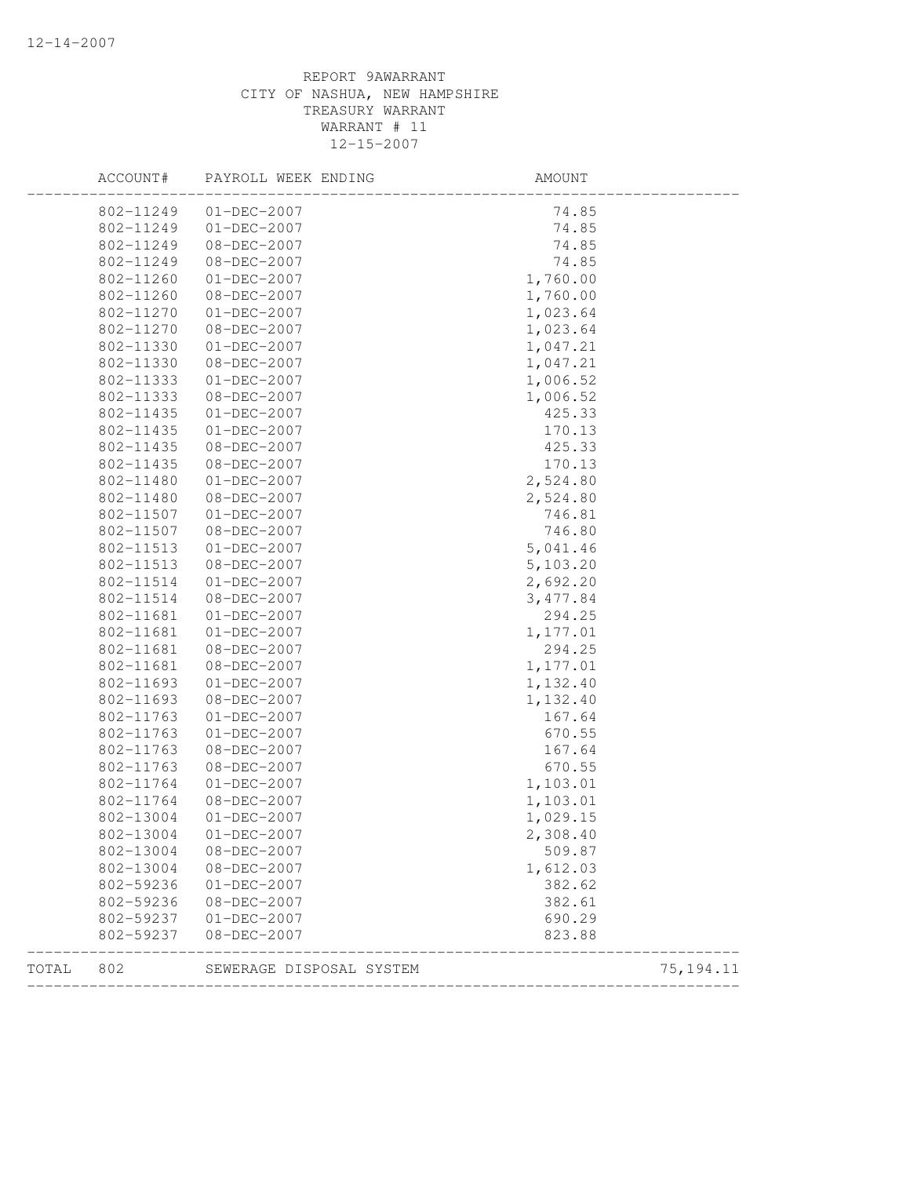REPORT 9AWARRANT
CITY OF NASHUA, NEW HAMPSHIRE
TREASURY WARRANT
WARRANT # 11
12-15-2007

| | ACCOUNT# | PAYROLL WEEK ENDING | AMOUNT | |
|---|---|---|---|---|
| | 802-11249 | 01-DEC-2007 | 74.85 | |
| | 802-11249 | 01-DEC-2007 | 74.85 | |
| | 802-11249 | 08-DEC-2007 | 74.85 | |
| | 802-11249 | 08-DEC-2007 | 74.85 | |
| | 802-11260 | 01-DEC-2007 | 1,760.00 | |
| | 802-11260 | 08-DEC-2007 | 1,760.00 | |
| | 802-11270 | 01-DEC-2007 | 1,023.64 | |
| | 802-11270 | 08-DEC-2007 | 1,023.64 | |
| | 802-11330 | 01-DEC-2007 | 1,047.21 | |
| | 802-11330 | 08-DEC-2007 | 1,047.21 | |
| | 802-11333 | 01-DEC-2007 | 1,006.52 | |
| | 802-11333 | 08-DEC-2007 | 1,006.52 | |
| | 802-11435 | 01-DEC-2007 | 425.33 | |
| | 802-11435 | 01-DEC-2007 | 170.13 | |
| | 802-11435 | 08-DEC-2007 | 425.33 | |
| | 802-11435 | 08-DEC-2007 | 170.13 | |
| | 802-11480 | 01-DEC-2007 | 2,524.80 | |
| | 802-11480 | 08-DEC-2007 | 2,524.80 | |
| | 802-11507 | 01-DEC-2007 | 746.81 | |
| | 802-11507 | 08-DEC-2007 | 746.80 | |
| | 802-11513 | 01-DEC-2007 | 5,041.46 | |
| | 802-11513 | 08-DEC-2007 | 5,103.20 | |
| | 802-11514 | 01-DEC-2007 | 2,692.20 | |
| | 802-11514 | 08-DEC-2007 | 3,477.84 | |
| | 802-11681 | 01-DEC-2007 | 294.25 | |
| | 802-11681 | 01-DEC-2007 | 1,177.01 | |
| | 802-11681 | 08-DEC-2007 | 294.25 | |
| | 802-11681 | 08-DEC-2007 | 1,177.01 | |
| | 802-11693 | 01-DEC-2007 | 1,132.40 | |
| | 802-11693 | 08-DEC-2007 | 1,132.40 | |
| | 802-11763 | 01-DEC-2007 | 167.64 | |
| | 802-11763 | 01-DEC-2007 | 670.55 | |
| | 802-11763 | 08-DEC-2007 | 167.64 | |
| | 802-11763 | 08-DEC-2007 | 670.55 | |
| | 802-11764 | 01-DEC-2007 | 1,103.01 | |
| | 802-11764 | 08-DEC-2007 | 1,103.01 | |
| | 802-13004 | 01-DEC-2007 | 1,029.15 | |
| | 802-13004 | 01-DEC-2007 | 2,308.40 | |
| | 802-13004 | 08-DEC-2007 | 509.87 | |
| | 802-13004 | 08-DEC-2007 | 1,612.03 | |
| | 802-59236 | 01-DEC-2007 | 382.62 | |
| | 802-59236 | 08-DEC-2007 | 382.61 | |
| | 802-59237 | 01-DEC-2007 | 690.29 | |
| | 802-59237 | 08-DEC-2007 | 823.88 | |
| TOTAL | 802 | SEWERAGE DISPOSAL SYSTEM | | 75,194.11 |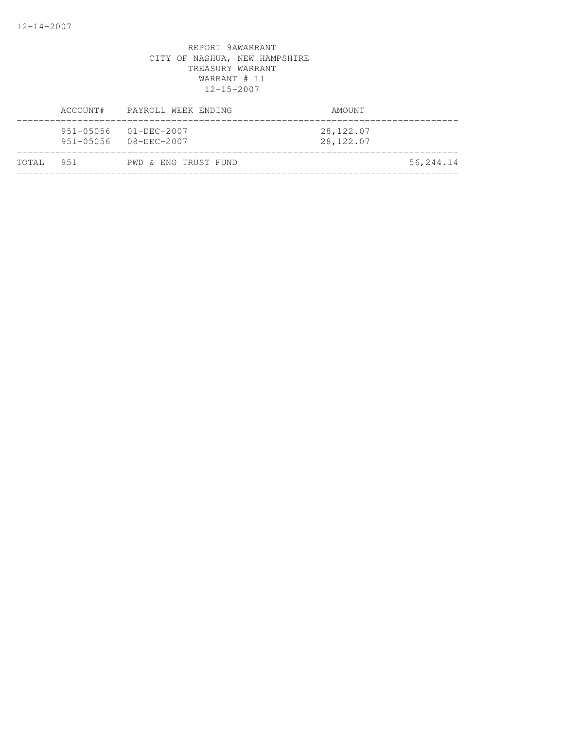REPORT 9AWARRANT
CITY OF NASHUA, NEW HAMPSHIRE
TREASURY WARRANT
WARRANT # 11
12-15-2007

| | ACCOUNT# | PAYROLL WEEK ENDING | AMOUNT | |
|---|---|---|---|---|
| | 951-05056 | 01-DEC-2007 | 28,122.07 | |
| | 951-05056 | 08-DEC-2007 | 28,122.07 | |
| TOTAL | 951 | PWD & ENG TRUST FUND | | 56,244.14 |